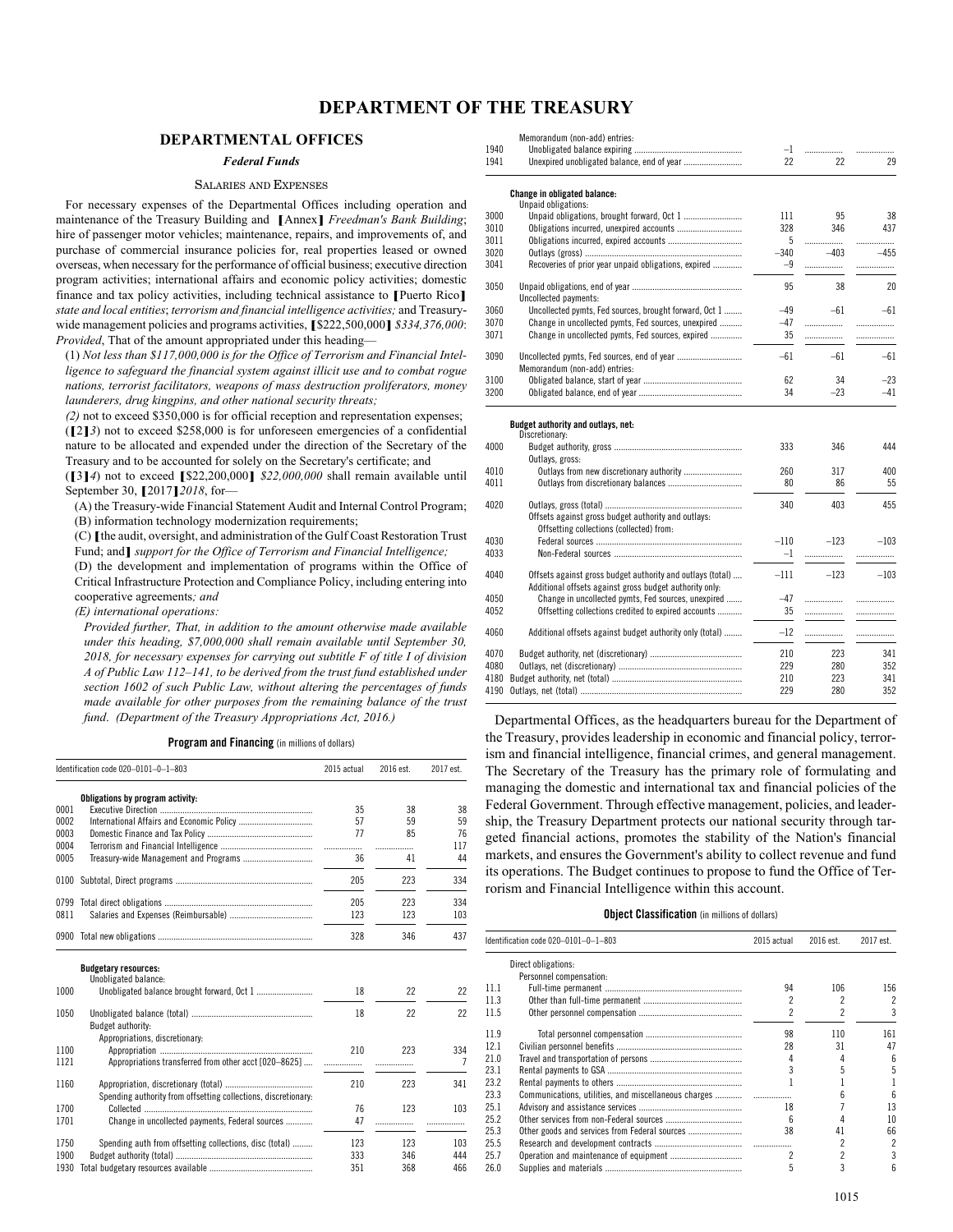# DEPARTMENT OF THE TREASURY

## DEPARTMENTAL OFFICES

### *Federal Funds*

#### Salaries and Expenses

For necessary expenses of the Departmental Offices including operation and maintenance of the Treasury Building and 【Annex】 *Freedman's Bank Building*; hire of passenger motor vehicles; maintenance, repairs, and improvements of, and purchase of commercial insurance policies for, real properties leased or owned overseas, when necessary for the performance of official business; executive direction program activities; international affairs and economic policy activities; domestic finance and tax policy activities, including technical assistance to 【Puerto Rico】 *state and local entities*; *terrorism and financial intelligence activities;* and Treasury-wide management policies and programs activities, 【$222,500,000】 *$334,376,000*: *Provided*, That of the amount appropriated under this heading—

(1) *Not less than $117,000,000 is for the Office of Terrorism and Financial Intelligence to safeguard the financial system against illicit use and to combat rogue nations, terrorist facilitators, weapons of mass destruction proliferators, money launderers, drug kingpins, and other national security threats;*

*(2)* not to exceed $350,000 is for official reception and representation expenses;

(【2】*3*) not to exceed $258,000 is for unforeseen emergencies of a confidential nature to be allocated and expended under the direction of the Secretary of the Treasury and to be accounted for solely on the Secretary's certificate; and

(【3】*4*) not to exceed 【$22,200,000】 *$22,000,000* shall remain available until September 30, 【2017】*2018*, for—

(A) the Treasury-wide Financial Statement Audit and Internal Control Program;

(B) information technology modernization requirements;

(C) 【the audit, oversight, and administration of the Gulf Coast Restoration Trust Fund; and】 *support for the Office of Terrorism and Financial Intelligence;*

(D) the development and implementation of programs within the Office of Critical Infrastructure Protection and Compliance Policy, including entering into cooperative agreements*; and*

*(E) international operations:*

*Provided further, That, in addition to the amount otherwise made available under this heading, $7,000,000 shall remain available until September 30, 2018, for necessary expenses for carrying out subtitle F of title I of division A of Public Law 112–141, to be derived from the trust fund established under section 1602 of such Public Law, without altering the percentages of funds made available for other purposes from the remaining balance of the trust fund. (Department of the Treasury Appropriations Act, 2016.)*

**Program and Financing** (in millions of dollars)

| Identification code 020–0101–0–1–803 | | 2015 actual | 2016 est. | 2017 est. |
|---|---|---|---|---|
| | **Obligations by program activity:** | | | |
| 0001 | Executive Direction | 35 | 38 | 38 |
| 0002 | International Affairs and Economic Policy | 57 | 59 | 59 |
| 0003 | Domestic Finance and Tax Policy | 77 | 85 | 76 |
| 0004 | Terrorism and Financial Intelligence | | | 117 |
| 0005 | Treasury-wide Management and Programs | 36 | 41 | 44 |
| 0100 | Subtotal, Direct programs | 205 | 223 | 334 |
| 0799 | Total direct obligations | 205 | 223 | 334 |
| 0811 | Salaries and Expenses (Reimbursable) | 123 | 123 | 103 |
| 0900 | Total new obligations | 328 | 346 | 437 |
| | **Budgetary resources:** | | | |
| | Unobligated balance: | | | |
| 1000 | Unobligated balance brought forward, Oct 1 | 18 | 22 | 22 |
| 1050 | Unobligated balance (total) | 18 | 22 | 22 |
| | Budget authority: | | | |
| | Appropriations, discretionary: | | | |
| 1100 | Appropriation | 210 | 223 | 334 |
| 1121 | Appropriations transferred from other acct [020–8625] | | | 7 |
| 1160 | Appropriation, discretionary (total) | 210 | 223 | 341 |
| | Spending authority from offsetting collections, discretionary: | | | |
| 1700 | Collected | 76 | 123 | 103 |
| 1701 | Change in uncollected payments, Federal sources | 47 | | |
| 1750 | Spending auth from offsetting collections, disc (total) | 123 | 123 | 103 |
| 1900 | Budget authority (total) | 333 | 346 | 444 |
| 1930 | Total budgetary resources available | 351 | 368 | 466 |
| | Memorandum (non-add) entries: | | | |
| 1940 | Unobligated balance expiring | –1 | | |
| 1941 | Unexpired unobligated balance, end of year | 22 | 22 | 29 |
| | **Change in obligated balance:** | | | |
| | Unpaid obligations: | | | |
| 3000 | Unpaid obligations, brought forward, Oct 1 | 111 | 95 | 38 |
| 3010 | Obligations incurred, unexpired accounts | 328 | 346 | 437 |
| 3011 | Obligations incurred, expired accounts | 5 | | |
| 3020 | Outlays (gross) | –340 | –403 | –455 |
| 3041 | Recoveries of prior year unpaid obligations, expired | –9 | | |
| 3050 | Unpaid obligations, end of year | 95 | 38 | 20 |
| | Uncollected payments: | | | |
| 3060 | Uncollected pymts, Fed sources, brought forward, Oct 1 | –49 | –61 | –61 |
| 3070 | Change in uncollected pymts, Fed sources, unexpired | –47 | | |
| 3071 | Change in uncollected pymts, Fed sources, expired | 35 | | |
| 3090 | Uncollected pymts, Fed sources, end of year | –61 | –61 | –61 |
| | Memorandum (non-add) entries: | | | |
| 3100 | Obligated balance, start of year | 62 | 34 | –23 |
| 3200 | Obligated balance, end of year | 34 | –23 | –41 |
| | **Budget authority and outlays, net:** | | | |
| | Discretionary: | | | |
| 4000 | Budget authority, gross | 333 | 346 | 444 |
| | Outlays, gross: | | | |
| 4010 | Outlays from new discretionary authority | 260 | 317 | 400 |
| 4011 | Outlays from discretionary balances | 80 | 86 | 55 |
| 4020 | Outlays, gross (total) | 340 | 403 | 455 |
| | Offsets against gross budget authority and outlays: | | | |
| | Offsetting collections (collected) from: | | | |
| 4030 | Federal sources | –110 | –123 | –103 |
| 4033 | Non-Federal sources | –1 | | |
| 4040 | Offsets against gross budget authority and outlays (total) | –111 | –123 | –103 |
| | Additional offsets against gross budget authority only: | | | |
| 4050 | Change in uncollected pymts, Fed sources, unexpired | –47 | | |
| 4052 | Offsetting collections credited to expired accounts | 35 | | |
| 4060 | Additional offsets against budget authority only (total) | –12 | | |
| 4070 | Budget authority, net (discretionary) | 210 | 223 | 341 |
| 4080 | Outlays, net (discretionary) | 229 | 280 | 352 |
| 4180 | Budget authority, net (total) | 210 | 223 | 341 |
| 4190 | Outlays, net (total) | 229 | 280 | 352 |

Departmental Offices, as the headquarters bureau for the Department of the Treasury, provides leadership in economic and financial policy, terrorism and financial intelligence, financial crimes, and general management. The Secretary of the Treasury has the primary role of formulating and managing the domestic and international tax and financial policies of the Federal Government. Through effective management, policies, and leadership, the Treasury Department protects our national security through targeted financial actions, promotes the stability of the Nation's financial markets, and ensures the Government's ability to collect revenue and fund its operations. The Budget continues to propose to fund the Office of Terrorism and Financial Intelligence within this account.

**Object Classification** (in millions of dollars)

| Identification code 020–0101–0–1–803 | | 2015 actual | 2016 est. | 2017 est. |
|---|---|---|---|---|
| | Direct obligations: | | | |
| | Personnel compensation: | | | |
| 11.1 | Full-time permanent | 94 | 106 | 156 |
| 11.3 | Other than full-time permanent | 2 | 2 | 2 |
| 11.5 | Other personnel compensation | 2 | 2 | 3 |
| 11.9 | Total personnel compensation | 98 | 110 | 161 |
| 12.1 | Civilian personnel benefits | 28 | 31 | 47 |
| 21.0 | Travel and transportation of persons | 4 | 4 | 6 |
| 23.1 | Rental payments to GSA | 3 | 5 | 5 |
| 23.2 | Rental payments to others | 1 | 1 | 1 |
| 23.3 | Communications, utilities, and miscellaneous charges | | 6 | 6 |
| 25.1 | Advisory and assistance services | 18 | 7 | 13 |
| 25.2 | Other services from non-Federal sources | 6 | 4 | 10 |
| 25.3 | Other goods and services from Federal sources | 38 | 41 | 66 |
| 25.5 | Research and development contracts | | 2 | 2 |
| 25.7 | Operation and maintenance of equipment | 2 | 2 | 3 |
| 26.0 | Supplies and materials | 5 | 3 | 6 |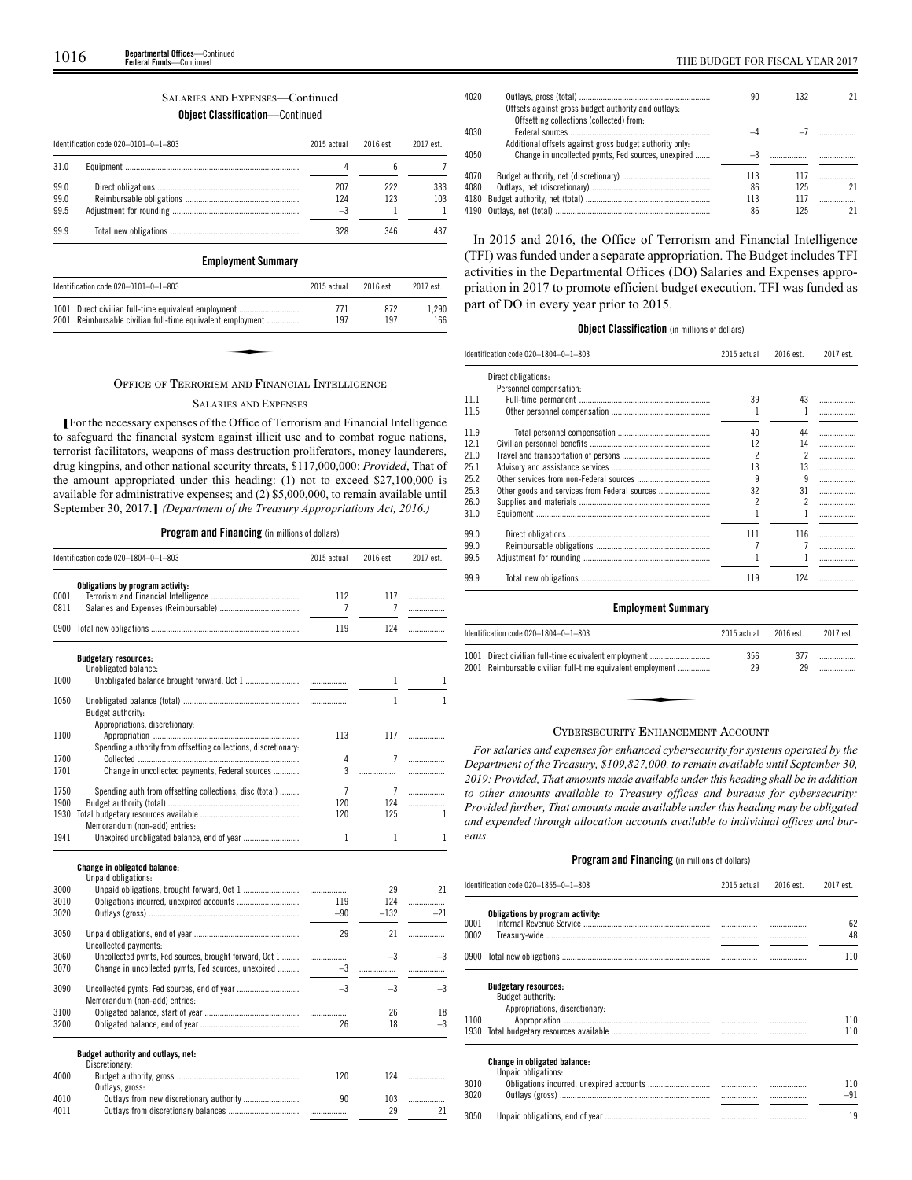## SALARIES AND EXPENSES—Continued

**Object Classification**—Continued

| Identification code 020–0101–0–1–803 | | 2015 actual | 2016 est. | 2017 est. |
|---|---|---|---|---|
| 31.0 | Equipment | 4 | 6 | 7 |
| 99.0 | Direct obligations | 207 | 222 | 333 |
| 99.0 | Reimbursable obligations | 124 | 123 | 103 |
| 99.5 | Adjustment for rounding | –3 | 1 | 1 |
| 99.9 | Total new obligations | 328 | 346 | 437 |

**Employment Summary**

| Identification code 020–0101–0–1–803 | | 2015 actual | 2016 est. | 2017 est. |
|---|---|---|---|---|
| 1001 | Direct civilian full-time equivalent employment | 771 | 872 | 1,290 |
| 2001 | Reimbursable civilian full-time equivalent employment | 197 | 197 | 166 |

## OFFICE OF TERRORISM AND FINANCIAL INTELLIGENCE

### SALARIES AND EXPENSES

[For the necessary expenses of the Office of Terrorism and Financial Intelligence to safeguard the financial system against illicit use and to combat rogue nations, terrorist facilitators, weapons of mass destruction proliferators, money launderers, drug kingpins, and other national security threats, $117,000,000: *Provided*, That of the amount appropriated under this heading: (1) not to exceed $27,100,000 is available for administrative expenses; and (2) $5,000,000, to remain available until September 30, 2017.] *(Department of the Treasury Appropriations Act, 2016.)*

**Program and Financing** (in millions of dollars)

| Identification code 020–1804–0–1–803 | | 2015 actual | 2016 est. | 2017 est. |
|---|---|---|---|---|
| | **Obligations by program activity:** | | | |
| 0001 | Terrorism and Financial Intelligence | 112 | 117 | |
| 0811 | Salaries and Expenses (Reimbursable) | 7 | 7 | |
| 0900 | Total new obligations | 119 | 124 | |
| | **Budgetary resources:** | | | |
| | Unobligated balance: | | | |
| 1000 | Unobligated balance brought forward, Oct 1 | | 1 | 1 |
| 1050 | Unobligated balance (total) | | 1 | 1 |
| | Budget authority: | | | |
| | Appropriations, discretionary: | | | |
| 1100 | Appropriation | 113 | 117 | |
| | Spending authority from offsetting collections, discretionary: | | | |
| 1700 | Collected | 4 | 7 | |
| 1701 | Change in uncollected payments, Federal sources | 3 | | |
| 1750 | Spending auth from offsetting collections, disc (total) | 7 | 7 | |
| 1900 | Budget authority (total) | 120 | 124 | |
| 1930 | Total budgetary resources available | 120 | 125 | 1 |
| | Memorandum (non-add) entries: | | | |
| 1941 | Unexpired unobligated balance, end of year | 1 | 1 | 1 |
| | **Change in obligated balance:** | | | |
| | Unpaid obligations: | | | |
| 3000 | Unpaid obligations, brought forward, Oct 1 | | 29 | 21 |
| 3010 | Obligations incurred, unexpired accounts | 119 | 124 | |
| 3020 | Outlays (gross) | –90 | –132 | –21 |
| 3050 | Unpaid obligations, end of year | 29 | 21 | |
| | Uncollected payments: | | | |
| 3060 | Uncollected pymts, Fed sources, brought forward, Oct 1 | | –3 | –3 |
| 3070 | Change in uncollected pymts, Fed sources, unexpired | –3 | | |
| 3090 | Uncollected pymts, Fed sources, end of year | –3 | –3 | –3 |
| | Memorandum (non-add) entries: | | | |
| 3100 | Obligated balance, start of year | | 26 | 18 |
| 3200 | Obligated balance, end of year | 26 | 18 | –3 |
| | **Budget authority and outlays, net:** | | | |
| | Discretionary: | | | |
| 4000 | Budget authority, gross | 120 | 124 | |
| | Outlays, gross: | | | |
| 4010 | Outlays from new discretionary authority | 90 | 103 | |
| 4011 | Outlays from discretionary balances | | 29 | 21 |
| 4020 | Outlays, gross (total) | 90 | 132 | 21 |
| | Offsets against gross budget authority and outlays: | | | |
| | Offsetting collections (collected) from: | | | |
| 4030 | Federal sources | –4 | –7 | |
| | Additional offsets against gross budget authority only: | | | |
| 4050 | Change in uncollected pymts, Fed sources, unexpired | –3 | | |
| 4070 | Budget authority, net (discretionary) | 113 | 117 | |
| 4080 | Outlays, net (discretionary) | 86 | 125 | 21 |
| 4180 | Budget authority, net (total) | 113 | 117 | |
| 4190 | Outlays, net (total) | 86 | 125 | 21 |

In 2015 and 2016, the Office of Terrorism and Financial Intelligence (TFI) was funded under a separate appropriation. The Budget includes TFI activities in the Departmental Offices (DO) Salaries and Expenses appropriation in 2017 to promote efficient budget execution. TFI was funded as part of DO in every year prior to 2015.

**Object Classification** (in millions of dollars)

| Identification code 020–1804–0–1–803 | | 2015 actual | 2016 est. | 2017 est. |
|---|---|---|---|---|
| | Direct obligations: | | | |
| | Personnel compensation: | | | |
| 11.1 | Full-time permanent | 39 | 43 | |
| 11.5 | Other personnel compensation | 1 | 1 | |
| 11.9 | Total personnel compensation | 40 | 44 | |
| 12.1 | Civilian personnel benefits | 12 | 14 | |
| 21.0 | Travel and transportation of persons | 2 | 2 | |
| 25.1 | Advisory and assistance services | 13 | 13 | |
| 25.2 | Other services from non-Federal sources | 9 | 9 | |
| 25.3 | Other goods and services from Federal sources | 32 | 31 | |
| 26.0 | Supplies and materials | 2 | 2 | |
| 31.0 | Equipment | 1 | 1 | |
| 99.0 | Direct obligations | 111 | 116 | |
| 99.0 | Reimbursable obligations | 7 | 7 | |
| 99.5 | Adjustment for rounding | 1 | 1 | |
| 99.9 | Total new obligations | 119 | 124 | |

**Employment Summary**

| Identification code 020–1804–0–1–803 | | 2015 actual | 2016 est. | 2017 est. |
|---|---|---|---|---|
| 1001 | Direct civilian full-time equivalent employment | 356 | 377 | |
| 2001 | Reimbursable civilian full-time equivalent employment | 29 | 29 | |

## CYBERSECURITY ENHANCEMENT ACCOUNT

*For salaries and expenses for enhanced cybersecurity for systems operated by the Department of the Treasury, $109,827,000, to remain available until September 30, 2019: Provided, That amounts made available under this heading shall be in addition to other amounts available to Treasury offices and bureaus for cybersecurity: Provided further, That amounts made available under this heading may be obligated and expended through allocation accounts available to individual offices and bureaus.*

**Program and Financing** (in millions of dollars)

| Identification code 020–1855–0–1–808 | | 2015 actual | 2016 est. | 2017 est. |
|---|---|---|---|---|
| | **Obligations by program activity:** | | | |
| 0001 | Internal Revenue Service | | | 62 |
| 0002 | Treasury-wide | | | 48 |
| 0900 | Total new obligations | | | 110 |
| | **Budgetary resources:** | | | |
| | Budget authority: | | | |
| | Appropriations, discretionary: | | | |
| 1100 | Appropriation | | | 110 |
| 1930 | Total budgetary resources available | | | 110 |
| | **Change in obligated balance:** | | | |
| | Unpaid obligations: | | | |
| 3010 | Obligations incurred, unexpired accounts | | | 110 |
| 3020 | Outlays (gross) | | | –91 |
| 3050 | Unpaid obligations, end of year | | | 19 |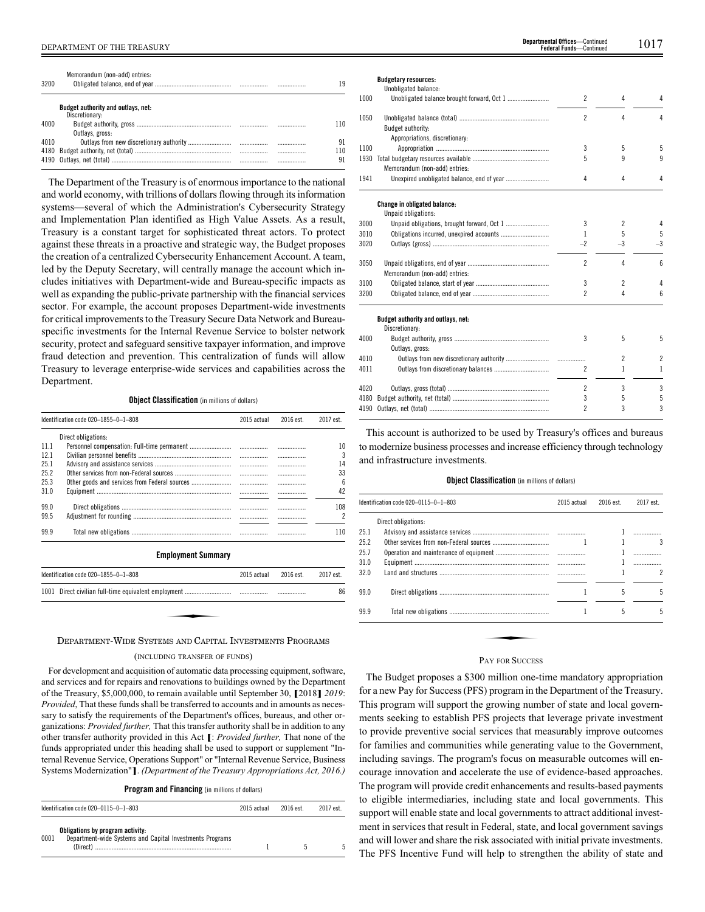| | | 2015 actual | 2016 est. | 2017 est. |
|---|---|---|---|---|
| | Memorandum (non-add) entries: | | | |
| 3200 | Obligated balance, end of year | | | 19 |
| | **Budget authority and outlays, net:** | | | |
| | Discretionary: | | | |
| 4000 | Budget authority, gross | | | 110 |
| | Outlays, gross: | | | |
| 4010 | Outlays from new discretionary authority | | | 91 |
| 4180 | Budget authority, net (total) | | | 110 |
| 4190 | Outlays, net (total) | | | 91 |

The Department of the Treasury is of enormous importance to the national and world economy, with trillions of dollars flowing through its information systems—several of which the Administration's Cybersecurity Strategy and Implementation Plan identified as High Value Assets. As a result, Treasury is a constant target for sophisticated threat actors. To protect against these threats in a proactive and strategic way, the Budget proposes the creation of a centralized Cybersecurity Enhancement Account. A team, led by the Deputy Secretary, will centrally manage the account which includes initiatives with Department-wide and Bureau-specific impacts as well as expanding the public-private partnership with the financial services sector. For example, the account proposes Department-wide investments for critical improvements to the Treasury Secure Data Network and Bureau-specific investments for the Internal Revenue Service to bolster network security, protect and safeguard sensitive taxpayer information, and improve fraud detection and prevention. This centralization of funds will allow Treasury to leverage enterprise-wide services and capabilities across the Department.

**Object Classification** (in millions of dollars)

| Identification code 020–1855–0–1–808 | | 2015 actual | 2016 est. | 2017 est. |
|---|---|---|---|---|
| | Direct obligations: | | | |
| 11.1 | Personnel compensation: Full-time permanent | | | 10 |
| 12.1 | Civilian personnel benefits | | | 3 |
| 25.1 | Advisory and assistance services | | | 14 |
| 25.2 | Other services from non-Federal sources | | | 33 |
| 25.3 | Other goods and services from Federal sources | | | 6 |
| 31.0 | Equipment | | | 42 |
| 99.0 | Direct obligations | | | 108 |
| 99.5 | Adjustment for rounding | | | 2 |
| 99.9 | Total new obligations | | | 110 |

**Employment Summary**

| Identification code 020–1855–0–1–808 | | 2015 actual | 2016 est. | 2017 est. |
|---|---|---|---|---|
| 1001 | Direct civilian full-time equivalent employment | | | 86 |

## DEPARTMENT-WIDE SYSTEMS AND CAPITAL INVESTMENTS PROGRAMS

(INCLUDING TRANSFER OF FUNDS)

For development and acquisition of automatic data processing equipment, software, and services and for repairs and renovations to buildings owned by the Department of the Treasury, $5,000,000, to remain available until September 30, [2018] *2019*: *Provided*, That these funds shall be transferred to accounts and in amounts as necessary to satisfy the requirements of the Department's offices, bureaus, and other organizations: *Provided further,* That this transfer authority shall be in addition to any other transfer authority provided in this Act [: *Provided further,* That none of the funds appropriated under this heading shall be used to support or supplement "Internal Revenue Service, Operations Support" or "Internal Revenue Service, Business Systems Modernization"]. *(Department of the Treasury Appropriations Act, 2016.)*

**Program and Financing** (in millions of dollars)

| Identification code 020–0115–0–1–803 | | 2015 actual | 2016 est. | 2017 est. |
|---|---|---|---|---|
| | **Obligations by program activity:** | | | |
| 0001 | Department-wide Systems and Capital Investments Programs (Direct) | 1 | 5 | 5 |
| | **Budgetary resources:** | | | |
| | Unobligated balance: | | | |
| 1000 | Unobligated balance brought forward, Oct 1 | 2 | 4 | 4 |
| 1050 | Unobligated balance (total) | 2 | 4 | 4 |
| | Budget authority: | | | |
| | Appropriations, discretionary: | | | |
| 1100 | Appropriation | 3 | 5 | 5 |
| 1930 | Total budgetary resources available | 5 | 9 | 9 |
| | Memorandum (non-add) entries: | | | |
| 1941 | Unexpired unobligated balance, end of year | 4 | 4 | 4 |
| | **Change in obligated balance:** | | | |
| | Unpaid obligations: | | | |
| 3000 | Unpaid obligations, brought forward, Oct 1 | 3 | 2 | 4 |
| 3010 | Obligations incurred, unexpired accounts | 1 | 5 | 5 |
| 3020 | Outlays (gross) | –2 | –3 | –3 |
| 3050 | Unpaid obligations, end of year | 2 | 4 | 6 |
| | Memorandum (non-add) entries: | | | |
| 3100 | Obligated balance, start of year | 3 | 2 | 4 |
| 3200 | Obligated balance, end of year | 2 | 4 | 6 |
| | **Budget authority and outlays, net:** | | | |
| | Discretionary: | | | |
| 4000 | Budget authority, gross | 3 | 5 | 5 |
| | Outlays, gross: | | | |
| 4010 | Outlays from new discretionary authority | | 2 | 2 |
| 4011 | Outlays from discretionary balances | 2 | 1 | 1 |
| 4020 | Outlays, gross (total) | 2 | 3 | 3 |
| 4180 | Budget authority, net (total) | 3 | 5 | 5 |
| 4190 | Outlays, net (total) | 2 | 3 | 3 |

This account is authorized to be used by Treasury's offices and bureaus to modernize business processes and increase efficiency through technology and infrastructure investments.

**Object Classification** (in millions of dollars)

| Identification code 020–0115–0–1–803 | | 2015 actual | 2016 est. | 2017 est. |
|---|---|---|---|---|
| | Direct obligations: | | | |
| 25.1 | Advisory and assistance services | | 1 | |
| 25.2 | Other services from non-Federal sources | 1 | 1 | 3 |
| 25.7 | Operation and maintenance of equipment | | 1 | |
| 31.0 | Equipment | | 1 | |
| 32.0 | Land and structures | | 1 | 2 |
| 99.0 | Direct obligations | 1 | 5 | 5 |
| 99.9 | Total new obligations | 1 | 5 | 5 |

## PAY FOR SUCCESS

The Budget proposes a $300 million one-time mandatory appropriation for a new Pay for Success (PFS) program in the Department of the Treasury. This program will support the growing number of state and local governments seeking to establish PFS projects that leverage private investment to provide preventive social services that measurably improve outcomes for families and communities while generating value to the Government, including savings. The program's focus on measurable outcomes will encourage innovation and accelerate the use of evidence-based approaches. The program will provide credit enhancements and results-based payments to eligible intermediaries, including state and local governments. This support will enable state and local governments to attract additional investment in services that result in Federal, state, and local government savings and will lower and share the risk associated with initial private investments. The PFS Incentive Fund will help to strengthen the ability of state and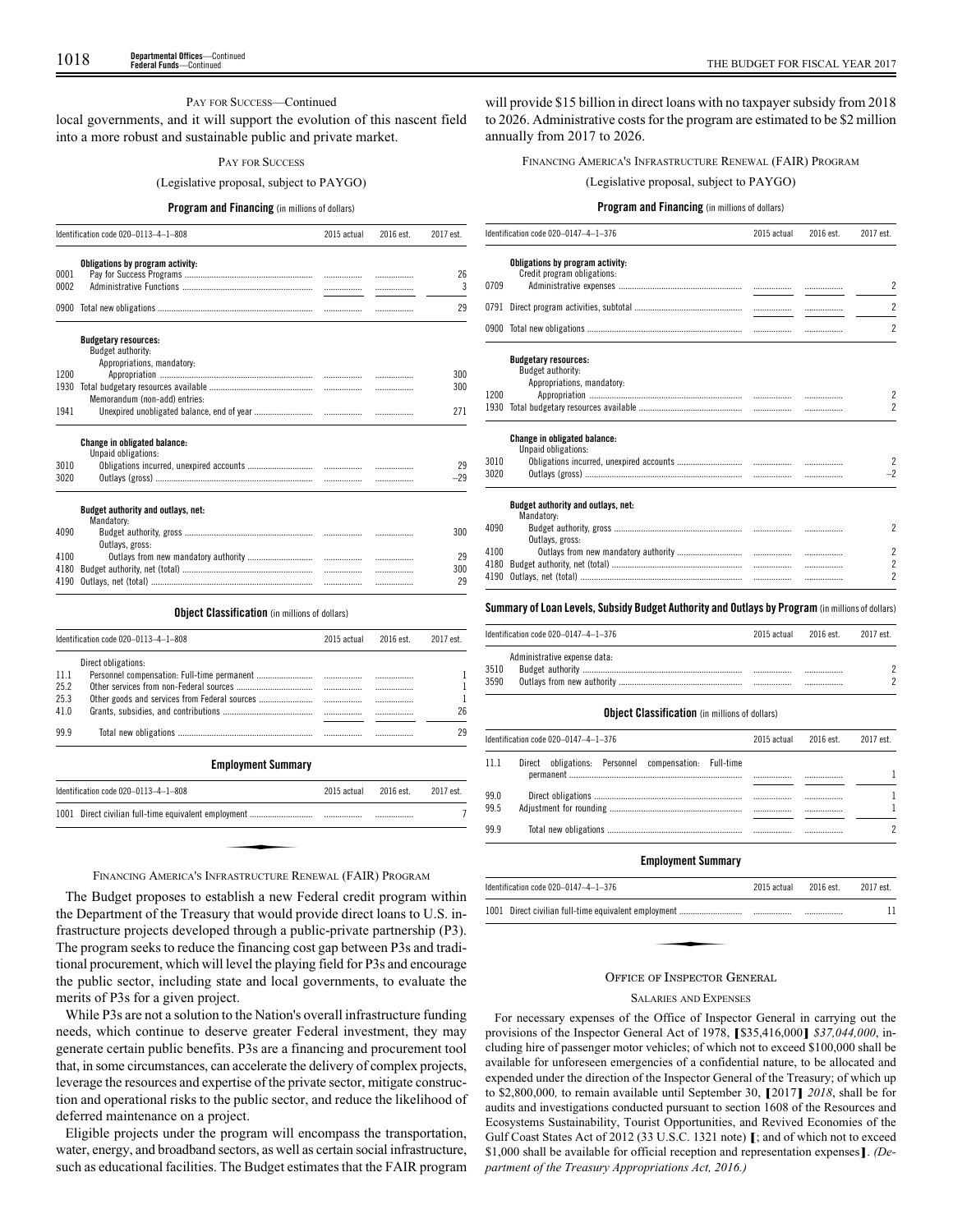PAY FOR SUCCESS—Continued

local governments, and it will support the evolution of this nascent field into a more robust and sustainable public and private market.

### PAY FOR SUCCESS

(Legislative proposal, subject to PAYGO)

**Program and Financing** (in millions of dollars)

| Identification code 020–0113–4–1–808 | | 2015 actual | 2016 est. | 2017 est. |
|---|---|---|---|---|
| | **Obligations by program activity:** | | | |
| 0001 | Pay for Success Programs | | | 26 |
| 0002 | Administrative Functions | | | 3 |
| 0900 | Total new obligations | | | 29 |
| | **Budgetary resources:** | | | |
| | Budget authority: | | | |
| | Appropriations, mandatory: | | | |
| 1200 | Appropriation | | | 300 |
| 1930 | Total budgetary resources available | | | 300 |
| | Memorandum (non-add) entries: | | | |
| 1941 | Unexpired unobligated balance, end of year | | | 271 |
| | **Change in obligated balance:** | | | |
| | Unpaid obligations: | | | |
| 3010 | Obligations incurred, unexpired accounts | | | 29 |
| 3020 | Outlays (gross) | | | –29 |
| | **Budget authority and outlays, net:** | | | |
| | Mandatory: | | | |
| 4090 | Budget authority, gross | | | 300 |
| | Outlays, gross: | | | |
| 4100 | Outlays from new mandatory authority | | | 29 |
| 4180 | Budget authority, net (total) | | | 300 |
| 4190 | Outlays, net (total) | | | 29 |

**Object Classification** (in millions of dollars)

| Identification code 020–0113–4–1–808 | | 2015 actual | 2016 est. | 2017 est. |
|---|---|---|---|---|
| | Direct obligations: | | | |
| 11.1 | Personnel compensation: Full-time permanent | | | 1 |
| 25.2 | Other services from non-Federal sources | | | 1 |
| 25.3 | Other goods and services from Federal sources | | | 1 |
| 41.0 | Grants, subsidies, and contributions | | | 26 |
| 99.9 | Total new obligations | | | 29 |

**Employment Summary**

| Identification code 020–0113–4–1–808 | | 2015 actual | 2016 est. | 2017 est. |
|---|---|---|---|---|
| 1001 | Direct civilian full-time equivalent employment | | | 7 |

### FINANCING AMERICA'S INFRASTRUCTURE RENEWAL (FAIR) PROGRAM

The Budget proposes to establish a new Federal credit program within the Department of the Treasury that would provide direct loans to U.S. infrastructure projects developed through a public-private partnership (P3). The program seeks to reduce the financing cost gap between P3s and traditional procurement, which will level the playing field for P3s and encourage the public sector, including state and local governments, to evaluate the merits of P3s for a given project.

While P3s are not a solution to the Nation's overall infrastructure funding needs, which continue to deserve greater Federal investment, they may generate certain public benefits. P3s are a financing and procurement tool that, in some circumstances, can accelerate the delivery of complex projects, leverage the resources and expertise of the private sector, mitigate construction and operational risks to the public sector, and reduce the likelihood of deferred maintenance on a project.

Eligible projects under the program will encompass the transportation, water, energy, and broadband sectors, as well as certain social infrastructure, such as educational facilities. The Budget estimates that the FAIR program will provide $15 billion in direct loans with no taxpayer subsidy from 2018 to 2026. Administrative costs for the program are estimated to be $2 million annually from 2017 to 2026.

### FINANCING AMERICA'S INFRASTRUCTURE RENEWAL (FAIR) PROGRAM

(Legislative proposal, subject to PAYGO)

**Program and Financing** (in millions of dollars)

| Identification code 020–0147–4–1–376 | | 2015 actual | 2016 est. | 2017 est. |
|---|---|---|---|---|
| | **Obligations by program activity:** | | | |
| | Credit program obligations: | | | |
| 0709 | Administrative expenses | | | 2 |
| 0791 | Direct program activities, subtotal | | | 2 |
| 0900 | Total new obligations | | | 2 |
| | **Budgetary resources:** | | | |
| | Budget authority: | | | |
| | Appropriations, mandatory: | | | |
| 1200 | Appropriation | | | 2 |
| 1930 | Total budgetary resources available | | | 2 |
| | **Change in obligated balance:** | | | |
| | Unpaid obligations: | | | |
| 3010 | Obligations incurred, unexpired accounts | | | 2 |
| 3020 | Outlays (gross) | | | –2 |
| | **Budget authority and outlays, net:** | | | |
| | Mandatory: | | | |
| 4090 | Budget authority, gross | | | 2 |
| | Outlays, gross: | | | |
| 4100 | Outlays from new mandatory authority | | | 2 |
| 4180 | Budget authority, net (total) | | | 2 |
| 4190 | Outlays, net (total) | | | 2 |

**Summary of Loan Levels, Subsidy Budget Authority and Outlays by Program** (in millions of dollars)

| Identification code 020–0147–4–1–376 | | 2015 actual | 2016 est. | 2017 est. |
|---|---|---|---|---|
| | Administrative expense data: | | | |
| 3510 | Budget authority | | | 2 |
| 3590 | Outlays from new authority | | | 2 |

**Object Classification** (in millions of dollars)

| Identification code 020–0147–4–1–376 | | 2015 actual | 2016 est. | 2017 est. |
|---|---|---|---|---|
| 11.1 | Direct obligations: Personnel compensation: Full-time permanent | | | 1 |
| 99.0 | Direct obligations | | | 1 |
| 99.5 | Adjustment for rounding | | | 1 |
| 99.9 | Total new obligations | | | 2 |

**Employment Summary**

| Identification code 020–0147–4–1–376 | | 2015 actual | 2016 est. | 2017 est. |
|---|---|---|---|---|
| 1001 | Direct civilian full-time equivalent employment | | | 11 |

## OFFICE OF INSPECTOR GENERAL

### SALARIES AND EXPENSES

For necessary expenses of the Office of Inspector General in carrying out the provisions of the Inspector General Act of 1978, [$35,416,000] *$37,044,000*, including hire of passenger motor vehicles; of which not to exceed $100,000 shall be available for unforeseen emergencies of a confidential nature, to be allocated and expended under the direction of the Inspector General of the Treasury; of which up to $2,800,000*,* to remain available until September 30, [2017] *2018*, shall be for audits and investigations conducted pursuant to section 1608 of the Resources and Ecosystems Sustainability, Tourist Opportunities, and Revived Economies of the Gulf Coast States Act of 2012 (33 U.S.C. 1321 note) [; and of which not to exceed $1,000 shall be available for official reception and representation expenses]. *(Department of the Treasury Appropriations Act, 2016.)*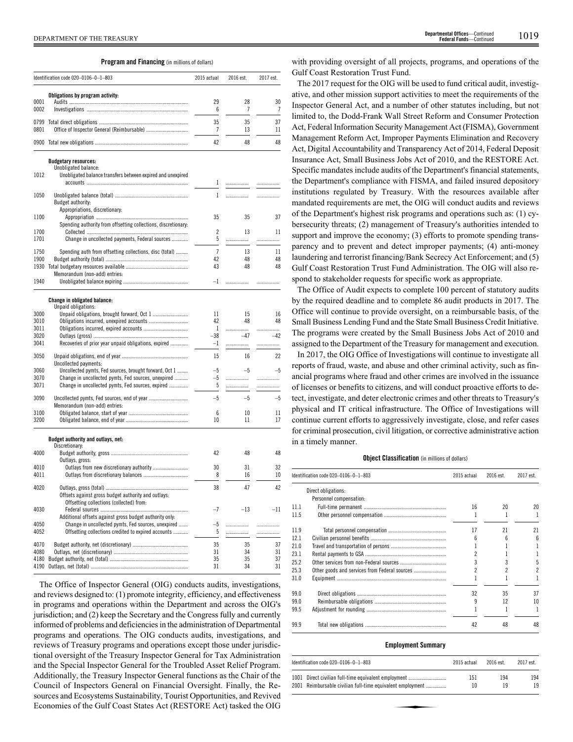**Program and Financing** (in millions of dollars)

| Identification code 020–0106–0–1–803 | | 2015 actual | 2016 est. | 2017 est. |
|---|---|---|---|---|
| | **Obligations by program activity:** | | | |
| 0001 | Audits | 29 | 28 | 30 |
| 0002 | Investigations | 6 | 7 | 7 |
| 0799 | Total direct obligations | 35 | 35 | 37 |
| 0801 | Office of Inspector General (Reimbursable) | 7 | 13 | 11 |
| 0900 | Total new obligations | 42 | 48 | 48 |
| | **Budgetary resources:** | | | |
| | Unobligated balance: | | | |
| 1012 | Unobligated balance transfers between expired and unexpired accounts | 1 | | |
| 1050 | Unobligated balance (total) | 1 | | |
| | Budget authority: | | | |
| | Appropriations, discretionary: | | | |
| 1100 | Appropriation | 35 | 35 | 37 |
| | Spending authority from offsetting collections, discretionary: | | | |
| 1700 | Collected | 2 | 13 | 11 |
| 1701 | Change in uncollected payments, Federal sources | 5 | | |
| 1750 | Spending auth from offsetting collections, disc (total) | 7 | 13 | 11 |
| 1900 | Budget authority (total) | 42 | 48 | 48 |
| 1930 | Total budgetary resources available | 43 | 48 | 48 |
| | Memorandum (non-add) entries: | | | |
| 1940 | Unobligated balance expiring | –1 | | |
| | **Change in obligated balance:** | | | |
| | Unpaid obligations: | | | |
| 3000 | Unpaid obligations, brought forward, Oct 1 | 11 | 15 | 16 |
| 3010 | Obligations incurred, unexpired accounts | 42 | 48 | 48 |
| 3011 | Obligations incurred, expired accounts | 1 | | |
| 3020 | Outlays (gross) | –38 | –47 | –42 |
| 3041 | Recoveries of prior year unpaid obligations, expired | –1 | | |
| 3050 | Unpaid obligations, end of year | 15 | 16 | 22 |
| | Uncollected payments: | | | |
| 3060 | Uncollected pymts, Fed sources, brought forward, Oct 1 | –5 | –5 | –5 |
| 3070 | Change in uncollected pymts, Fed sources, unexpired | –5 | | |
| 3071 | Change in uncollected pymts, Fed sources, expired | 5 | | |
| 3090 | Uncollected pymts, Fed sources, end of year | –5 | –5 | –5 |
| | Memorandum (non-add) entries: | | | |
| 3100 | Obligated balance, start of year | 6 | 10 | 11 |
| 3200 | Obligated balance, end of year | 10 | 11 | 17 |
| | **Budget authority and outlays, net:** | | | |
| | Discretionary: | | | |
| 4000 | Budget authority, gross | 42 | 48 | 48 |
| | Outlays, gross: | | | |
| 4010 | Outlays from new discretionary authority | 30 | 31 | 32 |
| 4011 | Outlays from discretionary balances | 8 | 16 | 10 |
| 4020 | Outlays, gross (total) | 38 | 47 | 42 |
| | Offsets against gross budget authority and outlays: | | | |
| | Offsetting collections (collected) from: | | | |
| 4030 | Federal sources | –7 | –13 | –11 |
| | Additional offsets against gross budget authority only: | | | |
| 4050 | Change in uncollected pymts, Fed sources, unexpired | –5 | | |
| 4052 | Offsetting collections credited to expired accounts | 5 | | |
| 4070 | Budget authority, net (discretionary) | 35 | 35 | 37 |
| 4080 | Outlays, net (discretionary) | 31 | 34 | 31 |
| 4180 | Budget authority, net (total) | 35 | 35 | 37 |
| 4190 | Outlays, net (total) | 31 | 34 | 31 |

The Office of Inspector General (OIG) conducts audits, investigations, and reviews designed to: (1) promote integrity, efficiency, and effectiveness in programs and operations within the Department and across the OIG's jurisdiction; and (2) keep the Secretary and the Congress fully and currently informed of problems and deficiencies in the administration of Departmental programs and operations. The OIG conducts audits, investigations, and reviews of Treasury programs and operations except those under jurisdictional oversight of the Treasury Inspector General for Tax Administration and the Special Inspector General for the Troubled Asset Relief Program. Additionally, the Treasury Inspector General functions as the Chair of the Council of Inspectors General on Financial Oversight. Finally, the Resources and Ecosystems Sustainability, Tourist Opportunities, and Revived Economies of the Gulf Coast States Act (RESTORE Act) tasked the OIG with providing oversight of all projects, programs, and operations of the Gulf Coast Restoration Trust Fund.

The 2017 request for the OIG will be used to fund critical audit, investigative, and other mission support activities to meet the requirements of the Inspector General Act, and a number of other statutes including, but not limited to, the Dodd-Frank Wall Street Reform and Consumer Protection Act, Federal Information Security Management Act (FISMA), Government Management Reform Act, Improper Payments Elimination and Recovery Act, Digital Accountability and Transparency Act of 2014, Federal Deposit Insurance Act, Small Business Jobs Act of 2010, and the RESTORE Act. Specific mandates include audits of the Department's financial statements, the Department's compliance with FISMA, and failed insured depository institutions regulated by Treasury. With the resources available after mandated requirements are met, the OIG will conduct audits and reviews of the Department's highest risk programs and operations such as: (1) cybersecurity threats; (2) management of Treasury's authorities intended to support and improve the economy; (3) efforts to promote spending transparency and to prevent and detect improper payments; (4) anti-money laundering and terrorist financing/Bank Secrecy Act Enforcement; and (5) Gulf Coast Restoration Trust Fund Administration. The OIG will also respond to stakeholder requests for specific work as appropriate.

The Office of Audit expects to complete 100 percent of statutory audits by the required deadline and to complete 86 audit products in 2017. The Office will continue to provide oversight, on a reimbursable basis, of the Small Business Lending Fund and the State Small Business Credit Initiative. The programs were created by the Small Business Jobs Act of 2010 and assigned to the Department of the Treasury for management and execution.

In 2017, the OIG Office of Investigations will continue to investigate all reports of fraud, waste, and abuse and other criminal activity, such as financial programs where fraud and other crimes are involved in the issuance of licenses or benefits to citizens, and will conduct proactive efforts to detect, investigate, and deter electronic crimes and other threats to Treasury's physical and IT critical infrastructure. The Office of Investigations will continue current efforts to aggressively investigate, close, and refer cases for criminal prosecution, civil litigation, or corrective administrative action in a timely manner.

**Object Classification** (in millions of dollars)

| Identification code 020–0106–0–1–803 | | 2015 actual | 2016 est. | 2017 est. |
|---|---|---|---|---|
| | Direct obligations: | | | |
| | Personnel compensation: | | | |
| 11.1 | Full-time permanent | 16 | 20 | 20 |
| 11.5 | Other personnel compensation | 1 | 1 | 1 |
| 11.9 | Total personnel compensation | 17 | 21 | 21 |
| 12.1 | Civilian personnel benefits | 6 | 6 | 6 |
| 21.0 | Travel and transportation of persons | 1 | 1 | 1 |
| 23.1 | Rental payments to GSA | 2 | 1 | 1 |
| 25.2 | Other services from non-Federal sources | 3 | 3 | 5 |
| 25.3 | Other goods and services from Federal sources | 2 | 2 | 2 |
| 31.0 | Equipment | 1 | 1 | 1 |
| 99.0 | Direct obligations | 32 | 35 | 37 |
| 99.0 | Reimbursable obligations | 9 | 12 | 10 |
| 99.5 | Adjustment for rounding | 1 | 1 | 1 |
| 99.9 | Total new obligations | 42 | 48 | 48 |

**Employment Summary**

| Identification code 020–0106–0–1–803 | | 2015 actual | 2016 est. | 2017 est. |
|---|---|---|---|---|
| 1001 | Direct civilian full-time equivalent employment | 151 | 194 | 194 |
| 2001 | Reimbursable civilian full-time equivalent employment | 10 | 19 | 19 |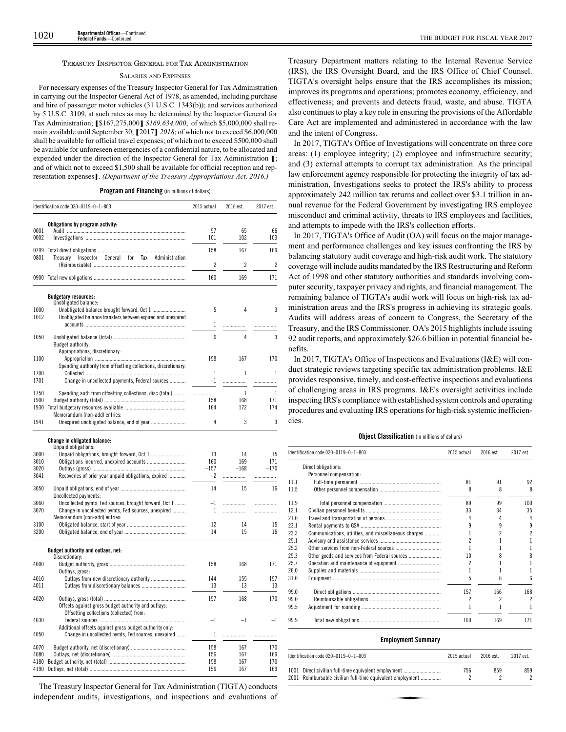## TREASURY INSPECTOR GENERAL FOR TAX ADMINISTRATION

### SALARIES AND EXPENSES

For necessary expenses of the Treasury Inspector General for Tax Administration in carrying out the Inspector General Act of 1978, as amended, including purchase and hire of passenger motor vehicles (31 U.S.C. 1343(b)); and services authorized by 5 U.S.C. 3109, at such rates as may be determined by the Inspector General for Tax Administration; ❲$167,275,000❳ *$169,634,000*, of which $5,000,000 shall remain available until September 30, ❲2017❳ *2018*; of which not to exceed $6,000,000 shall be available for official travel expenses; of which not to exceed $500,000 shall be available for unforeseen emergencies of a confidential nature, to be allocated and expended under the direction of the Inspector General for Tax Administration ❲; and of which not to exceed $1,500 shall be available for official reception and representation expenses❳. *(Department of the Treasury Appropriations Act, 2016.)*

**Program and Financing** (in millions of dollars)

| Identification code 020–0119–0–1–803 | | 2015 actual | 2016 est. | 2017 est. |
|---|---|---|---|---|
| | **Obligations by program activity:** | | | |
| 0001 | Audit | 57 | 65 | 66 |
| 0002 | Investigations | 101 | 102 | 103 |
| 0799 | Total direct obligations | 158 | 167 | 169 |
| 0801 | Treasury Inspector General for Tax Administration (Reimbursable) | 2 | 2 | 2 |
| 0900 | Total new obligations | 160 | 169 | 171 |
| | **Budgetary resources:** | | | |
| | Unobligated balance: | | | |
| 1000 | Unobligated balance brought forward, Oct 1 | 5 | 4 | 3 |
| 1012 | Unobligated balance transfers between expired and unexpired accounts | 1 | | |
| 1050 | Unobligated balance (total) | 6 | 4 | 3 |
| | Budget authority: | | | |
| | Appropriations, discretionary: | | | |
| 1100 | Appropriation | 158 | 167 | 170 |
| | Spending authority from offsetting collections, discretionary: | | | |
| 1700 | Collected | 1 | 1 | 1 |
| 1701 | Change in uncollected payments, Federal sources | –1 | | |
| 1750 | Spending auth from offsetting collections, disc (total) | | 1 | 1 |
| 1900 | Budget authority (total) | 158 | 168 | 171 |
| 1930 | Total budgetary resources available | 164 | 172 | 174 |
| | Memorandum (non-add) entries: | | | |
| 1941 | Unexpired unobligated balance, end of year | 4 | 3 | 3 |
| | **Change in obligated balance:** | | | |
| | Unpaid obligations: | | | |
| 3000 | Unpaid obligations, brought forward, Oct 1 | 13 | 14 | 15 |
| 3010 | Obligations incurred, unexpired accounts | 160 | 169 | 171 |
| 3020 | Outlays (gross) | –157 | –168 | –170 |
| 3041 | Recoveries of prior year unpaid obligations, expired | –2 | | |
| 3050 | Unpaid obligations, end of year | 14 | 15 | 16 |
| | Uncollected payments: | | | |
| 3060 | Uncollected pymts, Fed sources, brought forward, Oct 1 | –1 | | |
| 3070 | Change in uncollected pymts, Fed sources, unexpired | 1 | | |
| | Memorandum (non-add) entries: | | | |
| 3100 | Obligated balance, start of year | 12 | 14 | 15 |
| 3200 | Obligated balance, end of year | 14 | 15 | 16 |
| | **Budget authority and outlays, net:** | | | |
| | Discretionary: | | | |
| 4000 | Budget authority, gross | 158 | 168 | 171 |
| | Outlays, gross: | | | |
| 4010 | Outlays from new discretionary authority | 144 | 155 | 157 |
| 4011 | Outlays from discretionary balances | 13 | 13 | 13 |
| 4020 | Outlays, gross (total) | 157 | 168 | 170 |
| | Offsets against gross budget authority and outlays: | | | |
| | Offsetting collections (collected) from: | | | |
| 4030 | Federal sources | –1 | –1 | –1 |
| | Additional offsets against gross budget authority only: | | | |
| 4050 | Change in uncollected pymts, Fed sources, unexpired | 1 | | |
| 4070 | Budget authority, net (discretionary) | 158 | 167 | 170 |
| 4080 | Outlays, net (discretionary) | 156 | 167 | 169 |
| 4180 | Budget authority, net (total) | 158 | 167 | 170 |
| 4190 | Outlays, net (total) | 156 | 167 | 169 |

The Treasury Inspector General for Tax Administration (TIGTA) conducts independent audits, investigations, and inspections and evaluations of Treasury Department matters relating to the Internal Revenue Service (IRS), the IRS Oversight Board, and the IRS Office of Chief Counsel. TIGTA's oversight helps ensure that the IRS accomplishes its mission; improves its programs and operations; promotes economy, efficiency, and effectiveness; and prevents and detects fraud, waste, and abuse. TIGTA also continues to play a key role in ensuring the provisions of the Affordable Care Act are implemented and administered in accordance with the law and the intent of Congress.

In 2017, TIGTA's Office of Investigations will concentrate on three core areas: (1) employee integrity; (2) employee and infrastructure security; and (3) external attempts to corrupt tax administration. As the principal law enforcement agency responsible for protecting the integrity of tax administration, Investigations seeks to protect the IRS's ability to process approximately 242 million tax returns and collect over $3.1 trillion in annual revenue for the Federal Government by investigating IRS employee misconduct and criminal activity, threats to IRS employees and facilities, and attempts to impede with the IRS's collection efforts.

In 2017, TIGTA's Office of Audit (OA) will focus on the major management and performance challenges and key issues confronting the IRS by balancing statutory audit coverage and high-risk audit work. The statutory coverage will include audits mandated by the IRS Restructuring and Reform Act of 1998 and other statutory authorities and standards involving computer security, taxpayer privacy and rights, and financial management. The remaining balance of TIGTA's audit work will focus on high-risk tax administration areas and the IRS's progress in achieving its strategic goals. Audits will address areas of concern to Congress, the Secretary of the Treasury, and the IRS Commissioner. OA's 2015 highlights include issuing 92 audit reports, and approximately $26.6 billion in potential financial benefits.

In 2017, TIGTA's Office of Inspections and Evaluations (I&E) will conduct strategic reviews targeting specific tax administration problems. I&E provides responsive, timely, and cost-effective inspections and evaluations of challenging areas in IRS programs. I&E's oversight activities include inspecting IRS's compliance with established system controls and operating procedures and evaluating IRS operations for high-risk systemic inefficiencies.

**Object Classification** (in millions of dollars)

| Identification code 020–0119–0–1–803 | | 2015 actual | 2016 est. | 2017 est. |
|---|---|---|---|---|
| | Direct obligations: | | | |
| | Personnel compensation: | | | |
| 11.1 | Full-time permanent | 81 | 91 | 92 |
| 11.5 | Other personnel compensation | 8 | 8 | 8 |
| 11.9 | Total personnel compensation | 89 | 99 | 100 |
| 12.1 | Civilian personnel benefits | 33 | 34 | 35 |
| 21.0 | Travel and transportation of persons | 4 | 4 | 4 |
| 23.1 | Rental payments to GSA | 9 | 9 | 9 |
| 23.3 | Communications, utilities, and miscellaneous charges | 1 | 2 | 2 |
| 25.1 | Advisory and assistance services | 2 | 1 | 1 |
| 25.2 | Other services from non-Federal sources | 1 | 1 | 1 |
| 25.3 | Other goods and services from Federal sources | 10 | 8 | 8 |
| 25.7 | Operation and maintenance of equipment | 2 | 1 | 1 |
| 26.0 | Supplies and materials | 1 | 1 | 1 |
| 31.0 | Equipment | 5 | 6 | 6 |
| 99.0 | Direct obligations | 157 | 166 | 168 |
| 99.0 | Reimbursable obligations | 2 | 2 | 2 |
| 99.5 | Adjustment for rounding | 1 | 1 | 1 |
| 99.9 | Total new obligations | 160 | 169 | 171 |

**Employment Summary**

| Identification code 020–0119–0–1–803 | | 2015 actual | 2016 est. | 2017 est. |
|---|---|---|---|---|
| 1001 | Direct civilian full-time equivalent employment | 756 | 859 | 859 |
| 2001 | Reimbursable civilian full-time equivalent employment | 2 | 2 | 2 |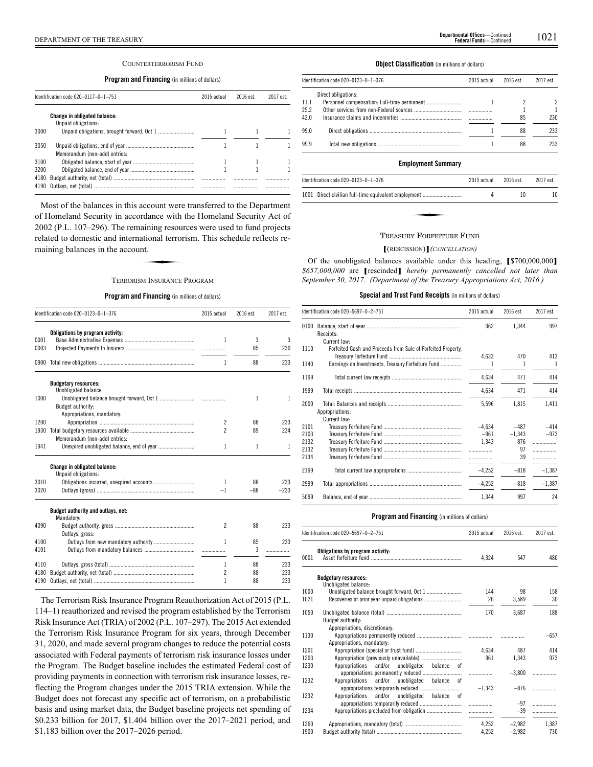## COUNTERTERRORISM FUND

**Program and Financing** (in millions of dollars)

| Identification code 020–0117–0–1–751 | 2015 actual | 2016 est. | 2017 est. |
|---|---|---|---|
| **Change in obligated balance:** | | | |
| Unpaid obligations: | | | |
| 3000 Unpaid obligations, brought forward, Oct 1 | 1 | 1 | 1 |
| 3050 Unpaid obligations, end of year | 1 | 1 | 1 |
| Memorandum (non-add) entries: | | | |
| 3100 Obligated balance, start of year | 1 | 1 | 1 |
| 3200 Obligated balance, end of year | 1 | 1 | 1 |
| 4180 Budget authority, net (total) | | | |
| 4190 Outlays, net (total) | | | |

Most of the balances in this account were transferred to the Department of Homeland Security in accordance with the Homeland Security Act of 2002 (P.L. 107–296). The remaining resources were used to fund projects related to domestic and international terrorism. This schedule reflects remaining balances in the account.

## TERRORISM INSURANCE PROGRAM

**Program and Financing** (in millions of dollars)

| Identification code 020–0123–0–1–376 | 2015 actual | 2016 est. | 2017 est. |
|---|---|---|---|
| **Obligations by program activity:** | | | |
| 0001 Base Administrative Expenses | 1 | 3 | 3 |
| 0003 Projected Payments to Insurers | | 85 | 230 |
| 0900 Total new obligations | 1 | 88 | 233 |
| **Budgetary resources:** | | | |
| Unobligated balance: | | | |
| 1000 Unobligated balance brought forward, Oct 1 | | 1 | 1 |
| Budget authority: | | | |
| Appropriations, mandatory: | | | |
| 1200 Appropriation | 2 | 88 | 233 |
| 1930 Total budgetary resources available | 2 | 89 | 234 |
| Memorandum (non-add) entries: | | | |
| 1941 Unexpired unobligated balance, end of year | 1 | 1 | 1 |
| **Change in obligated balance:** | | | |
| Unpaid obligations: | | | |
| 3010 Obligations incurred, unexpired accounts | 1 | 88 | 233 |
| 3020 Outlays (gross) | –1 | –88 | –233 |
| **Budget authority and outlays, net:** | | | |
| Mandatory: | | | |
| 4090 Budget authority, gross | 2 | 88 | 233 |
| Outlays, gross: | | | |
| 4100 Outlays from new mandatory authority | 1 | 85 | 233 |
| 4101 Outlays from mandatory balances | | 3 | |
| 4110 Outlays, gross (total) | 1 | 88 | 233 |
| 4180 Budget authority, net (total) | 2 | 88 | 233 |
| 4190 Outlays, net (total) | 1 | 88 | 233 |

The Terrorism Risk Insurance Program Reauthorization Act of 2015 (P.L. 114–1) reauthorized and revised the program established by the Terrorism Risk Insurance Act (TRIA) of 2002 (P.L. 107–297). The 2015 Act extended the Terrorism Risk Insurance Program for six years, through December 31, 2020, and made several program changes to reduce the potential costs associated with Federal payments of terrorism risk insurance losses under the Program. The Budget baseline includes the estimated Federal cost of providing payments in connection with terrorism risk insurance losses, reflecting the Program changes under the 2015 TRIA extension. While the Budget does not forecast any specific act of terrorism, on a probabilistic basis and using market data, the Budget baseline projects net spending of $0.233 billion for 2017, $1.404 billion over the 2017–2021 period, and $1.183 billion over the 2017–2026 period.

**Object Classification** (in millions of dollars)

| Identification code 020–0123–0–1–376 | 2015 actual | 2016 est. | 2017 est. |
|---|---|---|---|
| Direct obligations: | | | |
| 11.1 Personnel compensation: Full-time permanent | 1 | 2 | 2 |
| 25.2 Other services from non-Federal sources | | 1 | 1 |
| 42.0 Insurance claims and indemnities | | 85 | 230 |
| 99.0 Direct obligations | 1 | 88 | 233 |
| 99.9 Total new obligations | 1 | 88 | 233 |

**Employment Summary**

| Identification code 020–0123–0–1–376 | 2015 actual | 2016 est. | 2017 est. |
|---|---|---|---|
| 1001 Direct civilian full-time equivalent employment | 4 | 10 | 10 |

## TREASURY FORFEITURE FUND

### [(RESCISSION)] *(CANCELLATION)*

Of the unobligated balances available under this heading, [$700,000,000] *$657,000,000* are [rescinded] *hereby permanently cancelled not later than September 30, 2017. (Department of the Treasury Appropriations Act, 2016.)*

**Special and Trust Fund Receipts** (in millions of dollars)

| Identification code 020–5697–0–2–751 | 2015 actual | 2016 est. | 2017 est. |
|---|---|---|---|
| 0100 Balance, start of year | 962 | 1,344 | 997 |
| Receipts: | | | |
| Current law: | | | |
| 1110 Forfeited Cash and Proceeds from Sale of Forfeited Property, Treasury Forfeiture Fund | 4,633 | 470 | 413 |
| 1140 Earnings on Investments, Treasury Forfeiture Fund | 1 | 1 | 1 |
| 1199 Total current law receipts | 4,634 | 471 | 414 |
| 1999 Total receipts | 4,634 | 471 | 414 |
| 2000 Total: Balances and receipts | 5,596 | 1,815 | 1,411 |
| Appropriations: | | | |
| Current law: | | | |
| 2101 Treasury Forfeiture Fund | –4,634 | –487 | –414 |
| 2103 Treasury Forfeiture Fund | –961 | –1,343 | –973 |
| 2132 Treasury Forfeiture Fund | 1,343 | 876 | |
| 2132 Treasury Forfeiture Fund | | 97 | |
| 2134 Treasury Forfeiture Fund | | 39 | |
| 2199 Total current law appropriations | –4,252 | –818 | –1,387 |
| 2999 Total appropriations | –4,252 | –818 | –1,387 |
| 5099 Balance, end of year | 1,344 | 997 | 24 |

**Program and Financing** (in millions of dollars)

| Identification code 020–5697–0–2–751 | 2015 actual | 2016 est. | 2017 est. |
|---|---|---|---|
| **Obligations by program activity:** | | | |
| 0001 Asset forfeiture fund | 4,324 | 547 | 480 |
| **Budgetary resources:** | | | |
| Unobligated balance: | | | |
| 1000 Unobligated balance brought forward, Oct 1 | 144 | 98 | 158 |
| 1021 Recoveries of prior year unpaid obligations | 26 | 3,589 | 30 |
| 1050 Unobligated balance (total) | 170 | 3,687 | 188 |
| Budget authority: | | | |
| Appropriations, discretionary: | | | |
| 1130 Appropriations permanently reduced | | | –657 |
| Appropriations, mandatory: | | | |
| 1201 Appropriation (special or trust fund) | 4,634 | 487 | 414 |
| 1203 Appropriation (previously unavailable) | 961 | 1,343 | 973 |
| 1230 Appropriations and/or unobligated balance of appropriations permanently reduced | | –3,800 | |
| 1232 Appropriations and/or unobligated balance of appropriations temporarily reduced | –1,343 | –876 | |
| 1232 Appropriations and/or unobligated balance of appropriations temporarily reduced | | –97 | |
| 1234 Appropriations precluded from obligation | | –39 | |
| 1260 Appropriations, mandatory (total) | 4,252 | –2,982 | 1,387 |
| 1900 Budget authority (total) | 4,252 | –2,982 | 730 |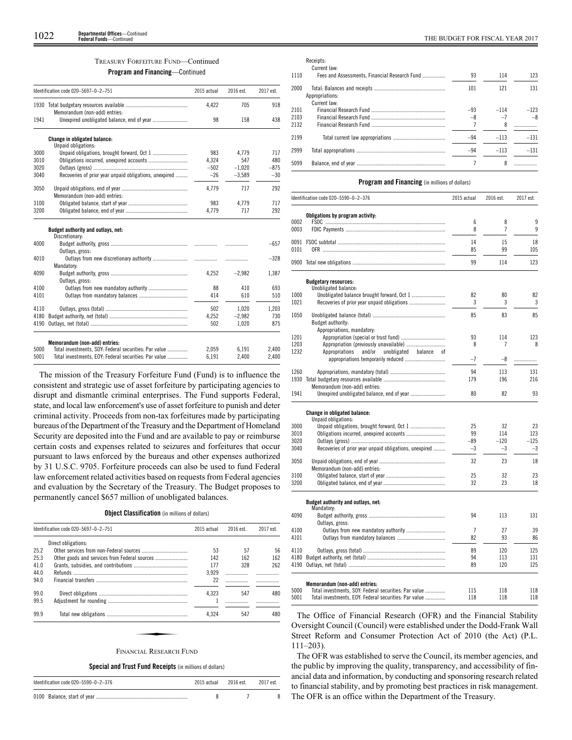TREASURY FORFEITURE FUND—Continued

**Program and Financing**—Continued

| Identification code 020–5697–0–2–751 | | 2015 actual | 2016 est. | 2017 est. |
|---|---|---|---|---|
| 1930 | Total budgetary resources available | 4,422 | 705 | 918 |
| | Memorandum (non-add) entries: | | | |
| 1941 | Unexpired unobligated balance, end of year | 98 | 158 | 438 |
| | **Change in obligated balance:** | | | |
| | Unpaid obligations: | | | |
| 3000 | Unpaid obligations, brought forward, Oct 1 | 983 | 4,779 | 717 |
| 3010 | Obligations incurred, unexpired accounts | 4,324 | 547 | 480 |
| 3020 | Outlays (gross) | –502 | –1,020 | –875 |
| 3040 | Recoveries of prior year unpaid obligations, unexpired | –26 | –3,589 | –30 |
| 3050 | Unpaid obligations, end of year | 4,779 | 717 | 292 |
| | Memorandum (non-add) entries: | | | |
| 3100 | Obligated balance, start of year | 983 | 4,779 | 717 |
| 3200 | Obligated balance, end of year | 4,779 | 717 | 292 |
| | **Budget authority and outlays, net:** | | | |
| | Discretionary: | | | |
| 4000 | Budget authority, gross | | | –657 |
| | Outlays, gross: | | | |
| 4010 | Outlays from new discretionary authority | | | –328 |
| | Mandatory: | | | |
| 4090 | Budget authority, gross | 4,252 | –2,982 | 1,387 |
| | Outlays, gross: | | | |
| 4100 | Outlays from new mandatory authority | 88 | 410 | 693 |
| 4101 | Outlays from mandatory balances | 414 | 610 | 510 |
| 4110 | Outlays, gross (total) | 502 | 1,020 | 1,203 |
| 4180 | Budget authority, net (total) | 4,252 | –2,982 | 730 |
| 4190 | Outlays, net (total) | 502 | 1,020 | 875 |
| | **Memorandum (non-add) entries:** | | | |
| 5000 | Total investments, SOY: Federal securities: Par value | 2,059 | 6,191 | 2,400 |
| 5001 | Total investments, EOY: Federal securities: Par value | 6,191 | 2,400 | 2,400 |

The mission of the Treasury Forfeiture Fund (Fund) is to influence the consistent and strategic use of asset forfeiture by participating agencies to disrupt and dismantle criminal enterprises. The Fund supports Federal, state, and local law enforcement's use of asset forfeiture to punish and deter criminal activity. Proceeds from non-tax forfeitures made by participating bureaus of the Department of the Treasury and the Department of Homeland Security are deposited into the Fund and are available to pay or reimburse certain costs and expenses related to seizures and forfeitures that occur pursuant to laws enforced by the bureaus and other expenses authorized by 31 U.S.C. 9705. Forfeiture proceeds can also be used to fund Federal law enforcement related activities based on requests from Federal agencies and evaluation by the Secretary of the Treasury. The Budget proposes to permanently cancel $657 million of unobligated balances.

**Object Classification** (in millions of dollars)

| Identification code 020–5697–0–2–751 | | 2015 actual | 2016 est. | 2017 est. |
|---|---|---|---|---|
| | Direct obligations: | | | |
| 25.2 | Other services from non-Federal sources | 53 | 57 | 56 |
| 25.3 | Other goods and services from Federal sources | 142 | 162 | 162 |
| 41.0 | Grants, subsidies, and contributions | 177 | 328 | 262 |
| 44.0 | Refunds | 3,929 | | |
| 94.0 | Financial transfers | 22 | | |
| 99.0 | Direct obligations | 4,323 | 547 | 480 |
| 99.5 | Adjustment for rounding | 1 | | |
| 99.9 | Total new obligations | 4,324 | 547 | 480 |

FINANCIAL RESEARCH FUND

**Special and Trust Fund Receipts** (in millions of dollars)

| Identification code 020–5590–0–2–376 | | 2015 actual | 2016 est. | 2017 est. |
|---|---|---|---|---|
| 0100 | Balance, start of year | 8 | 7 | 8 |
| | Receipts: | | | |
| | Current law: | | | |
| 1110 | Fees and Assessments, Financial Research Fund | 93 | 114 | 123 |
| 2000 | Total: Balances and receipts | 101 | 121 | 131 |
| | Appropriations: | | | |
| | Current law: | | | |
| 2101 | Financial Research Fund | –93 | –114 | –123 |
| 2103 | Financial Research Fund | –8 | –7 | –8 |
| 2132 | Financial Research Fund | 7 | 8 | |
| 2199 | Total current law appropriations | –94 | –113 | –131 |
| 2999 | Total appropriations | –94 | –113 | –131 |
| 5099 | Balance, end of year | 7 | 8 | |

**Program and Financing** (in millions of dollars)

| Identification code 020–5590–0–2–376 | | 2015 actual | 2016 est. | 2017 est. |
|---|---|---|---|---|
| | **Obligations by program activity:** | | | |
| 0002 | FSOC | 6 | 8 | 9 |
| 0003 | FDIC Payments | 8 | 7 | 9 |
| 0091 | FSOC subtotal | 14 | 15 | 18 |
| 0101 | OFR | 85 | 99 | 105 |
| 0900 | Total new obligations | 99 | 114 | 123 |
| | **Budgetary resources:** | | | |
| | Unobligated balance: | | | |
| 1000 | Unobligated balance brought forward, Oct 1 | 82 | 80 | 82 |
| 1021 | Recoveries of prior year unpaid obligations | 3 | 3 | 3 |
| 1050 | Unobligated balance (total) | 85 | 83 | 85 |
| | Budget authority: | | | |
| | Appropriations, mandatory: | | | |
| 1201 | Appropriation (special or trust fund) | 93 | 114 | 123 |
| 1203 | Appropriation (previously unavailable) | 8 | 7 | 8 |
| 1232 | Appropriations and/or unobligated balance of appropriations temporarily reduced | –7 | –8 | |
| 1260 | Appropriations, mandatory (total) | 94 | 113 | 131 |
| 1930 | Total budgetary resources available | 179 | 196 | 216 |
| | Memorandum (non-add) entries: | | | |
| 1941 | Unexpired unobligated balance, end of year | 80 | 82 | 93 |
| | **Change in obligated balance:** | | | |
| | Unpaid obligations: | | | |
| 3000 | Unpaid obligations, brought forward, Oct 1 | 25 | 32 | 23 |
| 3010 | Obligations incurred, unexpired accounts | 99 | 114 | 123 |
| 3020 | Outlays (gross) | –89 | –120 | –125 |
| 3040 | Recoveries of prior year unpaid obligations, unexpired | –3 | –3 | –3 |
| 3050 | Unpaid obligations, end of year | 32 | 23 | 18 |
| | Memorandum (non-add) entries: | | | |
| 3100 | Obligated balance, start of year | 25 | 32 | 23 |
| 3200 | Obligated balance, end of year | 32 | 23 | 18 |
| | **Budget authority and outlays, net:** | | | |
| | Mandatory: | | | |
| 4090 | Budget authority, gross | 94 | 113 | 131 |
| | Outlays, gross: | | | |
| 4100 | Outlays from new mandatory authority | 7 | 27 | 39 |
| 4101 | Outlays from mandatory balances | 82 | 93 | 86 |
| 4110 | Outlays, gross (total) | 89 | 120 | 125 |
| 4180 | Budget authority, net (total) | 94 | 113 | 131 |
| 4190 | Outlays, net (total) | 89 | 120 | 125 |
| | **Memorandum (non-add) entries:** | | | |
| 5000 | Total investments, SOY: Federal securities: Par value | 115 | 118 | 118 |
| 5001 | Total investments, EOY: Federal securities: Par value | 118 | 118 | 118 |

The Office of Financial Research (OFR) and the Financial Stability Oversight Council (Council) were established under the Dodd-Frank Wall Street Reform and Consumer Protection Act of 2010 (the Act) (P.L. 111–203).

The OFR was established to serve the Council, its member agencies, and the public by improving the quality, transparency, and accessibility of financial data and information, by conducting and sponsoring research related to financial stability, and by promoting best practices in risk management. The OFR is an office within the Department of the Treasury.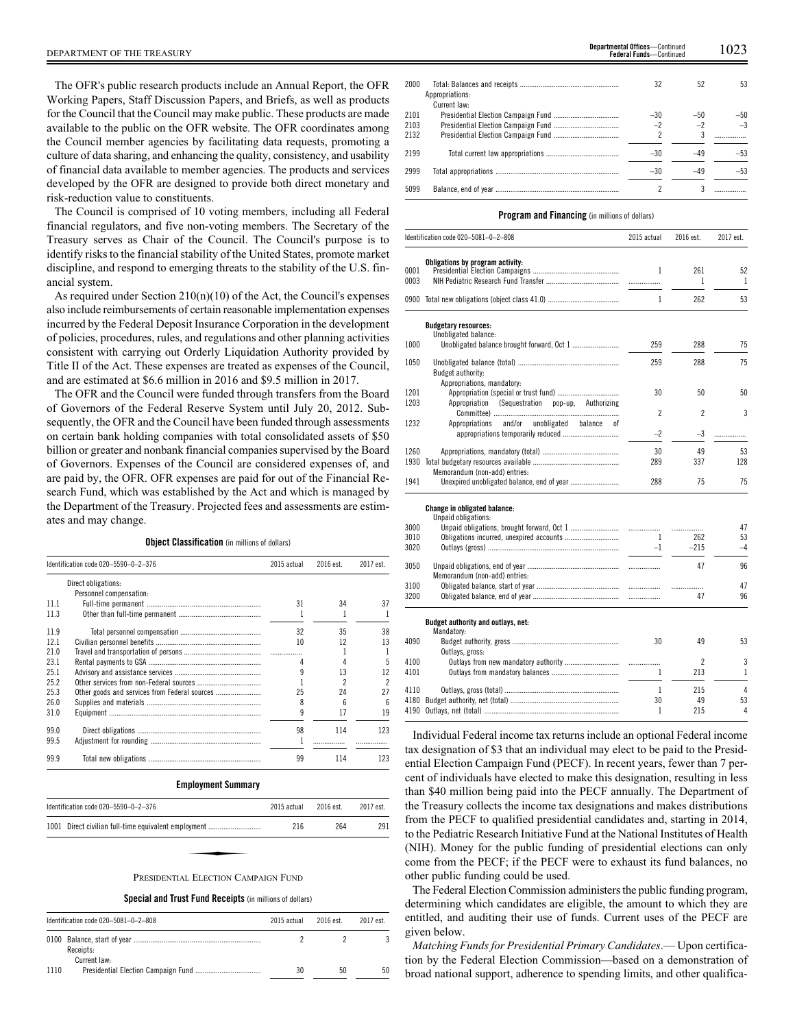The OFR's public research products include an Annual Report, the OFR Working Papers, Staff Discussion Papers, and Briefs, as well as products for the Council that the Council may make public. These products are made available to the public on the OFR website. The OFR coordinates among the Council member agencies by facilitating data requests, promoting a culture of data sharing, and enhancing the quality, consistency, and usability of financial data available to member agencies. The products and services developed by the OFR are designed to provide both direct monetary and risk-reduction value to constituents.

The Council is comprised of 10 voting members, including all Federal financial regulators, and five non-voting members. The Secretary of the Treasury serves as Chair of the Council. The Council's purpose is to identify risks to the financial stability of the United States, promote market discipline, and respond to emerging threats to the stability of the U.S. financial system.

As required under Section 210(n)(10) of the Act, the Council's expenses also include reimbursements of certain reasonable implementation expenses incurred by the Federal Deposit Insurance Corporation in the development of policies, procedures, rules, and regulations and other planning activities consistent with carrying out Orderly Liquidation Authority provided by Title II of the Act. These expenses are treated as expenses of the Council, and are estimated at $6.6 million in 2016 and $9.5 million in 2017.

The OFR and the Council were funded through transfers from the Board of Governors of the Federal Reserve System until July 20, 2012. Subsequently, the OFR and the Council have been funded through assessments on certain bank holding companies with total consolidated assets of $50 billion or greater and nonbank financial companies supervised by the Board of Governors. Expenses of the Council are considered expenses of, and are paid by, the OFR. OFR expenses are paid for out of the Financial Research Fund, which was established by the Act and which is managed by the Department of the Treasury. Projected fees and assessments are estimates and may change.

**Object Classification** (in millions of dollars)

| Identification code 020–5590–0–2–376 | | 2015 actual | 2016 est. | 2017 est. |
|---|---|---|---|---|
| | Direct obligations: | | | |
| | Personnel compensation: | | | |
| 11.1 | Full-time permanent | 31 | 34 | 37 |
| 11.3 | Other than full-time permanent | 1 | 1 | 1 |
| 11.9 | Total personnel compensation | 32 | 35 | 38 |
| 12.1 | Civilian personnel benefits | 10 | 12 | 13 |
| 21.0 | Travel and transportation of persons | | 1 | 1 |
| 23.1 | Rental payments to GSA | 4 | 4 | 5 |
| 25.1 | Advisory and assistance services | 9 | 13 | 12 |
| 25.2 | Other services from non-Federal sources | 1 | 2 | 2 |
| 25.3 | Other goods and services from Federal sources | 25 | 24 | 27 |
| 26.0 | Supplies and materials | 8 | 6 | 6 |
| 31.0 | Equipment | 9 | 17 | 19 |
| 99.0 | Direct obligations | 98 | 114 | 123 |
| 99.5 | Adjustment for rounding | 1 | | |
| 99.9 | Total new obligations | 99 | 114 | 123 |

**Employment Summary**

| Identification code 020–5590–0–2–376 | | 2015 actual | 2016 est. | 2017 est. |
|---|---|---|---|---|
| 1001 | Direct civilian full-time equivalent employment | 216 | 264 | 291 |

## PRESIDENTIAL ELECTION CAMPAIGN FUND

**Special and Trust Fund Receipts** (in millions of dollars)

| Identification code 020–5081–0–2–808 | | 2015 actual | 2016 est. | 2017 est. |
|---|---|---|---|---|
| 0100 | Balance, start of year | 2 | 2 | 3 |
| | Receipts: | | | |
| | Current law: | | | |
| 1110 | Presidential Election Campaign Fund | 30 | 50 | 50 |
| 2000 | Total: Balances and receipts | 32 | 52 | 53 |
| | Appropriations: | | | |
| | Current law: | | | |
| 2101 | Presidential Election Campaign Fund | –30 | –50 | –50 |
| 2103 | Presidential Election Campaign Fund | –2 | –2 | –3 |
| 2132 | Presidential Election Campaign Fund | 2 | 3 | |
| 2199 | Total current law appropriations | –30 | –49 | –53 |
| 2999 | Total appropriations | –30 | –49 | –53 |
| 5099 | Balance, end of year | 2 | 3 | |

**Program and Financing** (in millions of dollars)

| Identification code 020–5081–0–2–808 | | 2015 actual | 2016 est. | 2017 est. |
|---|---|---|---|---|
| | Obligations by program activity: | | | |
| 0001 | Presidential Election Campaigns | 1 | 261 | 52 |
| 0003 | NIH Pediatric Research Fund Transfer | | 1 | 1 |
| 0900 | Total new obligations (object class 41.0) | 1 | 262 | 53 |
| | Budgetary resources: | | | |
| | Unobligated balance: | | | |
| 1000 | Unobligated balance brought forward, Oct 1 | 259 | 288 | 75 |
| 1050 | Unobligated balance (total) | 259 | 288 | 75 |
| | Budget authority: | | | |
| | Appropriations, mandatory: | | | |
| 1201 | Appropriation (special or trust fund) | 30 | 50 | 50 |
| 1203 | Appropriation (Sequestration pop-up, Authorizing Committee) | 2 | 2 | 3 |
| 1232 | Appropriations and/or unobligated balance of appropriations temporarily reduced | –2 | –3 | |
| 1260 | Appropriations, mandatory (total) | 30 | 49 | 53 |
| 1930 | Total budgetary resources available | 289 | 337 | 128 |
| | Memorandum (non-add) entries: | | | |
| 1941 | Unexpired unobligated balance, end of year | 288 | 75 | 75 |
| | Change in obligated balance: | | | |
| | Unpaid obligations: | | | |
| 3000 | Unpaid obligations, brought forward, Oct 1 | | | 47 |
| 3010 | Obligations incurred, unexpired accounts | 1 | 262 | 53 |
| 3020 | Outlays (gross) | –1 | –215 | –4 |
| 3050 | Unpaid obligations, end of year | | 47 | 96 |
| | Memorandum (non-add) entries: | | | |
| 3100 | Obligated balance, start of year | | | 47 |
| 3200 | Obligated balance, end of year | | 47 | 96 |
| | Budget authority and outlays, net: | | | |
| | Mandatory: | | | |
| 4090 | Budget authority, gross | 30 | 49 | 53 |
| | Outlays, gross: | | | |
| 4100 | Outlays from new mandatory authority | | 2 | 3 |
| 4101 | Outlays from mandatory balances | 1 | 213 | 1 |
| 4110 | Outlays, gross (total) | 1 | 215 | 4 |
| 4180 | Budget authority, net (total) | 30 | 49 | 53 |
| 4190 | Outlays, net (total) | 1 | 215 | 4 |

Individual Federal income tax returns include an optional Federal income tax designation of $3 that an individual may elect to be paid to the Presidential Election Campaign Fund (PECF). In recent years, fewer than 7 percent of individuals have elected to make this designation, resulting in less than $40 million being paid into the PECF annually. The Department of the Treasury collects the income tax designations and makes distributions from the PECF to qualified presidential candidates and, starting in 2014, to the Pediatric Research Initiative Fund at the National Institutes of Health (NIH). Money for the public funding of presidential elections can only come from the PECF; if the PECF were to exhaust its fund balances, no other public funding could be used.

The Federal Election Commission administers the public funding program, determining which candidates are eligible, the amount to which they are entitled, and auditing their use of funds. Current uses of the PECF are given below.

*Matching Funds for Presidential Primary Candidates*.— Upon certification by the Federal Election Commission—based on a demonstration of broad national support, adherence to spending limits, and other qualifica-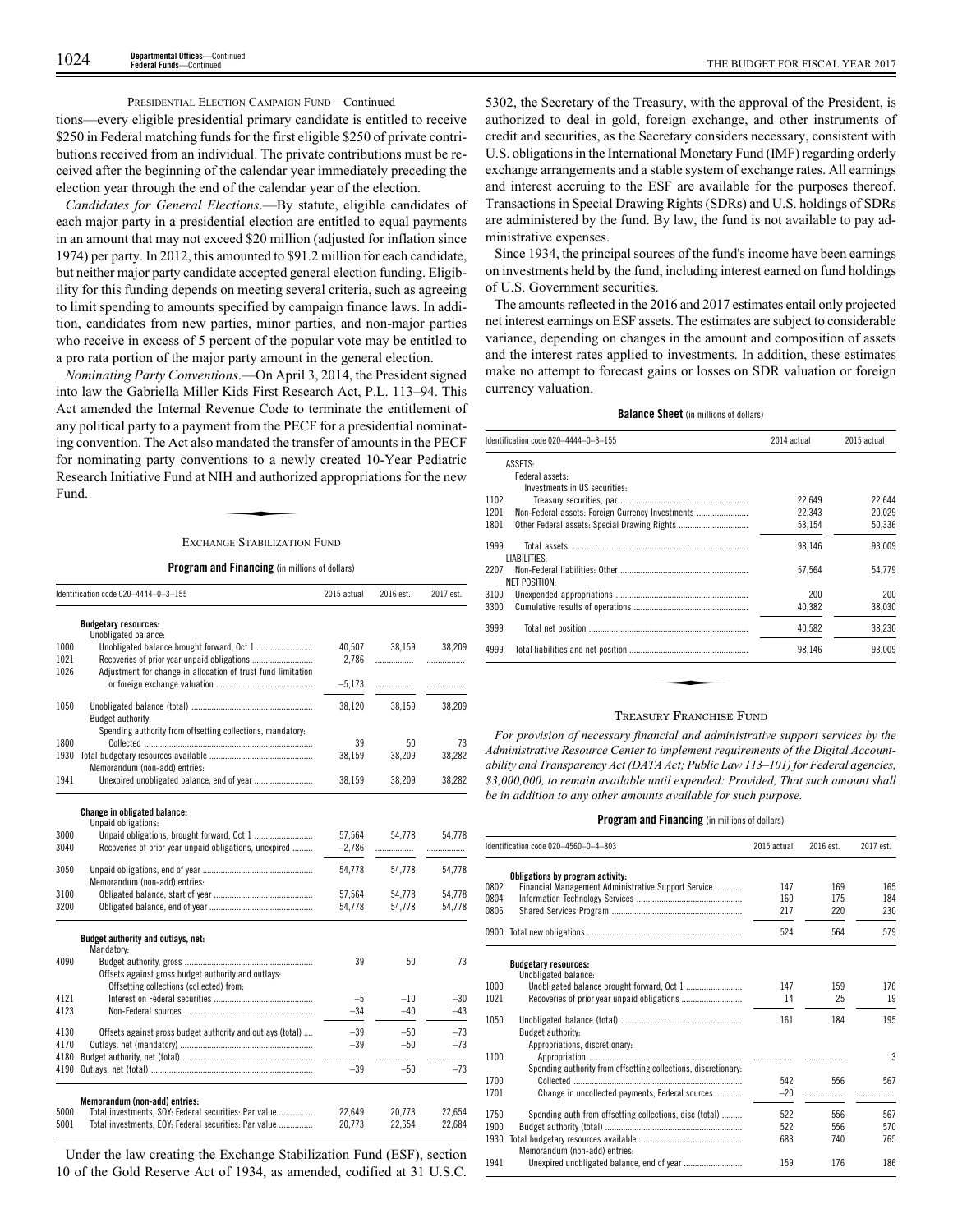PRESIDENTIAL ELECTION CAMPAIGN FUND—Continued

tions—every eligible presidential primary candidate is entitled to receive $250 in Federal matching funds for the first eligible $250 of private contributions received from an individual. The private contributions must be received after the beginning of the calendar year immediately preceding the election year through the end of the calendar year of the election.

*Candidates for General Elections*.—By statute, eligible candidates of each major party in a presidential election are entitled to equal payments in an amount that may not exceed $20 million (adjusted for inflation since 1974) per party. In 2012, this amounted to $91.2 million for each candidate, but neither major party candidate accepted general election funding. Eligibility for this funding depends on meeting several criteria, such as agreeing to limit spending to amounts specified by campaign finance laws. In addition, candidates from new parties, minor parties, and non-major parties who receive in excess of 5 percent of the popular vote may be entitled to a pro rata portion of the major party amount in the general election.

*Nominating Party Conventions*.—On April 3, 2014, the President signed into law the Gabriella Miller Kids First Research Act, P.L. 113–94. This Act amended the Internal Revenue Code to terminate the entitlement of any political party to a payment from the PECF for a presidential nominating convention. The Act also mandated the transfer of amounts in the PECF for nominating party conventions to a newly created 10-Year Pediatric Research Initiative Fund at NIH and authorized appropriations for the new Fund.

## EXCHANGE STABILIZATION FUND

**Program and Financing** (in millions of dollars)

| Identification code 020–4444–0–3–155 | | 2015 actual | 2016 est. | 2017 est. |
|---|---|---|---|---|
| | **Budgetary resources:** | | | |
| | Unobligated balance: | | | |
| 1000 | Unobligated balance brought forward, Oct 1 | 40,507 | 38,159 | 38,209 |
| 1021 | Recoveries of prior year unpaid obligations | 2,786 | | |
| 1026 | Adjustment for change in allocation of trust fund limitation or foreign exchange valuation | –5,173 | | |
| 1050 | Unobligated balance (total) | 38,120 | 38,159 | 38,209 |
| | Budget authority: | | | |
| | Spending authority from offsetting collections, mandatory: | | | |
| 1800 | Collected | 39 | 50 | 73 |
| 1930 | Total budgetary resources available | 38,159 | 38,209 | 38,282 |
| | Memorandum (non-add) entries: | | | |
| 1941 | Unexpired unobligated balance, end of year | 38,159 | 38,209 | 38,282 |
| | **Change in obligated balance:** | | | |
| | Unpaid obligations: | | | |
| 3000 | Unpaid obligations, brought forward, Oct 1 | 57,564 | 54,778 | 54,778 |
| 3040 | Recoveries of prior year unpaid obligations, unexpired | –2,786 | | |
| 3050 | Unpaid obligations, end of year | 54,778 | 54,778 | 54,778 |
| | Memorandum (non-add) entries: | | | |
| 3100 | Obligated balance, start of year | 57,564 | 54,778 | 54,778 |
| 3200 | Obligated balance, end of year | 54,778 | 54,778 | 54,778 |
| | **Budget authority and outlays, net:** | | | |
| | Mandatory: | | | |
| 4090 | Budget authority, gross | 39 | 50 | 73 |
| | Offsets against gross budget authority and outlays: | | | |
| | Offsetting collections (collected) from: | | | |
| 4121 | Interest on Federal securities | –5 | –10 | –30 |
| 4123 | Non-Federal sources | –34 | –40 | –43 |
| 4130 | Offsets against gross budget authority and outlays (total) | –39 | –50 | –73 |
| 4170 | Outlays, net (mandatory) | –39 | –50 | –73 |
| 4180 | Budget authority, net (total) | | | |
| 4190 | Outlays, net (total) | –39 | –50 | –73 |
| | **Memorandum (non-add) entries:** | | | |
| 5000 | Total investments, SOY: Federal securities: Par value | 22,649 | 20,773 | 22,654 |
| 5001 | Total investments, EOY: Federal securities: Par value | 20,773 | 22,654 | 22,684 |

Under the law creating the Exchange Stabilization Fund (ESF), section 10 of the Gold Reserve Act of 1934, as amended, codified at 31 U.S.C. 5302, the Secretary of the Treasury, with the approval of the President, is authorized to deal in gold, foreign exchange, and other instruments of credit and securities, as the Secretary considers necessary, consistent with U.S. obligations in the International Monetary Fund (IMF) regarding orderly exchange arrangements and a stable system of exchange rates. All earnings and interest accruing to the ESF are available for the purposes thereof. Transactions in Special Drawing Rights (SDRs) and U.S. holdings of SDRs are administered by the fund. By law, the fund is not available to pay administrative expenses.

Since 1934, the principal sources of the fund's income have been earnings on investments held by the fund, including interest earned on fund holdings of U.S. Government securities.

The amounts reflected in the 2016 and 2017 estimates entail only projected net interest earnings on ESF assets. The estimates are subject to considerable variance, depending on changes in the amount and composition of assets and the interest rates applied to investments. In addition, these estimates make no attempt to forecast gains or losses on SDR valuation or foreign currency valuation.

**Balance Sheet** (in millions of dollars)

| Identification code 020–4444–0–3–155 | | 2014 actual | 2015 actual |
|---|---|---|---|
| | ASSETS: | | |
| | Federal assets: | | |
| | Investments in US securities: | | |
| 1102 | Treasury securities, par | 22,649 | 22,644 |
| 1201 | Non-Federal assets: Foreign Currency Investments | 22,343 | 20,029 |
| 1801 | Other Federal assets: Special Drawing Rights | 53,154 | 50,336 |
| 1999 | Total assets | 98,146 | 93,009 |
| | LIABILITIES: | | |
| 2207 | Non-Federal liabilities: Other | 57,564 | 54,779 |
| | NET POSITION: | | |
| 3100 | Unexpended appropriations | 200 | 200 |
| 3300 | Cumulative results of operations | 40,382 | 38,030 |
| 3999 | Total net position | 40,582 | 38,230 |
| 4999 | Total liabilities and net position | 98,146 | 93,009 |

## TREASURY FRANCHISE FUND

*For provision of necessary financial and administrative support services by the Administrative Resource Center to implement requirements of the Digital Accountability and Transparency Act (DATA Act; Public Law 113–101) for Federal agencies, $3,000,000, to remain available until expended: Provided, That such amount shall be in addition to any other amounts available for such purpose.*

**Program and Financing** (in millions of dollars)

| Identification code 020–4560–0–4–803 | | 2015 actual | 2016 est. | 2017 est. |
|---|---|---|---|---|
| | **Obligations by program activity:** | | | |
| 0802 | Financial Management Administrative Support Service | 147 | 169 | 165 |
| 0804 | Information Technology Services | 160 | 175 | 184 |
| 0806 | Shared Services Program | 217 | 220 | 230 |
| 0900 | Total new obligations | 524 | 564 | 579 |
| | **Budgetary resources:** | | | |
| | Unobligated balance: | | | |
| 1000 | Unobligated balance brought forward, Oct 1 | 147 | 159 | 176 |
| 1021 | Recoveries of prior year unpaid obligations | 14 | 25 | 19 |
| 1050 | Unobligated balance (total) | 161 | 184 | 195 |
| | Budget authority: | | | |
| | Appropriations, discretionary: | | | |
| 1100 | Appropriation | | | 3 |
| | Spending authority from offsetting collections, discretionary: | | | |
| 1700 | Collected | 542 | 556 | 567 |
| 1701 | Change in uncollected payments, Federal sources | –20 | | |
| 1750 | Spending auth from offsetting collections, disc (total) | 522 | 556 | 567 |
| 1900 | Budget authority (total) | 522 | 556 | 570 |
| 1930 | Total budgetary resources available | 683 | 740 | 765 |
| | Memorandum (non-add) entries: | | | |
| 1941 | Unexpired unobligated balance, end of year | 159 | 176 | 186 |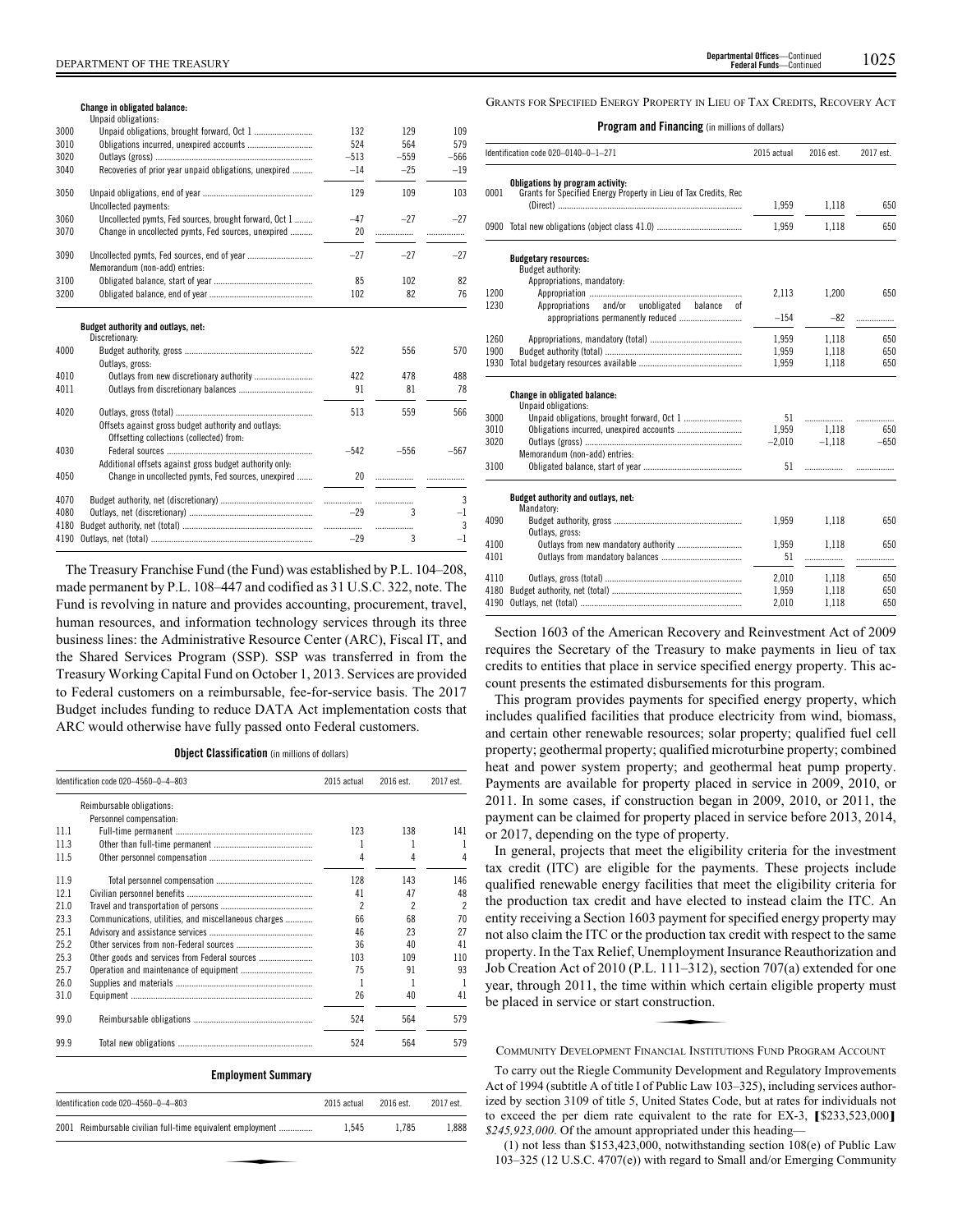| Identification code 020–4560–0–4–803 | | 2015 actual | 2016 est. | 2017 est. |
|---|---|---|---|---|
| | **Change in obligated balance:** | | | |
| | Unpaid obligations: | | | |
| 3000 | Unpaid obligations, brought forward, Oct 1 | 132 | 129 | 109 |
| 3010 | Obligations incurred, unexpired accounts | 524 | 564 | 579 |
| 3020 | Outlays (gross) | –513 | –559 | –566 |
| 3040 | Recoveries of prior year unpaid obligations, unexpired | –14 | –25 | –19 |
| 3050 | Unpaid obligations, end of year | 129 | 109 | 103 |
| | Uncollected payments: | | | |
| 3060 | Uncollected pymts, Fed sources, brought forward, Oct 1 | –47 | –27 | –27 |
| 3070 | Change in uncollected pymts, Fed sources, unexpired | 20 | | |
| 3090 | Uncollected pymts, Fed sources, end of year | –27 | –27 | –27 |
| | Memorandum (non-add) entries: | | | |
| 3100 | Obligated balance, start of year | 85 | 102 | 82 |
| 3200 | Obligated balance, end of year | 102 | 82 | 76 |
| | **Budget authority and outlays, net:** | | | |
| | Discretionary: | | | |
| 4000 | Budget authority, gross | 522 | 556 | 570 |
| | Outlays, gross: | | | |
| 4010 | Outlays from new discretionary authority | 422 | 478 | 488 |
| 4011 | Outlays from discretionary balances | 91 | 81 | 78 |
| 4020 | Outlays, gross (total) | 513 | 559 | 566 |
| | Offsets against gross budget authority and outlays: | | | |
| | Offsetting collections (collected) from: | | | |
| 4030 | Federal sources | –542 | –556 | –567 |
| | Additional offsets against gross budget authority only: | | | |
| 4050 | Change in uncollected pymts, Fed sources, unexpired | 20 | | |
| 4070 | Budget authority, net (discretionary) | | | 3 |
| 4080 | Outlays, net (discretionary) | –29 | 3 | –1 |
| 4180 | Budget authority, net (total) | | | 3 |
| 4190 | Outlays, net (total) | –29 | 3 | –1 |

The Treasury Franchise Fund (the Fund) was established by P.L. 104–208, made permanent by P.L. 108–447 and codified as 31 U.S.C. 322, note. The Fund is revolving in nature and provides accounting, procurement, travel, human resources, and information technology services through its three business lines: the Administrative Resource Center (ARC), Fiscal IT, and the Shared Services Program (SSP). SSP was transferred in from the Treasury Working Capital Fund on October 1, 2013. Services are provided to Federal customers on a reimbursable, fee-for-service basis. The 2017 Budget includes funding to reduce DATA Act implementation costs that ARC would otherwise have fully passed onto Federal customers.

**Object Classification** (in millions of dollars)

| Identification code 020–4560–0–4–803 | | 2015 actual | 2016 est. | 2017 est. |
|---|---|---|---|---|
| | Reimbursable obligations: | | | |
| | Personnel compensation: | | | |
| 11.1 | Full-time permanent | 123 | 138 | 141 |
| 11.3 | Other than full-time permanent | 1 | 1 | 1 |
| 11.5 | Other personnel compensation | 4 | 4 | 4 |
| 11.9 | Total personnel compensation | 128 | 143 | 146 |
| 12.1 | Civilian personnel benefits | 41 | 47 | 48 |
| 21.0 | Travel and transportation of persons | 2 | 2 | 2 |
| 23.3 | Communications, utilities, and miscellaneous charges | 66 | 68 | 70 |
| 25.1 | Advisory and assistance services | 46 | 23 | 27 |
| 25.2 | Other services from non-Federal sources | 36 | 40 | 41 |
| 25.3 | Other goods and services from Federal sources | 103 | 109 | 110 |
| 25.7 | Operation and maintenance of equipment | 75 | 91 | 93 |
| 26.0 | Supplies and materials | 1 | 1 | 1 |
| 31.0 | Equipment | 26 | 40 | 41 |
| 99.0 | Reimbursable obligations | 524 | 564 | 579 |
| 99.9 | Total new obligations | 524 | 564 | 579 |

**Employment Summary**

| Identification code 020–4560–0–4–803 | | 2015 actual | 2016 est. | 2017 est. |
|---|---|---|---|---|
| 2001 | Reimbursable civilian full-time equivalent employment | 1,545 | 1,785 | 1,888 |

## Grants for Specified Energy Property in Lieu of Tax Credits, Recovery Act

**Program and Financing** (in millions of dollars)

| Identification code 020–0140–0–1–271 | | 2015 actual | 2016 est. | 2017 est. |
|---|---|---|---|---|
| | **Obligations by program activity:** | | | |
| 0001 | Grants for Specified Energy Property in Lieu of Tax Credits, Rec (Direct) | 1,959 | 1,118 | 650 |
| 0900 | Total new obligations (object class 41.0) | 1,959 | 1,118 | 650 |
| | **Budgetary resources:** | | | |
| | Budget authority: | | | |
| | Appropriations, mandatory: | | | |
| 1200 | Appropriation | 2,113 | 1,200 | 650 |
| 1230 | Appropriations and/or unobligated balance of appropriations permanently reduced | –154 | –82 | |
| 1260 | Appropriations, mandatory (total) | 1,959 | 1,118 | 650 |
| 1900 | Budget authority (total) | 1,959 | 1,118 | 650 |
| 1930 | Total budgetary resources available | 1,959 | 1,118 | 650 |
| | **Change in obligated balance:** | | | |
| | Unpaid obligations: | | | |
| 3000 | Unpaid obligations, brought forward, Oct 1 | 51 | | |
| 3010 | Obligations incurred, unexpired accounts | 1,959 | 1,118 | 650 |
| 3020 | Outlays (gross) | –2,010 | –1,118 | –650 |
| | Memorandum (non-add) entries: | | | |
| 3100 | Obligated balance, start of year | 51 | | |
| | **Budget authority and outlays, net:** | | | |
| | Mandatory: | | | |
| 4090 | Budget authority, gross | 1,959 | 1,118 | 650 |
| | Outlays, gross: | | | |
| 4100 | Outlays from new mandatory authority | 1,959 | 1,118 | 650 |
| 4101 | Outlays from mandatory balances | 51 | | |
| 4110 | Outlays, gross (total) | 2,010 | 1,118 | 650 |
| 4180 | Budget authority, net (total) | 1,959 | 1,118 | 650 |
| 4190 | Outlays, net (total) | 2,010 | 1,118 | 650 |

Section 1603 of the American Recovery and Reinvestment Act of 2009 requires the Secretary of the Treasury to make payments in lieu of tax credits to entities that place in service specified energy property. This account presents the estimated disbursements for this program.

This program provides payments for specified energy property, which includes qualified facilities that produce electricity from wind, biomass, and certain other renewable resources; solar property; qualified fuel cell property; geothermal property; qualified microturbine property; combined heat and power system property; and geothermal heat pump property. Payments are available for property placed in service in 2009, 2010, or 2011. In some cases, if construction began in 2009, 2010, or 2011, the payment can be claimed for property placed in service before 2013, 2014, or 2017, depending on the type of property.

In general, projects that meet the eligibility criteria for the investment tax credit (ITC) are eligible for the payments. These projects include qualified renewable energy facilities that meet the eligibility criteria for the production tax credit and have elected to instead claim the ITC. An entity receiving a Section 1603 payment for specified energy property may not also claim the ITC or the production tax credit with respect to the same property. In the Tax Relief, Unemployment Insurance Reauthorization and Job Creation Act of 2010 (P.L. 111–312), section 707(a) extended for one year, through 2011, the time within which certain eligible property must be placed in service or start construction.

## Community Development Financial Institutions Fund Program Account

To carry out the Riegle Community Development and Regulatory Improvements Act of 1994 (subtitle A of title I of Public Law 103–325), including services authorized by section 3109 of title 5, United States Code, but at rates for individuals not to exceed the per diem rate equivalent to the rate for EX-3, [$233,523,000] *$245,923,000*. Of the amount appropriated under this heading—

(1) not less than $153,423,000, notwithstanding section 108(e) of Public Law 103–325 (12 U.S.C. 4707(e)) with regard to Small and/or Emerging Community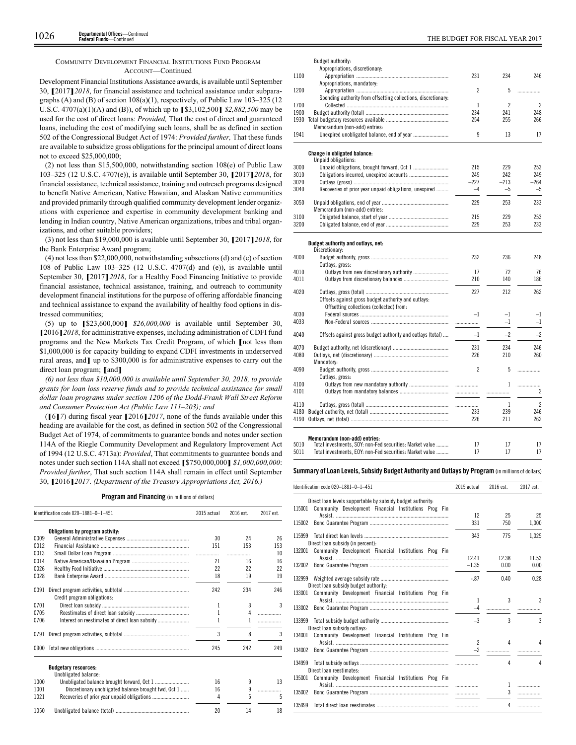COMMUNITY DEVELOPMENT FINANCIAL INSTITUTIONS FUND PROGRAM ACCOUNT—Continued

Development Financial Institutions Assistance awards, is available until September 30, [2017] *2018*, for financial assistance and technical assistance under subparagraphs (A) and (B) of section 108(a)(1), respectively, of Public Law 103–325 (12 U.S.C. 4707(a)(1)(A) and (B)), of which up to [$3,102,500] *$2,882,500* may be used for the cost of direct loans: *Provided,* That the cost of direct and guaranteed loans, including the cost of modifying such loans, shall be as defined in section 502 of the Congressional Budget Act of 1974: *Provided further,* That these funds are available to subsidize gross obligations for the principal amount of direct loans not to exceed $25,000,000;

(2) not less than $15,500,000, notwithstanding section 108(e) of Public Law 103–325 (12 U.S.C. 4707(e)), is available until September 30, [2017] *2018*, for financial assistance, technical assistance, training and outreach programs designed to benefit Native American, Native Hawaiian, and Alaskan Native communities and provided primarily through qualified community development lender organizations with experience and expertise in community development banking and lending in Indian country, Native American organizations, tribes and tribal organizations, and other suitable providers;

(3) not less than $19,000,000 is available until September 30, [2017] *2018*, for the Bank Enterprise Award program;

(4) not less than $22,000,000, notwithstanding subsections (d) and (e) of section 108 of Public Law 103–325 (12 U.S.C. 4707(d) and (e)), is available until September 30, [2017] *2018*, for a Healthy Food Financing Initiative to provide financial assistance, technical assistance, training, and outreach to community development financial institutions for the purpose of offering affordable financing and technical assistance to expand the availability of healthy food options in distressed communities;

(5) up to [$23,600,000] *$26,000,000* is available until September 30, [2016] *2018*, for administrative expenses, including administration of CDFI fund programs and the New Markets Tax Credit Program, of which [not less than $1,000,000 is for capacity building to expand CDFI investments in underserved rural areas, and] up to $300,000 is for administrative expenses to carry out the direct loan program; [and]

*(6) not less than $10,000,000 is available until September 30, 2018, to provide grants for loan loss reserve funds and to provide technical assistance for small dollar loan programs under section 1206 of the Dodd-Frank Wall Street Reform and Consumer Protection Act (Public Law 111–203); and*

([6] *7*) during fiscal year [2016] *2017*, none of the funds available under this heading are available for the cost, as defined in section 502 of the Congressional Budget Act of 1974, of commitments to guarantee bonds and notes under section 114A of the Riegle Community Development and Regulatory Improvement Act of 1994 (12 U.S.C. 4713a): *Provided*, That commitments to guarantee bonds and notes under such section 114A shall not exceed [$750,000,000] *$1,000,000,000*: *Provided further*, That such section 114A shall remain in effect until September 30, [2016] *2017*. *(Department of the Treasury Appropriations Act, 2016.)*

**Program and Financing** (in millions of dollars)

| Identification code 020–1881–0–1–451 | | 2015 actual | 2016 est. | 2017 est. |
|---|---|---|---|---|
| | **Obligations by program activity:** | | | |
| 0009 | General Administrative Expenses | 30 | 24 | 26 |
| 0012 | Financial Assistance | 151 | 153 | 153 |
| 0013 | Small Dollar Loan Program | | | 10 |
| 0014 | Native American/Hawaiian Program | 21 | 16 | 16 |
| 0026 | Healthy Food Initiative | 22 | 22 | 22 |
| 0028 | Bank Enterprise Award | 18 | 19 | 19 |
| 0091 | Direct program activities, subtotal | 242 | 234 | 246 |
| | Credit program obligations: | | | |
| 0701 | Direct loan subsidy | 1 | 3 | 3 |
| 0705 | Reestimates of direct loan subsidy | 1 | 4 | |
| 0706 | Interest on reestimates of direct loan subsidy | 1 | 1 | |
| 0791 | Direct program activities, subtotal | 3 | 8 | 3 |
| 0900 | Total new obligations | 245 | 242 | 249 |
| | **Budgetary resources:** | | | |
| | Unobligated balance: | | | |
| 1000 | Unobligated balance brought forward, Oct 1 | 16 | 9 | 13 |
| 1001 | Discretionary unobligated balance brought fwd, Oct 1 | 16 | 9 | |
| 1021 | Recoveries of prior year unpaid obligations | 4 | 5 | 5 |
| 1050 | Unobligated balance (total) | 20 | 14 | 18 |
| | Budget authority: | | | |
| | Appropriations, discretionary: | | | |
| 1100 | Appropriation | 231 | 234 | 246 |
| | Appropriations, mandatory: | | | |
| 1200 | Appropriation | 2 | 5 | |
| | Spending authority from offsetting collections, discretionary: | | | |
| 1700 | Collected | 1 | 2 | 2 |
| 1900 | Budget authority (total) | 234 | 241 | 248 |
| 1930 | Total budgetary resources available | 254 | 255 | 266 |
| | Memorandum (non-add) entries: | | | |
| 1941 | Unexpired unobligated balance, end of year | 9 | 13 | 17 |
| | **Change in obligated balance:** | | | |
| | Unpaid obligations: | | | |
| 3000 | Unpaid obligations, brought forward, Oct 1 | 215 | 229 | 253 |
| 3010 | Obligations incurred, unexpired accounts | 245 | 242 | 249 |
| 3020 | Outlays (gross) | –227 | –213 | –264 |
| 3040 | Recoveries of prior year unpaid obligations, unexpired | –4 | –5 | –5 |
| 3050 | Unpaid obligations, end of year | 229 | 253 | 233 |
| | Memorandum (non-add) entries: | | | |
| 3100 | Obligated balance, start of year | 215 | 229 | 253 |
| 3200 | Obligated balance, end of year | 229 | 253 | 233 |
| | **Budget authority and outlays, net:** | | | |
| | Discretionary: | | | |
| 4000 | Budget authority, gross | 232 | 236 | 248 |
| | Outlays, gross: | | | |
| 4010 | Outlays from new discretionary authority | 17 | 72 | 76 |
| 4011 | Outlays from discretionary balances | 210 | 140 | 186 |
| 4020 | Outlays, gross (total) | 227 | 212 | 262 |
| | Offsets against gross budget authority and outlays: | | | |
| | Offsetting collections (collected) from: | | | |
| 4030 | Federal sources | –1 | –1 | –1 |
| 4033 | Non-Federal sources | | –1 | –1 |
| 4040 | Offsets against gross budget authority and outlays (total) | –1 | –2 | –2 |
| 4070 | Budget authority, net (discretionary) | 231 | 234 | 246 |
| 4080 | Outlays, net (discretionary) | 226 | 210 | 260 |
| | Mandatory: | | | |
| 4090 | Budget authority, gross | 2 | 5 | |
| | Outlays, gross: | | | |
| 4100 | Outlays from new mandatory authority | | 1 | |
| 4101 | Outlays from mandatory balances | | | 2 |
| 4110 | Outlays, gross (total) | | 1 | 2 |
| 4180 | Budget authority, net (total) | 233 | 239 | 246 |
| 4190 | Outlays, net (total) | 226 | 211 | 262 |
| | **Memorandum (non-add) entries:** | | | |
| 5010 | Total investments, SOY: non-Fed securities: Market value | 17 | 17 | 17 |
| 5011 | Total investments, EOY: non-Fed securities: Market value | 17 | 17 | 17 |

**Summary of Loan Levels, Subsidy Budget Authority and Outlays by Program** (in millions of dollars)

| Identification code 020–1881–0–1–451 | | 2015 actual | 2016 est. | 2017 est. |
|---|---|---|---|---|
| | Direct loan levels supportable by subsidy budget authority: | | | |
| 115001 | Community Development Financial Institutions Prog Fin Assist. | 12 | 25 | 25 |
| 115002 | Bond Guarantee Program | 331 | 750 | 1,000 |
| 115999 | Total direct loan levels | 343 | 775 | 1,025 |
| | Direct loan subsidy (in percent): | | | |
| 132001 | Community Development Financial Institutions Prog Fin Assist. | 12.41 | 12.38 | 11.53 |
| 132002 | Bond Guarantee Program | –1.35 | 0.00 | 0.00 |
| 132999 | Weighted average subsidy rate | –.87 | 0.40 | 0.28 |
| | Direct loan subsidy budget authority: | | | |
| 133001 | Community Development Financial Institutions Prog Fin Assist. | 1 | 3 | 3 |
| 133002 | Bond Guarantee Program | –4 | | |
| 133999 | Total subsidy budget authority | –3 | 3 | 3 |
| | Direct loan subsidy outlays: | | | |
| 134001 | Community Development Financial Institutions Prog Fin Assist. | 2 | 4 | 4 |
| 134002 | Bond Guarantee Program | –2 | | |
| 134999 | Total subsidy outlays | | 4 | 4 |
| | Direct loan reestimates: | | | |
| 135001 | Community Development Financial Institutions Prog Fin Assist. | | 1 | |
| 135002 | Bond Guarantee Program | | 3 | |
| 135999 | Total direct loan reestimates | | 4 | |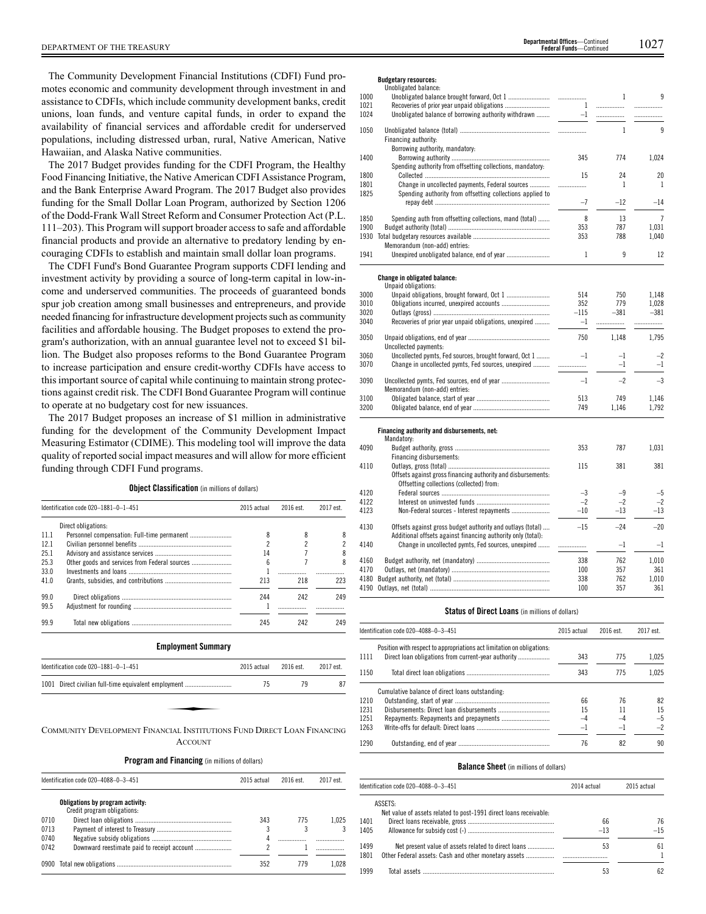The Community Development Financial Institutions (CDFI) Fund promotes economic and community development through investment in and assistance to CDFIs, which include community development banks, credit unions, loan funds, and venture capital funds, in order to expand the availability of financial services and affordable credit for underserved populations, including distressed urban, rural, Native American, Native Hawaiian, and Alaska Native communities.

The 2017 Budget provides funding for the CDFI Program, the Healthy Food Financing Initiative, the Native American CDFI Assistance Program, and the Bank Enterprise Award Program. The 2017 Budget also provides funding for the Small Dollar Loan Program, authorized by Section 1206 of the Dodd-Frank Wall Street Reform and Consumer Protection Act (P.L. 111–203). This Program will support broader access to safe and affordable financial products and provide an alternative to predatory lending by encouraging CDFIs to establish and maintain small dollar loan programs.

The CDFI Fund's Bond Guarantee Program supports CDFI lending and investment activity by providing a source of long-term capital in low-income and underserved communities. The proceeds of guaranteed bonds spur job creation among small businesses and entrepreneurs, and provide needed financing for infrastructure development projects such as community facilities and affordable housing. The Budget proposes to extend the program's authorization, with an annual guarantee level not to exceed $1 billion. The Budget also proposes reforms to the Bond Guarantee Program to increase participation and ensure credit-worthy CDFIs have access to this important source of capital while continuing to maintain strong protections against credit risk. The CDFI Bond Guarantee Program will continue to operate at no budgetary cost for new issuances.

The 2017 Budget proposes an increase of $1 million in administrative funding for the development of the Community Development Impact Measuring Estimator (CDIME). This modeling tool will improve the data quality of reported social impact measures and will allow for more efficient funding through CDFI Fund programs.

**Object Classification** (in millions of dollars)

| Identification code 020–1881–0–1–451 | | 2015 actual | 2016 est. | 2017 est. |
|---|---|---|---|---|
| | Direct obligations: | | | |
| 11.1 | Personnel compensation: Full-time permanent | 8 | 8 | 8 |
| 12.1 | Civilian personnel benefits | 2 | 2 | 2 |
| 25.1 | Advisory and assistance services | 14 | 7 | 8 |
| 25.3 | Other goods and services from Federal sources | 6 | 7 | 8 |
| 33.0 | Investments and loans | 1 | | |
| 41.0 | Grants, subsidies, and contributions | 213 | 218 | 223 |
| 99.0 | Direct obligations | 244 | 242 | 249 |
| 99.5 | Adjustment for rounding | 1 | | |
| 99.9 | Total new obligations | 245 | 242 | 249 |

**Employment Summary**

| Identification code 020–1881–0–1–451 | | 2015 actual | 2016 est. | 2017 est. |
|---|---|---|---|---|
| 1001 | Direct civilian full-time equivalent employment | 75 | 79 | 87 |

## COMMUNITY DEVELOPMENT FINANCIAL INSTITUTIONS FUND DIRECT LOAN FINANCING ACCOUNT

**Program and Financing** (in millions of dollars)

| Identification code 020–4088–0–3–451 | | 2015 actual | 2016 est. | 2017 est. |
|---|---|---|---|---|
| | **Obligations by program activity:** | | | |
| | Credit program obligations: | | | |
| 0710 | Direct loan obligations | 343 | 775 | 1,025 |
| 0713 | Payment of interest to Treasury | 3 | 3 | 3 |
| 0740 | Negative subsidy obligations | 4 | | |
| 0742 | Downward reestimate paid to receipt account | 2 | 1 | |
| 0900 | Total new obligations | 352 | 779 | 1,028 |
| | **Budgetary resources:** | | | |
| | Unobligated balance: | | | |
| 1000 | Unobligated balance brought forward, Oct 1 | | 1 | 9 |
| 1021 | Recoveries of prior year unpaid obligations | 1 | | |
| 1024 | Unobligated balance of borrowing authority withdrawn | –1 | | |
| 1050 | Unobligated balance (total) | | 1 | 9 |
| | Financing authority: | | | |
| | Borrowing authority, mandatory: | | | |
| 1400 | Borrowing authority | 345 | 774 | 1,024 |
| | Spending authority from offsetting collections, mandatory: | | | |
| 1800 | Collected | 15 | 24 | 20 |
| 1801 | Change in uncollected payments, Federal sources | | 1 | 1 |
| 1825 | Spending authority from offsetting collections applied to repay debt | –7 | –12 | –14 |
| 1850 | Spending auth from offsetting collections, mand (total) | 8 | 13 | 7 |
| 1900 | Budget authority (total) | 353 | 787 | 1,031 |
| 1930 | Total budgetary resources available | 353 | 788 | 1,040 |
| | Memorandum (non-add) entries: | | | |
| 1941 | Unexpired unobligated balance, end of year | 1 | 9 | 12 |
| | **Change in obligated balance:** | | | |
| | Unpaid obligations: | | | |
| 3000 | Unpaid obligations, brought forward, Oct 1 | 514 | 750 | 1,148 |
| 3010 | Obligations incurred, unexpired accounts | 352 | 779 | 1,028 |
| 3020 | Outlays (gross) | –115 | –381 | –381 |
| 3040 | Recoveries of prior year unpaid obligations, unexpired | –1 | | |
| 3050 | Unpaid obligations, end of year | 750 | 1,148 | 1,795 |
| | Uncollected payments: | | | |
| 3060 | Uncollected pymts, Fed sources, brought forward, Oct 1 | –1 | –1 | –2 |
| 3070 | Change in uncollected pymts, Fed sources, unexpired | | –1 | –1 |
| 3090 | Uncollected pymts, Fed sources, end of year | –1 | –2 | –3 |
| | Memorandum (non-add) entries: | | | |
| 3100 | Obligated balance, start of year | 513 | 749 | 1,146 |
| 3200 | Obligated balance, end of year | 749 | 1,146 | 1,792 |
| | **Financing authority and disbursements, net:** | | | |
| | Mandatory: | | | |
| 4090 | Budget authority, gross | 353 | 787 | 1,031 |
| | Financing disbursements: | | | |
| 4110 | Outlays, gross (total) | 115 | 381 | 381 |
| | Offsets against gross financing authority and disbursements: | | | |
| | Offsetting collections (collected) from: | | | |
| 4120 | Federal sources | –3 | –9 | –5 |
| 4122 | Interest on uninvested funds | –2 | –2 | –2 |
| 4123 | Non-Federal sources - Interest repayments | –10 | –13 | –13 |
| 4130 | Offsets against gross budget authority and outlays (total) | –15 | –24 | –20 |
| | Additional offsets against financing authority only (total): | | | |
| 4140 | Change in uncollected pymts, Fed sources, unexpired | | –1 | –1 |
| 4160 | Budget authority, net (mandatory) | 338 | 762 | 1,010 |
| 4170 | Outlays, net (mandatory) | 100 | 357 | 361 |
| 4180 | Budget authority, net (total) | 338 | 762 | 1,010 |
| 4190 | Outlays, net (total) | 100 | 357 | 361 |

**Status of Direct Loans** (in millions of dollars)

| Identification code 020–4088–0–3–451 | | 2015 actual | 2016 est. | 2017 est. |
|---|---|---|---|---|
| | Position with respect to appropriations act limitation on obligations: | | | |
| 1111 | Direct loan obligations from current-year authority | 343 | 775 | 1,025 |
| 1150 | Total direct loan obligations | 343 | 775 | 1,025 |
| | Cumulative balance of direct loans outstanding: | | | |
| 1210 | Outstanding, start of year | 66 | 76 | 82 |
| 1231 | Disbursements: Direct loan disbursements | 15 | 11 | 15 |
| 1251 | Repayments: Repayments and prepayments | –4 | –4 | –5 |
| 1263 | Write-offs for default: Direct loans | –1 | –1 | –2 |
| 1290 | Outstanding, end of year | 76 | 82 | 90 |

**Balance Sheet** (in millions of dollars)

| Identification code 020–4088–0–3–451 | | 2014 actual | 2015 actual |
|---|---|---|---|
| | ASSETS: | | |
| | Net value of assets related to post-1991 direct loans receivable: | | |
| 1401 | Direct loans receivable, gross | 66 | 76 |
| 1405 | Allowance for subsidy cost (-) | –13 | –15 |
| 1499 | Net present value of assets related to direct loans | 53 | 61 |
| 1801 | Other Federal assets: Cash and other monetary assets | | 1 |
| 1999 | Total assets | 53 | 62 |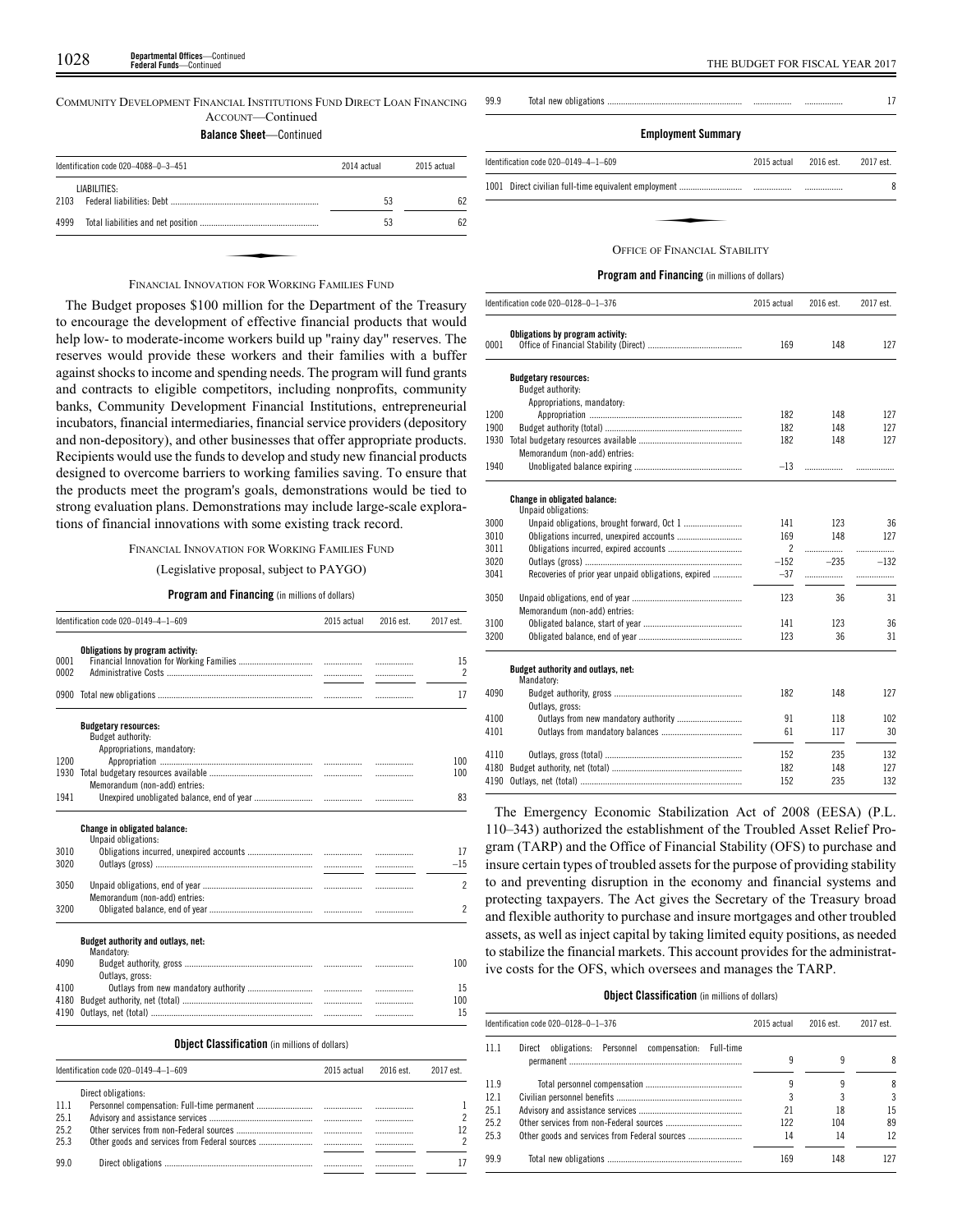COMMUNITY DEVELOPMENT FINANCIAL INSTITUTIONS FUND DIRECT LOAN FINANCING ACCOUNT—Continued

**Balance Sheet**—Continued

| Identification code 020–4088–0–3–451 | | 2014 actual | 2015 actual |
|---|---|---|---|
| | LIABILITIES: | | |
| 2103 | Federal liabilities: Debt | 53 | 62 |
| 4999 | Total liabilities and net position | 53 | 62 |

FINANCIAL INNOVATION FOR WORKING FAMILIES FUND

The Budget proposes $100 million for the Department of the Treasury to encourage the development of effective financial products that would help low- to moderate-income workers build up "rainy day" reserves. The reserves would provide these workers and their families with a buffer against shocks to income and spending needs. The program will fund grants and contracts to eligible competitors, including nonprofits, community banks, Community Development Financial Institutions, entrepreneurial incubators, financial intermediaries, financial service providers (depository and non-depository), and other businesses that offer appropriate products. Recipients would use the funds to develop and study new financial products designed to overcome barriers to working families saving. To ensure that the products meet the program's goals, demonstrations would be tied to strong evaluation plans. Demonstrations may include large-scale explorations of financial innovations with some existing track record.

FINANCIAL INNOVATION FOR WORKING FAMILIES FUND

(Legislative proposal, subject to PAYGO)

**Program and Financing** (in millions of dollars)

| Identification code 020–0149–4–1–609 | | 2015 actual | 2016 est. | 2017 est. |
|---|---|---|---|---|
| | **Obligations by program activity:** | | | |
| 0001 | Financial Innovation for Working Families | | | 15 |
| 0002 | Administrative Costs | | | 2 |
| 0900 | Total new obligations | | | 17 |
| | **Budgetary resources:** | | | |
| | Budget authority: | | | |
| | Appropriations, mandatory: | | | |
| 1200 | Appropriation | | | 100 |
| 1930 | Total budgetary resources available | | | 100 |
| | Memorandum (non-add) entries: | | | |
| 1941 | Unexpired unobligated balance, end of year | | | 83 |
| | **Change in obligated balance:** | | | |
| | Unpaid obligations: | | | |
| 3010 | Obligations incurred, unexpired accounts | | | 17 |
| 3020 | Outlays (gross) | | | –15 |
| 3050 | Unpaid obligations, end of year | | | 2 |
| | Memorandum (non-add) entries: | | | |
| 3200 | Obligated balance, end of year | | | 2 |
| | **Budget authority and outlays, net:** | | | |
| | Mandatory: | | | |
| 4090 | Budget authority, gross | | | 100 |
| | Outlays, gross: | | | |
| 4100 | Outlays from new mandatory authority | | | 15 |
| 4180 | Budget authority, net (total) | | | 100 |
| 4190 | Outlays, net (total) | | | 15 |

**Object Classification** (in millions of dollars)

| Identification code 020–0149–4–1–609 | | 2015 actual | 2016 est. | 2017 est. |
|---|---|---|---|---|
| | Direct obligations: | | | |
| 11.1 | Personnel compensation: Full-time permanent | | | 1 |
| 25.1 | Advisory and assistance services | | | 2 |
| 25.2 | Other services from non-Federal sources | | | 12 |
| 25.3 | Other goods and services from Federal sources | | | 2 |
| 99.0 | Direct obligations | | | 17 |
| 99.9 | Total new obligations | | | 17 |

**Employment Summary**

| Identification code 020–0149–4–1–609 | | 2015 actual | 2016 est. | 2017 est. |
|---|---|---|---|---|
| 1001 | Direct civilian full-time equivalent employment | | | 8 |

OFFICE OF FINANCIAL STABILITY

**Program and Financing** (in millions of dollars)

| Identification code 020–0128–0–1–376 | | 2015 actual | 2016 est. | 2017 est. |
|---|---|---|---|---|
| | **Obligations by program activity:** | | | |
| 0001 | Office of Financial Stability (Direct) | 169 | 148 | 127 |
| | **Budgetary resources:** | | | |
| | Budget authority: | | | |
| | Appropriations, mandatory: | | | |
| 1200 | Appropriation | 182 | 148 | 127 |
| 1900 | Budget authority (total) | 182 | 148 | 127 |
| 1930 | Total budgetary resources available | 182 | 148 | 127 |
| | Memorandum (non-add) entries: | | | |
| 1940 | Unobligated balance expiring | –13 | | |
| | **Change in obligated balance:** | | | |
| | Unpaid obligations: | | | |
| 3000 | Unpaid obligations, brought forward, Oct 1 | 141 | 123 | 36 |
| 3010 | Obligations incurred, unexpired accounts | 169 | 148 | 127 |
| 3011 | Obligations incurred, expired accounts | 2 | | |
| 3020 | Outlays (gross) | –152 | –235 | –132 |
| 3041 | Recoveries of prior year unpaid obligations, expired | –37 | | |
| 3050 | Unpaid obligations, end of year | 123 | 36 | 31 |
| | Memorandum (non-add) entries: | | | |
| 3100 | Obligated balance, start of year | 141 | 123 | 36 |
| 3200 | Obligated balance, end of year | 123 | 36 | 31 |
| | **Budget authority and outlays, net:** | | | |
| | Mandatory: | | | |
| 4090 | Budget authority, gross | 182 | 148 | 127 |
| | Outlays, gross: | | | |
| 4100 | Outlays from new mandatory authority | 91 | 118 | 102 |
| 4101 | Outlays from mandatory balances | 61 | 117 | 30 |
| 4110 | Outlays, gross (total) | 152 | 235 | 132 |
| 4180 | Budget authority, net (total) | 182 | 148 | 127 |
| 4190 | Outlays, net (total) | 152 | 235 | 132 |

The Emergency Economic Stabilization Act of 2008 (EESA) (P.L. 110–343) authorized the establishment of the Troubled Asset Relief Program (TARP) and the Office of Financial Stability (OFS) to purchase and insure certain types of troubled assets for the purpose of providing stability to and preventing disruption in the economy and financial systems and protecting taxpayers. The Act gives the Secretary of the Treasury broad and flexible authority to purchase and insure mortgages and other troubled assets, as well as inject capital by taking limited equity positions, as needed to stabilize the financial markets. This account provides for the administrative costs for the OFS, which oversees and manages the TARP.

**Object Classification** (in millions of dollars)

| Identification code 020–0128–0–1–376 | | 2015 actual | 2016 est. | 2017 est. |
|---|---|---|---|---|
| 11.1 | Direct obligations: Personnel compensation: Full-time permanent | 9 | 9 | 8 |
| 11.9 | Total personnel compensation | 9 | 9 | 8 |
| 12.1 | Civilian personnel benefits | 3 | 3 | 3 |
| 25.1 | Advisory and assistance services | 21 | 18 | 15 |
| 25.2 | Other services from non-Federal sources | 122 | 104 | 89 |
| 25.3 | Other goods and services from Federal sources | 14 | 14 | 12 |
| 99.9 | Total new obligations | 169 | 148 | 127 |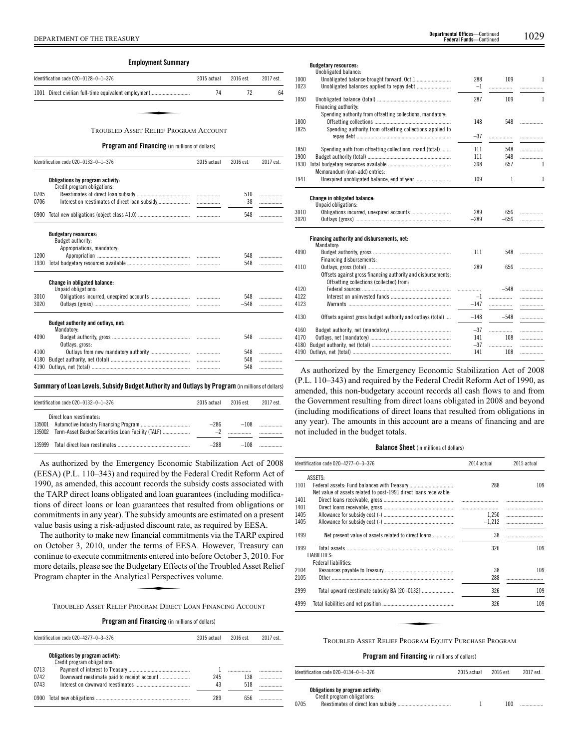**Employment Summary**

| Identification code 020–0128–0–1–376 | 2015 actual | 2016 est. | 2017 est. |
|---|---|---|---|
| 1001 Direct civilian full-time equivalent employment | 74 | 72 | 64 |

## TROUBLED ASSET RELIEF PROGRAM ACCOUNT

**Program and Financing** (in millions of dollars)

| Identification code 020–0132–0–1–376 | | 2015 actual | 2016 est. | 2017 est. |
|---|---|---|---|---|
| | **Obligations by program activity:** | | | |
| | Credit program obligations: | | | |
| 0705 | Reestimates of direct loan subsidy | | 510 | |
| 0706 | Interest on reestimates of direct loan subsidy | | 38 | |
| 0900 | Total new obligations (object class 41.0) | | 548 | |
| | **Budgetary resources:** | | | |
| | Budget authority: | | | |
| | Appropriations, mandatory: | | | |
| 1200 | Appropriation | | 548 | |
| 1930 | Total budgetary resources available | | 548 | |
| | **Change in obligated balance:** | | | |
| | Unpaid obligations: | | | |
| 3010 | Obligations incurred, unexpired accounts | | 548 | |
| 3020 | Outlays (gross) | | –548 | |
| | **Budget authority and outlays, net:** | | | |
| | Mandatory: | | | |
| 4090 | Budget authority, gross | | 548 | |
| | Outlays, gross: | | | |
| 4100 | Outlays from new mandatory authority | | 548 | |
| 4180 | Budget authority, net (total) | | 548 | |
| 4190 | Outlays, net (total) | | 548 | |

**Summary of Loan Levels, Subsidy Budget Authority and Outlays by Program** (in millions of dollars)

| Identification code 020–0132–0–1–376 | | 2015 actual | 2016 est. | 2017 est. |
|---|---|---|---|---|
| | Direct loan reestimates: | | | |
| 135001 | Automotive Industry Financing Program | –286 | –108 | |
| 135002 | Term-Asset Backed Securities Loan Facility (TALF) | –2 | | |
| 135999 | Total direct loan reestimates | –288 | –108 | |

As authorized by the Emergency Economic Stabilization Act of 2008 (EESA) (P.L. 110–343) and required by the Federal Credit Reform Act of 1990, as amended, this account records the subsidy costs associated with the TARP direct loans obligated and loan guarantees (including modifications of direct loans or loan guarantees that resulted from obligations or commitments in any year). The subsidy amounts are estimated on a present value basis using a risk-adjusted discount rate, as required by EESA.

The authority to make new financial commitments via the TARP expired on October 3, 2010, under the terms of EESA. However, Treasury can continue to execute commitments entered into before October 3, 2010. For more details, please see the Budgetary Effects of the Troubled Asset Relief Program chapter in the Analytical Perspectives volume.

## TROUBLED ASSET RELIEF PROGRAM DIRECT LOAN FINANCING ACCOUNT

**Program and Financing** (in millions of dollars)

| Identification code 020–4277–0–3–376 | | 2015 actual | 2016 est. | 2017 est. |
|---|---|---|---|---|
| | **Obligations by program activity:** | | | |
| | Credit program obligations: | | | |
| 0713 | Payment of interest to Treasury | 1 | | |
| 0742 | Downward reestimate paid to receipt account | 245 | 138 | |
| 0743 | Interest on downward reestimates | 43 | 518 | |
| 0900 | Total new obligations | 289 | 656 | |
| | **Budgetary resources:** | | | |
| | Unobligated balance: | | | |
| 1000 | Unobligated balance brought forward, Oct 1 | 288 | 109 | 1 |
| 1023 | Unobligated balances applied to repay debt | –1 | | |
| 1050 | Unobligated balance (total) | 287 | 109 | 1 |
| | Financing authority: | | | |
| | Spending authority from offsetting collections, mandatory: | | | |
| 1800 | Offsetting collections | 148 | 548 | |
| 1825 | Spending authority from offsetting collections applied to repay debt | –37 | | |
| 1850 | Spending auth from offsetting collections, mand (total) | 111 | 548 | |
| 1900 | Budget authority (total) | 111 | 548 | |
| 1930 | Total budgetary resources available | 398 | 657 | 1 |
| | Memorandum (non-add) entries: | | | |
| 1941 | Unexpired unobligated balance, end of year | 109 | 1 | 1 |
| | **Change in obligated balance:** | | | |
| | Unpaid obligations: | | | |
| 3010 | Obligations incurred, unexpired accounts | 289 | 656 | |
| 3020 | Outlays (gross) | –289 | –656 | |
| | **Financing authority and disbursements, net:** | | | |
| | Mandatory: | | | |
| 4090 | Budget authority, gross | 111 | 548 | |
| | Financing disbursements: | | | |
| 4110 | Outlays, gross (total) | 289 | 656 | |
| | Offsets against gross financing authority and disbursements: | | | |
| | Offsetting collections (collected) from: | | | |
| 4120 | Federal sources | | –548 | |
| 4122 | Interest on uninvested funds | –1 | | |
| 4123 | Warrants | –147 | | |
| 4130 | Offsets against gross budget authority and outlays (total) | –148 | –548 | |
| 4160 | Budget authority, net (mandatory) | –37 | | |
| 4170 | Outlays, net (mandatory) | 141 | 108 | |
| 4180 | Budget authority, net (total) | –37 | | |
| 4190 | Outlays, net (total) | 141 | 108 | |

As authorized by the Emergency Economic Stabilization Act of 2008 (P.L. 110–343) and required by the Federal Credit Reform Act of 1990, as amended, this non-budgetary account records all cash flows to and from the Government resulting from direct loans obligated in 2008 and beyond (including modifications of direct loans that resulted from obligations in any year). The amounts in this account are a means of financing and are not included in the budget totals.

**Balance Sheet** (in millions of dollars)

| Identification code 020–4277–0–3–376 | | 2014 actual | 2015 actual |
|---|---|---|---|
| | ASSETS: | | |
| 1101 | Federal assets: Fund balances with Treasury | 288 | 109 |
| | Net value of assets related to post-1991 direct loans receivable: | | |
| 1401 | Direct loans receivable, gross | | |
| 1401 | Direct loans receivable, gross | | |
| 1405 | Allowance for subsidy cost (-) | 1,250 | |
| 1405 | Allowance for subsidy cost (-) | –1,212 | |
| 1499 | Net present value of assets related to direct loans | 38 | |
| 1999 | Total assets | 326 | 109 |
| | LIABILITIES: | | |
| | Federal liabilities: | | |
| 2104 | Resources payable to Treasury | 38 | 109 |
| 2105 | Other | 288 | |
| 2999 | Total upward reestimate subsidy BA [20–0132] | 326 | 109 |
| 4999 | Total liabilities and net position | 326 | 109 |

## TROUBLED ASSET RELIEF PROGRAM EQUITY PURCHASE PROGRAM

**Program and Financing** (in millions of dollars)

| Identification code 020–0134–0–1–376 | | 2015 actual | 2016 est. | 2017 est. |
|---|---|---|---|---|
| | **Obligations by program activity:** | | | |
| | Credit program obligations: | | | |
| 0705 | Reestimates of direct loan subsidy | 1 | 100 | |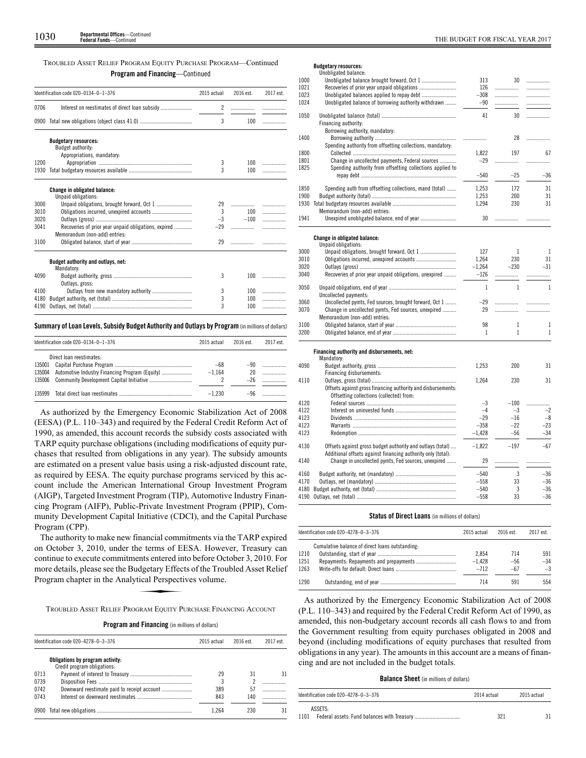TROUBLED ASSET RELIEF PROGRAM EQUITY PURCHASE PROGRAM—Continued

**Program and Financing**—Continued

| Identification code 020–0134–0–1–376 | | 2015 actual | 2016 est. | 2017 est. |
|---|---|---|---|---|
| 0706 | Interest on reestimates of direct loan subsidy | 2 | | |
| 0900 | Total new obligations (object class 41.0) | 3 | 100 | |
| | **Budgetary resources:** | | | |
| | Budget authority: | | | |
| | Appropriations, mandatory: | | | |
| 1200 | Appropriation | 3 | 100 | |
| 1930 | Total budgetary resources available | 3 | 100 | |
| | **Change in obligated balance:** | | | |
| | Unpaid obligations: | | | |
| 3000 | Unpaid obligations, brought forward, Oct 1 | 29 | | |
| 3010 | Obligations incurred, unexpired accounts | 3 | 100 | |
| 3020 | Outlays (gross) | –3 | –100 | |
| 3041 | Recoveries of prior year unpaid obligations, expired | –29 | | |
| | Memorandum (non-add) entries: | | | |
| 3100 | Obligated balance, start of year | 29 | | |
| | **Budget authority and outlays, net:** | | | |
| | Mandatory: | | | |
| 4090 | Budget authority, gross | 3 | 100 | |
| | Outlays, gross: | | | |
| 4100 | Outlays from new mandatory authority | 3 | 100 | |
| 4180 | Budget authority, net (total) | 3 | 100 | |
| 4190 | Outlays, net (total) | 3 | 100 | |

**Summary of Loan Levels, Subsidy Budget Authority and Outlays by Program** (in millions of dollars)

| Identification code 020–0134–0–1–376 | | 2015 actual | 2016 est. | 2017 est. |
|---|---|---|---|---|
| | Direct loan reestimates: | | | |
| 135001 | Capital Purchase Program | –68 | –90 | |
| 135004 | Automotive Industry Financing Program (Equity) | –1,164 | 20 | |
| 135006 | Community Development Capital Initiative | 2 | –26 | |
| 135999 | Total direct loan reestimates | –1,230 | –96 | |

As authorized by the Emergency Economic Stabilization Act of 2008 (EESA) (P.L. 110–343) and required by the Federal Credit Reform Act of 1990, as amended, this account records the subsidy costs associated with TARP equity purchase obligations (including modifications of equity purchases that resulted from obligations in any year). The subsidy amounts are estimated on a present value basis using a risk-adjusted discount rate, as required by EESA. The equity purchase programs serviced by this account include the American International Group Investment Program (AIGP), Targeted Investment Program (TIP), Automotive Industry Financing Program (AIFP), Public-Private Investment Program (PPIP), Community Development Capital Initiative (CDCI), and the Capital Purchase Program (CPP).

The authority to make new financial commitments via the TARP expired on October 3, 2010, under the terms of EESA. However, Treasury can continue to execute commitments entered into before October 3, 2010. For more details, please see the Budgetary Effects of the Troubled Asset Relief Program chapter in the Analytical Perspectives volume.

TROUBLED ASSET RELIEF PROGRAM EQUITY PURCHASE FINANCING ACCOUNT

**Program and Financing** (in millions of dollars)

| Identification code 020–4278–0–3–376 | | 2015 actual | 2016 est. | 2017 est. |
|---|---|---|---|---|
| | **Obligations by program activity:** | | | |
| | Credit program obligations: | | | |
| 0713 | Payment of interest to Treasury | 29 | 31 | 31 |
| 0739 | Disposition Fees | 3 | 2 | |
| 0742 | Downward reestimate paid to receipt account | 389 | 57 | |
| 0743 | Interest on downward reestimates | 843 | 140 | |
| 0900 | Total new obligations | 1,264 | 230 | 31 |
| | **Budgetary resources:** | | | |
| | Unobligated balance: | | | |
| 1000 | Unobligated balance brought forward, Oct 1 | 313 | 30 | |
| 1021 | Recoveries of prior year unpaid obligations | 126 | | |
| 1023 | Unobligated balances applied to repay debt | –308 | | |
| 1024 | Unobligated balance of borrowing authority withdrawn | –90 | | |
| 1050 | Unobligated balance (total) | 41 | 30 | |
| | Financing authority: | | | |
| | Borrowing authority, mandatory: | | | |
| 1400 | Borrowing authority | | 28 | |
| | Spending authority from offsetting collections, mandatory: | | | |
| 1800 | Collected | 1,822 | 197 | 67 |
| 1801 | Change in uncollected payments, Federal sources | –29 | | |
| 1825 | Spending authority from offsetting collections applied to repay debt | –540 | –25 | –36 |
| 1850 | Spending auth from offsetting collections, mand (total) | 1,253 | 172 | 31 |
| 1900 | Budget authority (total) | 1,253 | 200 | 31 |
| 1930 | Total budgetary resources available | 1,294 | 230 | 31 |
| | Memorandum (non-add) entries: | | | |
| 1941 | Unexpired unobligated balance, end of year | 30 | | |
| | **Change in obligated balance:** | | | |
| | Unpaid obligations: | | | |
| 3000 | Unpaid obligations, brought forward, Oct 1 | 127 | 1 | 1 |
| 3010 | Obligations incurred, unexpired accounts | 1,264 | 230 | 31 |
| 3020 | Outlays (gross) | –1,264 | –230 | –31 |
| 3040 | Recoveries of prior year unpaid obligations, unexpired | –126 | | |
| 3050 | Unpaid obligations, end of year | 1 | 1 | 1 |
| | Uncollected payments: | | | |
| 3060 | Uncollected pymts, Fed sources, brought forward, Oct 1 | –29 | | |
| 3070 | Change in uncollected pymts, Fed sources, unexpired | 29 | | |
| | Memorandum (non-add) entries: | | | |
| 3100 | Obligated balance, start of year | 98 | 1 | 1 |
| 3200 | Obligated balance, end of year | 1 | 1 | 1 |
| | **Financing authority and disbursements, net:** | | | |
| | Mandatory: | | | |
| 4090 | Budget authority, gross | 1,253 | 200 | 31 |
| | Financing disbursements: | | | |
| 4110 | Outlays, gross (total) | 1,264 | 230 | 31 |
| | Offsets against gross financing authority and disbursements: | | | |
| | Offsetting collections (collected) from: | | | |
| 4120 | Federal sources | –3 | –100 | |
| 4122 | Interest on uninvested funds | –4 | –3 | –2 |
| 4123 | Dividends | –29 | –16 | –8 |
| 4123 | Warrants | –358 | –22 | –23 |
| 4123 | Redemption | –1,428 | –56 | –34 |
| 4130 | Offsets against gross budget authority and outlays (total) | –1,822 | –197 | –67 |
| | Additional offsets against financing authority only (total): | | | |
| 4140 | Change in uncollected pymts, Fed sources, unexpired | 29 | | |
| 4160 | Budget authority, net (mandatory) | –540 | 3 | –36 |
| 4170 | Outlays, net (mandatory) | –558 | 33 | –36 |
| 4180 | Budget authority, net (total) | –540 | 3 | –36 |
| 4190 | Outlays, net (total) | –558 | 33 | –36 |

**Status of Direct Loans** (in millions of dollars)

| Identification code 020–4278–0–3–376 | | 2015 actual | 2016 est. | 2017 est. |
|---|---|---|---|---|
| | Cumulative balance of direct loans outstanding: | | | |
| 1210 | Outstanding, start of year | 2,854 | 714 | 591 |
| 1251 | Repayments: Repayments and prepayments | –1,428 | –56 | –34 |
| 1263 | Write-offs for default: Direct loans | –712 | –67 | –3 |
| 1290 | Outstanding, end of year | 714 | 591 | 554 |

As authorized by the Emergency Economic Stabilization Act of 2008 (P.L. 110–343) and required by the Federal Credit Reform Act of 1990, as amended, this non-budgetary account records all cash flows to and from the Government resulting from equity purchases obligated in 2008 and beyond (including modifications of equity purchases that resulted from obligations in any year). The amounts in this account are a means of financing and are not included in the budget totals.

**Balance Sheet** (in millions of dollars)

| Identification code 020–4278–0–3–376 | | 2014 actual | 2015 actual |
|---|---|---|---|
| | ASSETS: | | |
| 1101 | Federal assets: Fund balances with Treasury | 321 | 31 |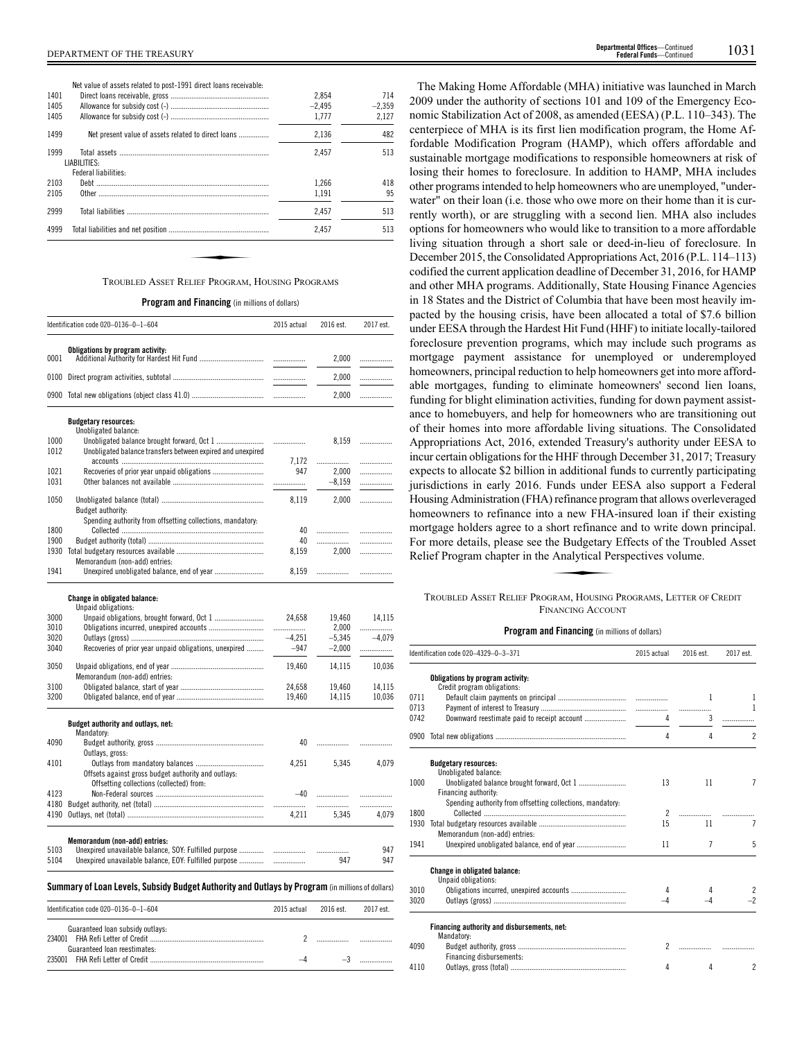| | Net value of assets related to post-1991 direct loans receivable: | | |
|---|---|---|---|
| 1401 | Direct loans receivable, gross | 2,854 | 714 |
| 1405 | Allowance for subsidy cost (-) | –2,495 | –2,359 |
| 1405 | Allowance for subsidy cost (-) | 1,777 | 2,127 |
| 1499 | Net present value of assets related to direct loans | 2,136 | 482 |
| 1999 | Total assets | 2,457 | 513 |
| | LIABILITIES: | | |
| | Federal liabilities: | | |
| 2103 | Debt | 1,266 | 418 |
| 2105 | Other | 1,191 | 95 |
| 2999 | Total liabilities | 2,457 | 513 |
| 4999 | Total liabilities and net position | 2,457 | 513 |

## TROUBLED ASSET RELIEF PROGRAM, HOUSING PROGRAMS

**Program and Financing** (in millions of dollars)

| Identification code 020–0136–0–1–604 | | 2015 actual | 2016 est. | 2017 est. |
|---|---|---|---|---|
| | **Obligations by program activity:** | | | |
| 0001 | Additional Authority for Hardest Hit Fund | | 2,000 | |
| 0100 | Direct program activities, subtotal | | 2,000 | |
| 0900 | Total new obligations (object class 41.0) | | 2,000 | |
| | **Budgetary resources:** | | | |
| | Unobligated balance: | | | |
| 1000 | Unobligated balance brought forward, Oct 1 | | 8,159 | |
| 1012 | Unobligated balance transfers between expired and unexpired accounts | 7,172 | | |
| 1021 | Recoveries of prior year unpaid obligations | 947 | 2,000 | |
| 1031 | Other balances not available | | –8,159 | |
| 1050 | Unobligated balance (total) | 8,119 | 2,000 | |
| | Budget authority: | | | |
| | Spending authority from offsetting collections, mandatory: | | | |
| 1800 | Collected | 40 | | |
| 1900 | Budget authority (total) | 40 | | |
| 1930 | Total budgetary resources available | 8,159 | 2,000 | |
| | Memorandum (non-add) entries: | | | |
| 1941 | Unexpired unobligated balance, end of year | 8,159 | | |
| | **Change in obligated balance:** | | | |
| | Unpaid obligations: | | | |
| 3000 | Unpaid obligations, brought forward, Oct 1 | 24,658 | 19,460 | 14,115 |
| 3010 | Obligations incurred, unexpired accounts | | 2,000 | |
| 3020 | Outlays (gross) | –4,251 | –5,345 | –4,079 |
| 3040 | Recoveries of prior year unpaid obligations, unexpired | –947 | –2,000 | |
| 3050 | Unpaid obligations, end of year | 19,460 | 14,115 | 10,036 |
| | Memorandum (non-add) entries: | | | |
| 3100 | Obligated balance, start of year | 24,658 | 19,460 | 14,115 |
| 3200 | Obligated balance, end of year | 19,460 | 14,115 | 10,036 |
| | **Budget authority and outlays, net:** | | | |
| | Mandatory: | | | |
| 4090 | Budget authority, gross | 40 | | |
| | Outlays, gross: | | | |
| 4101 | Outlays from mandatory balances | 4,251 | 5,345 | 4,079 |
| | Offsets against gross budget authority and outlays: | | | |
| | Offsetting collections (collected) from: | | | |
| 4123 | Non-Federal sources | –40 | | |
| 4180 | Budget authority, net (total) | | | |
| 4190 | Outlays, net (total) | 4,211 | 5,345 | 4,079 |
| | **Memorandum (non-add) entries:** | | | |
| 5103 | Unexpired unavailable balance, SOY: Fulfilled purpose | | | 947 |
| 5104 | Unexpired unavailable balance, EOY: Fulfilled purpose | | 947 | 947 |

**Summary of Loan Levels, Subsidy Budget Authority and Outlays by Program** (in millions of dollars)

| Identification code 020–0136–0–1–604 | | 2015 actual | 2016 est. | 2017 est. |
|---|---|---|---|---|
| | Guaranteed loan subsidy outlays: | | | |
| 234001 | FHA Refi Letter of Credit | 2 | | |
| | Guaranteed loan reestimates: | | | |
| 235001 | FHA Refi Letter of Credit | –4 | –3 | |

The Making Home Affordable (MHA) initiative was launched in March 2009 under the authority of sections 101 and 109 of the Emergency Economic Stabilization Act of 2008, as amended (EESA) (P.L. 110–343). The centerpiece of MHA is its first lien modification program, the Home Affordable Modification Program (HAMP), which offers affordable and sustainable mortgage modifications to responsible homeowners at risk of losing their homes to foreclosure. In addition to HAMP, MHA includes other programs intended to help homeowners who are unemployed, "underwater" on their loan (i.e. those who owe more on their home than it is currently worth), or are struggling with a second lien. MHA also includes options for homeowners who would like to transition to a more affordable living situation through a short sale or deed-in-lieu of foreclosure. In December 2015, the Consolidated Appropriations Act, 2016 (P.L. 114–113) codified the current application deadline of December 31, 2016, for HAMP and other MHA programs. Additionally, State Housing Finance Agencies in 18 States and the District of Columbia that have been most heavily impacted by the housing crisis, have been allocated a total of $7.6 billion under EESA through the Hardest Hit Fund (HHF) to initiate locally-tailored foreclosure prevention programs, which may include such programs as mortgage payment assistance for unemployed or underemployed homeowners, principal reduction to help homeowners get into more affordable mortgages, funding to eliminate homeowners' second lien loans, funding for blight elimination activities, funding for down payment assistance to homebuyers, and help for homeowners who are transitioning out of their homes into more affordable living situations. The Consolidated Appropriations Act, 2016, extended Treasury's authority under EESA to incur certain obligations for the HHF through December 31, 2017; Treasury expects to allocate $2 billion in additional funds to currently participating jurisdictions in early 2016. Funds under EESA also support a Federal Housing Administration (FHA) refinance program that allows overleveraged homeowners to refinance into a new FHA-insured loan if their existing mortgage holders agree to a short refinance and to write down principal. For more details, please see the Budgetary Effects of the Troubled Asset Relief Program chapter in the Analytical Perspectives volume.

## TROUBLED ASSET RELIEF PROGRAM, HOUSING PROGRAMS, LETTER OF CREDIT FINANCING ACCOUNT

**Program and Financing** (in millions of dollars)

| Identification code 020–4329–0–3–371 | | 2015 actual | 2016 est. | 2017 est. |
|---|---|---|---|---|
| | **Obligations by program activity:** | | | |
| | Credit program obligations: | | | |
| 0711 | Default claim payments on principal | | 1 | 1 |
| 0713 | Payment of interest to Treasury | | | 1 |
| 0742 | Downward reestimate paid to receipt account | 4 | 3 | |
| 0900 | Total new obligations | 4 | 4 | 2 |
| | **Budgetary resources:** | | | |
| | Unobligated balance: | | | |
| 1000 | Unobligated balance brought forward, Oct 1 | 13 | 11 | 7 |
| | Financing authority: | | | |
| | Spending authority from offsetting collections, mandatory: | | | |
| 1800 | Collected | 2 | | |
| 1930 | Total budgetary resources available | 15 | 11 | 7 |
| | Memorandum (non-add) entries: | | | |
| 1941 | Unexpired unobligated balance, end of year | 11 | 7 | 5 |
| | **Change in obligated balance:** | | | |
| | Unpaid obligations: | | | |
| 3010 | Obligations incurred, unexpired accounts | 4 | 4 | 2 |
| 3020 | Outlays (gross) | –4 | –4 | –2 |
| | **Financing authority and disbursements, net:** | | | |
| | Mandatory: | | | |
| 4090 | Budget authority, gross | 2 | | |
| | Financing disbursements: | | | |
| 4110 | Outlays, gross (total) | 4 | 4 | 2 |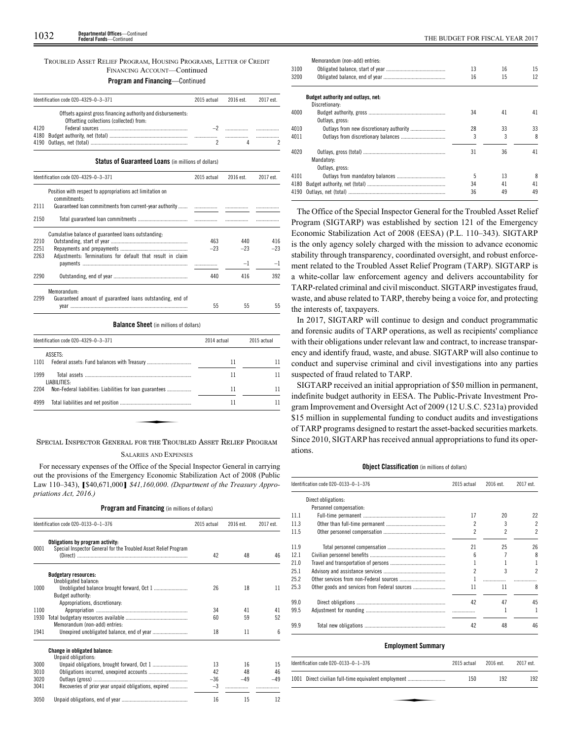### TROUBLED ASSET RELIEF PROGRAM, HOUSING PROGRAMS, LETTER OF CREDIT FINANCING ACCOUNT—Continued

**Program and Financing**—Continued

| Identification code 020–4329–0–3–371 | | 2015 actual | 2016 est. | 2017 est. |
|---|---|---|---|---|
| | Offsets against gross financing authority and disbursements: | | | |
| | Offsetting collections (collected) from: | | | |
| 4120 | Federal sources | –2 | | |
| 4180 | Budget authority, net (total) | | | |
| 4190 | Outlays, net (total) | 2 | 4 | 2 |

**Status of Guaranteed Loans** (in millions of dollars)

| Identification code 020–4329–0–3–371 | | 2015 actual | 2016 est. | 2017 est. |
|---|---|---|---|---|
| | Position with respect to appropriations act limitation on commitments: | | | |
| 2111 | Guaranteed loan commitments from current-year authority | | | |
| 2150 | Total guaranteed loan commitments | | | |
| | Cumulative balance of guaranteed loans outstanding: | | | |
| 2210 | Outstanding, start of year | 463 | 440 | 416 |
| 2251 | Repayments and prepayments | –23 | –23 | –23 |
| 2263 | Adjustments: Terminations for default that result in claim payments | | –1 | –1 |
| 2290 | Outstanding, end of year | 440 | 416 | 392 |
| | Memorandum: | | | |
| 2299 | Guaranteed amount of guaranteed loans outstanding, end of year | 55 | 55 | 55 |

**Balance Sheet** (in millions of dollars)

| Identification code 020–4329–0–3–371 | | 2014 actual | 2015 actual |
|---|---|---|---|
| | ASSETS: | | |
| 1101 | Federal assets: Fund balances with Treasury | 11 | 11 |
| 1999 | Total assets | 11 | 11 |
| | LIABILITIES: | | |
| 2204 | Non-Federal liabilities: Liabilities for loan guarantees | 11 | 11 |
| 4999 | Total liabilities and net position | 11 | 11 |

## SPECIAL INSPECTOR GENERAL FOR THE TROUBLED ASSET RELIEF PROGRAM

### SALARIES AND EXPENSES

For necessary expenses of the Office of the Special Inspector General in carrying out the provisions of the Emergency Economic Stabilization Act of 2008 (Public Law 110–343), [$40,671,000] *$41,160,000*. *(Department of the Treasury Appropriations Act, 2016.)*

**Program and Financing** (in millions of dollars)

| Identification code 020–0133–0–1–376 | | 2015 actual | 2016 est. | 2017 est. |
|---|---|---|---|---|
| | **Obligations by program activity:** | | | |
| 0001 | Special Inspector General for the Troubled Asset Relief Program (Direct) | 42 | 48 | 46 |
| | **Budgetary resources:** | | | |
| | Unobligated balance: | | | |
| 1000 | Unobligated balance brought forward, Oct 1 | 26 | 18 | 11 |
| | Budget authority: | | | |
| | Appropriations, discretionary: | | | |
| 1100 | Appropriation | 34 | 41 | 41 |
| 1930 | Total budgetary resources available | 60 | 59 | 52 |
| | Memorandum (non-add) entries: | | | |
| 1941 | Unexpired unobligated balance, end of year | 18 | 11 | 6 |
| | **Change in obligated balance:** | | | |
| | Unpaid obligations: | | | |
| 3000 | Unpaid obligations, brought forward, Oct 1 | 13 | 16 | 15 |
| 3010 | Obligations incurred, unexpired accounts | 42 | 48 | 46 |
| 3020 | Outlays (gross) | –36 | –49 | –49 |
| 3041 | Recoveries of prior year unpaid obligations, expired | –3 | | |
| 3050 | Unpaid obligations, end of year | 16 | 15 | 12 |
| | Memorandum (non-add) entries: | | | |
| 3100 | Obligated balance, start of year | 13 | 16 | 15 |
| 3200 | Obligated balance, end of year | 16 | 15 | 12 |
| | **Budget authority and outlays, net:** | | | |
| | Discretionary: | | | |
| 4000 | Budget authority, gross | 34 | 41 | 41 |
| | Outlays, gross: | | | |
| 4010 | Outlays from new discretionary authority | 28 | 33 | 33 |
| 4011 | Outlays from discretionary balances | 3 | 3 | 8 |
| 4020 | Outlays, gross (total) | 31 | 36 | 41 |
| | Mandatory: | | | |
| | Outlays, gross: | | | |
| 4101 | Outlays from mandatory balances | 5 | 13 | 8 |
| 4180 | Budget authority, net (total) | 34 | 41 | 41 |
| 4190 | Outlays, net (total) | 36 | 49 | 49 |

The Office of the Special Inspector General for the Troubled Asset Relief Program (SIGTARP) was established by section 121 of the Emergency Economic Stabilization Act of 2008 (EESA) (P.L. 110–343). SIGTARP is the only agency solely charged with the mission to advance economic stability through transparency, coordinated oversight, and robust enforcement related to the Troubled Asset Relief Program (TARP). SIGTARP is a white-collar law enforcement agency and delivers accountability for TARP-related criminal and civil misconduct. SIGTARP investigates fraud, waste, and abuse related to TARP, thereby being a voice for, and protecting the interests of, taxpayers.

In 2017, SIGTARP will continue to design and conduct programmatic and forensic audits of TARP operations, as well as recipients' compliance with their obligations under relevant law and contract, to increase transparency and identify fraud, waste, and abuse. SIGTARP will also continue to conduct and supervise criminal and civil investigations into any parties suspected of fraud related to TARP.

SIGTARP received an initial appropriation of $50 million in permanent, indefinite budget authority in EESA. The Public-Private Investment Program Improvement and Oversight Act of 2009 (12 U.S.C. 5231a) provided $15 million in supplemental funding to conduct audits and investigations of TARP programs designed to restart the asset-backed securities markets. Since 2010, SIGTARP has received annual appropriations to fund its operations.

**Object Classification** (in millions of dollars)

| Identification code 020–0133–0–1–376 | | 2015 actual | 2016 est. | 2017 est. |
|---|---|---|---|---|
| | Direct obligations: | | | |
| | Personnel compensation: | | | |
| 11.1 | Full-time permanent | 17 | 20 | 22 |
| 11.3 | Other than full-time permanent | 2 | 3 | 2 |
| 11.5 | Other personnel compensation | 2 | 2 | 2 |
| 11.9 | Total personnel compensation | 21 | 25 | 26 |
| 12.1 | Civilian personnel benefits | 6 | 7 | 8 |
| 21.0 | Travel and transportation of persons | 1 | 1 | 1 |
| 25.1 | Advisory and assistance services | 2 | 3 | 2 |
| 25.2 | Other services from non-Federal sources | 1 | | |
| 25.3 | Other goods and services from Federal sources | 11 | 11 | 8 |
| 99.0 | Direct obligations | 42 | 47 | 45 |
| 99.5 | Adjustment for rounding | | 1 | 1 |
| 99.9 | Total new obligations | 42 | 48 | 46 |

**Employment Summary**

| Identification code 020–0133–0–1–376 | | 2015 actual | 2016 est. | 2017 est. |
|---|---|---|---|---|
| 1001 | Direct civilian full-time equivalent employment | 150 | 192 | 192 |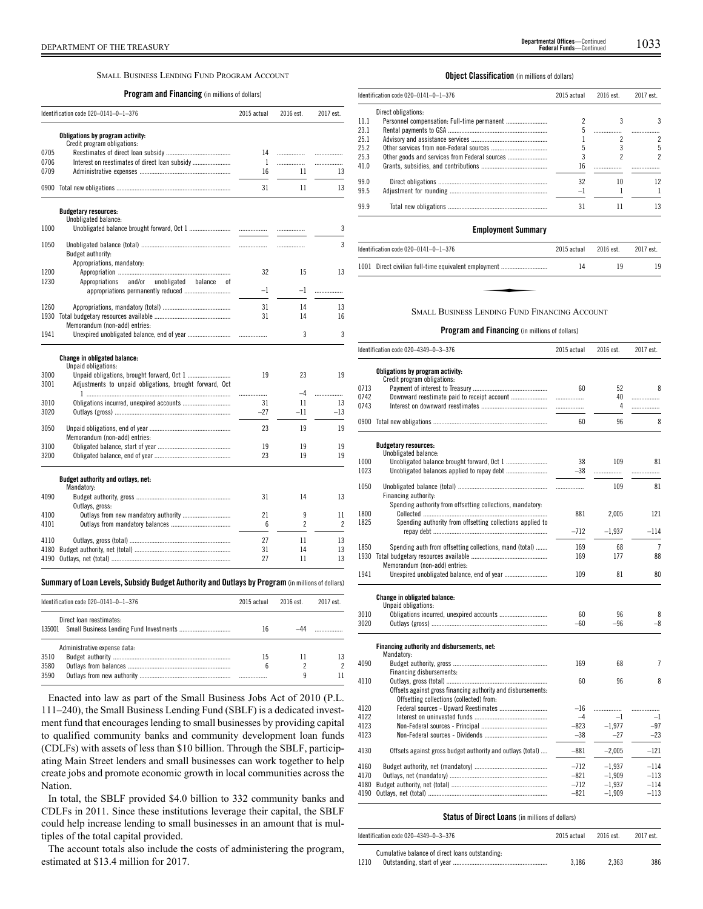## SMALL BUSINESS LENDING FUND PROGRAM ACCOUNT

**Program and Financing** (in millions of dollars)

| Identification code 020–0141–0–1–376 | | 2015 actual | 2016 est. | 2017 est. |
|---|---|---|---|---|
| | **Obligations by program activity:** | | | |
| | Credit program obligations: | | | |
| 0705 | Reestimates of direct loan subsidy | 14 | | |
| 0706 | Interest on reestimates of direct loan subsidy | 1 | | |
| 0709 | Administrative expenses | 16 | 11 | 13 |
| 0900 | Total new obligations | 31 | 11 | 13 |
| | **Budgetary resources:** | | | |
| | Unobligated balance: | | | |
| 1000 | Unobligated balance brought forward, Oct 1 | | | 3 |
| 1050 | Unobligated balance (total) | | | 3 |
| | Budget authority: | | | |
| | Appropriations, mandatory: | | | |
| 1200 | Appropriation | 32 | 15 | 13 |
| 1230 | Appropriations and/or unobligated balance of appropriations permanently reduced | –1 | –1 | |
| 1260 | Appropriations, mandatory (total) | 31 | 14 | 13 |
| 1930 | Total budgetary resources available | 31 | 14 | 16 |
| | Memorandum (non-add) entries: | | | |
| 1941 | Unexpired unobligated balance, end of year | | 3 | 3 |
| | **Change in obligated balance:** | | | |
| | Unpaid obligations: | | | |
| 3000 | Unpaid obligations, brought forward, Oct 1 | 19 | 23 | 19 |
| 3001 | Adjustments to unpaid obligations, brought forward, Oct 1 | | –4 | |
| 3010 | Obligations incurred, unexpired accounts | 31 | 11 | 13 |
| 3020 | Outlays (gross) | –27 | –11 | –13 |
| 3050 | Unpaid obligations, end of year | 23 | 19 | 19 |
| | Memorandum (non-add) entries: | | | |
| 3100 | Obligated balance, start of year | 19 | 19 | 19 |
| 3200 | Obligated balance, end of year | 23 | 19 | 19 |
| | **Budget authority and outlays, net:** | | | |
| | Mandatory: | | | |
| 4090 | Budget authority, gross | 31 | 14 | 13 |
| | Outlays, gross: | | | |
| 4100 | Outlays from new mandatory authority | 21 | 9 | 11 |
| 4101 | Outlays from mandatory balances | 6 | 2 | 2 |
| 4110 | Outlays, gross (total) | 27 | 11 | 13 |
| 4180 | Budget authority, net (total) | 31 | 14 | 13 |
| 4190 | Outlays, net (total) | 27 | 11 | 13 |

**Summary of Loan Levels, Subsidy Budget Authority and Outlays by Program** (in millions of dollars)

| Identification code 020–0141–0–1–376 | | 2015 actual | 2016 est. | 2017 est. |
|---|---|---|---|---|
| | Direct loan reestimates: | | | |
| 135001 | Small Business Lending Fund Investments | 16 | –44 | |
| | Administrative expense data: | | | |
| 3510 | Budget authority | 15 | 11 | 13 |
| 3580 | Outlays from balances | 6 | 2 | 2 |
| 3590 | Outlays from new authority | | 9 | 11 |

Enacted into law as part of the Small Business Jobs Act of 2010 (P.L. 111–240), the Small Business Lending Fund (SBLF) is a dedicated investment fund that encourages lending to small businesses by providing capital to qualified community banks and community development loan funds (CDLFs) with assets of less than $10 billion. Through the SBLF, participating Main Street lenders and small businesses can work together to help create jobs and promote economic growth in local communities across the Nation.

In total, the SBLF provided $4.0 billion to 332 community banks and CDLFs in 2011. Since these institutions leverage their capital, the SBLF could help increase lending to small businesses in an amount that is multiples of the total capital provided.

The account totals also include the costs of administering the program, estimated at $13.4 million for 2017.

**Object Classification** (in millions of dollars)

| Identification code 020–0141–0–1–376 | | 2015 actual | 2016 est. | 2017 est. |
|---|---|---|---|---|
| | Direct obligations: | | | |
| 11.1 | Personnel compensation: Full-time permanent | 2 | 3 | 3 |
| 23.1 | Rental payments to GSA | 5 | | |
| 25.1 | Advisory and assistance services | 1 | 2 | 2 |
| 25.2 | Other services from non-Federal sources | 5 | 3 | 5 |
| 25.3 | Other goods and services from Federal sources | 3 | 2 | 2 |
| 41.0 | Grants, subsidies, and contributions | 16 | | |
| 99.0 | Direct obligations | 32 | 10 | 12 |
| 99.5 | Adjustment for rounding | –1 | 1 | 1 |
| 99.9 | Total new obligations | 31 | 11 | 13 |

**Employment Summary**

| Identification code 020–0141–0–1–376 | | 2015 actual | 2016 est. | 2017 est. |
|---|---|---|---|---|
| 1001 | Direct civilian full-time equivalent employment | 14 | 19 | 19 |

## SMALL BUSINESS LENDING FUND FINANCING ACCOUNT

**Program and Financing** (in millions of dollars)

| Identification code 020–4349–0–3–376 | | 2015 actual | 2016 est. | 2017 est. |
|---|---|---|---|---|
| | **Obligations by program activity:** | | | |
| | Credit program obligations: | | | |
| 0713 | Payment of interest to Treasury | 60 | 52 | 8 |
| 0742 | Downward reestimate paid to receipt account | | 40 | |
| 0743 | Interest on downward reestimates | | 4 | |
| 0900 | Total new obligations | 60 | 96 | 8 |
| | **Budgetary resources:** | | | |
| | Unobligated balance: | | | |
| 1000 | Unobligated balance brought forward, Oct 1 | 38 | 109 | 81 |
| 1023 | Unobligated balances applied to repay debt | –38 | | |
| 1050 | Unobligated balance (total) | | 109 | 81 |
| | Financing authority: | | | |
| | Spending authority from offsetting collections, mandatory: | | | |
| 1800 | Collected | 881 | 2,005 | 121 |
| 1825 | Spending authority from offsetting collections applied to repay debt | –712 | –1,937 | –114 |
| 1850 | Spending auth from offsetting collections, mand (total) | 169 | 68 | 7 |
| 1930 | Total budgetary resources available | 169 | 177 | 88 |
| | Memorandum (non-add) entries: | | | |
| 1941 | Unexpired unobligated balance, end of year | 109 | 81 | 80 |
| | **Change in obligated balance:** | | | |
| | Unpaid obligations: | | | |
| 3010 | Obligations incurred, unexpired accounts | 60 | 96 | 8 |
| 3020 | Outlays (gross) | –60 | –96 | –8 |
| | **Financing authority and disbursements, net:** | | | |
| | Mandatory: | | | |
| 4090 | Budget authority, gross | 169 | 68 | 7 |
| | Financing disbursements: | | | |
| 4110 | Outlays, gross (total) | 60 | 96 | 8 |
| | Offsets against gross financing authority and disbursements: | | | |
| | Offsetting collections (collected) from: | | | |
| 4120 | Federal sources - Upward Reestimates | –16 | | |
| 4122 | Interest on uninvested funds | –4 | –1 | –1 |
| 4123 | Non-Federal sources - Principal | –823 | –1,977 | –97 |
| 4123 | Non-Federal sources - Dividends | –38 | –27 | –23 |
| 4130 | Offsets against gross budget authority and outlays (total) | –881 | –2,005 | –121 |
| 4160 | Budget authority, net (mandatory) | –712 | –1,937 | –114 |
| 4170 | Outlays, net (mandatory) | –821 | –1,909 | –113 |
| 4180 | Budget authority, net (total) | –712 | –1,937 | –114 |
| 4190 | Outlays, net (total) | –821 | –1,909 | –113 |

**Status of Direct Loans** (in millions of dollars)

| Identification code 020–4349–0–3–376 | | 2015 actual | 2016 est. | 2017 est. |
|---|---|---|---|---|
| | Cumulative balance of direct loans outstanding: | | | |
| 1210 | Outstanding, start of year | 3,186 | 2,363 | 386 |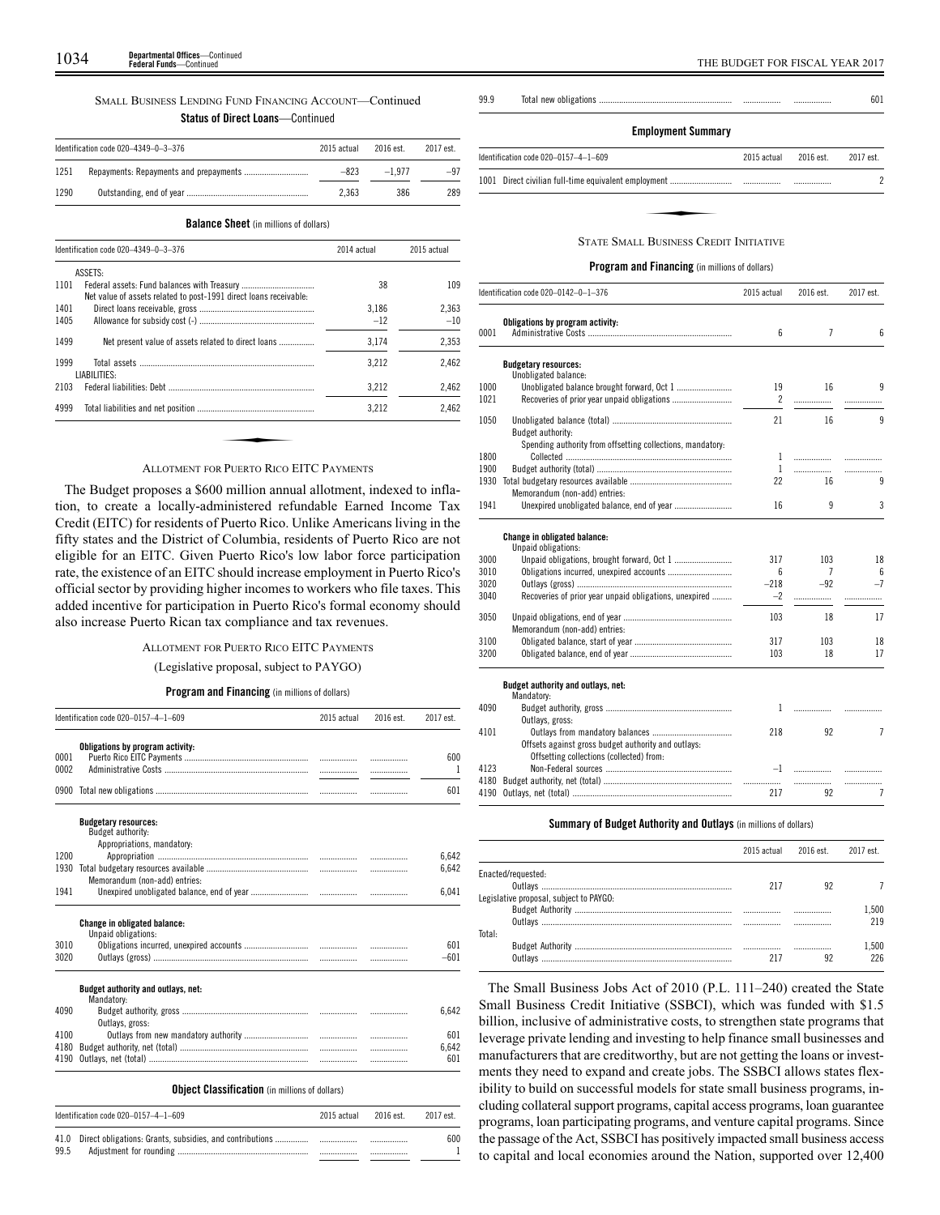SMALL BUSINESS LENDING FUND FINANCING ACCOUNT—Continued

**Status of Direct Loans**—Continued

| Identification code 020–4349–0–3–376 | | 2015 actual | 2016 est. | 2017 est. |
|---|---|---|---|---|
| 1251 | Repayments: Repayments and prepayments | –823 | –1,977 | –97 |
| 1290 | Outstanding, end of year | 2,363 | 386 | 289 |

**Balance Sheet** (in millions of dollars)

| Identification code 020–4349–0–3–376 | | 2014 actual | 2015 actual |
|---|---|---|---|
| | ASSETS: | | |
| 1101 | Federal assets: Fund balances with Treasury | 38 | 109 |
| | Net value of assets related to post-1991 direct loans receivable: | | |
| 1401 | Direct loans receivable, gross | 3,186 | 2,363 |
| 1405 | Allowance for subsidy cost (-) | –12 | –10 |
| 1499 | Net present value of assets related to direct loans | 3,174 | 2,353 |
| 1999 | Total assets | 3,212 | 2,462 |
| | LIABILITIES: | | |
| 2103 | Federal liabilities: Debt | 3,212 | 2,462 |
| 4999 | Total liabilities and net position | 3,212 | 2,462 |

ALLOTMENT FOR PUERTO RICO EITC PAYMENTS

The Budget proposes a $600 million annual allotment, indexed to inflation, to create a locally-administered refundable Earned Income Tax Credit (EITC) for residents of Puerto Rico. Unlike Americans living in the fifty states and the District of Columbia, residents of Puerto Rico are not eligible for an EITC. Given Puerto Rico's low labor force participation rate, the existence of an EITC should increase employment in Puerto Rico's official sector by providing higher incomes to workers who file taxes. This added incentive for participation in Puerto Rico's formal economy should also increase Puerto Rican tax compliance and tax revenues.

ALLOTMENT FOR PUERTO RICO EITC PAYMENTS

(Legislative proposal, subject to PAYGO)

**Program and Financing** (in millions of dollars)

| Identification code 020–0157–4–1–609 | | 2015 actual | 2016 est. | 2017 est. |
|---|---|---|---|---|
| | **Obligations by program activity:** | | | |
| 0001 | Puerto Rico EITC Payments | | | 600 |
| 0002 | Administrative Costs | | | 1 |
| 0900 | Total new obligations | | | 601 |
| | **Budgetary resources:** | | | |
| | Budget authority: | | | |
| | Appropriations, mandatory: | | | |
| 1200 | Appropriation | | | 6,642 |
| 1930 | Total budgetary resources available | | | 6,642 |
| | Memorandum (non-add) entries: | | | |
| 1941 | Unexpired unobligated balance, end of year | | | 6,041 |
| | **Change in obligated balance:** | | | |
| | Unpaid obligations: | | | |
| 3010 | Obligations incurred, unexpired accounts | | | 601 |
| 3020 | Outlays (gross) | | | –601 |
| | **Budget authority and outlays, net:** | | | |
| | Mandatory: | | | |
| 4090 | Budget authority, gross | | | 6,642 |
| | Outlays, gross: | | | |
| 4100 | Outlays from new mandatory authority | | | 601 |
| 4180 | Budget authority, net (total) | | | 6,642 |
| 4190 | Outlays, net (total) | | | 601 |

**Object Classification** (in millions of dollars)

| Identification code 020–0157–4–1–609 | | 2015 actual | 2016 est. | 2017 est. |
|---|---|---|---|---|
| 41.0 | Direct obligations: Grants, subsidies, and contributions | | | 600 |
| 99.5 | Adjustment for rounding | | | 1 |
| 99.9 | Total new obligations | | | 601 |

**Employment Summary**

| Identification code 020–0157–4–1–609 | | 2015 actual | 2016 est. | 2017 est. |
|---|---|---|---|---|
| 1001 | Direct civilian full-time equivalent employment | | | 2 |

STATE SMALL BUSINESS CREDIT INITIATIVE

**Program and Financing** (in millions of dollars)

| Identification code 020–0142–0–1–376 | | 2015 actual | 2016 est. | 2017 est. |
|---|---|---|---|---|
| | **Obligations by program activity:** | | | |
| 0001 | Administrative Costs | 6 | 7 | 6 |
| | **Budgetary resources:** | | | |
| | Unobligated balance: | | | |
| 1000 | Unobligated balance brought forward, Oct 1 | 19 | 16 | 9 |
| 1021 | Recoveries of prior year unpaid obligations | 2 | | |
| 1050 | Unobligated balance (total) | 21 | 16 | 9 |
| | Budget authority: | | | |
| | Spending authority from offsetting collections, mandatory: | | | |
| 1800 | Collected | 1 | | |
| 1900 | Budget authority (total) | 1 | | |
| 1930 | Total budgetary resources available | 22 | 16 | 9 |
| | Memorandum (non-add) entries: | | | |
| 1941 | Unexpired unobligated balance, end of year | 16 | 9 | 3 |
| | **Change in obligated balance:** | | | |
| | Unpaid obligations: | | | |
| 3000 | Unpaid obligations, brought forward, Oct 1 | 317 | 103 | 18 |
| 3010 | Obligations incurred, unexpired accounts | 6 | 7 | 6 |
| 3020 | Outlays (gross) | –218 | –92 | –7 |
| 3040 | Recoveries of prior year unpaid obligations, unexpired | –2 | | |
| 3050 | Unpaid obligations, end of year | 103 | 18 | 17 |
| | Memorandum (non-add) entries: | | | |
| 3100 | Obligated balance, start of year | 317 | 103 | 18 |
| 3200 | Obligated balance, end of year | 103 | 18 | 17 |
| | **Budget authority and outlays, net:** | | | |
| | Mandatory: | | | |
| 4090 | Budget authority, gross | 1 | | |
| | Outlays, gross: | | | |
| 4101 | Outlays from mandatory balances | 218 | 92 | 7 |
| | Offsets against gross budget authority and outlays: | | | |
| | Offsetting collections (collected) from: | | | |
| 4123 | Non-Federal sources | –1 | | |
| 4180 | Budget authority, net (total) | | | |
| 4190 | Outlays, net (total) | 217 | 92 | 7 |

**Summary of Budget Authority and Outlays** (in millions of dollars)

| | 2015 actual | 2016 est. | 2017 est. |
|---|---|---|---|
| Enacted/requested: | | | |
| Outlays | 217 | 92 | 7 |
| Legislative proposal, subject to PAYGO: | | | |
| Budget Authority | | | 1,500 |
| Outlays | | | 219 |
| Total: | | | |
| Budget Authority | | | 1,500 |
| Outlays | 217 | 92 | 226 |

The Small Business Jobs Act of 2010 (P.L. 111–240) created the State Small Business Credit Initiative (SSBCI), which was funded with $1.5 billion, inclusive of administrative costs, to strengthen state programs that leverage private lending and investing to help finance small businesses and manufacturers that are creditworthy, but are not getting the loans or investments they need to expand and create jobs. The SSBCI allows states flexibility to build on successful models for state small business programs, including collateral support programs, capital access programs, loan guarantee programs, loan participating programs, and venture capital programs. Since the passage of the Act, SSBCI has positively impacted small business access to capital and local economies around the Nation, supported over 12,400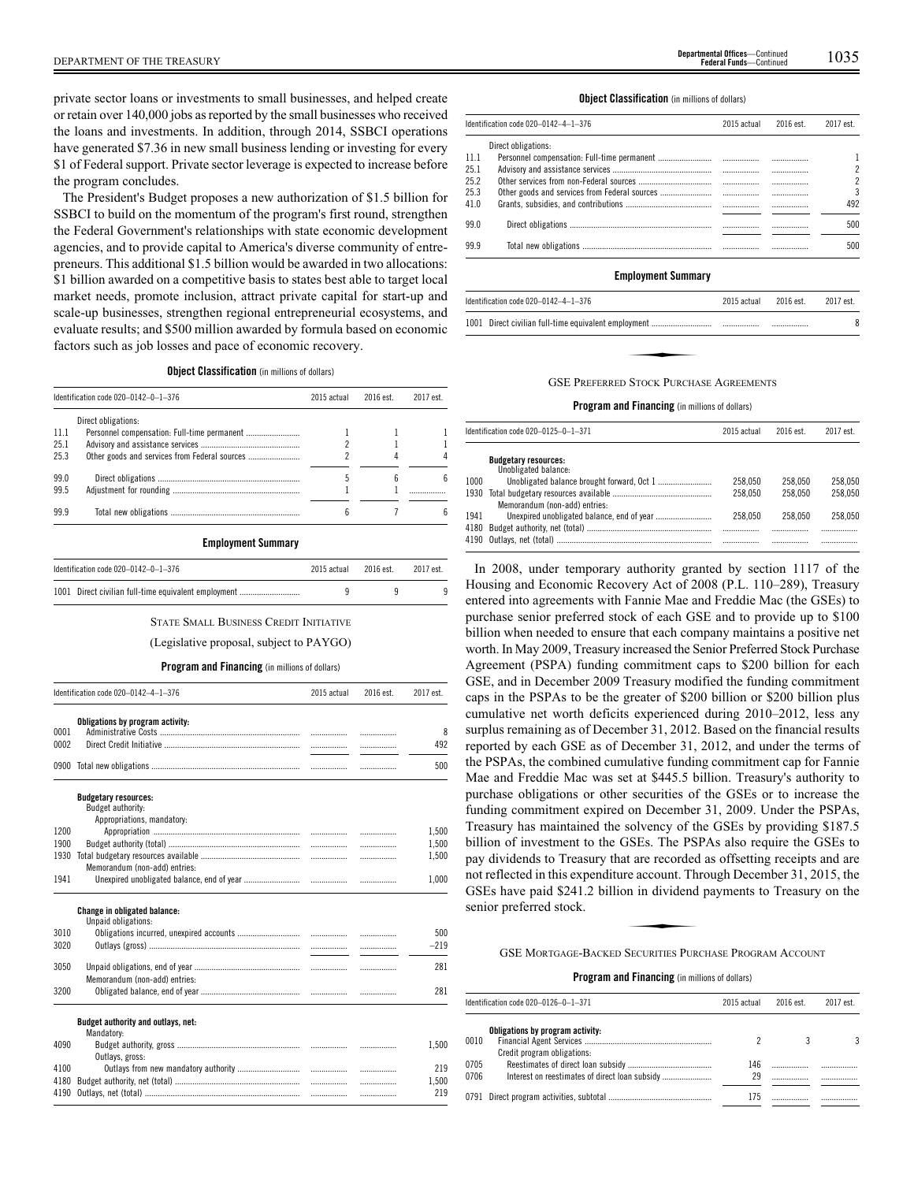private sector loans or investments to small businesses, and helped create or retain over 140,000 jobs as reported by the small businesses who received the loans and investments. In addition, through 2014, SSBCI operations have generated $7.36 in new small business lending or investing for every $1 of Federal support. Private sector leverage is expected to increase before the program concludes.

The President's Budget proposes a new authorization of $1.5 billion for SSBCI to build on the momentum of the program's first round, strengthen the Federal Government's relationships with state economic development agencies, and to provide capital to America's diverse community of entrepreneurs. This additional $1.5 billion would be awarded in two allocations: $1 billion awarded on a competitive basis to states best able to target local market needs, promote inclusion, attract private capital for start-up and scale-up businesses, strengthen regional entrepreneurial ecosystems, and evaluate results; and $500 million awarded by formula based on economic factors such as job losses and pace of economic recovery.

**Object Classification** (in millions of dollars)

| Identification code 020–0142–0–1–376 | | 2015 actual | 2016 est. | 2017 est. |
|---|---|---|---|---|
| | Direct obligations: | | | |
| 11.1 | Personnel compensation: Full-time permanent | 1 | 1 | 1 |
| 25.1 | Advisory and assistance services | 2 | 1 | 1 |
| 25.3 | Other goods and services from Federal sources | 2 | 4 | 4 |
| 99.0 | Direct obligations | 5 | 6 | 6 |
| 99.5 | Adjustment for rounding | 1 | 1 | |
| 99.9 | Total new obligations | 6 | 7 | 6 |

**Employment Summary**

| Identification code 020–0142–0–1–376 | | 2015 actual | 2016 est. | 2017 est. |
|---|---|---|---|---|
| 1001 | Direct civilian full-time equivalent employment | 9 | 9 | 9 |

STATE SMALL BUSINESS CREDIT INITIATIVE

(Legislative proposal, subject to PAYGO)

**Program and Financing** (in millions of dollars)

| Identification code 020–0142–4–1–376 | | 2015 actual | 2016 est. | 2017 est. |
|---|---|---|---|---|
| | **Obligations by program activity:** | | | |
| 0001 | Administrative Costs | | | 8 |
| 0002 | Direct Credit Initiative | | | 492 |
| 0900 | Total new obligations | | | 500 |
| | **Budgetary resources:** | | | |
| | Budget authority: | | | |
| | Appropriations, mandatory: | | | |
| 1200 | Appropriation | | | 1,500 |
| 1900 | Budget authority (total) | | | 1,500 |
| 1930 | Total budgetary resources available | | | 1,500 |
| | Memorandum (non-add) entries: | | | |
| 1941 | Unexpired unobligated balance, end of year | | | 1,000 |
| | **Change in obligated balance:** | | | |
| | Unpaid obligations: | | | |
| 3010 | Obligations incurred, unexpired accounts | | | 500 |
| 3020 | Outlays (gross) | | | –219 |
| 3050 | Unpaid obligations, end of year | | | 281 |
| | Memorandum (non-add) entries: | | | |
| 3200 | Obligated balance, end of year | | | 281 |
| | **Budget authority and outlays, net:** | | | |
| | Mandatory: | | | |
| 4090 | Budget authority, gross | | | 1,500 |
| | Outlays, gross: | | | |
| 4100 | Outlays from new mandatory authority | | | 219 |
| 4180 | Budget authority, net (total) | | | 1,500 |
| 4190 | Outlays, net (total) | | | 219 |

**Object Classification** (in millions of dollars)

| Identification code 020–0142–4–1–376 | | 2015 actual | 2016 est. | 2017 est. |
|---|---|---|---|---|
| | Direct obligations: | | | |
| 11.1 | Personnel compensation: Full-time permanent | | | 1 |
| 25.1 | Advisory and assistance services | | | 2 |
| 25.2 | Other services from non-Federal sources | | | 2 |
| 25.3 | Other goods and services from Federal sources | | | 3 |
| 41.0 | Grants, subsidies, and contributions | | | 492 |
| 99.0 | Direct obligations | | | 500 |
| 99.9 | Total new obligations | | | 500 |

**Employment Summary**

| Identification code 020–0142–4–1–376 | | 2015 actual | 2016 est. | 2017 est. |
|---|---|---|---|---|
| 1001 | Direct civilian full-time equivalent employment | | | 8 |

GSE PREFERRED STOCK PURCHASE AGREEMENTS

**Program and Financing** (in millions of dollars)

| Identification code 020–0125–0–1–371 | | 2015 actual | 2016 est. | 2017 est. |
|---|---|---|---|---|
| | **Budgetary resources:** | | | |
| | Unobligated balance: | | | |
| 1000 | Unobligated balance brought forward, Oct 1 | 258,050 | 258,050 | 258,050 |
| 1930 | Total budgetary resources available | 258,050 | 258,050 | 258,050 |
| | Memorandum (non-add) entries: | | | |
| 1941 | Unexpired unobligated balance, end of year | 258,050 | 258,050 | 258,050 |
| 4180 | Budget authority, net (total) | | | |
| 4190 | Outlays, net (total) | | | |

In 2008, under temporary authority granted by section 1117 of the Housing and Economic Recovery Act of 2008 (P.L. 110–289), Treasury entered into agreements with Fannie Mae and Freddie Mac (the GSEs) to purchase senior preferred stock of each GSE and to provide up to $100 billion when needed to ensure that each company maintains a positive net worth. In May 2009, Treasury increased the Senior Preferred Stock Purchase Agreement (PSPA) funding commitment caps to $200 billion for each GSE, and in December 2009 Treasury modified the funding commitment caps in the PSPAs to be the greater of $200 billion or $200 billion plus cumulative net worth deficits experienced during 2010–2012, less any surplus remaining as of December 31, 2012. Based on the financial results reported by each GSE as of December 31, 2012, and under the terms of the PSPAs, the combined cumulative funding commitment cap for Fannie Mae and Freddie Mac was set at $445.5 billion. Treasury's authority to purchase obligations or other securities of the GSEs or to increase the funding commitment expired on December 31, 2009. Under the PSPAs, Treasury has maintained the solvency of the GSEs by providing $187.5 billion of investment to the GSEs. The PSPAs also require the GSEs to pay dividends to Treasury that are recorded as offsetting receipts and are not reflected in this expenditure account. Through December 31, 2015, the GSEs have paid $241.2 billion in dividend payments to Treasury on the senior preferred stock.

GSE MORTGAGE-BACKED SECURITIES PURCHASE PROGRAM ACCOUNT

**Program and Financing** (in millions of dollars)

| Identification code 020–0126–0–1–371 | | 2015 actual | 2016 est. | 2017 est. |
|---|---|---|---|---|
| | **Obligations by program activity:** | | | |
| 0010 | Financial Agent Services | 2 | 3 | 3 |
| | Credit program obligations: | | | |
| 0705 | Reestimates of direct loan subsidy | 146 | | |
| 0706 | Interest on reestimates of direct loan subsidy | 29 | | |
| 0791 | Direct program activities, subtotal | 175 | | |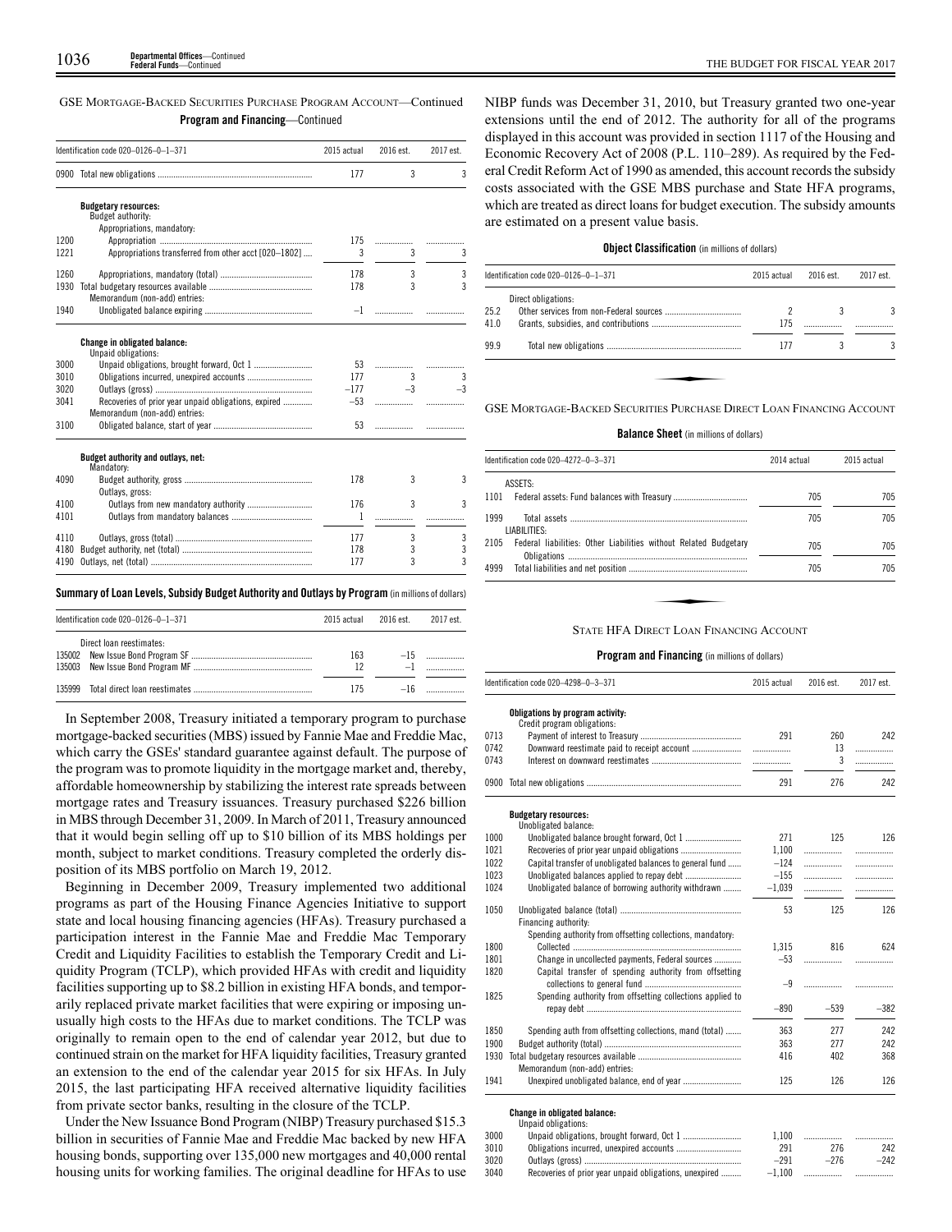## GSE Mortgage-Backed Securities Purchase Program Account—Continued

### Program and Financing—Continued

| Identification code 020–0126–0–1–371 | | 2015 actual | 2016 est. | 2017 est. |
|---|---|---|---|---|
| 0900 | Total new obligations | 177 | 3 | 3 |
| | **Budgetary resources:** | | | |
| | Budget authority: | | | |
| | Appropriations, mandatory: | | | |
| 1200 | Appropriation | 175 | | |
| 1221 | Appropriations transferred from other acct [020–1802] | 3 | 3 | 3 |
| 1260 | Appropriations, mandatory (total) | 178 | 3 | 3 |
| 1930 | Total budgetary resources available | 178 | 3 | 3 |
| | Memorandum (non-add) entries: | | | |
| 1940 | Unobligated balance expiring | –1 | | |
| | **Change in obligated balance:** | | | |
| | Unpaid obligations: | | | |
| 3000 | Unpaid obligations, brought forward, Oct 1 | 53 | | |
| 3010 | Obligations incurred, unexpired accounts | 177 | 3 | 3 |
| 3020 | Outlays (gross) | –177 | –3 | –3 |
| 3041 | Recoveries of prior year unpaid obligations, expired | –53 | | |
| | Memorandum (non-add) entries: | | | |
| 3100 | Obligated balance, start of year | 53 | | |
| | **Budget authority and outlays, net:** | | | |
| | Mandatory: | | | |
| 4090 | Budget authority, gross | 178 | 3 | 3 |
| | Outlays, gross: | | | |
| 4100 | Outlays from new mandatory authority | 176 | 3 | 3 |
| 4101 | Outlays from mandatory balances | 1 | | |
| 4110 | Outlays, gross (total) | 177 | 3 | 3 |
| 4180 | Budget authority, net (total) | 178 | 3 | 3 |
| 4190 | Outlays, net (total) | 177 | 3 | 3 |

### Summary of Loan Levels, Subsidy Budget Authority and Outlays by Program (in millions of dollars)

| Identification code 020–0126–0–1–371 | | 2015 actual | 2016 est. | 2017 est. |
|---|---|---|---|---|
| | Direct loan reestimates: | | | |
| 135002 | New Issue Bond Program SF | 163 | –15 | |
| 135003 | New Issue Bond Program MF | 12 | –1 | |
| 135999 | Total direct loan reestimates | 175 | –16 | |

In September 2008, Treasury initiated a temporary program to purchase mortgage-backed securities (MBS) issued by Fannie Mae and Freddie Mac, which carry the GSEs' standard guarantee against default. The purpose of the program was to promote liquidity in the mortgage market and, thereby, affordable homeownership by stabilizing the interest rate spreads between mortgage rates and Treasury issuances. Treasury purchased $226 billion in MBS through December 31, 2009. In March of 2011, Treasury announced that it would begin selling off up to $10 billion of its MBS holdings per month, subject to market conditions. Treasury completed the orderly disposition of its MBS portfolio on March 19, 2012.

Beginning in December 2009, Treasury implemented two additional programs as part of the Housing Finance Agencies Initiative to support state and local housing financing agencies (HFAs). Treasury purchased a participation interest in the Fannie Mae and Freddie Mac Temporary Credit and Liquidity Facilities to establish the Temporary Credit and Liquidity Program (TCLP), which provided HFAs with credit and liquidity facilities supporting up to $8.2 billion in existing HFA bonds, and temporarily replaced private market facilities that were expiring or imposing unusually high costs to the HFAs due to market conditions. The TCLP was originally to remain open to the end of calendar year 2012, but due to continued strain on the market for HFA liquidity facilities, Treasury granted an extension to the end of the calendar year 2015 for six HFAs. In July 2015, the last participating HFA received alternative liquidity facilities from private sector banks, resulting in the closure of the TCLP.

Under the New Issuance Bond Program (NIBP) Treasury purchased $15.3 billion in securities of Fannie Mae and Freddie Mac backed by new HFA housing bonds, supporting over 135,000 new mortgages and 40,000 rental housing units for working families. The original deadline for HFAs to use NIBP funds was December 31, 2010, but Treasury granted two one-year extensions until the end of 2012. The authority for all of the programs displayed in this account was provided in section 1117 of the Housing and Economic Recovery Act of 2008 (P.L. 110–289). As required by the Federal Credit Reform Act of 1990 as amended, this account records the subsidy costs associated with the GSE MBS purchase and State HFA programs, which are treated as direct loans for budget execution. The subsidy amounts are estimated on a present value basis.

### Object Classification (in millions of dollars)

| Identification code 020–0126–0–1–371 | | 2015 actual | 2016 est. | 2017 est. |
|---|---|---|---|---|
| | Direct obligations: | | | |
| 25.2 | Other services from non-Federal sources | 2 | 3 | 3 |
| 41.0 | Grants, subsidies, and contributions | 175 | | |
| 99.9 | Total new obligations | 177 | 3 | 3 |

## GSE Mortgage-Backed Securities Purchase Direct Loan Financing Account

### Balance Sheet (in millions of dollars)

| Identification code 020–4272–0–3–371 | | 2014 actual | 2015 actual |
|---|---|---|---|
| | ASSETS: | | |
| 1101 | Federal assets: Fund balances with Treasury | 705 | 705 |
| 1999 | Total assets | 705 | 705 |
| | LIABILITIES: | | |
| 2105 | Federal liabilities: Other Liabilities without Related Budgetary Obligations | 705 | 705 |
| 4999 | Total liabilities and net position | 705 | 705 |

## State HFA Direct Loan Financing Account

### Program and Financing (in millions of dollars)

| Identification code 020–4298–0–3–371 | | 2015 actual | 2016 est. | 2017 est. |
|---|---|---|---|---|
| | **Obligations by program activity:** | | | |
| | Credit program obligations: | | | |
| 0713 | Payment of interest to Treasury | 291 | 260 | 242 |
| 0742 | Downward reestimate paid to receipt account | | 13 | |
| 0743 | Interest on downward reestimates | | 3 | |
| 0900 | Total new obligations | 291 | 276 | 242 |
| | **Budgetary resources:** | | | |
| | Unobligated balance: | | | |
| 1000 | Unobligated balance brought forward, Oct 1 | 271 | 125 | 126 |
| 1021 | Recoveries of prior year unpaid obligations | 1,100 | | |
| 1022 | Capital transfer of unobligated balances to general fund | –124 | | |
| 1023 | Unobligated balances applied to repay debt | –155 | | |
| 1024 | Unobligated balance of borrowing authority withdrawn | –1,039 | | |
| 1050 | Unobligated balance (total) | 53 | 125 | 126 |
| | Financing authority: | | | |
| | Spending authority from offsetting collections, mandatory: | | | |
| 1800 | Collected | 1,315 | 816 | 624 |
| 1801 | Change in uncollected payments, Federal sources | –53 | | |
| 1820 | Capital transfer of spending authority from offsetting collections to general fund | –9 | | |
| 1825 | Spending authority from offsetting collections applied to repay debt | –890 | –539 | –382 |
| 1850 | Spending auth from offsetting collections, mand (total) | 363 | 277 | 242 |
| 1900 | Budget authority (total) | 363 | 277 | 242 |
| 1930 | Total budgetary resources available | 416 | 402 | 368 |
| | Memorandum (non-add) entries: | | | |
| 1941 | Unexpired unobligated balance, end of year | 125 | 126 | 126 |
| | **Change in obligated balance:** | | | |
| | Unpaid obligations: | | | |
| 3000 | Unpaid obligations, brought forward, Oct 1 | 1,100 | | |
| 3010 | Obligations incurred, unexpired accounts | 291 | 276 | 242 |
| 3020 | Outlays (gross) | –291 | –276 | –242 |
| 3040 | Recoveries of prior year unpaid obligations, unexpired | –1,100 | | |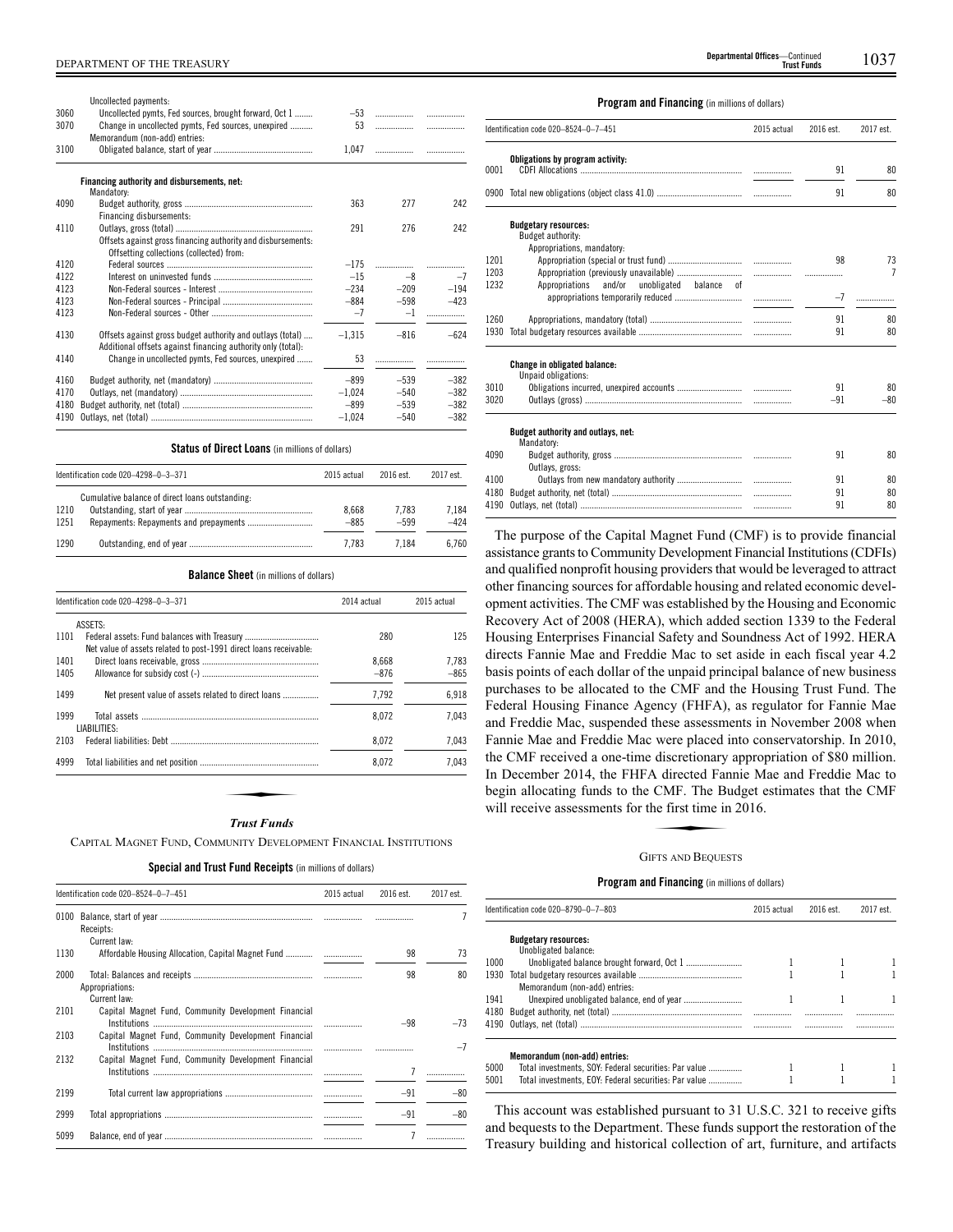| | | 2015 actual | 2016 est. | 2017 est. |
|---|---|---|---|---|
| | Uncollected payments: | | | |
| 3060 | Uncollected pymts, Fed sources, brought forward, Oct 1 | –53 | | |
| 3070 | Change in uncollected pymts, Fed sources, unexpired | 53 | | |
| | Memorandum (non-add) entries: | | | |
| 3100 | Obligated balance, start of year | 1,047 | | |
| | **Financing authority and disbursements, net:** | | | |
| | Mandatory: | | | |
| 4090 | Budget authority, gross | 363 | 277 | 242 |
| | Financing disbursements: | | | |
| 4110 | Outlays, gross (total) | 291 | 276 | 242 |
| | Offsets against gross financing authority and disbursements: | | | |
| | Offsetting collections (collected) from: | | | |
| 4120 | Federal sources | –175 | | |
| 4122 | Interest on uninvested funds | –15 | –8 | –7 |
| 4123 | Non-Federal sources - Interest | –234 | –209 | –194 |
| 4123 | Non-Federal sources - Principal | –884 | –598 | –423 |
| 4123 | Non-Federal sources - Other | –7 | –1 | |
| 4130 | Offsets against gross budget authority and outlays (total) | –1,315 | –816 | –624 |
| | Additional offsets against financing authority only (total): | | | |
| 4140 | Change in uncollected pymts, Fed sources, unexpired | 53 | | |
| 4160 | Budget authority, net (mandatory) | –899 | –539 | –382 |
| 4170 | Outlays, net (mandatory) | –1,024 | –540 | –382 |
| 4180 | Budget authority, net (total) | –899 | –539 | –382 |
| 4190 | Outlays, net (total) | –1,024 | –540 | –382 |

**Status of Direct Loans** (in millions of dollars)

| Identification code 020–4298–0–3–371 | | 2015 actual | 2016 est. | 2017 est. |
|---|---|---|---|---|
| | Cumulative balance of direct loans outstanding: | | | |
| 1210 | Outstanding, start of year | 8,668 | 7,783 | 7,184 |
| 1251 | Repayments: Repayments and prepayments | –885 | –599 | –424 |
| 1290 | Outstanding, end of year | 7,783 | 7,184 | 6,760 |

**Balance Sheet** (in millions of dollars)

| Identification code 020–4298–0–3–371 | | 2014 actual | 2015 actual |
|---|---|---|---|
| | ASSETS: | | |
| 1101 | Federal assets: Fund balances with Treasury | 280 | 125 |
| | Net value of assets related to post-1991 direct loans receivable: | | |
| 1401 | Direct loans receivable, gross | 8,668 | 7,783 |
| 1405 | Allowance for subsidy cost (-) | –876 | –865 |
| 1499 | Net present value of assets related to direct loans | 7,792 | 6,918 |
| 1999 | Total assets | 8,072 | 7,043 |
| | LIABILITIES: | | |
| 2103 | Federal liabilities: Debt | 8,072 | 7,043 |
| 4999 | Total liabilities and net position | 8,072 | 7,043 |

## *Trust Funds*

### Capital Magnet Fund, Community Development Financial Institutions

**Special and Trust Fund Receipts** (in millions of dollars)

| Identification code 020–8524–0–7–451 | | 2015 actual | 2016 est. | 2017 est. |
|---|---|---|---|---|
| 0100 | Balance, start of year | | | 7 |
| | Receipts: | | | |
| | Current law: | | | |
| 1130 | Affordable Housing Allocation, Capital Magnet Fund | | 98 | 73 |
| 2000 | Total: Balances and receipts | | 98 | 80 |
| | Appropriations: | | | |
| | Current law: | | | |
| 2101 | Capital Magnet Fund, Community Development Financial Institutions | | –98 | –73 |
| 2103 | Capital Magnet Fund, Community Development Financial Institutions | | | –7 |
| 2132 | Capital Magnet Fund, Community Development Financial Institutions | | 7 | |
| 2199 | Total current law appropriations | | –91 | –80 |
| 2999 | Total appropriations | | –91 | –80 |
| 5099 | Balance, end of year | | 7 | |

**Program and Financing** (in millions of dollars)

| Identification code 020–8524–0–7–451 | | 2015 actual | 2016 est. | 2017 est. |
|---|---|---|---|---|
| | **Obligations by program activity:** | | | |
| 0001 | CDFI Allocations | | 91 | 80 |
| 0900 | Total new obligations (object class 41.0) | | 91 | 80 |
| | **Budgetary resources:** | | | |
| | Budget authority: | | | |
| | Appropriations, mandatory: | | | |
| 1201 | Appropriation (special or trust fund) | | 98 | 73 |
| 1203 | Appropriation (previously unavailable) | | | 7 |
| 1232 | Appropriations and/or unobligated balance of appropriations temporarily reduced | | –7 | |
| 1260 | Appropriations, mandatory (total) | | 91 | 80 |
| 1930 | Total budgetary resources available | | 91 | 80 |
| | **Change in obligated balance:** | | | |
| | Unpaid obligations: | | | |
| 3010 | Obligations incurred, unexpired accounts | | 91 | 80 |
| 3020 | Outlays (gross) | | –91 | –80 |
| | **Budget authority and outlays, net:** | | | |
| | Mandatory: | | | |
| 4090 | Budget authority, gross | | 91 | 80 |
| | Outlays, gross: | | | |
| 4100 | Outlays from new mandatory authority | | 91 | 80 |
| 4180 | Budget authority, net (total) | | 91 | 80 |
| 4190 | Outlays, net (total) | | 91 | 80 |

The purpose of the Capital Magnet Fund (CMF) is to provide financial assistance grants to Community Development Financial Institutions (CDFIs) and qualified nonprofit housing providers that would be leveraged to attract other financing sources for affordable housing and related economic development activities. The CMF was established by the Housing and Economic Recovery Act of 2008 (HERA), which added section 1339 to the Federal Housing Enterprises Financial Safety and Soundness Act of 1992. HERA directs Fannie Mae and Freddie Mac to set aside in each fiscal year 4.2 basis points of each dollar of the unpaid principal balance of new business purchases to be allocated to the CMF and the Housing Trust Fund. The Federal Housing Finance Agency (FHFA), as regulator for Fannie Mae and Freddie Mac, suspended these assessments in November 2008 when Fannie Mae and Freddie Mac were placed into conservatorship. In 2010, the CMF received a one-time discretionary appropriation of $80 million. In December 2014, the FHFA directed Fannie Mae and Freddie Mac to begin allocating funds to the CMF. The Budget estimates that the CMF will receive assessments for the first time in 2016.

### Gifts and Bequests

**Program and Financing** (in millions of dollars)

| Identification code 020–8790–0–7–803 | | 2015 actual | 2016 est. | 2017 est. |
|---|---|---|---|---|
| | **Budgetary resources:** | | | |
| | Unobligated balance: | | | |
| 1000 | Unobligated balance brought forward, Oct 1 | 1 | 1 | 1 |
| 1930 | Total budgetary resources available | 1 | 1 | 1 |
| | Memorandum (non-add) entries: | | | |
| 1941 | Unexpired unobligated balance, end of year | 1 | 1 | 1 |
| 4180 | Budget authority, net (total) | | | |
| 4190 | Outlays, net (total) | | | |
| | **Memorandum (non-add) entries:** | | | |
| 5000 | Total investments, SOY: Federal securities: Par value | 1 | 1 | 1 |
| 5001 | Total investments, EOY: Federal securities: Par value | 1 | 1 | 1 |

This account was established pursuant to 31 U.S.C. 321 to receive gifts and bequests to the Department. These funds support the restoration of the Treasury building and historical collection of art, furniture, and artifacts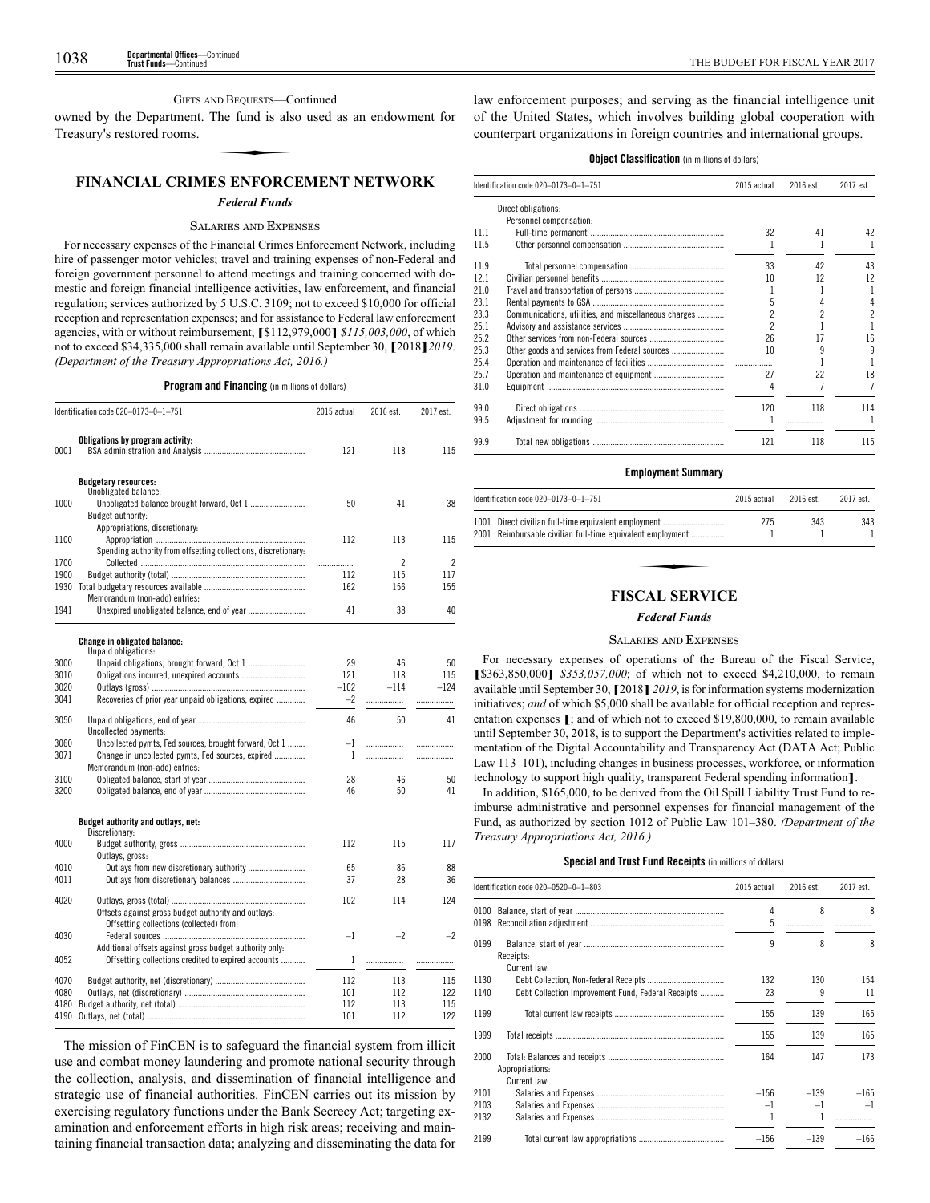GIFTS AND BEQUESTS—Continued

owned by the Department. The fund is also used as an endowment for Treasury's restored rooms.

## FINANCIAL CRIMES ENFORCEMENT NETWORK

### *Federal Funds*

SALARIES AND EXPENSES

For necessary expenses of the Financial Crimes Enforcement Network, including hire of passenger motor vehicles; travel and training expenses of non-Federal and foreign government personnel to attend meetings and training concerned with domestic and foreign financial intelligence activities, law enforcement, and financial regulation; services authorized by 5 U.S.C. 3109; not to exceed $10,000 for official reception and representation expenses; and for assistance to Federal law enforcement agencies, with or without reimbursement, [$112,979,000] *$115,003,000*, of which not to exceed $34,335,000 shall remain available until September 30, [2018] *2019*. *(Department of the Treasury Appropriations Act, 2016.)*

**Program and Financing** (in millions of dollars)

| Identification code 020–0173–0–1–751 | | 2015 actual | 2016 est. | 2017 est. |
|---|---|---|---|---|
| | **Obligations by program activity:** | | | |
| 0001 | BSA administration and Analysis | 121 | 118 | 115 |
| | **Budgetary resources:** | | | |
| | Unobligated balance: | | | |
| 1000 | Unobligated balance brought forward, Oct 1 | 50 | 41 | 38 |
| | Budget authority: | | | |
| | Appropriations, discretionary: | | | |
| 1100 | Appropriation | 112 | 113 | 115 |
| | Spending authority from offsetting collections, discretionary: | | | |
| 1700 | Collected | | 2 | 2 |
| 1900 | Budget authority (total) | 112 | 115 | 117 |
| 1930 | Total budgetary resources available | 162 | 156 | 155 |
| | Memorandum (non-add) entries: | | | |
| 1941 | Unexpired unobligated balance, end of year | 41 | 38 | 40 |
| | **Change in obligated balance:** | | | |
| | Unpaid obligations: | | | |
| 3000 | Unpaid obligations, brought forward, Oct 1 | 29 | 46 | 50 |
| 3010 | Obligations incurred, unexpired accounts | 121 | 118 | 115 |
| 3020 | Outlays (gross) | –102 | –114 | –124 |
| 3041 | Recoveries of prior year unpaid obligations, expired | –2 | | |
| 3050 | Unpaid obligations, end of year | 46 | 50 | 41 |
| | Uncollected payments: | | | |
| 3060 | Uncollected pymts, Fed sources, brought forward, Oct 1 | –1 | | |
| 3071 | Change in uncollected pymts, Fed sources, expired | 1 | | |
| | Memorandum (non-add) entries: | | | |
| 3100 | Obligated balance, start of year | 28 | 46 | 50 |
| 3200 | Obligated balance, end of year | 46 | 50 | 41 |
| | **Budget authority and outlays, net:** | | | |
| | Discretionary: | | | |
| 4000 | Budget authority, gross | 112 | 115 | 117 |
| | Outlays, gross: | | | |
| 4010 | Outlays from new discretionary authority | 65 | 86 | 88 |
| 4011 | Outlays from discretionary balances | 37 | 28 | 36 |
| 4020 | Outlays, gross (total) | 102 | 114 | 124 |
| | Offsets against gross budget authority and outlays: | | | |
| | Offsetting collections (collected) from: | | | |
| 4030 | Federal sources | –1 | –2 | –2 |
| | Additional offsets against gross budget authority only: | | | |
| 4052 | Offsetting collections credited to expired accounts | 1 | | |
| 4070 | Budget authority, net (discretionary) | 112 | 113 | 115 |
| 4080 | Outlays, net (discretionary) | 101 | 112 | 122 |
| 4180 | Budget authority, net (total) | 112 | 113 | 115 |
| 4190 | Outlays, net (total) | 101 | 112 | 122 |

The mission of FinCEN is to safeguard the financial system from illicit use and combat money laundering and promote national security through the collection, analysis, and dissemination of financial intelligence and strategic use of financial authorities. FinCEN carries out its mission by exercising regulatory functions under the Bank Secrecy Act; targeting examination and enforcement efforts in high risk areas; receiving and maintaining financial transaction data; analyzing and disseminating the data for law enforcement purposes; and serving as the financial intelligence unit of the United States, which involves building global cooperation with counterpart organizations in foreign countries and international groups.

**Object Classification** (in millions of dollars)

| Identification code 020–0173–0–1–751 | | 2015 actual | 2016 est. | 2017 est. |
|---|---|---|---|---|
| | Direct obligations: | | | |
| | Personnel compensation: | | | |
| 11.1 | Full-time permanent | 32 | 41 | 42 |
| 11.5 | Other personnel compensation | 1 | 1 | 1 |
| 11.9 | Total personnel compensation | 33 | 42 | 43 |
| 12.1 | Civilian personnel benefits | 10 | 12 | 12 |
| 21.0 | Travel and transportation of persons | 1 | 1 | 1 |
| 23.1 | Rental payments to GSA | 5 | 4 | 4 |
| 23.3 | Communications, utilities, and miscellaneous charges | 2 | 2 | 2 |
| 25.1 | Advisory and assistance services | 2 | 1 | 1 |
| 25.2 | Other services from non-Federal sources | 26 | 17 | 16 |
| 25.3 | Other goods and services from Federal sources | 10 | 9 | 9 |
| 25.4 | Operation and maintenance of facilities | | 1 | 1 |
| 25.7 | Operation and maintenance of equipment | 27 | 22 | 18 |
| 31.0 | Equipment | 4 | 7 | 7 |
| 99.0 | Direct obligations | 120 | 118 | 114 |
| 99.5 | Adjustment for rounding | 1 | | 1 |
| 99.9 | Total new obligations | 121 | 118 | 115 |

**Employment Summary**

| Identification code 020–0173–0–1–751 | | 2015 actual | 2016 est. | 2017 est. |
|---|---|---|---|---|
| 1001 | Direct civilian full-time equivalent employment | 275 | 343 | 343 |
| 2001 | Reimbursable civilian full-time equivalent employment | 1 | 1 | 1 |

## FISCAL SERVICE

### *Federal Funds*

SALARIES AND EXPENSES

For necessary expenses of operations of the Bureau of the Fiscal Service, [$363,850,000] *$353,057,000*; of which not to exceed $4,210,000, to remain available until September 30, [2018] *2019*, is for information systems modernization initiatives; *and* of which $5,000 shall be available for official reception and representation expenses [; and of which not to exceed $19,800,000, to remain available until September 30, 2018, is to support the Department's activities related to implementation of the Digital Accountability and Transparency Act (DATA Act; Public Law 113–101), including changes in business processes, workforce, or information technology to support high quality, transparent Federal spending information].

In addition, $165,000, to be derived from the Oil Spill Liability Trust Fund to reimburse administrative and personnel expenses for financial management of the Fund, as authorized by section 1012 of Public Law 101–380. *(Department of the Treasury Appropriations Act, 2016.)*

**Special and Trust Fund Receipts** (in millions of dollars)

| Identification code 020–0520–0–1–803 | | 2015 actual | 2016 est. | 2017 est. |
|---|---|---|---|---|
| 0100 | Balance, start of year | 4 | 8 | 8 |
| 0198 | Reconciliation adjustment | 5 | | |
| 0199 | Balance, start of year | 9 | 8 | 8 |
| | Receipts: | | | |
| | Current law: | | | |
| 1130 | Debt Collection, Non-federal Receipts | 132 | 130 | 154 |
| 1140 | Debt Collection Improvement Fund, Federal Receipts | 23 | 9 | 11 |
| 1199 | Total current law receipts | 155 | 139 | 165 |
| 1999 | Total receipts | 155 | 139 | 165 |
| 2000 | Total: Balances and receipts | 164 | 147 | 173 |
| | Appropriations: | | | |
| | Current law: | | | |
| 2101 | Salaries and Expenses | –156 | –139 | –165 |
| 2103 | Salaries and Expenses | –1 | –1 | –1 |
| 2132 | Salaries and Expenses | 1 | 1 | |
| 2199 | Total current law appropriations | –156 | –139 | –166 |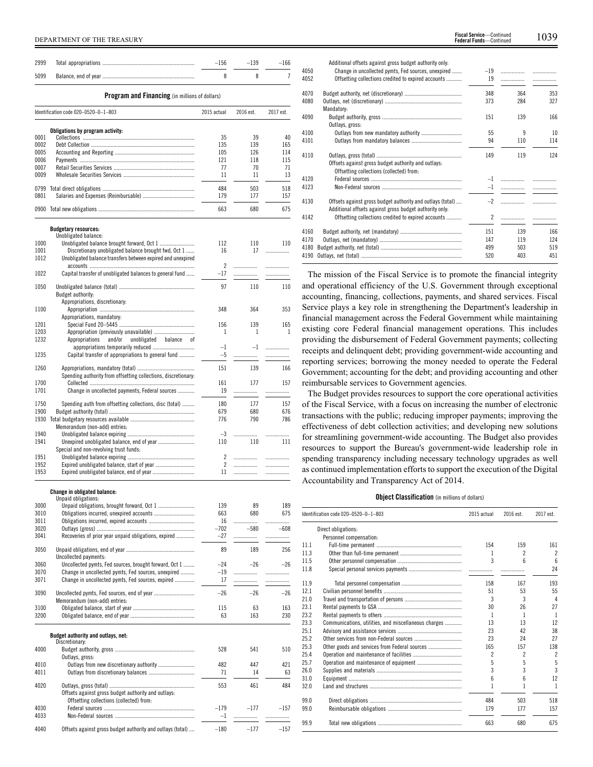| | | | | |
|---|---|---|---|---|
| 2999 | Total appropriations | −156 | −139 | −166 |
| 5099 | Balance, end of year | 8 | 8 | 7 |

**Program and Financing** (in millions of dollars)

| Identification code 020–0520–0–1–803 | | 2015 actual | 2016 est. | 2017 est. |
|---|---|---|---|---|
| | **Obligations by program activity:** | | | |
| 0001 | Collections | 35 | 39 | 40 |
| 0002 | Debt Collection | 135 | 139 | 165 |
| 0005 | Accounting and Reporting | 105 | 126 | 114 |
| 0006 | Payments | 121 | 118 | 115 |
| 0007 | Retail Securities Services | 77 | 70 | 71 |
| 0009 | Wholesale Securities Services | 11 | 11 | 13 |
| 0799 | Total direct obligations | 484 | 503 | 518 |
| 0801 | Salaries and Expenses (Reimbursable) | 179 | 177 | 157 |
| 0900 | Total new obligations | 663 | 680 | 675 |
| | **Budgetary resources:** | | | |
| | Unobligated balance: | | | |
| 1000 | Unobligated balance brought forward, Oct 1 | 112 | 110 | 110 |
| 1001 | Discretionary unobligated balance brought fwd, Oct 1 | 16 | 17 | |
| 1012 | Unobligated balance transfers between expired and unexpired accounts | 2 | | |
| 1022 | Capital transfer of unobligated balances to general fund | −17 | | |
| 1050 | Unobligated balance (total) | 97 | 110 | 110 |
| | Budget authority: | | | |
| | Appropriations, discretionary: | | | |
| 1100 | Appropriation | 348 | 364 | 353 |
| | Appropriations, mandatory: | | | |
| 1201 | Special Fund 20–5445 | 156 | 139 | 165 |
| 1203 | Appropriation (previously unavailable) | 1 | 1 | 1 |
| 1232 | Appropriations and/or unobligated balance of appropriations temporarily reduced | −1 | −1 | |
| 1235 | Capital transfer of appropriations to general fund | −5 | | |
| 1260 | Appropriations, mandatory (total) | 151 | 139 | 166 |
| | Spending authority from offsetting collections, discretionary: | | | |
| 1700 | Collected | 161 | 177 | 157 |
| 1701 | Change in uncollected payments, Federal sources | 19 | | |
| 1750 | Spending auth from offsetting collections, disc (total) | 180 | 177 | 157 |
| 1900 | Budget authority (total) | 679 | 680 | 676 |
| 1930 | Total budgetary resources available | 776 | 790 | 786 |
| | Memorandum (non-add) entries: | | | |
| 1940 | Unobligated balance expiring | −3 | | |
| 1941 | Unexpired unobligated balance, end of year | 110 | 110 | 111 |
| | Special and non-revolving trust funds: | | | |
| 1951 | Unobligated balance expiring | 2 | | |
| 1952 | Expired unobligated balance, start of year | 2 | | |
| 1953 | Expired unobligated balance, end of year | 11 | | |
| | **Change in obligated balance:** | | | |
| | Unpaid obligations: | | | |
| 3000 | Unpaid obligations, brought forward, Oct 1 | 139 | 89 | 189 |
| 3010 | Obligations incurred, unexpired accounts | 663 | 680 | 675 |
| 3011 | Obligations incurred, expired accounts | 16 | | |
| 3020 | Outlays (gross) | −702 | −580 | −608 |
| 3041 | Recoveries of prior year unpaid obligations, expired | −27 | | |
| 3050 | Unpaid obligations, end of year | 89 | 189 | 256 |
| | Uncollected payments: | | | |
| 3060 | Uncollected pymts, Fed sources, brought forward, Oct 1 | −24 | −26 | −26 |
| 3070 | Change in uncollected pymts, Fed sources, unexpired | −19 | | |
| 3071 | Change in uncollected pymts, Fed sources, expired | 17 | | |
| 3090 | Uncollected pymts, Fed sources, end of year | −26 | −26 | −26 |
| | Memorandum (non-add) entries: | | | |
| 3100 | Obligated balance, start of year | 115 | 63 | 163 |
| 3200 | Obligated balance, end of year | 63 | 163 | 230 |
| | **Budget authority and outlays, net:** | | | |
| | Discretionary: | | | |
| 4000 | Budget authority, gross | 528 | 541 | 510 |
| | Outlays, gross: | | | |
| 4010 | Outlays from new discretionary authority | 482 | 447 | 421 |
| 4011 | Outlays from discretionary balances | 71 | 14 | 63 |
| 4020 | Outlays, gross (total) | 553 | 461 | 484 |
| | Offsets against gross budget authority and outlays: | | | |
| | Offsetting collections (collected) from: | | | |
| 4030 | Federal sources | −179 | −177 | −157 |
| 4033 | Non-Federal sources | −1 | | |
| 4040 | Offsets against gross budget authority and outlays (total) | −180 | −177 | −157 |
| | Additional offsets against gross budget authority only: | | | |
| 4050 | Change in uncollected pymts, Fed sources, unexpired | −19 | | |
| 4052 | Offsetting collections credited to expired accounts | 19 | | |
| 4070 | Budget authority, net (discretionary) | 348 | 364 | 353 |
| 4080 | Outlays, net (discretionary) | 373 | 284 | 327 |
| | Mandatory: | | | |
| 4090 | Budget authority, gross | 151 | 139 | 166 |
| | Outlays, gross: | | | |
| 4100 | Outlays from new mandatory authority | 55 | 9 | 10 |
| 4101 | Outlays from mandatory balances | 94 | 110 | 114 |
| 4110 | Outlays, gross (total) | 149 | 119 | 124 |
| | Offsets against gross budget authority and outlays: | | | |
| | Offsetting collections (collected) from: | | | |
| 4120 | Federal sources | −1 | | |
| 4123 | Non-Federal sources | −1 | | |
| 4130 | Offsets against gross budget authority and outlays (total) | −2 | | |
| | Additional offsets against gross budget authority only: | | | |
| 4142 | Offsetting collections credited to expired accounts | 2 | | |
| 4160 | Budget authority, net (mandatory) | 151 | 139 | 166 |
| 4170 | Outlays, net (mandatory) | 147 | 119 | 124 |
| 4180 | Budget authority, net (total) | 499 | 503 | 519 |
| 4190 | Outlays, net (total) | 520 | 403 | 451 |

The mission of the Fiscal Service is to promote the financial integrity and operational efficiency of the U.S. Government through exceptional accounting, financing, collections, payments, and shared services. Fiscal Service plays a key role in strengthening the Department's leadership in financial management across the Federal Government while maintaining existing core Federal financial management operations. This includes providing the disbursement of Federal Government payments; collecting receipts and delinquent debt; providing government-wide accounting and reporting services; borrowing the money needed to operate the Federal Government; accounting for the debt; and providing accounting and other reimbursable services to Government agencies.

The Budget provides resources to support the core operational activities of the Fiscal Service, with a focus on increasing the number of electronic transactions with the public; reducing improper payments; improving the effectiveness of debt collection activities; and developing new solutions for streamlining government-wide accounting. The Budget also provides resources to support the Bureau's government-wide leadership role in spending transparency including necessary technology upgrades as well as continued implementation efforts to support the execution of the Digital Accountability and Transparency Act of 2014.

**Object Classification** (in millions of dollars)

| Identification code 020–0520–0–1–803 | | 2015 actual | 2016 est. | 2017 est. |
|---|---|---|---|---|
| | Direct obligations: | | | |
| | Personnel compensation: | | | |
| 11.1 | Full-time permanent | 154 | 159 | 161 |
| 11.3 | Other than full-time permanent | 1 | 2 | 2 |
| 11.5 | Other personnel compensation | 3 | 6 | 6 |
| 11.8 | Special personal services payments | | | 24 |
| 11.9 | Total personnel compensation | 158 | 167 | 193 |
| 12.1 | Civilian personnel benefits | 51 | 53 | 55 |
| 21.0 | Travel and transportation of persons | 3 | 3 | 4 |
| 23.1 | Rental payments to GSA | 30 | 26 | 27 |
| 23.2 | Rental payments to others | 1 | 1 | 1 |
| 23.3 | Communications, utilities, and miscellaneous charges | 13 | 13 | 12 |
| 25.1 | Advisory and assistance services | 23 | 42 | 38 |
| 25.2 | Other services from non-Federal sources | 23 | 24 | 27 |
| 25.3 | Other goods and services from Federal sources | 165 | 157 | 138 |
| 25.4 | Operation and maintenance of facilities | 2 | 2 | 2 |
| 25.7 | Operation and maintenance of equipment | 5 | 5 | 5 |
| 26.0 | Supplies and materials | 3 | 3 | 3 |
| 31.0 | Equipment | 6 | 6 | 12 |
| 32.0 | Land and structures | 1 | 1 | 1 |
| 99.0 | Direct obligations | 484 | 503 | 518 |
| 99.0 | Reimbursable obligations | 179 | 177 | 157 |
| 99.9 | Total new obligations | 663 | 680 | 675 |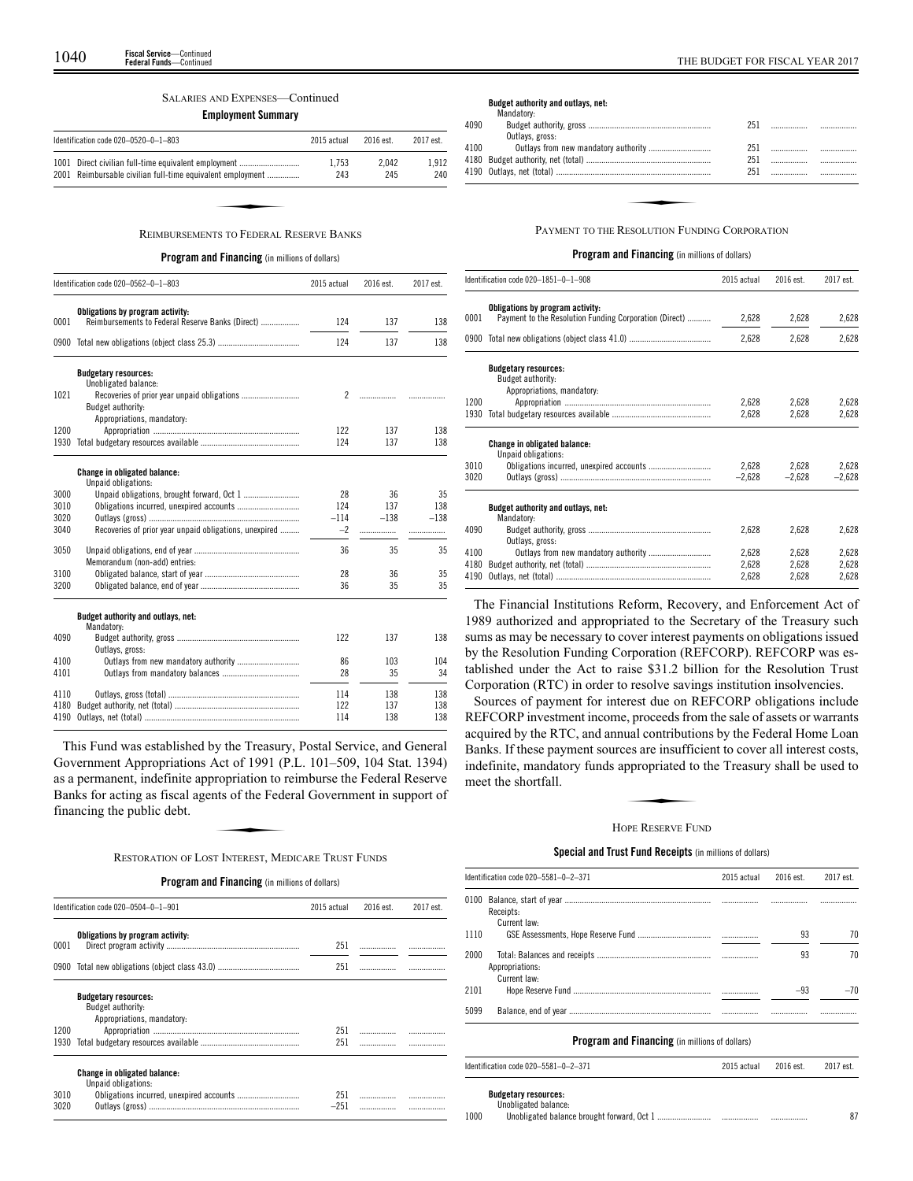SALARIES AND EXPENSES—Continued

**Employment Summary**

| Identification code 020–0520–0–1–803 | 2015 actual | 2016 est. | 2017 est. |
|---|---|---|---|
| 1001 Direct civilian full-time equivalent employment | 1,753 | 2,042 | 1,912 |
| 2001 Reimbursable civilian full-time equivalent employment | 243 | 245 | 240 |

REIMBURSEMENTS TO FEDERAL RESERVE BANKS

**Program and Financing** (in millions of dollars)

| Identification code 020–0562–0–1–803 | | 2015 actual | 2016 est. | 2017 est. |
|---|---|---|---|---|
| | **Obligations by program activity:** | | | |
| 0001 | Reimbursements to Federal Reserve Banks (Direct) | 124 | 137 | 138 |
| 0900 | Total new obligations (object class 25.3) | 124 | 137 | 138 |
| | **Budgetary resources:** | | | |
| | Unobligated balance: | | | |
| 1021 | Recoveries of prior year unpaid obligations | 2 | | |
| | Budget authority: | | | |
| | Appropriations, mandatory: | | | |
| 1200 | Appropriation | 122 | 137 | 138 |
| 1930 | Total budgetary resources available | 124 | 137 | 138 |
| | **Change in obligated balance:** | | | |
| | Unpaid obligations: | | | |
| 3000 | Unpaid obligations, brought forward, Oct 1 | 28 | 36 | 35 |
| 3010 | Obligations incurred, unexpired accounts | 124 | 137 | 138 |
| 3020 | Outlays (gross) | −114 | −138 | −138 |
| 3040 | Recoveries of prior year unpaid obligations, unexpired | −2 | | |
| 3050 | Unpaid obligations, end of year | 36 | 35 | 35 |
| | Memorandum (non-add) entries: | | | |
| 3100 | Obligated balance, start of year | 28 | 36 | 35 |
| 3200 | Obligated balance, end of year | 36 | 35 | 35 |
| | **Budget authority and outlays, net:** | | | |
| | Mandatory: | | | |
| 4090 | Budget authority, gross | 122 | 137 | 138 |
| | Outlays, gross: | | | |
| 4100 | Outlays from new mandatory authority | 86 | 103 | 104 |
| 4101 | Outlays from mandatory balances | 28 | 35 | 34 |
| 4110 | Outlays, gross (total) | 114 | 138 | 138 |
| 4180 | Budget authority, net (total) | 122 | 137 | 138 |
| 4190 | Outlays, net (total) | 114 | 138 | 138 |

This Fund was established by the Treasury, Postal Service, and General Government Appropriations Act of 1991 (P.L. 101–509, 104 Stat. 1394) as a permanent, indefinite appropriation to reimburse the Federal Reserve Banks for acting as fiscal agents of the Federal Government in support of financing the public debt.

RESTORATION OF LOST INTEREST, MEDICARE TRUST FUNDS

**Program and Financing** (in millions of dollars)

| Identification code 020–0504–0–1–901 | | 2015 actual | 2016 est. | 2017 est. |
|---|---|---|---|---|
| | **Obligations by program activity:** | | | |
| 0001 | Direct program activity | 251 | | |
| 0900 | Total new obligations (object class 43.0) | 251 | | |
| | **Budgetary resources:** | | | |
| | Budget authority: | | | |
| | Appropriations, mandatory: | | | |
| 1200 | Appropriation | 251 | | |
| 1930 | Total budgetary resources available | 251 | | |
| | **Change in obligated balance:** | | | |
| | Unpaid obligations: | | | |
| 3010 | Obligations incurred, unexpired accounts | 251 | | |
| 3020 | Outlays (gross) | −251 | | |
| | **Budget authority and outlays, net:** | | | |
| | Mandatory: | | | |
| 4090 | Budget authority, gross | 251 | | |
| | Outlays, gross: | | | |
| 4100 | Outlays from new mandatory authority | 251 | | |
| 4180 | Budget authority, net (total) | 251 | | |
| 4190 | Outlays, net (total) | 251 | | |

PAYMENT TO THE RESOLUTION FUNDING CORPORATION

**Program and Financing** (in millions of dollars)

| Identification code 020–1851–0–1–908 | | 2015 actual | 2016 est. | 2017 est. |
|---|---|---|---|---|
| | **Obligations by program activity:** | | | |
| 0001 | Payment to the Resolution Funding Corporation (Direct) | 2,628 | 2,628 | 2,628 |
| 0900 | Total new obligations (object class 41.0) | 2,628 | 2,628 | 2,628 |
| | **Budgetary resources:** | | | |
| | Budget authority: | | | |
| | Appropriations, mandatory: | | | |
| 1200 | Appropriation | 2,628 | 2,628 | 2,628 |
| 1930 | Total budgetary resources available | 2,628 | 2,628 | 2,628 |
| | **Change in obligated balance:** | | | |
| | Unpaid obligations: | | | |
| 3010 | Obligations incurred, unexpired accounts | 2,628 | 2,628 | 2,628 |
| 3020 | Outlays (gross) | −2,628 | −2,628 | −2,628 |
| | **Budget authority and outlays, net:** | | | |
| | Mandatory: | | | |
| 4090 | Budget authority, gross | 2,628 | 2,628 | 2,628 |
| | Outlays, gross: | | | |
| 4100 | Outlays from new mandatory authority | 2,628 | 2,628 | 2,628 |
| 4180 | Budget authority, net (total) | 2,628 | 2,628 | 2,628 |
| 4190 | Outlays, net (total) | 2,628 | 2,628 | 2,628 |

The Financial Institutions Reform, Recovery, and Enforcement Act of 1989 authorized and appropriated to the Secretary of the Treasury such sums as may be necessary to cover interest payments on obligations issued by the Resolution Funding Corporation (REFCORP). REFCORP was established under the Act to raise $31.2 billion for the Resolution Trust Corporation (RTC) in order to resolve savings institution insolvencies.

Sources of payment for interest due on REFCORP obligations include REFCORP investment income, proceeds from the sale of assets or warrants acquired by the RTC, and annual contributions by the Federal Home Loan Banks. If these payment sources are insufficient to cover all interest costs, indefinite, mandatory funds appropriated to the Treasury shall be used to meet the shortfall.

HOPE RESERVE FUND

**Special and Trust Fund Receipts** (in millions of dollars)

| Identification code 020–5581–0–2–371 | | 2015 actual | 2016 est. | 2017 est. |
|---|---|---|---|---|
| 0100 | Balance, start of year | | | |
| | Receipts: | | | |
| | Current law: | | | |
| 1110 | GSE Assessments, Hope Reserve Fund | | 93 | 70 |
| 2000 | Total: Balances and receipts | | 93 | 70 |
| | Appropriations: | | | |
| | Current law: | | | |
| 2101 | Hope Reserve Fund | | −93 | −70 |
| 5099 | Balance, end of year | | | |

**Program and Financing** (in millions of dollars)

| Identification code 020–5581–0–2–371 | | 2015 actual | 2016 est. | 2017 est. |
|---|---|---|---|---|
| | **Budgetary resources:** | | | |
| | Unobligated balance: | | | |
| 1000 | Unobligated balance brought forward, Oct 1 | | | 87 |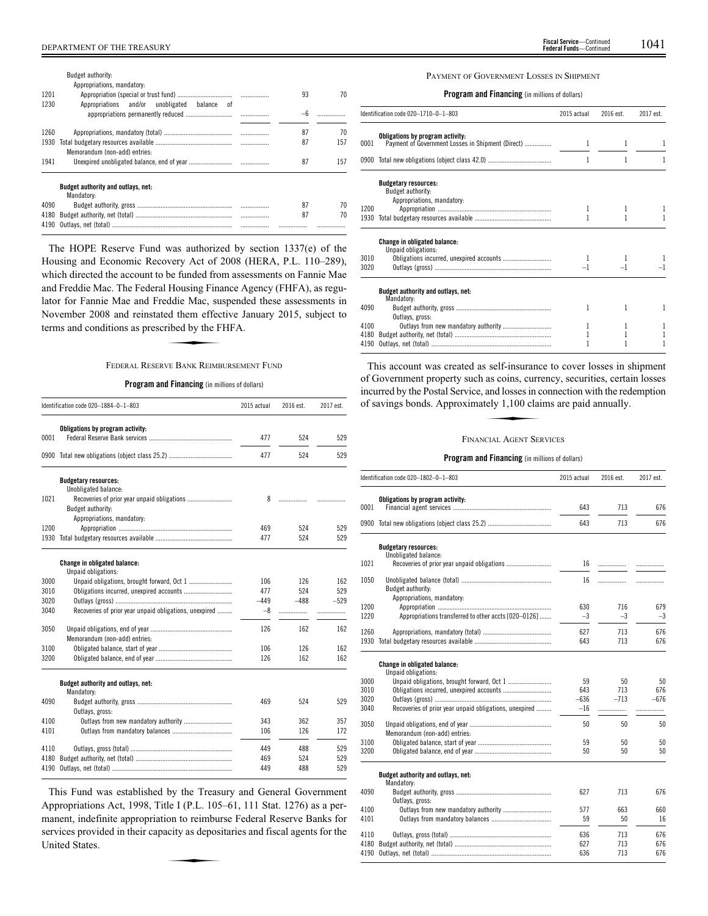| | | | | |
|---|---|---|---|---|
| | Budget authority: | | | |
| | Appropriations, mandatory: | | | |
| 1201 | Appropriation (special or trust fund) | | 93 | 70 |
| 1230 | Appropriations and/or unobligated balance of appropriations permanently reduced | | –6 | |
| 1260 | Appropriations, mandatory (total) | | 87 | 70 |
| 1930 | Total budgetary resources available | | 87 | 157 |
| | Memorandum (non-add) entries: | | | |
| 1941 | Unexpired unobligated balance, end of year | | 87 | 157 |
| | **Budget authority and outlays, net:** | | | |
| | Mandatory: | | | |
| 4090 | Budget authority, gross | | 87 | 70 |
| 4180 | Budget authority, net (total) | | 87 | 70 |
| 4190 | Outlays, net (total) | | | |

The HOPE Reserve Fund was authorized by section 1337(e) of the Housing and Economic Recovery Act of 2008 (HERA, P.L. 110–289), which directed the account to be funded from assessments on Fannie Mae and Freddie Mac. The Federal Housing Finance Agency (FHFA), as regulator for Fannie Mae and Freddie Mac, suspended these assessments in November 2008 and reinstated them effective January 2015, subject to terms and conditions as prescribed by the FHFA.

## FEDERAL RESERVE BANK REIMBURSEMENT FUND

**Program and Financing** (in millions of dollars)

| | Identification code 020–1884–0–1–803 | 2015 actual | 2016 est. | 2017 est. |
|---|---|---|---|---|
| | **Obligations by program activity:** | | | |
| 0001 | Federal Reserve Bank services | 477 | 524 | 529 |
| 0900 | Total new obligations (object class 25.2) | 477 | 524 | 529 |
| | **Budgetary resources:** | | | |
| | Unobligated balance: | | | |
| 1021 | Recoveries of prior year unpaid obligations | 8 | | |
| | Budget authority: | | | |
| | Appropriations, mandatory: | | | |
| 1200 | Appropriation | 469 | 524 | 529 |
| 1930 | Total budgetary resources available | 477 | 524 | 529 |
| | **Change in obligated balance:** | | | |
| | Unpaid obligations: | | | |
| 3000 | Unpaid obligations, brought forward, Oct 1 | 106 | 126 | 162 |
| 3010 | Obligations incurred, unexpired accounts | 477 | 524 | 529 |
| 3020 | Outlays (gross) | –449 | –488 | –529 |
| 3040 | Recoveries of prior year unpaid obligations, unexpired | –8 | | |
| 3050 | Unpaid obligations, end of year | 126 | 162 | 162 |
| | Memorandum (non-add) entries: | | | |
| 3100 | Obligated balance, start of year | 106 | 126 | 162 |
| 3200 | Obligated balance, end of year | 126 | 162 | 162 |
| | **Budget authority and outlays, net:** | | | |
| | Mandatory: | | | |
| 4090 | Budget authority, gross | 469 | 524 | 529 |
| | Outlays, gross: | | | |
| 4100 | Outlays from new mandatory authority | 343 | 362 | 357 |
| 4101 | Outlays from mandatory balances | 106 | 126 | 172 |
| 4110 | Outlays, gross (total) | 449 | 488 | 529 |
| 4180 | Budget authority, net (total) | 469 | 524 | 529 |
| 4190 | Outlays, net (total) | 449 | 488 | 529 |

This Fund was established by the Treasury and General Government Appropriations Act, 1998, Title I (P.L. 105–61, 111 Stat. 1276) as a permanent, indefinite appropriation to reimburse Federal Reserve Banks for services provided in their capacity as depositaries and fiscal agents for the United States.

## PAYMENT OF GOVERNMENT LOSSES IN SHIPMENT

**Program and Financing** (in millions of dollars)

| | Identification code 020–1710–0–1–803 | 2015 actual | 2016 est. | 2017 est. |
|---|---|---|---|---|
| | **Obligations by program activity:** | | | |
| 0001 | Payment of Government Losses in Shipment (Direct) | 1 | 1 | 1 |
| 0900 | Total new obligations (object class 42.0) | 1 | 1 | 1 |
| | **Budgetary resources:** | | | |
| | Budget authority: | | | |
| | Appropriations, mandatory: | | | |
| 1200 | Appropriation | 1 | 1 | 1 |
| 1930 | Total budgetary resources available | 1 | 1 | 1 |
| | **Change in obligated balance:** | | | |
| | Unpaid obligations: | | | |
| 3010 | Obligations incurred, unexpired accounts | 1 | 1 | 1 |
| 3020 | Outlays (gross) | –1 | –1 | –1 |
| | **Budget authority and outlays, net:** | | | |
| | Mandatory: | | | |
| 4090 | Budget authority, gross | 1 | 1 | 1 |
| | Outlays, gross: | | | |
| 4100 | Outlays from new mandatory authority | 1 | 1 | 1 |
| 4180 | Budget authority, net (total) | 1 | 1 | 1 |
| 4190 | Outlays, net (total) | 1 | 1 | 1 |

This account was created as self-insurance to cover losses in shipment of Government property such as coins, currency, securities, certain losses incurred by the Postal Service, and losses in connection with the redemption of savings bonds. Approximately 1,100 claims are paid annually.

## FINANCIAL AGENT SERVICES

**Program and Financing** (in millions of dollars)

| | Identification code 020–1802–0–1–803 | 2015 actual | 2016 est. | 2017 est. |
|---|---|---|---|---|
| | **Obligations by program activity:** | | | |
| 0001 | Financial agent services | 643 | 713 | 676 |
| 0900 | Total new obligations (object class 25.2) | 643 | 713 | 676 |
| | **Budgetary resources:** | | | |
| | Unobligated balance: | | | |
| 1021 | Recoveries of prior year unpaid obligations | 16 | | |
| 1050 | Unobligated balance (total) | 16 | | |
| | Budget authority: | | | |
| | Appropriations, mandatory: | | | |
| 1200 | Appropriation | 630 | 716 | 679 |
| 1220 | Appropriations transferred to other accts [020–0126] | –3 | –3 | –3 |
| 1260 | Appropriations, mandatory (total) | 627 | 713 | 676 |
| 1930 | Total budgetary resources available | 643 | 713 | 676 |
| | **Change in obligated balance:** | | | |
| | Unpaid obligations: | | | |
| 3000 | Unpaid obligations, brought forward, Oct 1 | 59 | 50 | 50 |
| 3010 | Obligations incurred, unexpired accounts | 643 | 713 | 676 |
| 3020 | Outlays (gross) | –636 | –713 | –676 |
| 3040 | Recoveries of prior year unpaid obligations, unexpired | –16 | | |
| 3050 | Unpaid obligations, end of year | 50 | 50 | 50 |
| | Memorandum (non-add) entries: | | | |
| 3100 | Obligated balance, start of year | 59 | 50 | 50 |
| 3200 | Obligated balance, end of year | 50 | 50 | 50 |
| | **Budget authority and outlays, net:** | | | |
| | Mandatory: | | | |
| 4090 | Budget authority, gross | 627 | 713 | 676 |
| | Outlays, gross: | | | |
| 4100 | Outlays from new mandatory authority | 577 | 663 | 660 |
| 4101 | Outlays from mandatory balances | 59 | 50 | 16 |
| 4110 | Outlays, gross (total) | 636 | 713 | 676 |
| 4180 | Budget authority, net (total) | 627 | 713 | 676 |
| 4190 | Outlays, net (total) | 636 | 713 | 676 |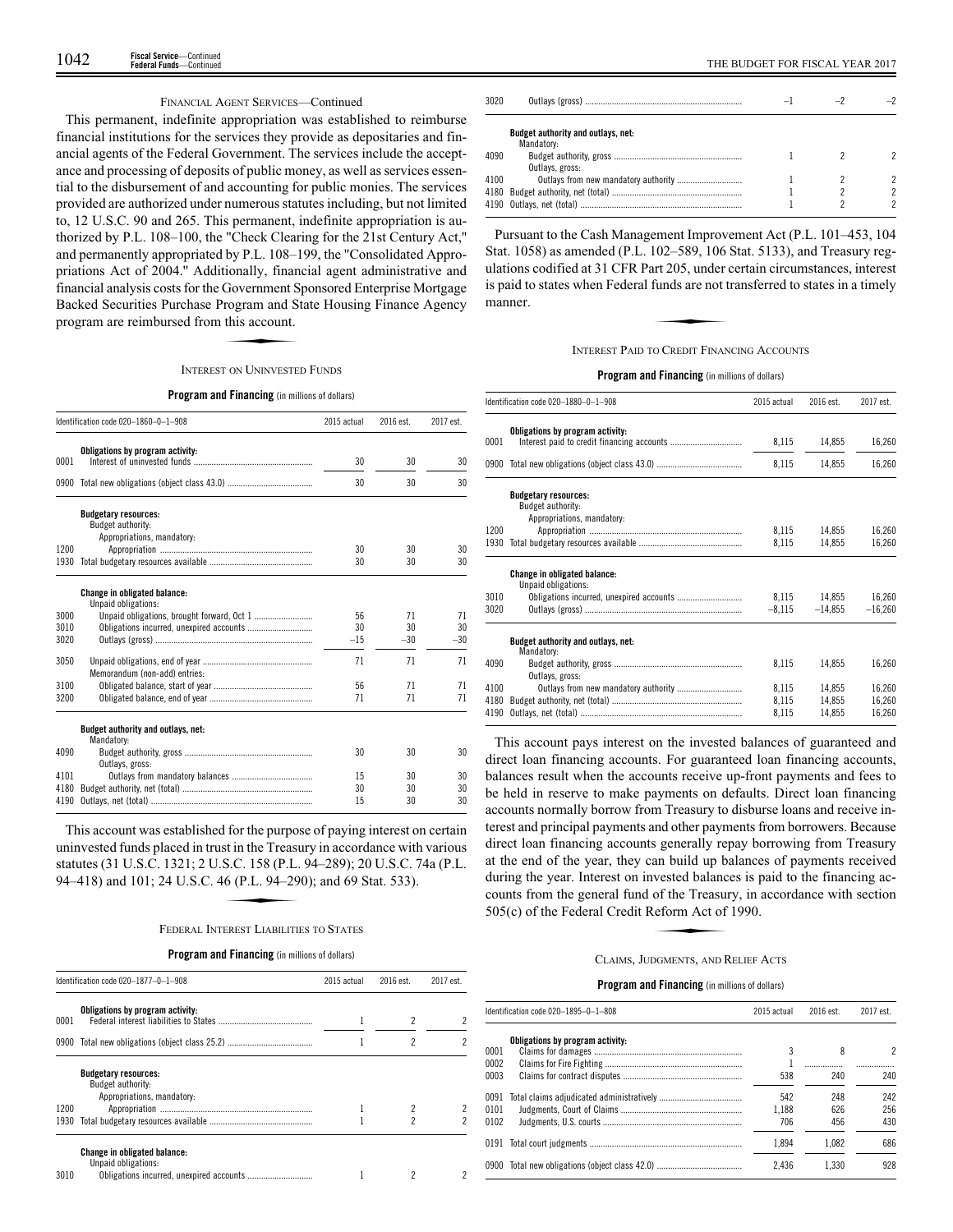FINANCIAL AGENT SERVICES—Continued

This permanent, indefinite appropriation was established to reimburse financial institutions for the services they provide as depositaries and financial agents of the Federal Government. The services include the acceptance and processing of deposits of public money, as well as services essential to the disbursement of and accounting for public monies. The services provided are authorized under numerous statutes including, but not limited to, 12 U.S.C. 90 and 265. This permanent, indefinite appropriation is authorized by P.L. 108–100, the "Check Clearing for the 21st Century Act," and permanently appropriated by P.L. 108–199, the "Consolidated Appropriations Act of 2004." Additionally, financial agent administrative and financial analysis costs for the Government Sponsored Enterprise Mortgage Backed Securities Purchase Program and State Housing Finance Agency program are reimbursed from this account.

## INTEREST ON UNINVESTED FUNDS

**Program and Financing** (in millions of dollars)

| Identification code 020–1860–0–1–908 | | 2015 actual | 2016 est. | 2017 est. |
|---|---|---|---|---|
| | **Obligations by program activity:** | | | |
| 0001 | Interest of uninvested funds | 30 | 30 | 30 |
| 0900 | Total new obligations (object class 43.0) | 30 | 30 | 30 |
| | **Budgetary resources:** | | | |
| | Budget authority: | | | |
| | Appropriations, mandatory: | | | |
| 1200 | Appropriation | 30 | 30 | 30 |
| 1930 | Total budgetary resources available | 30 | 30 | 30 |
| | **Change in obligated balance:** | | | |
| | Unpaid obligations: | | | |
| 3000 | Unpaid obligations, brought forward, Oct 1 | 56 | 71 | 71 |
| 3010 | Obligations incurred, unexpired accounts | 30 | 30 | 30 |
| 3020 | Outlays (gross) | –15 | –30 | –30 |
| 3050 | Unpaid obligations, end of year | 71 | 71 | 71 |
| | Memorandum (non-add) entries: | | | |
| 3100 | Obligated balance, start of year | 56 | 71 | 71 |
| 3200 | Obligated balance, end of year | 71 | 71 | 71 |
| | **Budget authority and outlays, net:** | | | |
| | Mandatory: | | | |
| 4090 | Budget authority, gross | 30 | 30 | 30 |
| | Outlays, gross: | | | |
| 4101 | Outlays from mandatory balances | 15 | 30 | 30 |
| 4180 | Budget authority, net (total) | 30 | 30 | 30 |
| 4190 | Outlays, net (total) | 15 | 30 | 30 |

This account was established for the purpose of paying interest on certain uninvested funds placed in trust in the Treasury in accordance with various statutes (31 U.S.C. 1321; 2 U.S.C. 158 (P.L. 94–289); 20 U.S.C. 74a (P.L. 94–418) and 101; 24 U.S.C. 46 (P.L. 94–290); and 69 Stat. 533).

## FEDERAL INTEREST LIABILITIES TO STATES

**Program and Financing** (in millions of dollars)

| Identification code 020–1877–0–1–908 | | 2015 actual | 2016 est. | 2017 est. |
|---|---|---|---|---|
| | **Obligations by program activity:** | | | |
| 0001 | Federal interest liabilities to States | 1 | 2 | 2 |
| 0900 | Total new obligations (object class 25.2) | 1 | 2 | 2 |
| | **Budgetary resources:** | | | |
| | Budget authority: | | | |
| | Appropriations, mandatory: | | | |
| 1200 | Appropriation | 1 | 2 | 2 |
| 1930 | Total budgetary resources available | 1 | 2 | 2 |
| | **Change in obligated balance:** | | | |
| | Unpaid obligations: | | | |
| 3010 | Obligations incurred, unexpired accounts | 1 | 2 | 2 |
| 3020 | Outlays (gross) | –1 | –2 | –2 |
| | **Budget authority and outlays, net:** | | | |
| | Mandatory: | | | |
| 4090 | Budget authority, gross | 1 | 2 | 2 |
| | Outlays, gross: | | | |
| 4100 | Outlays from new mandatory authority | 1 | 2 | 2 |
| 4180 | Budget authority, net (total) | 1 | 2 | 2 |
| 4190 | Outlays, net (total) | 1 | 2 | 2 |

Pursuant to the Cash Management Improvement Act (P.L. 101–453, 104 Stat. 1058) as amended (P.L. 102–589, 106 Stat. 5133), and Treasury regulations codified at 31 CFR Part 205, under certain circumstances, interest is paid to states when Federal funds are not transferred to states in a timely manner.

## INTEREST PAID TO CREDIT FINANCING ACCOUNTS

**Program and Financing** (in millions of dollars)

| Identification code 020–1880–0–1–908 | | 2015 actual | 2016 est. | 2017 est. |
|---|---|---|---|---|
| | **Obligations by program activity:** | | | |
| 0001 | Interest paid to credit financing accounts | 8,115 | 14,855 | 16,260 |
| 0900 | Total new obligations (object class 43.0) | 8,115 | 14,855 | 16,260 |
| | **Budgetary resources:** | | | |
| | Budget authority: | | | |
| | Appropriations, mandatory: | | | |
| 1200 | Appropriation | 8,115 | 14,855 | 16,260 |
| 1930 | Total budgetary resources available | 8,115 | 14,855 | 16,260 |
| | **Change in obligated balance:** | | | |
| | Unpaid obligations: | | | |
| 3010 | Obligations incurred, unexpired accounts | 8,115 | 14,855 | 16,260 |
| 3020 | Outlays (gross) | –8,115 | –14,855 | –16,260 |
| | **Budget authority and outlays, net:** | | | |
| | Mandatory: | | | |
| 4090 | Budget authority, gross | 8,115 | 14,855 | 16,260 |
| | Outlays, gross: | | | |
| 4100 | Outlays from new mandatory authority | 8,115 | 14,855 | 16,260 |
| 4180 | Budget authority, net (total) | 8,115 | 14,855 | 16,260 |
| 4190 | Outlays, net (total) | 8,115 | 14,855 | 16,260 |

This account pays interest on the invested balances of guaranteed and direct loan financing accounts. For guaranteed loan financing accounts, balances result when the accounts receive up-front payments and fees to be held in reserve to make payments on defaults. Direct loan financing accounts normally borrow from Treasury to disburse loans and receive interest and principal payments and other payments from borrowers. Because direct loan financing accounts generally repay borrowing from Treasury at the end of the year, they can build up balances of payments received during the year. Interest on invested balances is paid to the financing accounts from the general fund of the Treasury, in accordance with section 505(c) of the Federal Credit Reform Act of 1990.

## CLAIMS, JUDGMENTS, AND RELIEF ACTS

**Program and Financing** (in millions of dollars)

| Identification code 020–1895–0–1–808 | | 2015 actual | 2016 est. | 2017 est. |
|---|---|---|---|---|
| | **Obligations by program activity:** | | | |
| 0001 | Claims for damages | 3 | 8 | 2 |
| 0002 | Claims for Fire Fighting | 1 | | |
| 0003 | Claims for contract disputes | 538 | 240 | 240 |
| 0091 | Total claims adjudicated administratively | 542 | 248 | 242 |
| 0101 | Judgments, Court of Claims | 1,188 | 626 | 256 |
| 0102 | Judgments, U.S. courts | 706 | 456 | 430 |
| 0191 | Total court judgments | 1,894 | 1,082 | 686 |
| 0900 | Total new obligations (object class 42.0) | 2,436 | 1,330 | 928 |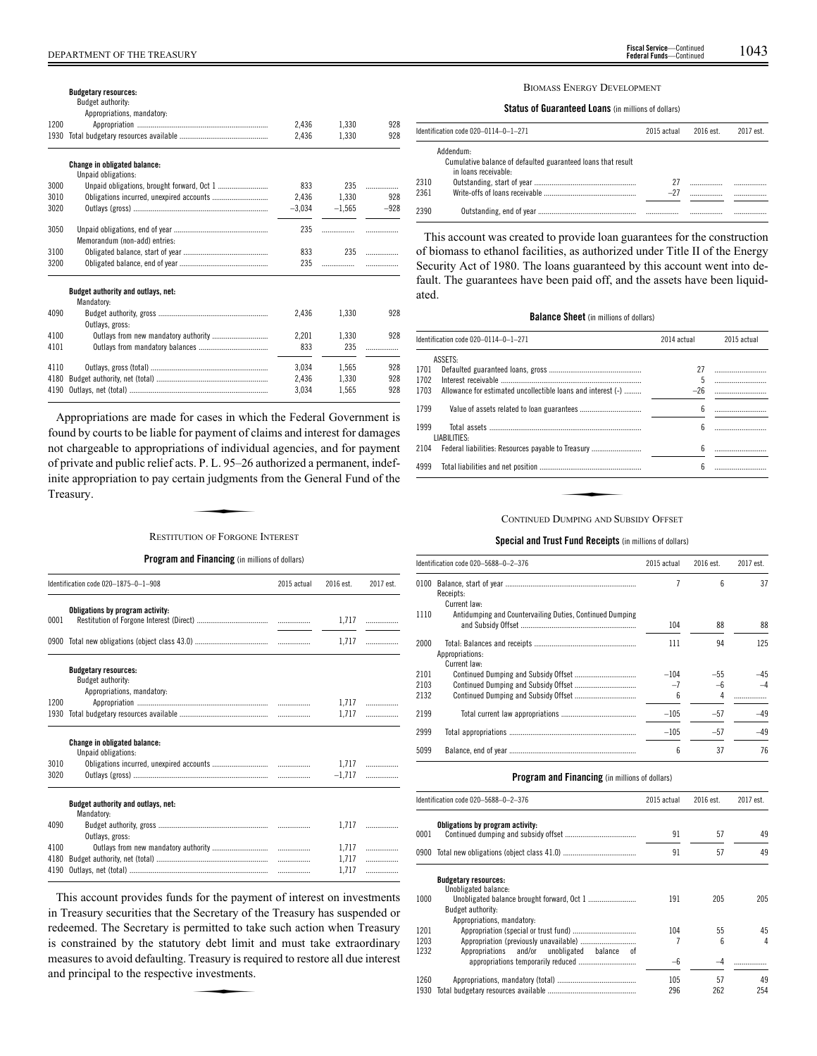| | | | | |
|---|---|---|---|---|
| | **Budgetary resources:** | | | |
| | Budget authority: | | | |
| | Appropriations, mandatory: | | | |
| 1200 | Appropriation | 2,436 | 1,330 | 928 |
| 1930 | Total budgetary resources available | 2,436 | 1,330 | 928 |
| | **Change in obligated balance:** | | | |
| | Unpaid obligations: | | | |
| 3000 | Unpaid obligations, brought forward, Oct 1 | 833 | 235 | |
| 3010 | Obligations incurred, unexpired accounts | 2,436 | 1,330 | 928 |
| 3020 | Outlays (gross) | −3,034 | −1,565 | −928 |
| 3050 | Unpaid obligations, end of year | 235 | | |
| | Memorandum (non-add) entries: | | | |
| 3100 | Obligated balance, start of year | 833 | 235 | |
| 3200 | Obligated balance, end of year | 235 | | |
| | **Budget authority and outlays, net:** | | | |
| | Mandatory: | | | |
| 4090 | Budget authority, gross | 2,436 | 1,330 | 928 |
| | Outlays, gross: | | | |
| 4100 | Outlays from new mandatory authority | 2,201 | 1,330 | 928 |
| 4101 | Outlays from mandatory balances | 833 | 235 | |
| 4110 | Outlays, gross (total) | 3,034 | 1,565 | 928 |
| 4180 | Budget authority, net (total) | 2,436 | 1,330 | 928 |
| 4190 | Outlays, net (total) | 3,034 | 1,565 | 928 |

Appropriations are made for cases in which the Federal Government is found by courts to be liable for payment of claims and interest for damages not chargeable to appropriations of individual agencies, and for payment of private and public relief acts. P. L. 95–26 authorized a permanent, indefinite appropriation to pay certain judgments from the General Fund of the Treasury.

## RESTITUTION OF FORGONE INTEREST

**Program and Financing** (in millions of dollars)

| Identification code 020–1875–0–1–908 | | 2015 actual | 2016 est. | 2017 est. |
|---|---|---|---|---|
| | **Obligations by program activity:** | | | |
| 0001 | Restitution of Forgone Interest (Direct) | | 1,717 | |
| 0900 | Total new obligations (object class 43.0) | | 1,717 | |
| | **Budgetary resources:** | | | |
| | Budget authority: | | | |
| | Appropriations, mandatory: | | | |
| 1200 | Appropriation | | 1,717 | |
| 1930 | Total budgetary resources available | | 1,717 | |
| | **Change in obligated balance:** | | | |
| | Unpaid obligations: | | | |
| 3010 | Obligations incurred, unexpired accounts | | 1,717 | |
| 3020 | Outlays (gross) | | −1,717 | |
| | **Budget authority and outlays, net:** | | | |
| | Mandatory: | | | |
| 4090 | Budget authority, gross | | 1,717 | |
| | Outlays, gross: | | | |
| 4100 | Outlays from new mandatory authority | | 1,717 | |
| 4180 | Budget authority, net (total) | | 1,717 | |
| 4190 | Outlays, net (total) | | 1,717 | |

This account provides funds for the payment of interest on investments in Treasury securities that the Secretary of the Treasury has suspended or redeemed. The Secretary is permitted to take such action when Treasury is constrained by the statutory debt limit and must take extraordinary measures to avoid defaulting. Treasury is required to restore all due interest and principal to the respective investments.

## BIOMASS ENERGY DEVELOPMENT

**Status of Guaranteed Loans** (in millions of dollars)

| Identification code 020–0114–0–1–271 | | 2015 actual | 2016 est. | 2017 est. |
|---|---|---|---|---|
| | Addendum: | | | |
| | Cumulative balance of defaulted guaranteed loans that result in loans receivable: | | | |
| 2310 | Outstanding, start of year | 27 | | |
| 2361 | Write-offs of loans receivable | −27 | | |
| 2390 | Outstanding, end of year | | | |

This account was created to provide loan guarantees for the construction of biomass to ethanol facilities, as authorized under Title II of the Energy Security Act of 1980. The loans guaranteed by this account went into default. The guarantees have been paid off, and the assets have been liquidated.

**Balance Sheet** (in millions of dollars)

| Identification code 020–0114–0–1–271 | | 2014 actual | 2015 actual |
|---|---|---|---|
| | ASSETS: | | |
| 1701 | Defaulted guaranteed loans, gross | 27 | |
| 1702 | Interest receivable | 5 | |
| 1703 | Allowance for estimated uncollectible loans and interest (-) | −26 | |
| 1799 | Value of assets related to loan guarantees | 6 | |
| 1999 | Total assets | 6 | |
| | LIABILITIES: | | |
| 2104 | Federal liabilities: Resources payable to Treasury | 6 | |
| 4999 | Total liabilities and net position | 6 | |

## CONTINUED DUMPING AND SUBSIDY OFFSET

**Special and Trust Fund Receipts** (in millions of dollars)

| Identification code 020–5688–0–2–376 | | 2015 actual | 2016 est. | 2017 est. |
|---|---|---|---|---|
| 0100 | Balance, start of year | 7 | 6 | 37 |
| | Receipts: | | | |
| | Current law: | | | |
| 1110 | Antidumping and Countervailing Duties, Continued Dumping and Subsidy Offset | 104 | 88 | 88 |
| 2000 | Total: Balances and receipts | 111 | 94 | 125 |
| | Appropriations: | | | |
| | Current law: | | | |
| 2101 | Continued Dumping and Subsidy Offset | −104 | −55 | −45 |
| 2103 | Continued Dumping and Subsidy Offset | −7 | −6 | −4 |
| 2132 | Continued Dumping and Subsidy Offset | 6 | 4 | |
| 2199 | Total current law appropriations | −105 | −57 | −49 |
| 2999 | Total appropriations | −105 | −57 | −49 |
| 5099 | Balance, end of year | 6 | 37 | 76 |

**Program and Financing** (in millions of dollars)

| Identification code 020–5688–0–2–376 | | 2015 actual | 2016 est. | 2017 est. |
|---|---|---|---|---|
| | **Obligations by program activity:** | | | |
| 0001 | Continued dumping and subsidy offset | 91 | 57 | 49 |
| 0900 | Total new obligations (object class 41.0) | 91 | 57 | 49 |
| | **Budgetary resources:** | | | |
| | Unobligated balance: | | | |
| 1000 | Unobligated balance brought forward, Oct 1 | 191 | 205 | 205 |
| | Budget authority: | | | |
| | Appropriations, mandatory: | | | |
| 1201 | Appropriation (special or trust fund) | 104 | 55 | 45 |
| 1203 | Appropriation (previously unavailable) | 7 | 6 | 4 |
| 1232 | Appropriations and/or unobligated balance of appropriations temporarily reduced | −6 | −4 | |
| 1260 | Appropriations, mandatory (total) | 105 | 57 | 49 |
| 1930 | Total budgetary resources available | 296 | 262 | 254 |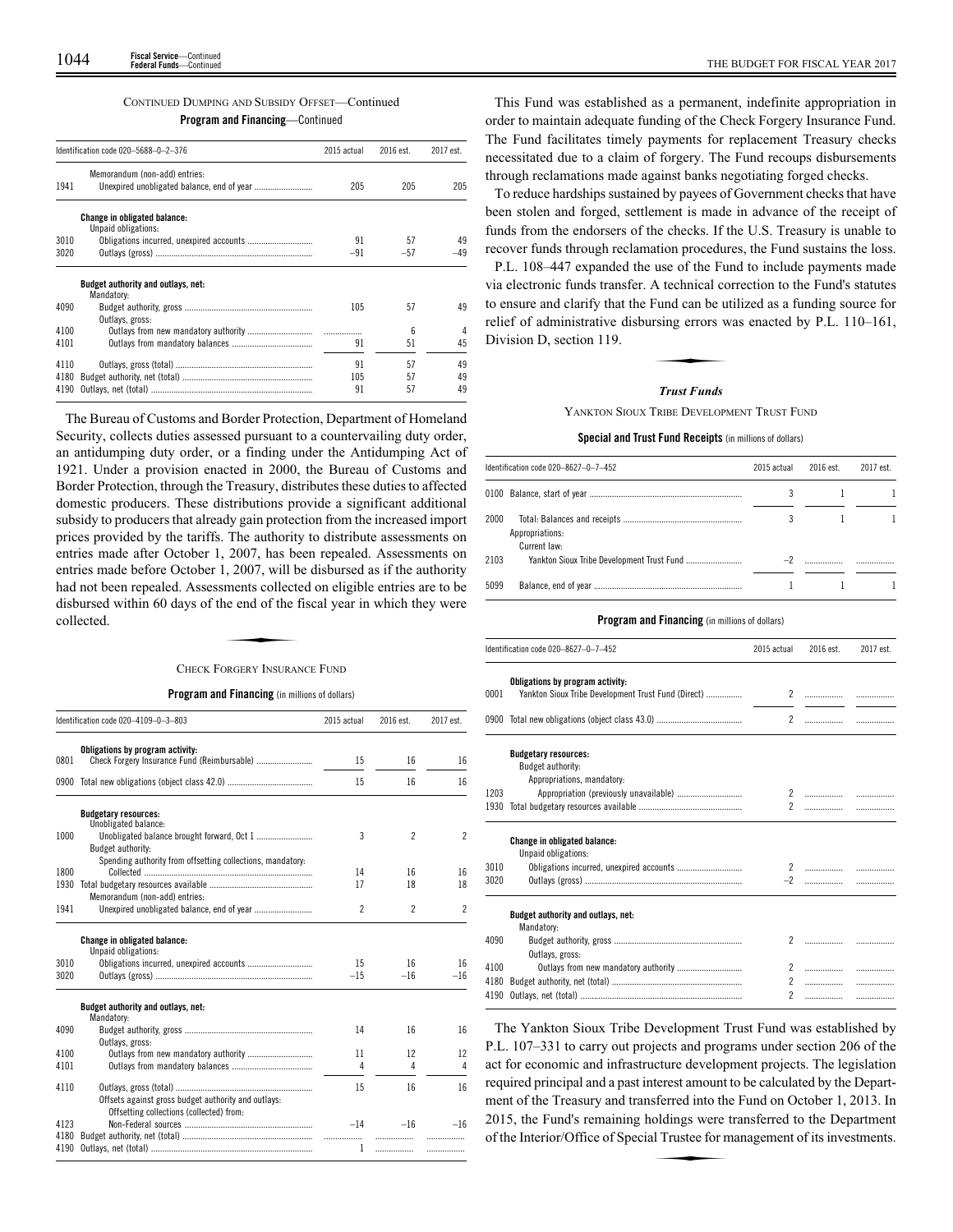CONTINUED DUMPING AND SUBSIDY OFFSET—Continued

**Program and Financing**—Continued

| Identification code 020–5688–0–2–376 | | 2015 actual | 2016 est. | 2017 est. |
|---|---|---|---|---|
| | Memorandum (non-add) entries: | | | |
| 1941 | Unexpired unobligated balance, end of year | 205 | 205 | 205 |
| | **Change in obligated balance:** | | | |
| | Unpaid obligations: | | | |
| 3010 | Obligations incurred, unexpired accounts | 91 | 57 | 49 |
| 3020 | Outlays (gross) | –91 | –57 | –49 |
| | **Budget authority and outlays, net:** | | | |
| | Mandatory: | | | |
| 4090 | Budget authority, gross | 105 | 57 | 49 |
| | Outlays, gross: | | | |
| 4100 | Outlays from new mandatory authority | | 6 | 4 |
| 4101 | Outlays from mandatory balances | 91 | 51 | 45 |
| 4110 | Outlays, gross (total) | 91 | 57 | 49 |
| 4180 | Budget authority, net (total) | 105 | 57 | 49 |
| 4190 | Outlays, net (total) | 91 | 57 | 49 |

The Bureau of Customs and Border Protection, Department of Homeland Security, collects duties assessed pursuant to a countervailing duty order, an antidumping duty order, or a finding under the Antidumping Act of 1921. Under a provision enacted in 2000, the Bureau of Customs and Border Protection, through the Treasury, distributes these duties to affected domestic producers. These distributions provide a significant additional subsidy to producers that already gain protection from the increased import prices provided by the tariffs. The authority to distribute assessments on entries made after October 1, 2007, has been repealed. Assessments on entries made before October 1, 2007, will be disbursed as if the authority had not been repealed. Assessments collected on eligible entries are to be disbursed within 60 days of the end of the fiscal year in which they were collected.

CHECK FORGERY INSURANCE FUND

**Program and Financing** (in millions of dollars)

| Identification code 020–4109–0–3–803 | | 2015 actual | 2016 est. | 2017 est. |
|---|---|---|---|---|
| | **Obligations by program activity:** | | | |
| 0801 | Check Forgery Insurance Fund (Reimbursable) | 15 | 16 | 16 |
| 0900 | Total new obligations (object class 42.0) | 15 | 16 | 16 |
| | **Budgetary resources:** | | | |
| | Unobligated balance: | | | |
| 1000 | Unobligated balance brought forward, Oct 1 | 3 | 2 | 2 |
| | Budget authority: | | | |
| | Spending authority from offsetting collections, mandatory: | | | |
| 1800 | Collected | 14 | 16 | 16 |
| 1930 | Total budgetary resources available | 17 | 18 | 18 |
| | Memorandum (non-add) entries: | | | |
| 1941 | Unexpired unobligated balance, end of year | 2 | 2 | 2 |
| | **Change in obligated balance:** | | | |
| | Unpaid obligations: | | | |
| 3010 | Obligations incurred, unexpired accounts | 15 | 16 | 16 |
| 3020 | Outlays (gross) | –15 | –16 | –16 |
| | **Budget authority and outlays, net:** | | | |
| | Mandatory: | | | |
| 4090 | Budget authority, gross | 14 | 16 | 16 |
| | Outlays, gross: | | | |
| 4100 | Outlays from new mandatory authority | 11 | 12 | 12 |
| 4101 | Outlays from mandatory balances | 4 | 4 | 4 |
| 4110 | Outlays, gross (total) | 15 | 16 | 16 |
| | Offsets against gross budget authority and outlays: | | | |
| | Offsetting collections (collected) from: | | | |
| 4123 | Non-Federal sources | –14 | –16 | –16 |
| 4180 | Budget authority, net (total) | | | |
| 4190 | Outlays, net (total) | 1 | | |

This Fund was established as a permanent, indefinite appropriation in order to maintain adequate funding of the Check Forgery Insurance Fund. The Fund facilitates timely payments for replacement Treasury checks necessitated due to a claim of forgery. The Fund recoups disbursements through reclamations made against banks negotiating forged checks.

To reduce hardships sustained by payees of Government checks that have been stolen and forged, settlement is made in advance of the receipt of funds from the endorsers of the checks. If the U.S. Treasury is unable to recover funds through reclamation procedures, the Fund sustains the loss.

P.L. 108–447 expanded the use of the Fund to include payments made via electronic funds transfer. A technical correction to the Fund's statutes to ensure and clarify that the Fund can be utilized as a funding source for relief of administrative disbursing errors was enacted by P.L. 110–161, Division D, section 119.

## *Trust Funds*

YANKTON SIOUX TRIBE DEVELOPMENT TRUST FUND

**Special and Trust Fund Receipts** (in millions of dollars)

| Identification code 020–8627–0–7–452 | | 2015 actual | 2016 est. | 2017 est. |
|---|---|---|---|---|
| 0100 | Balance, start of year | 3 | 1 | 1 |
| 2000 | Total: Balances and receipts | 3 | 1 | 1 |
| | Appropriations: | | | |
| | Current law: | | | |
| 2103 | Yankton Sioux Tribe Development Trust Fund | –2 | | |
| 5099 | Balance, end of year | 1 | 1 | 1 |

**Program and Financing** (in millions of dollars)

| Identification code 020–8627–0–7–452 | | 2015 actual | 2016 est. | 2017 est. |
|---|---|---|---|---|
| | **Obligations by program activity:** | | | |
| 0001 | Yankton Sioux Tribe Development Trust Fund (Direct) | 2 | | |
| 0900 | Total new obligations (object class 43.0) | 2 | | |
| | **Budgetary resources:** | | | |
| | Budget authority: | | | |
| | Appropriations, mandatory: | | | |
| 1203 | Appropriation (previously unavailable) | 2 | | |
| 1930 | Total budgetary resources available | 2 | | |
| | **Change in obligated balance:** | | | |
| | Unpaid obligations: | | | |
| 3010 | Obligations incurred, unexpired accounts | 2 | | |
| 3020 | Outlays (gross) | –2 | | |
| | **Budget authority and outlays, net:** | | | |
| | Mandatory: | | | |
| 4090 | Budget authority, gross | 2 | | |
| | Outlays, gross: | | | |
| 4100 | Outlays from new mandatory authority | 2 | | |
| 4180 | Budget authority, net (total) | 2 | | |
| 4190 | Outlays, net (total) | 2 | | |

The Yankton Sioux Tribe Development Trust Fund was established by P.L. 107–331 to carry out projects and programs under section 206 of the act for economic and infrastructure development projects. The legislation required principal and a past interest amount to be calculated by the Department of the Treasury and transferred into the Fund on October 1, 2013. In 2015, the Fund's remaining holdings were transferred to the Department of the Interior/Office of Special Trustee for management of its investments.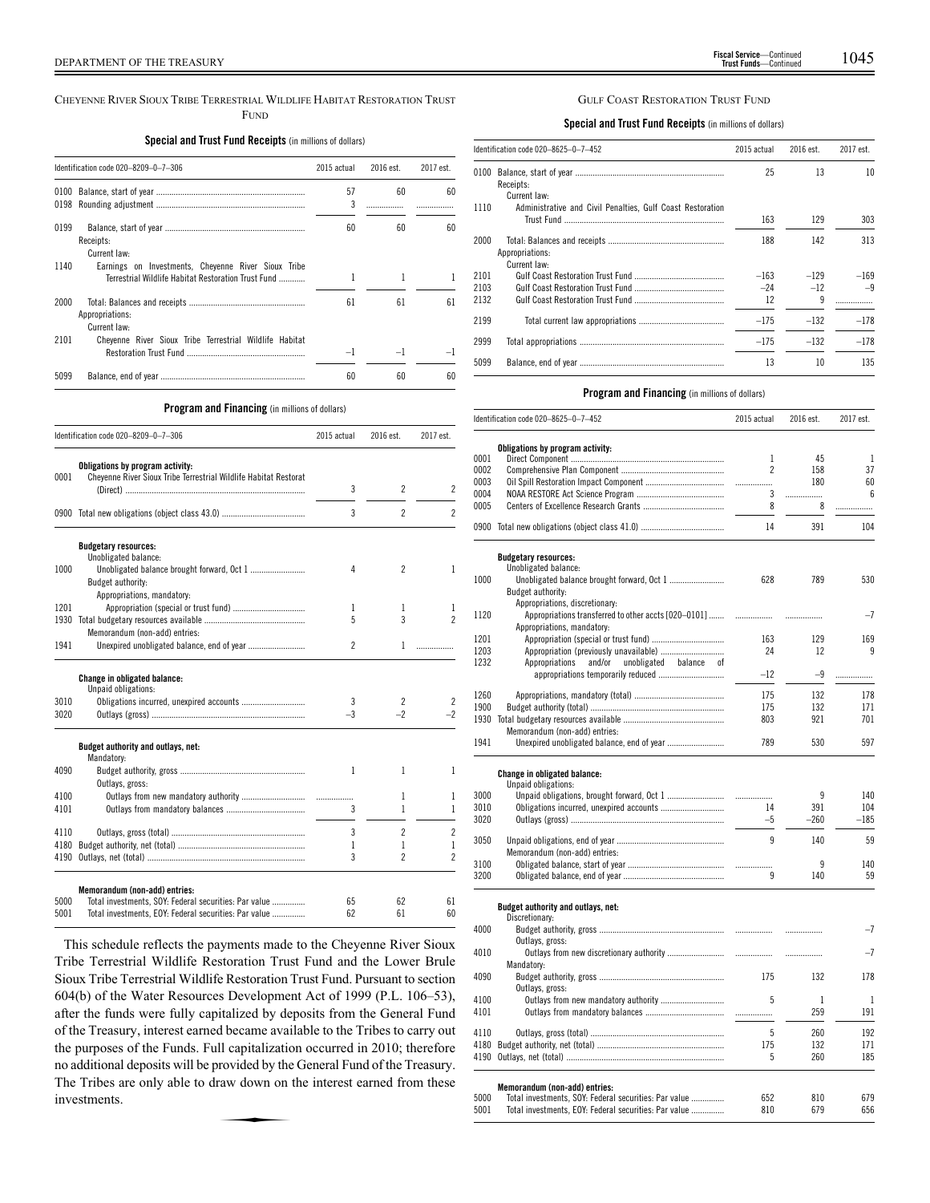## CHEYENNE RIVER SIOUX TRIBE TERRESTRIAL WILDLIFE HABITAT RESTORATION TRUST FUND

### Special and Trust Fund Receipts (in millions of dollars)

| Identification code 020–8209–0–7–306 | 2015 actual | 2016 est. | 2017 est. |
|---|---|---|---|
| 0100 Balance, start of year | 57 | 60 | 60 |
| 0198 Rounding adjustment | 3 | .......... | .......... |
| 0199 Balance, start of year | 60 | 60 | 60 |
| Receipts: | | | |
| Current law: | | | |
| 1140 Earnings on Investments, Cheyenne River Sioux Tribe Terrestrial Wildlife Habitat Restoration Trust Fund | 1 | 1 | 1 |
| 2000 Total: Balances and receipts | 61 | 61 | 61 |
| Appropriations: | | | |
| Current law: | | | |
| 2101 Cheyenne River Sioux Tribe Terrestrial Wildlife Habitat Restoration Trust Fund | –1 | –1 | –1 |
| 5099 Balance, end of year | 60 | 60 | 60 |

### Program and Financing (in millions of dollars)

| Identification code 020–8209–0–7–306 | 2015 actual | 2016 est. | 2017 est. |
|---|---|---|---|
| **Obligations by program activity:** | | | |
| 0001 Cheyenne River Sioux Tribe Terrestrial Wildlife Habitat Restorat (Direct) | 3 | 2 | 2 |
| 0900 Total new obligations (object class 43.0) | 3 | 2 | 2 |
| **Budgetary resources:** | | | |
| Unobligated balance: | | | |
| 1000 Unobligated balance brought forward, Oct 1 | 4 | 2 | 1 |
| Budget authority: | | | |
| Appropriations, mandatory: | | | |
| 1201 Appropriation (special or trust fund) | 1 | 1 | 1 |
| 1930 Total budgetary resources available | 5 | 3 | 2 |
| Memorandum (non-add) entries: | | | |
| 1941 Unexpired unobligated balance, end of year | 2 | 1 | .......... |
| **Change in obligated balance:** | | | |
| Unpaid obligations: | | | |
| 3010 Obligations incurred, unexpired accounts | 3 | 2 | 2 |
| 3020 Outlays (gross) | –3 | –2 | –2 |
| **Budget authority and outlays, net:** | | | |
| Mandatory: | | | |
| 4090 Budget authority, gross | 1 | 1 | 1 |
| Outlays, gross: | | | |
| 4100 Outlays from new mandatory authority | .......... | 1 | 1 |
| 4101 Outlays from mandatory balances | 3 | 1 | 1 |
| 4110 Outlays, gross (total) | 3 | 2 | 2 |
| 4180 Budget authority, net (total) | 1 | 1 | 1 |
| 4190 Outlays, net (total) | 3 | 2 | 2 |
| **Memorandum (non-add) entries:** | | | |
| 5000 Total investments, SOY: Federal securities: Par value | 65 | 62 | 61 |
| 5001 Total investments, EOY: Federal securities: Par value | 62 | 61 | 60 |

This schedule reflects the payments made to the Cheyenne River Sioux Tribe Terrestrial Wildlife Restoration Trust Fund and the Lower Brule Sioux Tribe Terrestrial Wildlife Restoration Trust Fund. Pursuant to section 604(b) of the Water Resources Development Act of 1999 (P.L. 106–53), after the funds were fully capitalized by deposits from the General Fund of the Treasury, interest earned became available to the Tribes to carry out the purposes of the Funds. Full capitalization occurred in 2010; therefore no additional deposits will be provided by the General Fund of the Treasury. The Tribes are only able to draw down on the interest earned from these investments.

## GULF COAST RESTORATION TRUST FUND

### Special and Trust Fund Receipts (in millions of dollars)

| Identification code 020–8625–0–7–452 | 2015 actual | 2016 est. | 2017 est. |
|---|---|---|---|
| 0100 Balance, start of year | 25 | 13 | 10 |
| Receipts: | | | |
| Current law: | | | |
| 1110 Administrative and Civil Penalties, Gulf Coast Restoration Trust Fund | 163 | 129 | 303 |
| 2000 Total: Balances and receipts | 188 | 142 | 313 |
| Appropriations: | | | |
| Current law: | | | |
| 2101 Gulf Coast Restoration Trust Fund | –163 | –129 | –169 |
| 2103 Gulf Coast Restoration Trust Fund | –24 | –12 | –9 |
| 2132 Gulf Coast Restoration Trust Fund | 12 | 9 | .......... |
| 2199 Total current law appropriations | –175 | –132 | –178 |
| 2999 Total appropriations | –175 | –132 | –178 |
| 5099 Balance, end of year | 13 | 10 | 135 |

### Program and Financing (in millions of dollars)

| Identification code 020–8625–0–7–452 | 2015 actual | 2016 est. | 2017 est. |
|---|---|---|---|
| **Obligations by program activity:** | | | |
| 0001 Direct Component | 1 | 45 | 1 |
| 0002 Comprehensive Plan Component | 2 | 158 | 37 |
| 0003 Oil Spill Restoration Impact Component | .......... | 180 | 60 |
| 0004 NOAA RESTORE Act Science Program | 3 | .......... | 6 |
| 0005 Centers of Excellence Research Grants | 8 | 8 | .......... |
| 0900 Total new obligations (object class 41.0) | 14 | 391 | 104 |
| **Budgetary resources:** | | | |
| Unobligated balance: | | | |
| 1000 Unobligated balance brought forward, Oct 1 | 628 | 789 | 530 |
| Budget authority: | | | |
| Appropriations, discretionary: | | | |
| 1120 Appropriations transferred to other accts [020–0101] | .......... | .......... | –7 |
| Appropriations, mandatory: | | | |
| 1201 Appropriation (special or trust fund) | 163 | 129 | 169 |
| 1203 Appropriation (previously unavailable) | 24 | 12 | 9 |
| 1232 Appropriations and/or unobligated balance of appropriations temporarily reduced | –12 | –9 | .......... |
| 1260 Appropriations, mandatory (total) | 175 | 132 | 178 |
| 1900 Budget authority (total) | 175 | 132 | 171 |
| 1930 Total budgetary resources available | 803 | 921 | 701 |
| Memorandum (non-add) entries: | | | |
| 1941 Unexpired unobligated balance, end of year | 789 | 530 | 597 |
| **Change in obligated balance:** | | | |
| Unpaid obligations: | | | |
| 3000 Unpaid obligations, brought forward, Oct 1 | .......... | 9 | 140 |
| 3010 Obligations incurred, unexpired accounts | 14 | 391 | 104 |
| 3020 Outlays (gross) | –5 | –260 | –185 |
| 3050 Unpaid obligations, end of year | 9 | 140 | 59 |
| Memorandum (non-add) entries: | | | |
| 3100 Obligated balance, start of year | .......... | 9 | 140 |
| 3200 Obligated balance, end of year | 9 | 140 | 59 |
| **Budget authority and outlays, net:** | | | |
| Discretionary: | | | |
| 4000 Budget authority, gross | .......... | .......... | –7 |
| Outlays, gross: | | | |
| 4010 Outlays from new discretionary authority | .......... | .......... | –7 |
| Mandatory: | | | |
| 4090 Budget authority, gross | 175 | 132 | 178 |
| Outlays, gross: | | | |
| 4100 Outlays from new mandatory authority | 5 | 1 | 1 |
| 4101 Outlays from mandatory balances | .......... | 259 | 191 |
| 4110 Outlays, gross (total) | 5 | 260 | 192 |
| 4180 Budget authority, net (total) | 175 | 132 | 171 |
| 4190 Outlays, net (total) | 5 | 260 | 185 |
| **Memorandum (non-add) entries:** | | | |
| 5000 Total investments, SOY: Federal securities: Par value | 652 | 810 | 679 |
| 5001 Total investments, EOY: Federal securities: Par value | 810 | 679 | 656 |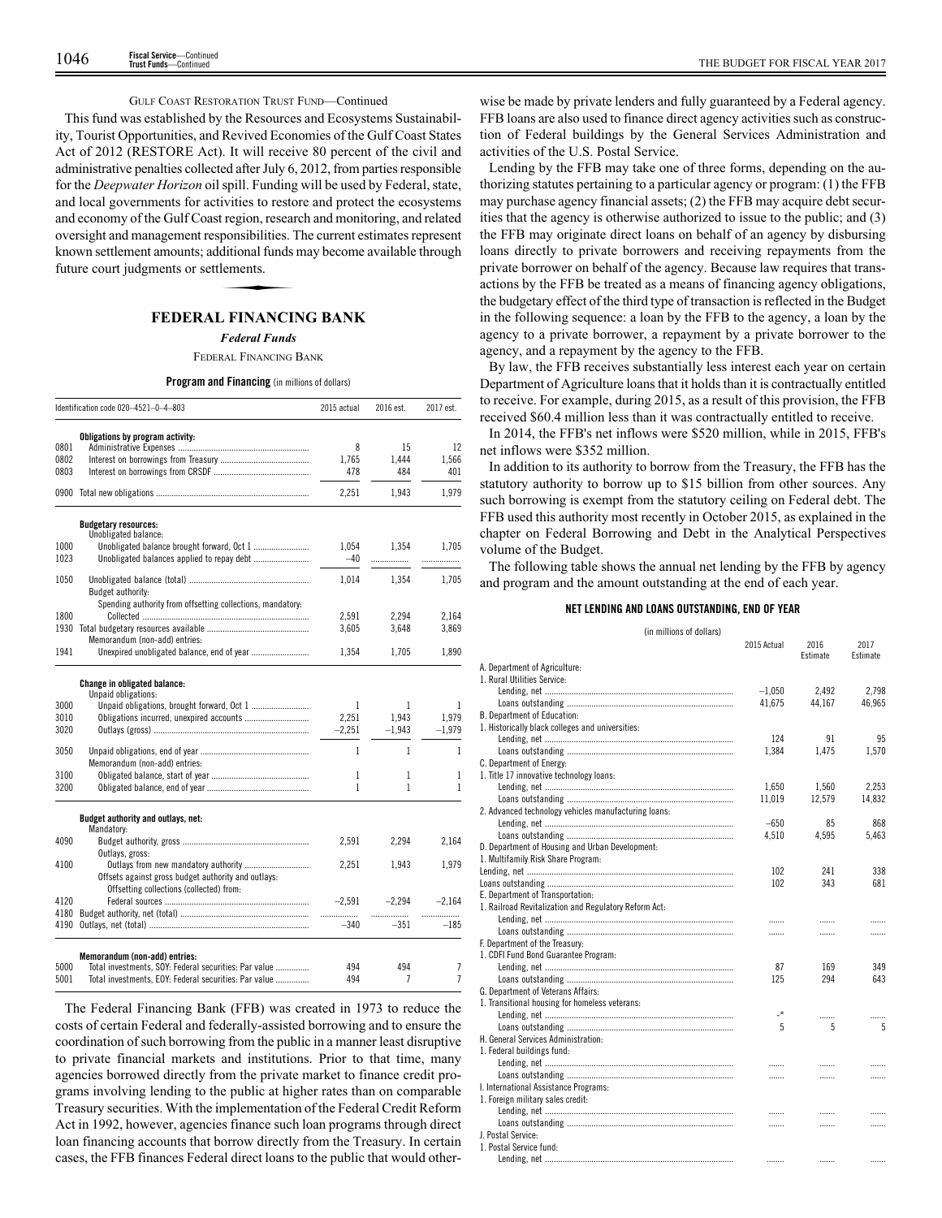GULF COAST RESTORATION TRUST FUND—Continued

This fund was established by the Resources and Ecosystems Sustainability, Tourist Opportunities, and Revived Economies of the Gulf Coast States Act of 2012 (RESTORE Act). It will receive 80 percent of the civil and administrative penalties collected after July 6, 2012, from parties responsible for the *Deepwater Horizon* oil spill. Funding will be used by Federal, state, and local governments for activities to restore and protect the ecosystems and economy of the Gulf Coast region, research and monitoring, and related oversight and management responsibilities. The current estimates represent known settlement amounts; additional funds may become available through future court judgments or settlements.

## FEDERAL FINANCING BANK

### *Federal Funds*

FEDERAL FINANCING BANK

**Program and Financing** (in millions of dollars)

| Identification code 020–4521–0–4–803 | | 2015 actual | 2016 est. | 2017 est. |
|---|---|---|---|---|
| | **Obligations by program activity:** | | | |
| 0801 | Administrative Expenses | 8 | 15 | 12 |
| 0802 | Interest on borrowings from Treasury | 1,765 | 1,444 | 1,566 |
| 0803 | Interest on borrowings from CRSDF | 478 | 484 | 401 |
| 0900 | Total new obligations | 2,251 | 1,943 | 1,979 |
| | **Budgetary resources:** | | | |
| | Unobligated balance: | | | |
| 1000 | Unobligated balance brought forward, Oct 1 | 1,054 | 1,354 | 1,705 |
| 1023 | Unobligated balances applied to repay debt | –40 | ........ | ........ |
| 1050 | Unobligated balance (total) | 1,014 | 1,354 | 1,705 |
| | Budget authority: | | | |
| | Spending authority from offsetting collections, mandatory: | | | |
| 1800 | Collected | 2,591 | 2,294 | 2,164 |
| 1930 | Total budgetary resources available | 3,605 | 3,648 | 3,869 |
| | Memorandum (non-add) entries: | | | |
| 1941 | Unexpired unobligated balance, end of year | 1,354 | 1,705 | 1,890 |
| | **Change in obligated balance:** | | | |
| | Unpaid obligations: | | | |
| 3000 | Unpaid obligations, brought forward, Oct 1 | 1 | 1 | 1 |
| 3010 | Obligations incurred, unexpired accounts | 2,251 | 1,943 | 1,979 |
| 3020 | Outlays (gross) | –2,251 | –1,943 | –1,979 |
| 3050 | Unpaid obligations, end of year | 1 | 1 | 1 |
| | Memorandum (non-add) entries: | | | |
| 3100 | Obligated balance, start of year | 1 | 1 | 1 |
| 3200 | Obligated balance, end of year | 1 | 1 | 1 |
| | **Budget authority and outlays, net:** | | | |
| | Mandatory: | | | |
| 4090 | Budget authority, gross | 2,591 | 2,294 | 2,164 |
| | Outlays, gross: | | | |
| 4100 | Outlays from new mandatory authority | 2,251 | 1,943 | 1,979 |
| | Offsets against gross budget authority and outlays: | | | |
| | Offsetting collections (collected) from: | | | |
| 4120 | Federal sources | –2,591 | –2,294 | –2,164 |
| 4180 | Budget authority, net (total) | ........ | ........ | ........ |
| 4190 | Outlays, net (total) | –340 | –351 | –185 |
| | **Memorandum (non-add) entries:** | | | |
| 5000 | Total investments, SOY: Federal securities: Par value | 494 | 494 | 7 |
| 5001 | Total investments, EOY: Federal securities: Par value | 494 | 7 | 7 |

The Federal Financing Bank (FFB) was created in 1973 to reduce the costs of certain Federal and federally-assisted borrowing and to ensure the coordination of such borrowing from the public in a manner least disruptive to private financial markets and institutions. Prior to that time, many agencies borrowed directly from the private market to finance credit programs involving lending to the public at higher rates than on comparable Treasury securities. With the implementation of the Federal Credit Reform Act in 1992, however, agencies finance such loan programs through direct loan financing accounts that borrow directly from the Treasury. In certain cases, the FFB finances Federal direct loans to the public that would otherwise be made by private lenders and fully guaranteed by a Federal agency. FFB loans are also used to finance direct agency activities such as construction of Federal buildings by the General Services Administration and activities of the U.S. Postal Service.

Lending by the FFB may take one of three forms, depending on the authorizing statutes pertaining to a particular agency or program: (1) the FFB may purchase agency financial assets; (2) the FFB may acquire debt securities that the agency is otherwise authorized to issue to the public; and (3) the FFB may originate direct loans on behalf of an agency by disbursing loans directly to private borrowers and receiving repayments from the private borrower on behalf of the agency. Because law requires that transactions by the FFB be treated as a means of financing agency obligations, the budgetary effect of the third type of transaction is reflected in the Budget in the following sequence: a loan by the FFB to the agency, a loan by the agency to a private borrower, a repayment by a private borrower to the agency, and a repayment by the agency to the FFB.

By law, the FFB receives substantially less interest each year on certain Department of Agriculture loans that it holds than it is contractually entitled to receive. For example, during 2015, as a result of this provision, the FFB received $60.4 million less than it was contractually entitled to receive.

In 2014, the FFB's net inflows were $520 million, while in 2015, FFB's net inflows were $352 million.

In addition to its authority to borrow from the Treasury, the FFB has the statutory authority to borrow up to $15 billion from other sources. Any such borrowing is exempt from the statutory ceiling on Federal debt. The FFB used this authority most recently in October 2015, as explained in the chapter on Federal Borrowing and Debt in the Analytical Perspectives volume of the Budget.

The following table shows the annual net lending by the FFB by agency and program and the amount outstanding at the end of each year.

**NET LENDING AND LOANS OUTSTANDING, END OF YEAR**

(in millions of dollars)

| | 2015 Actual | 2016 Estimate | 2017 Estimate |
|---|---|---|---|
| A. Department of Agriculture: | | | |
| 1. Rural Utilities Service: | | | |
| Lending, net | –1,050 | 2,492 | 2,798 |
| Loans outstanding | 41,675 | 44,167 | 46,965 |
| B. Department of Education: | | | |
| 1. Historically black colleges and universities: | | | |
| Lending, net | 124 | 91 | 95 |
| Loans outstanding | 1,384 | 1,475 | 1,570 |
| C. Department of Energy: | | | |
| 1. Title 17 innovative technology loans: | | | |
| Lending, net | 1,650 | 1,560 | 2,253 |
| Loans outstanding | 11,019 | 12,579 | 14,832 |
| 2. Advanced technology vehicles manufacturing loans: | | | |
| Lending, net | –650 | 85 | 868 |
| Loans outstanding | 4,510 | 4,595 | 5,463 |
| D. Department of Housing and Urban Development: | | | |
| 1. Multifamily Risk Share Program: | | | |
| Lending, net | 102 | 241 | 338 |
| Loans outstanding | 102 | 343 | 681 |
| E. Department of Transportation: | | | |
| 1. Railroad Revitalization and Regulatory Reform Act: | | | |
| Lending, net | ....... | ....... | ....... |
| Loans outstanding | ....... | ....... | ....... |
| F. Department of the Treasury: | | | |
| 1. CDFI Fund Bond Guarantee Program: | | | |
| Lending, net | 87 | 169 | 349 |
| Loans outstanding | 125 | 294 | 643 |
| G. Department of Veterans Affairs: | | | |
| 1. Transitional housing for homeless veterans: | | | |
| Lending, net | –* | ....... | ....... |
| Loans outstanding | 5 | 5 | 5 |
| H. General Services Administration: | | | |
| 1. Federal buildings fund: | | | |
| Lending, net | ....... | ....... | ....... |
| Loans outstanding | ....... | ....... | ....... |
| I. International Assistance Programs: | | | |
| 1. Foreign military sales credit: | | | |
| Lending, net | ....... | ....... | ....... |
| Loans outstanding | ....... | ....... | ....... |
| J. Postal Service: | | | |
| 1. Postal Service fund: | | | |
| Lending, net | ....... | ....... | ....... |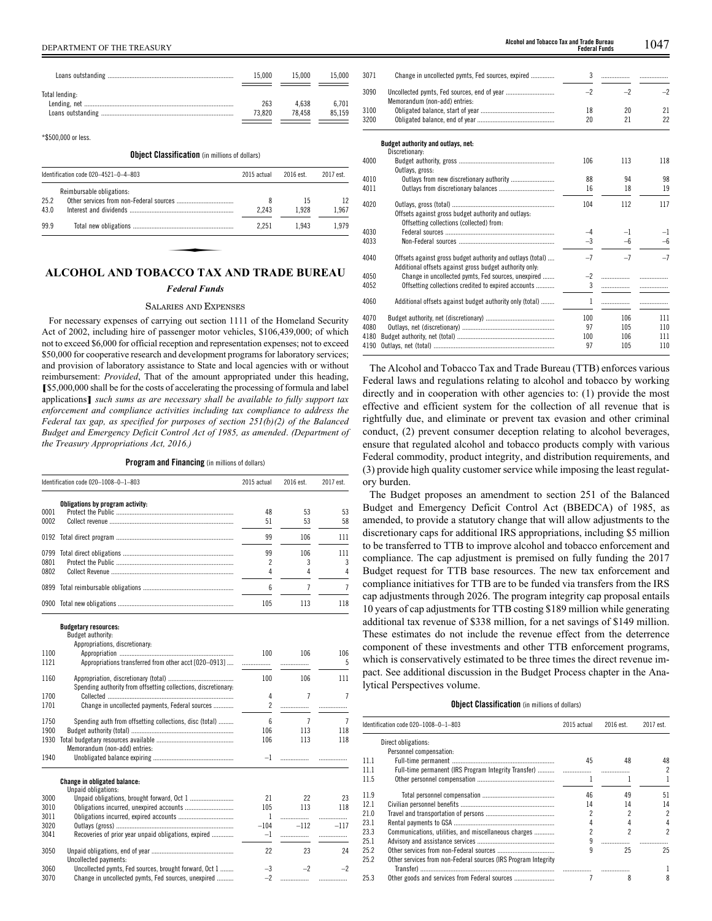| | 2015 actual | 2016 est. | 2017 est. |
|---|---|---|---|
| Loans outstanding | 15,000 | 15,000 | 15,000 |
| Total lending: | | | |
| Lending, net | 263 | 4,638 | 6,701 |
| Loans outstanding | 73,820 | 78,458 | 85,159 |

*$500,000 or less.

**Object Classification** (in millions of dollars)

| | Identification code 020–4521–0–4–803 | 2015 actual | 2016 est. | 2017 est. |
|---|---|---|---|---|
| | Reimbursable obligations: | | | |
| 25.2 | Other services from non-Federal sources | 8 | 15 | 12 |
| 43.0 | Interest and dividends | 2,243 | 1,928 | 1,967 |
| 99.9 | Total new obligations | 2,251 | 1,943 | 1,979 |

# ALCOHOL AND TOBACCO TAX AND TRADE BUREAU

## *Federal Funds*

### Salaries and Expenses

For necessary expenses of carrying out section 1111 of the Homeland Security Act of 2002, including hire of passenger motor vehicles, $106,439,000; of which not to exceed $6,000 for official reception and representation expenses; not to exceed $50,000 for cooperative research and development programs for laboratory services; and provision of laboratory assistance to State and local agencies with or without reimbursement: *Provided*, That of the amount appropriated under this heading, [$5,000,000 shall be for the costs of accelerating the processing of formula and label applications] *such sums as are necessary shall be available to fully support tax enforcement and compliance activities including tax compliance to address the Federal tax gap, as specified for purposes of section 251(b)(2) of the Balanced Budget and Emergency Deficit Control Act of 1985, as amended*. *(Department of the Treasury Appropriations Act, 2016.)*

**Program and Financing** (in millions of dollars)

| | Identification code 020–1008–0–1–803 | 2015 actual | 2016 est. | 2017 est. |
|---|---|---|---|---|
| | **Obligations by program activity:** | | | |
| 0001 | Protect the Public | 48 | 53 | 53 |
| 0002 | Collect revenue | 51 | 53 | 58 |
| 0192 | Total direct program | 99 | 106 | 111 |
| 0799 | Total direct obligations | 99 | 106 | 111 |
| 0801 | Protect the Public | 2 | 3 | 3 |
| 0802 | Collect Revenue | 4 | 4 | 4 |
| 0899 | Total reimbursable obligations | 6 | 7 | 7 |
| 0900 | Total new obligations | 105 | 113 | 118 |
| | **Budgetary resources:** | | | |
| | Budget authority: | | | |
| | Appropriations, discretionary: | | | |
| 1100 | Appropriation | 100 | 106 | 106 |
| 1121 | Appropriations transferred from other acct [020–0913] | | | 5 |
| 1160 | Appropriation, discretionary (total) | 100 | 106 | 111 |
| | Spending authority from offsetting collections, discretionary: | | | |
| 1700 | Collected | 4 | 7 | 7 |
| 1701 | Change in uncollected payments, Federal sources | 2 | | |
| 1750 | Spending auth from offsetting collections, disc (total) | 6 | 7 | 7 |
| 1900 | Budget authority (total) | 106 | 113 | 118 |
| 1930 | Total budgetary resources available | 106 | 113 | 118 |
| | Memorandum (non-add) entries: | | | |
| 1940 | Unobligated balance expiring | –1 | | |
| | **Change in obligated balance:** | | | |
| | Unpaid obligations: | | | |
| 3000 | Unpaid obligations, brought forward, Oct 1 | 21 | 22 | 23 |
| 3010 | Obligations incurred, unexpired accounts | 105 | 113 | 118 |
| 3011 | Obligations incurred, expired accounts | 1 | | |
| 3020 | Outlays (gross) | –104 | –112 | –117 |
| 3041 | Recoveries of prior year unpaid obligations, expired | –1 | | |
| 3050 | Unpaid obligations, end of year | 22 | 23 | 24 |
| | Uncollected payments: | | | |
| 3060 | Uncollected pymts, Fed sources, brought forward, Oct 1 | –3 | –2 | –2 |
| 3070 | Change in uncollected pymts, Fed sources, unexpired | –2 | | |
| 3071 | Change in uncollected pymts, Fed sources, expired | 3 | | |
| 3090 | Uncollected pymts, Fed sources, end of year | –2 | –2 | –2 |
| | Memorandum (non-add) entries: | | | |
| 3100 | Obligated balance, start of year | 18 | 20 | 21 |
| 3200 | Obligated balance, end of year | 20 | 21 | 22 |
| | **Budget authority and outlays, net:** | | | |
| | Discretionary: | | | |
| 4000 | Budget authority, gross | 106 | 113 | 118 |
| | Outlays, gross: | | | |
| 4010 | Outlays from new discretionary authority | 88 | 94 | 98 |
| 4011 | Outlays from discretionary balances | 16 | 18 | 19 |
| 4020 | Outlays, gross (total) | 104 | 112 | 117 |
| | Offsets against gross budget authority and outlays: | | | |
| | Offsetting collections (collected) from: | | | |
| 4030 | Federal sources | –4 | –1 | –1 |
| 4033 | Non-Federal sources | –3 | –6 | –6 |
| 4040 | Offsets against gross budget authority and outlays (total) | –7 | –7 | –7 |
| | Additional offsets against gross budget authority only: | | | |
| 4050 | Change in uncollected pymts, Fed sources, unexpired | –2 | | |
| 4052 | Offsetting collections credited to expired accounts | 3 | | |
| 4060 | Additional offsets against budget authority only (total) | 1 | | |
| 4070 | Budget authority, net (discretionary) | 100 | 106 | 111 |
| 4080 | Outlays, net (discretionary) | 97 | 105 | 110 |
| 4180 | Budget authority, net (total) | 100 | 106 | 111 |
| 4190 | Outlays, net (total) | 97 | 105 | 110 |

The Alcohol and Tobacco Tax and Trade Bureau (TTB) enforces various Federal laws and regulations relating to alcohol and tobacco by working directly and in cooperation with other agencies to: (1) provide the most effective and efficient system for the collection of all revenue that is rightfully due, and eliminate or prevent tax evasion and other criminal conduct, (2) prevent consumer deception relating to alcohol beverages, ensure that regulated alcohol and tobacco products comply with various Federal commodity, product integrity, and distribution requirements, and (3) provide high quality customer service while imposing the least regulatory burden.

The Budget proposes an amendment to section 251 of the Balanced Budget and Emergency Deficit Control Act (BBEDCA) of 1985, as amended, to provide a statutory change that will allow adjustments to the discretionary caps for additional IRS appropriations, including $5 million to be transferred to TTB to improve alcohol and tobacco enforcement and compliance. The cap adjustment is premised on fully funding the 2017 Budget request for TTB base resources. The new tax enforcement and compliance initiatives for TTB are to be funded via transfers from the IRS cap adjustments through 2026. The program integrity cap proposal entails 10 years of cap adjustments for TTB costing $189 million while generating additional tax revenue of $338 million, for a net savings of $149 million. These estimates do not include the revenue effect from the deterrence component of these investments and other TTB enforcement programs, which is conservatively estimated to be three times the direct revenue impact. See additional discussion in the Budget Process chapter in the Analytical Perspectives volume.

**Object Classification** (in millions of dollars)

| | Identification code 020–1008–0–1–803 | 2015 actual | 2016 est. | 2017 est. |
|---|---|---|---|---|
| | Direct obligations: | | | |
| | Personnel compensation: | | | |
| 11.1 | Full-time permanent | 45 | 48 | 48 |
| 11.1 | Full-time permanent (IRS Program Integrity Transfer) | | | 2 |
| 11.5 | Other personnel compensation | 1 | 1 | 1 |
| 11.9 | Total personnel compensation | 46 | 49 | 51 |
| 12.1 | Civilian personnel benefits | 14 | 14 | 14 |
| 21.0 | Travel and transportation of persons | 2 | 2 | 2 |
| 23.1 | Rental payments to GSA | 4 | 4 | 4 |
| 23.3 | Communications, utilities, and miscellaneous charges | 2 | 2 | 2 |
| 25.1 | Advisory and assistance services | 9 | | |
| 25.2 | Other services from non-Federal sources | 9 | 25 | 25 |
| 25.2 | Other services from non-Federal sources (IRS Program Integrity Transfer) | | | 1 |
| 25.3 | Other goods and services from Federal sources | 7 | 8 | 8 |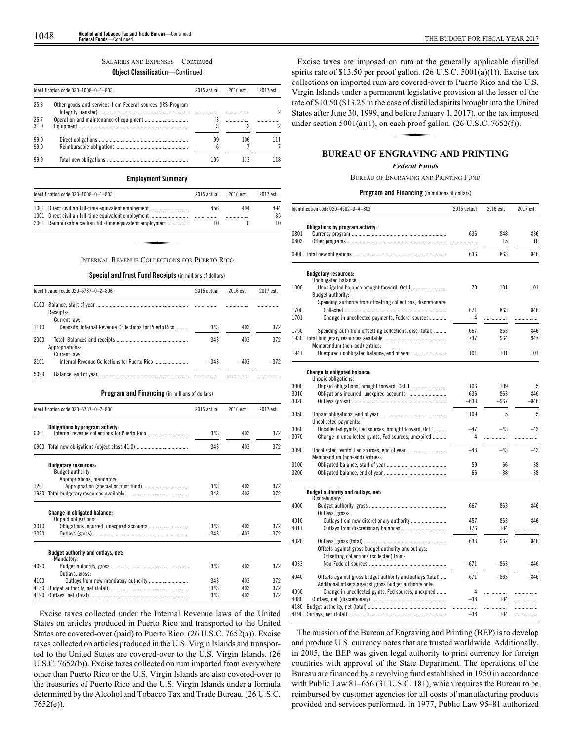SALARIES AND EXPENSES—Continued

**Object Classification**—Continued

| Identification code 020–1008–0–1–803 | | 2015 actual | 2016 est. | 2017 est. |
|---|---|---|---|---|
| 25.3 | Other goods and services from Federal sources (IRS Program Integrity Transfer) | | | 2 |
| 25.7 | Operation and maintenance of equipment | 3 | | |
| 31.0 | Equipment | 3 | 2 | 2 |
| 99.0 | Direct obligations | 99 | 106 | 111 |
| 99.0 | Reimbursable obligations | 6 | 7 | 7 |
| 99.9 | Total new obligations | 105 | 113 | 118 |

**Employment Summary**

| Identification code 020–1008–0–1–803 | | 2015 actual | 2016 est. | 2017 est. |
|---|---|---|---|---|
| 1001 | Direct civilian full-time equivalent employment | 456 | 494 | 494 |
| 1001 | Direct civilian full-time equivalent employment | | | 35 |
| 2001 | Reimbursable civilian full-time equivalent employment | 10 | 10 | 10 |

INTERNAL REVENUE COLLECTIONS FOR PUERTO RICO

**Special and Trust Fund Receipts** (in millions of dollars)

| Identification code 020–5737–0–2–806 | | 2015 actual | 2016 est. | 2017 est. |
|---|---|---|---|---|
| 0100 | Balance, start of year | | | |
| | Receipts: | | | |
| | Current law: | | | |
| 1110 | Deposits, Internal Revenue Collections for Puerto Rico | 343 | 403 | 372 |
| 2000 | Total: Balances and receipts | 343 | 403 | 372 |
| | Appropriations: | | | |
| | Current law: | | | |
| 2101 | Internal Revenue Collections for Puerto Rico | –343 | –403 | –372 |
| 5099 | Balance, end of year | | | |

**Program and Financing** (in millions of dollars)

| Identification code 020–5737–0–2–806 | | 2015 actual | 2016 est. | 2017 est. |
|---|---|---|---|---|
| | **Obligations by program activity:** | | | |
| 0001 | Internal revenue collections for Puerto Rico | 343 | 403 | 372 |
| 0900 | Total new obligations (object class 41.0) | 343 | 403 | 372 |
| | **Budgetary resources:** | | | |
| | Budget authority: | | | |
| | Appropriations, mandatory: | | | |
| 1201 | Appropriation (special or trust fund) | 343 | 403 | 372 |
| 1930 | Total budgetary resources available | 343 | 403 | 372 |
| | **Change in obligated balance:** | | | |
| | Unpaid obligations: | | | |
| 3010 | Obligations incurred, unexpired accounts | 343 | 403 | 372 |
| 3020 | Outlays (gross) | –343 | –403 | –372 |
| | **Budget authority and outlays, net:** | | | |
| | Mandatory: | | | |
| 4090 | Budget authority, gross | 343 | 403 | 372 |
| | Outlays, gross: | | | |
| 4100 | Outlays from new mandatory authority | 343 | 403 | 372 |
| 4180 | Budget authority, net (total) | 343 | 403 | 372 |
| 4190 | Outlays, net (total) | 343 | 403 | 372 |

Excise taxes collected under the Internal Revenue laws of the United States on articles produced in Puerto Rico and transported to the United States are covered-over (paid) to Puerto Rico. (26 U.S.C. 7652(a)). Excise taxes collected on articles produced in the U.S. Virgin Islands and transported to the United States are covered-over to the U.S. Virgin Islands. (26 U.S.C. 7652(b)). Excise taxes collected on rum imported from everywhere other than Puerto Rico or the U.S. Virgin Islands are also covered-over to the treasuries of Puerto Rico and the U.S. Virgin Islands under a formula determined by the Alcohol and Tobacco Tax and Trade Bureau. (26 U.S.C. 7652(e)).

Excise taxes are imposed on rum at the generally applicable distilled spirits rate of $13.50 per proof gallon. (26 U.S.C. 5001(a)(1)). Excise tax collections on imported rum are covered-over to Puerto Rico and the U.S. Virgin Islands under a permanent legislative provision at the lesser of the rate of $10.50 ($13.25 in the case of distilled spirits brought into the United States after June 30, 1999, and before January 1, 2017), or the tax imposed under section 5001(a)(1), on each proof gallon. (26 U.S.C. 7652(f)).

## BUREAU OF ENGRAVING AND PRINTING

### *Federal Funds*

BUREAU OF ENGRAVING AND PRINTING FUND

**Program and Financing** (in millions of dollars)

| Identification code 020–4502–0–4–803 | | 2015 actual | 2016 est. | 2017 est. |
|---|---|---|---|---|
| | **Obligations by program activity:** | | | |
| 0801 | Currency program | 636 | 848 | 836 |
| 0803 | Other programs | | 15 | 10 |
| 0900 | Total new obligations | 636 | 863 | 846 |
| | **Budgetary resources:** | | | |
| | Unobligated balance: | | | |
| 1000 | Unobligated balance brought forward, Oct 1 | 70 | 101 | 101 |
| | Budget authority: | | | |
| | Spending authority from offsetting collections, discretionary: | | | |
| 1700 | Collected | 671 | 863 | 846 |
| 1701 | Change in uncollected payments, Federal sources | –4 | | |
| 1750 | Spending auth from offsetting collections, disc (total) | 667 | 863 | 846 |
| 1930 | Total budgetary resources available | 737 | 964 | 947 |
| | Memorandum (non-add) entries: | | | |
| 1941 | Unexpired unobligated balance, end of year | 101 | 101 | 101 |
| | **Change in obligated balance:** | | | |
| | Unpaid obligations: | | | |
| 3000 | Unpaid obligations, brought forward, Oct 1 | 106 | 109 | 5 |
| 3010 | Obligations incurred, unexpired accounts | 636 | 863 | 846 |
| 3020 | Outlays (gross) | –633 | –967 | –846 |
| 3050 | Unpaid obligations, end of year | 109 | 5 | 5 |
| | Uncollected payments: | | | |
| 3060 | Uncollected pymts, Fed sources, brought forward, Oct 1 | –47 | –43 | –43 |
| 3070 | Change in uncollected pymts, Fed sources, unexpired | 4 | | |
| 3090 | Uncollected pymts, Fed sources, end of year | –43 | –43 | –43 |
| | Memorandum (non-add) entries: | | | |
| 3100 | Obligated balance, start of year | 59 | 66 | –38 |
| 3200 | Obligated balance, end of year | 66 | –38 | –38 |
| | **Budget authority and outlays, net:** | | | |
| | Discretionary: | | | |
| 4000 | Budget authority, gross | 667 | 863 | 846 |
| | Outlays, gross: | | | |
| 4010 | Outlays from new discretionary authority | 457 | 863 | 846 |
| 4011 | Outlays from discretionary balances | 176 | 104 | |
| 4020 | Outlays, gross (total) | 633 | 967 | 846 |
| | Offsets against gross budget authority and outlays: | | | |
| | Offsetting collections (collected) from: | | | |
| 4033 | Non-Federal sources | –671 | –863 | –846 |
| 4040 | Offsets against gross budget authority and outlays (total) | –671 | –863 | –846 |
| | Additional offsets against gross budget authority only: | | | |
| 4050 | Change in uncollected pymts, Fed sources, unexpired | 4 | | |
| 4080 | Outlays, net (discretionary) | –38 | 104 | |
| 4180 | Budget authority, net (total) | | | |
| 4190 | Outlays, net (total) | –38 | 104 | |

The mission of the Bureau of Engraving and Printing (BEP) is to develop and produce U.S. currency notes that are trusted worldwide. Additionally, in 2005, the BEP was given legal authority to print currency for foreign countries with approval of the State Department. The operations of the Bureau are financed by a revolving fund established in 1950 in accordance with Public Law 81–656 (31 U.S.C. 181), which requires the Bureau to be reimbursed by customer agencies for all costs of manufacturing products provided and services performed. In 1977, Public Law 95–81 authorized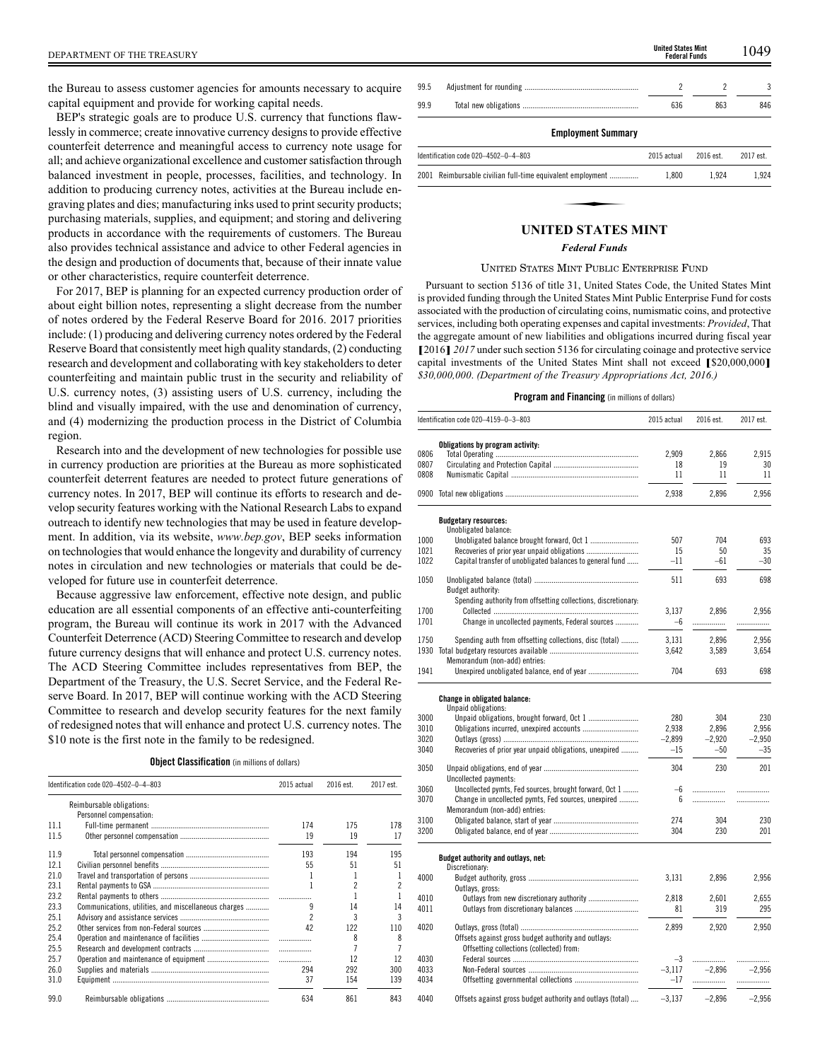the Bureau to assess customer agencies for amounts necessary to acquire capital equipment and provide for working capital needs.

BEP's strategic goals are to produce U.S. currency that functions flawlessly in commerce; create innovative currency designs to provide effective counterfeit deterrence and meaningful access to currency note usage for all; and achieve organizational excellence and customer satisfaction through balanced investment in people, processes, facilities, and technology. In addition to producing currency notes, activities at the Bureau include engraving plates and dies; manufacturing inks used to print security products; purchasing materials, supplies, and equipment; and storing and delivering products in accordance with the requirements of customers. The Bureau also provides technical assistance and advice to other Federal agencies in the design and production of documents that, because of their innate value or other characteristics, require counterfeit deterrence.

For 2017, BEP is planning for an expected currency production order of about eight billion notes, representing a slight decrease from the number of notes ordered by the Federal Reserve Board for 2016. 2017 priorities include: (1) producing and delivering currency notes ordered by the Federal Reserve Board that consistently meet high quality standards, (2) conducting research and development and collaborating with key stakeholders to deter counterfeiting and maintain public trust in the security and reliability of U.S. currency notes, (3) assisting users of U.S. currency, including the blind and visually impaired, with the use and denomination of currency, and (4) modernizing the production process in the District of Columbia region.

Research into and the development of new technologies for possible use in currency production are priorities at the Bureau as more sophisticated counterfeit deterrent features are needed to protect future generations of currency notes. In 2017, BEP will continue its efforts to research and develop security features working with the National Research Labs to expand outreach to identify new technologies that may be used in feature development. In addition, via its website, *www.bep.gov*, BEP seeks information on technologies that would enhance the longevity and durability of currency notes in circulation and new technologies or materials that could be developed for future use in counterfeit deterrence.

Because aggressive law enforcement, effective note design, and public education are all essential components of an effective anti-counterfeiting program, the Bureau will continue its work in 2017 with the Advanced Counterfeit Deterrence (ACD) Steering Committee to research and develop future currency designs that will enhance and protect U.S. currency notes. The ACD Steering Committee includes representatives from BEP, the Department of the Treasury, the U.S. Secret Service, and the Federal Reserve Board. In 2017, BEP will continue working with the ACD Steering Committee to research and develop security features for the next family of redesigned notes that will enhance and protect U.S. currency notes. The $10 note is the first note in the family to be redesigned.

**Object Classification** (in millions of dollars)

| Identification code 020–4502–0–4–803 | | 2015 actual | 2016 est. | 2017 est. |
|---|---|---|---|---|
| | Reimbursable obligations: | | | |
| | Personnel compensation: | | | |
| 11.1 | Full-time permanent | 174 | 175 | 178 |
| 11.5 | Other personnel compensation | 19 | 19 | 17 |
| 11.9 | Total personnel compensation | 193 | 194 | 195 |
| 12.1 | Civilian personnel benefits | 55 | 51 | 51 |
| 21.0 | Travel and transportation of persons | 1 | 1 | 1 |
| 23.1 | Rental payments to GSA | 1 | 2 | 2 |
| 23.2 | Rental payments to others | | 1 | 1 |
| 23.3 | Communications, utilities, and miscellaneous charges | 9 | 14 | 14 |
| 25.1 | Advisory and assistance services | 2 | 3 | 3 |
| 25.2 | Other services from non-Federal sources | 42 | 122 | 110 |
| 25.4 | Operation and maintenance of facilities | | 8 | 8 |
| 25.5 | Research and development contracts | | 7 | 7 |
| 25.7 | Operation and maintenance of equipment | | 12 | 12 |
| 26.0 | Supplies and materials | 294 | 292 | 300 |
| 31.0 | Equipment | 37 | 154 | 139 |
| 99.0 | Reimbursable obligations | 634 | 861 | 843 |
| 99.5 | Adjustment for rounding | 2 | 2 | 3 |
| 99.9 | Total new obligations | 636 | 863 | 846 |

**Employment Summary**

| Identification code 020–4502–0–4–803 | | 2015 actual | 2016 est. | 2017 est. |
|---|---|---|---|---|
| 2001 | Reimbursable civilian full-time equivalent employment | 1,800 | 1,924 | 1,924 |

## UNITED STATES MINT

### *Federal Funds*

UNITED STATES MINT PUBLIC ENTERPRISE FUND

Pursuant to section 5136 of title 31, United States Code, the United States Mint is provided funding through the United States Mint Public Enterprise Fund for costs associated with the production of circulating coins, numismatic coins, and protective services, including both operating expenses and capital investments: *Provided*, That the aggregate amount of new liabilities and obligations incurred during fiscal year [2016] *2017* under such section 5136 for circulating coinage and protective service capital investments of the United States Mint shall not exceed [$20,000,000] *$30,000,000*. *(Department of the Treasury Appropriations Act, 2016.)*

**Program and Financing** (in millions of dollars)

| Identification code 020–4159–0–3–803 | | 2015 actual | 2016 est. | 2017 est. |
|---|---|---|---|---|
| | **Obligations by program activity:** | | | |
| 0806 | Total Operating | 2,909 | 2,866 | 2,915 |
| 0807 | Circulating and Protection Capital | 18 | 19 | 30 |
| 0808 | Numismatic Capital | 11 | 11 | 11 |
| 0900 | Total new obligations | 2,938 | 2,896 | 2,956 |
| | **Budgetary resources:** | | | |
| | Unobligated balance: | | | |
| 1000 | Unobligated balance brought forward, Oct 1 | 507 | 704 | 693 |
| 1021 | Recoveries of prior year unpaid obligations | 15 | 50 | 35 |
| 1022 | Capital transfer of unobligated balances to general fund | –11 | –61 | –30 |
| 1050 | Unobligated balance (total) | 511 | 693 | 698 |
| | Budget authority: | | | |
| | Spending authority from offsetting collections, discretionary: | | | |
| 1700 | Collected | 3,137 | 2,896 | 2,956 |
| 1701 | Change in uncollected payments, Federal sources | –6 | | |
| 1750 | Spending auth from offsetting collections, disc (total) | 3,131 | 2,896 | 2,956 |
| 1930 | Total budgetary resources available | 3,642 | 3,589 | 3,654 |
| | Memorandum (non-add) entries: | | | |
| 1941 | Unexpired unobligated balance, end of year | 704 | 693 | 698 |
| | **Change in obligated balance:** | | | |
| | Unpaid obligations: | | | |
| 3000 | Unpaid obligations, brought forward, Oct 1 | 280 | 304 | 230 |
| 3010 | Obligations incurred, unexpired accounts | 2,938 | 2,896 | 2,956 |
| 3020 | Outlays (gross) | –2,899 | –2,920 | –2,950 |
| 3040 | Recoveries of prior year unpaid obligations, unexpired | –15 | –50 | –35 |
| 3050 | Unpaid obligations, end of year | 304 | 230 | 201 |
| | Uncollected payments: | | | |
| 3060 | Uncollected pymts, Fed sources, brought forward, Oct 1 | –6 | | |
| 3070 | Change in uncollected pymts, Fed sources, unexpired | 6 | | |
| | Memorandum (non-add) entries: | | | |
| 3100 | Obligated balance, start of year | 274 | 304 | 230 |
| 3200 | Obligated balance, end of year | 304 | 230 | 201 |
| | **Budget authority and outlays, net:** | | | |
| | Discretionary: | | | |
| 4000 | Budget authority, gross | 3,131 | 2,896 | 2,956 |
| | Outlays, gross: | | | |
| 4010 | Outlays from new discretionary authority | 2,818 | 2,601 | 2,655 |
| 4011 | Outlays from discretionary balances | 81 | 319 | 295 |
| 4020 | Outlays, gross (total) | 2,899 | 2,920 | 2,950 |
| | Offsets against gross budget authority and outlays: | | | |
| | Offsetting collections (collected) from: | | | |
| 4030 | Federal sources | –3 | | |
| 4033 | Non-Federal sources | –3,117 | –2,896 | –2,956 |
| 4034 | Offsetting governmental collections | –17 | | |
| 4040 | Offsets against gross budget authority and outlays (total) | –3,137 | –2,896 | –2,956 |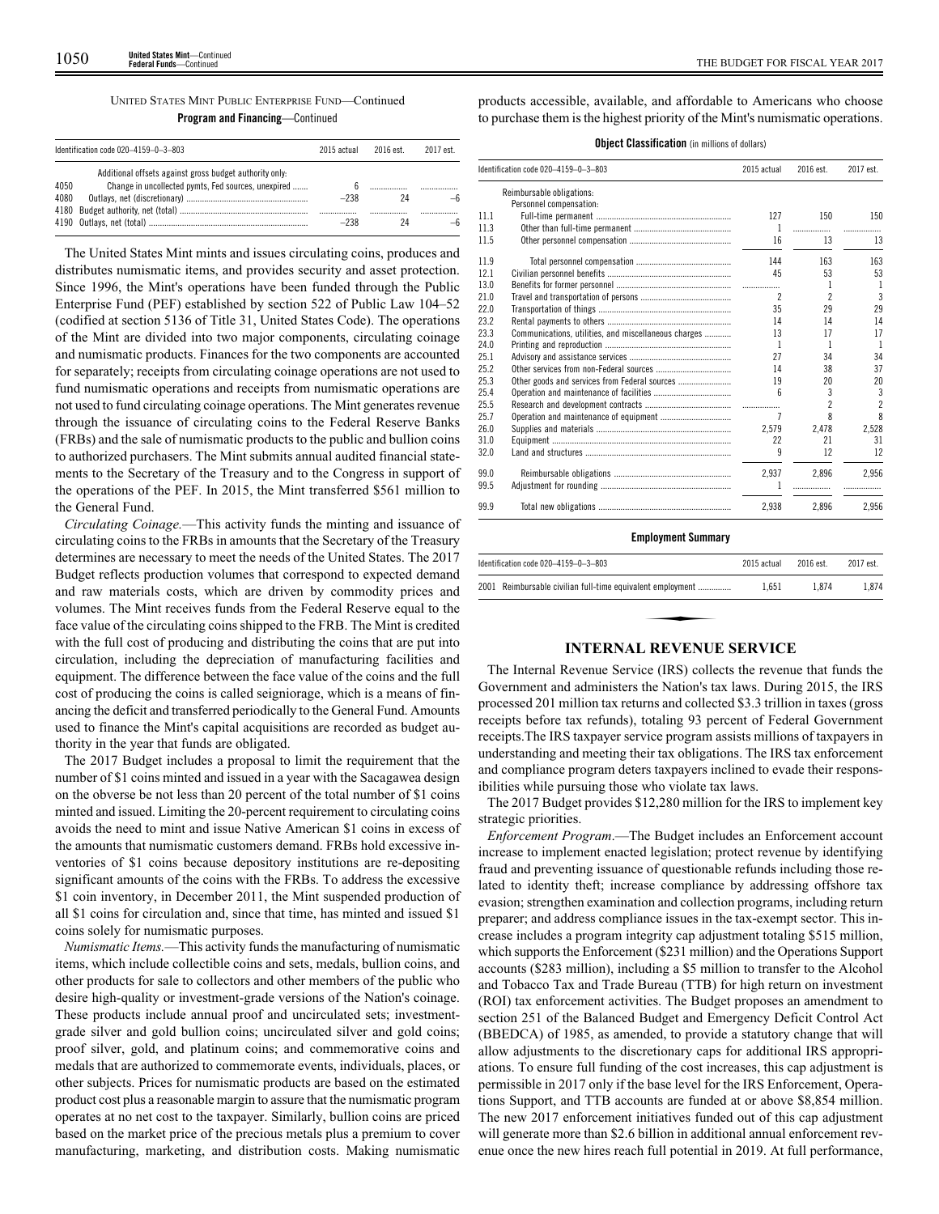UNITED STATES MINT PUBLIC ENTERPRISE FUND—Continued

**Program and Financing**—Continued

| Identification code 020–4159–0–3–803 | | 2015 actual | 2016 est. | 2017 est. |
|---|---|---|---|---|
| | Additional offsets against gross budget authority only: | | | |
| 4050 | Change in uncollected pymts, Fed sources, unexpired | 6 | | |
| 4080 | Outlays, net (discretionary) | –238 | 24 | –6 |
| 4180 | Budget authority, net (total) | | | |
| 4190 | Outlays, net (total) | –238 | 24 | –6 |

The United States Mint mints and issues circulating coins, produces and distributes numismatic items, and provides security and asset protection. Since 1996, the Mint's operations have been funded through the Public Enterprise Fund (PEF) established by section 522 of Public Law 104–52 (codified at section 5136 of Title 31, United States Code). The operations of the Mint are divided into two major components, circulating coinage and numismatic products. Finances for the two components are accounted for separately; receipts from circulating coinage operations are not used to fund numismatic operations and receipts from numismatic operations are not used to fund circulating coinage operations. The Mint generates revenue through the issuance of circulating coins to the Federal Reserve Banks (FRBs) and the sale of numismatic products to the public and bullion coins to authorized purchasers. The Mint submits annual audited financial statements to the Secretary of the Treasury and to the Congress in support of the operations of the PEF. In 2015, the Mint transferred $561 million to the General Fund.

*Circulating Coinage.*—This activity funds the minting and issuance of circulating coins to the FRBs in amounts that the Secretary of the Treasury determines are necessary to meet the needs of the United States. The 2017 Budget reflects production volumes that correspond to expected demand and raw materials costs, which are driven by commodity prices and volumes. The Mint receives funds from the Federal Reserve equal to the face value of the circulating coins shipped to the FRB. The Mint is credited with the full cost of producing and distributing the coins that are put into circulation, including the depreciation of manufacturing facilities and equipment. The difference between the face value of the coins and the full cost of producing the coins is called seigniorage, which is a means of financing the deficit and transferred periodically to the General Fund. Amounts used to finance the Mint's capital acquisitions are recorded as budget authority in the year that funds are obligated.

The 2017 Budget includes a proposal to limit the requirement that the number of $1 coins minted and issued in a year with the Sacagawea design on the obverse be not less than 20 percent of the total number of $1 coins minted and issued. Limiting the 20-percent requirement to circulating coins avoids the need to mint and issue Native American $1 coins in excess of the amounts that numismatic customers demand. FRBs hold excessive inventories of $1 coins because depository institutions are re-depositing significant amounts of the coins with the FRBs. To address the excessive $1 coin inventory, in December 2011, the Mint suspended production of all $1 coins for circulation and, since that time, has minted and issued $1 coins solely for numismatic purposes.

*Numismatic Items.*—This activity funds the manufacturing of numismatic items, which include collectible coins and sets, medals, bullion coins, and other products for sale to collectors and other members of the public who desire high-quality or investment-grade versions of the Nation's coinage. These products include annual proof and uncirculated sets; investment-grade silver and gold bullion coins; uncirculated silver and gold coins; proof silver, gold, and platinum coins; and commemorative coins and medals that are authorized to commemorate events, individuals, places, or other subjects. Prices for numismatic products are based on the estimated product cost plus a reasonable margin to assure that the numismatic program operates at no net cost to the taxpayer. Similarly, bullion coins are priced based on the market price of the precious metals plus a premium to cover manufacturing, marketing, and distribution costs. Making numismatic products accessible, available, and affordable to Americans who choose to purchase them is the highest priority of the Mint's numismatic operations.

**Object Classification** (in millions of dollars)

| Identification code 020–4159–0–3–803 | | 2015 actual | 2016 est. | 2017 est. |
|---|---|---|---|---|
| | Reimbursable obligations: | | | |
| | Personnel compensation: | | | |
| 11.1 | Full-time permanent | 127 | 150 | 150 |
| 11.3 | Other than full-time permanent | 1 | | |
| 11.5 | Other personnel compensation | 16 | 13 | 13 |
| 11.9 | Total personnel compensation | 144 | 163 | 163 |
| 12.1 | Civilian personnel benefits | 45 | 53 | 53 |
| 13.0 | Benefits for former personnel | | 1 | 1 |
| 21.0 | Travel and transportation of persons | 2 | 2 | 3 |
| 22.0 | Transportation of things | 35 | 29 | 29 |
| 23.2 | Rental payments to others | 14 | 14 | 14 |
| 23.3 | Communications, utilities, and miscellaneous charges | 13 | 17 | 17 |
| 24.0 | Printing and reproduction | 1 | 1 | 1 |
| 25.1 | Advisory and assistance services | 27 | 34 | 34 |
| 25.2 | Other services from non-Federal sources | 14 | 38 | 37 |
| 25.3 | Other goods and services from Federal sources | 19 | 20 | 20 |
| 25.4 | Operation and maintenance of facilities | 6 | 3 | 3 |
| 25.5 | Research and development contracts | | 2 | 2 |
| 25.7 | Operation and maintenance of equipment | 7 | 8 | 8 |
| 26.0 | Supplies and materials | 2,579 | 2,478 | 2,528 |
| 31.0 | Equipment | 22 | 21 | 31 |
| 32.0 | Land and structures | 9 | 12 | 12 |
| 99.0 | Reimbursable obligations | 2,937 | 2,896 | 2,956 |
| 99.5 | Adjustment for rounding | 1 | | |
| 99.9 | Total new obligations | 2,938 | 2,896 | 2,956 |

**Employment Summary**

| Identification code 020–4159–0–3–803 | 2015 actual | 2016 est. | 2017 est. |
|---|---|---|---|
| 2001 Reimbursable civilian full-time equivalent employment | 1,651 | 1,874 | 1,874 |

## INTERNAL REVENUE SERVICE

The Internal Revenue Service (IRS) collects the revenue that funds the Government and administers the Nation's tax laws. During 2015, the IRS processed 201 million tax returns and collected $3.3 trillion in taxes (gross receipts before tax refunds), totaling 93 percent of Federal Government receipts.The IRS taxpayer service program assists millions of taxpayers in understanding and meeting their tax obligations. The IRS tax enforcement and compliance program deters taxpayers inclined to evade their responsibilities while pursuing those who violate tax laws.

The 2017 Budget provides $12,280 million for the IRS to implement key strategic priorities.

*Enforcement Program*.—The Budget includes an Enforcement account increase to implement enacted legislation; protect revenue by identifying fraud and preventing issuance of questionable refunds including those related to identity theft; increase compliance by addressing offshore tax evasion; strengthen examination and collection programs, including return preparer; and address compliance issues in the tax-exempt sector. This increase includes a program integrity cap adjustment totaling $515 million, which supports the Enforcement ($231 million) and the Operations Support accounts ($283 million), including a $5 million to transfer to the Alcohol and Tobacco Tax and Trade Bureau (TTB) for high return on investment (ROI) tax enforcement activities. The Budget proposes an amendment to section 251 of the Balanced Budget and Emergency Deficit Control Act (BBEDCA) of 1985, as amended, to provide a statutory change that will allow adjustments to the discretionary caps for additional IRS appropriations. To ensure full funding of the cost increases, this cap adjustment is permissible in 2017 only if the base level for the IRS Enforcement, Operations Support, and TTB accounts are funded at or above $8,854 million. The new 2017 enforcement initiatives funded out of this cap adjustment will generate more than $2.6 billion in additional annual enforcement revenue once the new hires reach full potential in 2019. At full performance,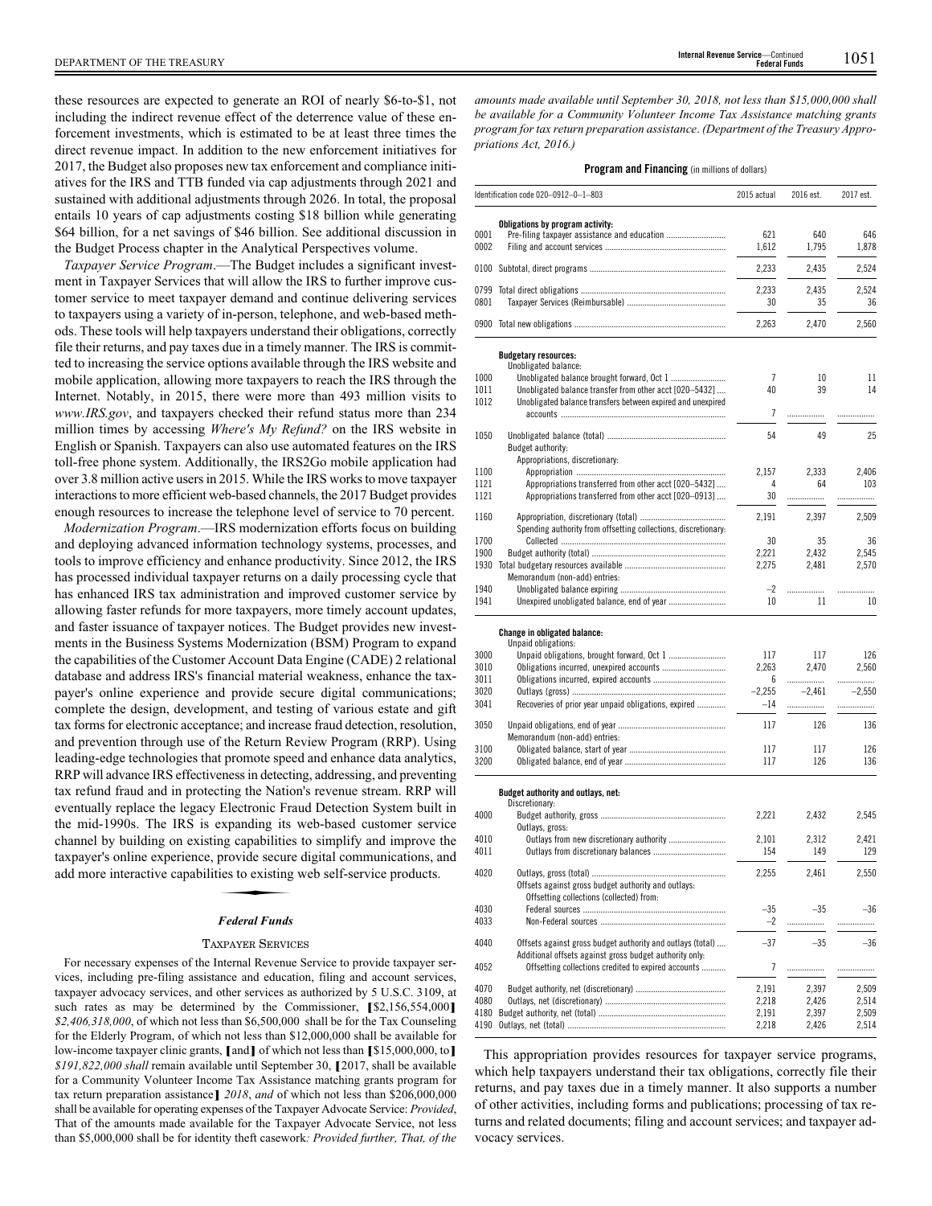these resources are expected to generate an ROI of nearly $6-to-$1, not including the indirect revenue effect of the deterrence value of these enforcement investments, which is estimated to be at least three times the direct revenue impact. In addition to the new enforcement initiatives for 2017, the Budget also proposes new tax enforcement and compliance initiatives for the IRS and TTB funded via cap adjustments through 2021 and sustained with additional adjustments through 2026. In total, the proposal entails 10 years of cap adjustments costing $18 billion while generating $64 billion, for a net savings of $46 billion. See additional discussion in the Budget Process chapter in the Analytical Perspectives volume.

*Taxpayer Service Program*.—The Budget includes a significant investment in Taxpayer Services that will allow the IRS to further improve customer service to meet taxpayer demand and continue delivering services to taxpayers using a variety of in-person, telephone, and web-based methods. These tools will help taxpayers understand their obligations, correctly file their returns, and pay taxes due in a timely manner. The IRS is committed to increasing the service options available through the IRS website and mobile application, allowing more taxpayers to reach the IRS through the Internet. Notably, in 2015, there were more than 493 million visits to *www.IRS.gov*, and taxpayers checked their refund status more than 234 million times by accessing *Where's My Refund?* on the IRS website in English or Spanish. Taxpayers can also use automated features on the IRS toll-free phone system. Additionally, the IRS2Go mobile application had over 3.8 million active users in 2015. While the IRS works to move taxpayer interactions to more efficient web-based channels, the 2017 Budget provides enough resources to increase the telephone level of service to 70 percent.

*Modernization Program*.—IRS modernization efforts focus on building and deploying advanced information technology systems, processes, and tools to improve efficiency and enhance productivity. Since 2012, the IRS has processed individual taxpayer returns on a daily processing cycle that has enhanced IRS tax administration and improved customer service by allowing faster refunds for more taxpayers, more timely account updates, and faster issuance of taxpayer notices. The Budget provides new investments in the Business Systems Modernization (BSM) Program to expand the capabilities of the Customer Account Data Engine (CADE) 2 relational database and address IRS's financial material weakness, enhance the taxpayer's online experience and provide secure digital communications; complete the design, development, and testing of various estate and gift tax forms for electronic acceptance; and increase fraud detection, resolution, and prevention through use of the Return Review Program (RRP). Using leading-edge technologies that promote speed and enhance data analytics, RRP will advance IRS effectiveness in detecting, addressing, and preventing tax refund fraud and in protecting the Nation's revenue stream. RRP will eventually replace the legacy Electronic Fraud Detection System built in the mid-1990s. The IRS is expanding its web-based customer service channel by building on existing capabilities to simplify and improve the taxpayer's online experience, provide secure digital communications, and add more interactive capabilities to existing web self-service products.

## *Federal Funds*

### TAXPAYER SERVICES

For necessary expenses of the Internal Revenue Service to provide taxpayer services, including pre-filing assistance and education, filing and account services, taxpayer advocacy services, and other services as authorized by 5 U.S.C. 3109, at such rates as may be determined by the Commissioner, ❲$2,156,554,000❳ *$2,406,318,000*, of which not less than $6,500,000 shall be for the Tax Counseling for the Elderly Program, of which not less than $12,000,000 shall be available for low-income taxpayer clinic grants, ❲and❳ of which not less than ❲$15,000,000, to❳ *$191,822,000 shall* remain available until September 30, ❲2017, shall be available for a Community Volunteer Income Tax Assistance matching grants program for tax return preparation assistance❳ *2018*, *and* of which not less than $206,000,000 shall be available for operating expenses of the Taxpayer Advocate Service: *Provided*, That of the amounts made available for the Taxpayer Advocate Service, not less than $5,000,000 shall be for identity theft casework*: Provided further, That, of the amounts made available until September 30, 2018, not less than $15,000,000 shall be available for a Community Volunteer Income Tax Assistance matching grants program for tax return preparation assistance*. *(Department of the Treasury Appropriations Act, 2016.)*

**Program and Financing** (in millions of dollars)

| Identification code 020–0912–0–1–803 | | 2015 actual | 2016 est. | 2017 est. |
|---|---|---|---|---|
| | **Obligations by program activity:** | | | |
| 0001 | Pre-filing taxpayer assistance and education | 621 | 640 | 646 |
| 0002 | Filing and account services | 1,612 | 1,795 | 1,878 |
| 0100 | Subtotal, direct programs | 2,233 | 2,435 | 2,524 |
| 0799 | Total direct obligations | 2,233 | 2,435 | 2,524 |
| 0801 | Taxpayer Services (Reimbursable) | 30 | 35 | 36 |
| 0900 | Total new obligations | 2,263 | 2,470 | 2,560 |
| | **Budgetary resources:** | | | |
| | Unobligated balance: | | | |
| 1000 | Unobligated balance brought forward, Oct 1 | 7 | 10 | 11 |
| 1011 | Unobligated balance transfer from other acct [020–5432] | 40 | 39 | 14 |
| 1012 | Unobligated balance transfers between expired and unexpired accounts | 7 | | |
| 1050 | Unobligated balance (total) | 54 | 49 | 25 |
| | Budget authority: | | | |
| | Appropriations, discretionary: | | | |
| 1100 | Appropriation | 2,157 | 2,333 | 2,406 |
| 1121 | Appropriations transferred from other acct [020–5432] | 4 | 64 | 103 |
| 1121 | Appropriations transferred from other acct [020–0913] | 30 | | |
| 1160 | Appropriation, discretionary (total) | 2,191 | 2,397 | 2,509 |
| | Spending authority from offsetting collections, discretionary: | | | |
| 1700 | Collected | 30 | 35 | 36 |
| 1900 | Budget authority (total) | 2,221 | 2,432 | 2,545 |
| 1930 | Total budgetary resources available | 2,275 | 2,481 | 2,570 |
| | Memorandum (non-add) entries: | | | |
| 1940 | Unobligated balance expiring | –2 | | |
| 1941 | Unexpired unobligated balance, end of year | 10 | 11 | 10 |
| | **Change in obligated balance:** | | | |
| | Unpaid obligations: | | | |
| 3000 | Unpaid obligations, brought forward, Oct 1 | 117 | 117 | 126 |
| 3010 | Obligations incurred, unexpired accounts | 2,263 | 2,470 | 2,560 |
| 3011 | Obligations incurred, expired accounts | 6 | | |
| 3020 | Outlays (gross) | –2,255 | –2,461 | –2,550 |
| 3041 | Recoveries of prior year unpaid obligations, expired | –14 | | |
| 3050 | Unpaid obligations, end of year | 117 | 126 | 136 |
| | Memorandum (non-add) entries: | | | |
| 3100 | Obligated balance, start of year | 117 | 117 | 126 |
| 3200 | Obligated balance, end of year | 117 | 126 | 136 |
| | **Budget authority and outlays, net:** | | | |
| | Discretionary: | | | |
| 4000 | Budget authority, gross | 2,221 | 2,432 | 2,545 |
| | Outlays, gross: | | | |
| 4010 | Outlays from new discretionary authority | 2,101 | 2,312 | 2,421 |
| 4011 | Outlays from discretionary balances | 154 | 149 | 129 |
| 4020 | Outlays, gross (total) | 2,255 | 2,461 | 2,550 |
| | Offsets against gross budget authority and outlays: | | | |
| | Offsetting collections (collected) from: | | | |
| 4030 | Federal sources | –35 | –35 | –36 |
| 4033 | Non-Federal sources | –2 | | |
| 4040 | Offsets against gross budget authority and outlays (total) | –37 | –35 | –36 |
| | Additional offsets against gross budget authority only: | | | |
| 4052 | Offsetting collections credited to expired accounts | 7 | | |
| 4070 | Budget authority, net (discretionary) | 2,191 | 2,397 | 2,509 |
| 4080 | Outlays, net (discretionary) | 2,218 | 2,426 | 2,514 |
| 4180 | Budget authority, net (total) | 2,191 | 2,397 | 2,509 |
| 4190 | Outlays, net (total) | 2,218 | 2,426 | 2,514 |

This appropriation provides resources for taxpayer service programs, which help taxpayers understand their tax obligations, correctly file their returns, and pay taxes due in a timely manner. It also supports a number of other activities, including forms and publications; processing of tax returns and related documents; filing and account services; and taxpayer advocacy services.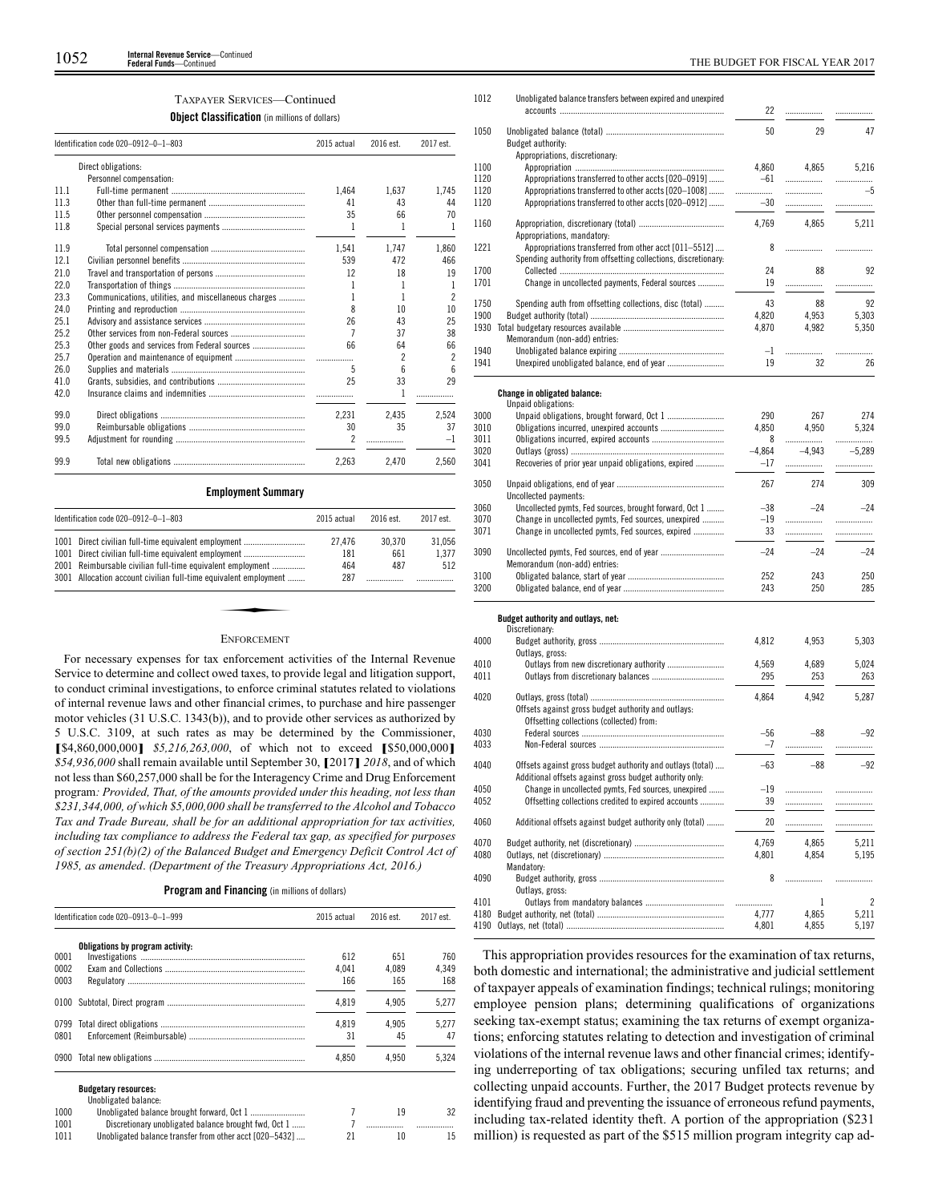TAXPAYER SERVICES—Continued

**Object Classification** (in millions of dollars)

| Identification code 020–0912–0–1–803 | | 2015 actual | 2016 est. | 2017 est. |
|---|---|---|---|---|
| | Direct obligations: | | | |
| | Personnel compensation: | | | |
| 11.1 | Full-time permanent | 1,464 | 1,637 | 1,745 |
| 11.3 | Other than full-time permanent | 41 | 43 | 44 |
| 11.5 | Other personnel compensation | 35 | 66 | 70 |
| 11.8 | Special personal services payments | 1 | 1 | 1 |
| 11.9 | Total personnel compensation | 1,541 | 1,747 | 1,860 |
| 12.1 | Civilian personnel benefits | 539 | 472 | 466 |
| 21.0 | Travel and transportation of persons | 12 | 18 | 19 |
| 22.0 | Transportation of things | 1 | 1 | 1 |
| 23.3 | Communications, utilities, and miscellaneous charges | 1 | 1 | 2 |
| 24.0 | Printing and reproduction | 8 | 10 | 10 |
| 25.1 | Advisory and assistance services | 26 | 43 | 25 |
| 25.2 | Other services from non-Federal sources | 7 | 37 | 38 |
| 25.3 | Other goods and services from Federal sources | 66 | 64 | 66 |
| 25.7 | Operation and maintenance of equipment | | 2 | 2 |
| 26.0 | Supplies and materials | 5 | 6 | 6 |
| 41.0 | Grants, subsidies, and contributions | 25 | 33 | 29 |
| 42.0 | Insurance claims and indemnities | | 1 | |
| 99.0 | Direct obligations | 2,231 | 2,435 | 2,524 |
| 99.0 | Reimbursable obligations | 30 | 35 | 37 |
| 99.5 | Adjustment for rounding | 2 | | –1 |
| 99.9 | Total new obligations | 2,263 | 2,470 | 2,560 |

**Employment Summary**

| Identification code 020–0912–0–1–803 | | 2015 actual | 2016 est. | 2017 est. |
|---|---|---|---|---|
| 1001 | Direct civilian full-time equivalent employment | 27,476 | 30,370 | 31,056 |
| 1001 | Direct civilian full-time equivalent employment | 181 | 661 | 1,377 |
| 2001 | Reimbursable civilian full-time equivalent employment | 464 | 487 | 512 |
| 3001 | Allocation account civilian full-time equivalent employment | 287 | | |

ENFORCEMENT

For necessary expenses for tax enforcement activities of the Internal Revenue Service to determine and collect owed taxes, to provide legal and litigation support, to conduct criminal investigations, to enforce criminal statutes related to violations of internal revenue laws and other financial crimes, to purchase and hire passenger motor vehicles (31 U.S.C. 1343(b)), and to provide other services as authorized by 5 U.S.C. 3109, at such rates as may be determined by the Commissioner, [$4,860,000,000] *$5,216,263,000*, of which not to exceed [$50,000,000] *$54,936,000* shall remain available until September 30, [2017] *2018*, and of which not less than $60,257,000 shall be for the Interagency Crime and Drug Enforcement program*: Provided, That, of the amounts provided under this heading, not less than $231,344,000, of which $5,000,000 shall be transferred to the Alcohol and Tobacco Tax and Trade Bureau, shall be for an additional appropriation for tax activities, including tax compliance to address the Federal tax gap, as specified for purposes of section 251(b)(2) of the Balanced Budget and Emergency Deficit Control Act of 1985, as amended*. (Department of the Treasury Appropriations Act, 2016.)

**Program and Financing** (in millions of dollars)

| Identification code 020–0913–0–1–999 | | 2015 actual | 2016 est. | 2017 est. |
|---|---|---|---|---|
| | **Obligations by program activity:** | | | |
| 0001 | Investigations | 612 | 651 | 760 |
| 0002 | Exam and Collections | 4,041 | 4,089 | 4,349 |
| 0003 | Regulatory | 166 | 165 | 168 |
| 0100 | Subtotal, Direct program | 4,819 | 4,905 | 5,277 |
| 0799 | Total direct obligations | 4,819 | 4,905 | 5,277 |
| 0801 | Enforcement (Reimbursable) | 31 | 45 | 47 |
| 0900 | Total new obligations | 4,850 | 4,950 | 5,324 |
| | **Budgetary resources:** | | | |
| | Unobligated balance: | | | |
| 1000 | Unobligated balance brought forward, Oct 1 | 7 | 19 | 32 |
| 1001 | Discretionary unobligated balance brought fwd, Oct 1 | 7 | | |
| 1011 | Unobligated balance transfer from other acct [020–5432] | 21 | 10 | 15 |
| 1012 | Unobligated balance transfers between expired and unexpired accounts | 22 | | |
| 1050 | Unobligated balance (total) | 50 | 29 | 47 |
| | Budget authority: | | | |
| | Appropriations, discretionary: | | | |
| 1100 | Appropriation | 4,860 | 4,865 | 5,216 |
| 1120 | Appropriations transferred to other accts [020–0919] | –61 | | |
| 1120 | Appropriations transferred to other accts [020–1008] | | | –5 |
| 1120 | Appropriations transferred to other accts [020–0912] | –30 | | |
| 1160 | Appropriation, discretionary (total) | 4,769 | 4,865 | 5,211 |
| | Appropriations, mandatory: | | | |
| 1221 | Appropriations transferred from other acct [011–5512] | 8 | | |
| | Spending authority from offsetting collections, discretionary: | | | |
| 1700 | Collected | 24 | 88 | 92 |
| 1701 | Change in uncollected payments, Federal sources | 19 | | |
| 1750 | Spending auth from offsetting collections, disc (total) | 43 | 88 | 92 |
| 1900 | Budget authority (total) | 4,820 | 4,953 | 5,303 |
| 1930 | Total budgetary resources available | 4,870 | 4,982 | 5,350 |
| | Memorandum (non-add) entries: | | | |
| 1940 | Unobligated balance expiring | –1 | | |
| 1941 | Unexpired unobligated balance, end of year | 19 | 32 | 26 |
| | **Change in obligated balance:** | | | |
| | Unpaid obligations: | | | |
| 3000 | Unpaid obligations, brought forward, Oct 1 | 290 | 267 | 274 |
| 3010 | Obligations incurred, unexpired accounts | 4,850 | 4,950 | 5,324 |
| 3011 | Obligations incurred, expired accounts | 8 | | |
| 3020 | Outlays (gross) | –4,864 | –4,943 | –5,289 |
| 3041 | Recoveries of prior year unpaid obligations, expired | –17 | | |
| 3050 | Unpaid obligations, end of year | 267 | 274 | 309 |
| | Uncollected payments: | | | |
| 3060 | Uncollected pymts, Fed sources, brought forward, Oct 1 | –38 | –24 | –24 |
| 3070 | Change in uncollected pymts, Fed sources, unexpired | –19 | | |
| 3071 | Change in uncollected pymts, Fed sources, expired | 33 | | |
| 3090 | Uncollected pymts, Fed sources, end of year | –24 | –24 | –24 |
| | Memorandum (non-add) entries: | | | |
| 3100 | Obligated balance, start of year | 252 | 243 | 250 |
| 3200 | Obligated balance, end of year | 243 | 250 | 285 |
| | **Budget authority and outlays, net:** | | | |
| | Discretionary: | | | |
| 4000 | Budget authority, gross | 4,812 | 4,953 | 5,303 |
| | Outlays, gross: | | | |
| 4010 | Outlays from new discretionary authority | 4,569 | 4,689 | 5,024 |
| 4011 | Outlays from discretionary balances | 295 | 253 | 263 |
| 4020 | Outlays, gross (total) | 4,864 | 4,942 | 5,287 |
| | Offsets against gross budget authority and outlays: | | | |
| | Offsetting collections (collected) from: | | | |
| 4030 | Federal sources | –56 | –88 | –92 |
| 4033 | Non-Federal sources | –7 | | |
| 4040 | Offsets against gross budget authority and outlays (total) | –63 | –88 | –92 |
| | Additional offsets against gross budget authority only: | | | |
| 4050 | Change in uncollected pymts, Fed sources, unexpired | –19 | | |
| 4052 | Offsetting collections credited to expired accounts | 39 | | |
| 4060 | Additional offsets against budget authority only (total) | 20 | | |
| 4070 | Budget authority, net (discretionary) | 4,769 | 4,865 | 5,211 |
| 4080 | Outlays, net (discretionary) | 4,801 | 4,854 | 5,195 |
| | Mandatory: | | | |
| 4090 | Budget authority, gross | 8 | | |
| | Outlays, gross: | | | |
| 4101 | Outlays from mandatory balances | | 1 | 2 |
| 4180 | Budget authority, net (total) | 4,777 | 4,865 | 5,211 |
| 4190 | Outlays, net (total) | 4,801 | 4,855 | 5,197 |

This appropriation provides resources for the examination of tax returns, both domestic and international; the administrative and judicial settlement of taxpayer appeals of examination findings; technical rulings; monitoring employee pension plans; determining qualifications of organizations seeking tax-exempt status; examining the tax returns of exempt organizations; enforcing statutes relating to detection and investigation of criminal violations of the internal revenue laws and other financial crimes; identifying underreporting of tax obligations; securing unfiled tax returns; and collecting unpaid accounts. Further, the 2017 Budget protects revenue by identifying fraud and preventing the issuance of erroneous refund payments, including tax-related identity theft. A portion of the appropriation ($231 million) is requested as part of the $515 million program integrity cap ad-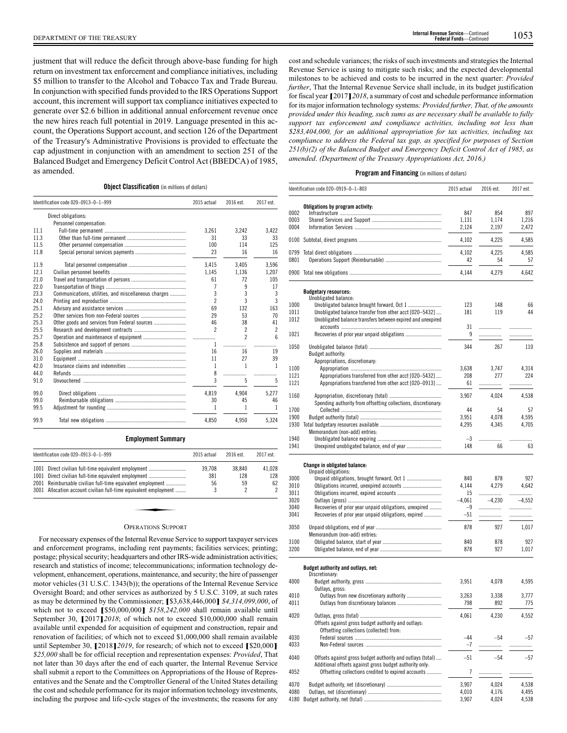justment that will reduce the deficit through above-base funding for high return on investment tax enforcement and compliance initiatives, including $5 million to transfer to the Alcohol and Tobacco Tax and Trade Bureau. In conjunction with specified funds provided to the IRS Operations Support account, this increment will support tax compliance initiatives expected to generate over $2.6 billion in additional annual enforcement revenue once the new hires reach full potential in 2019. Language presented in this account, the Operations Support account, and section 126 of the Department of the Treasury's Administrative Provisions is provided to effectuate the cap adjustment in conjunction with an amendment to section 251 of the Balanced Budget and Emergency Deficit Control Act (BBEDCA) of 1985, as amended.

**Object Classification** (in millions of dollars)

| Identification code 020–0913–0–1–999 | | 2015 actual | 2016 est. | 2017 est. |
|---|---|---|---|---|
| | Direct obligations: | | | |
| | Personnel compensation: | | | |
| 11.1 | Full-time permanent | 3,261 | 3,242 | 3,422 |
| 11.3 | Other than full-time permanent | 31 | 33 | 33 |
| 11.5 | Other personnel compensation | 100 | 114 | 125 |
| 11.8 | Special personal services payments | 23 | 16 | 16 |
| 11.9 | Total personnel compensation | 3,415 | 3,405 | 3,596 |
| 12.1 | Civilian personnel benefits | 1,145 | 1,136 | 1,207 |
| 21.0 | Travel and transportation of persons | 61 | 72 | 105 |
| 22.0 | Transportation of things | 7 | 9 | 17 |
| 23.3 | Communications, utilities, and miscellaneous charges | 3 | 3 | 3 |
| 24.0 | Printing and reproduction | 2 | 3 | 3 |
| 25.1 | Advisory and assistance services | 69 | 132 | 163 |
| 25.2 | Other services from non-Federal sources | 29 | 53 | 70 |
| 25.3 | Other goods and services from Federal sources | 46 | 38 | 41 |
| 25.5 | Research and development contracts | 2 | 2 | 2 |
| 25.7 | Operation and maintenance of equipment | | 2 | 6 |
| 25.8 | Subsistence and support of persons | 1 | | |
| 26.0 | Supplies and materials | 16 | 16 | 19 |
| 31.0 | Equipment | 11 | 27 | 39 |
| 42.0 | Insurance claims and indemnities | 1 | 1 | 1 |
| 44.0 | Refunds | 8 | | |
| 91.0 | Unvouchered | 3 | 5 | 5 |
| 99.0 | Direct obligations | 4,819 | 4,904 | 5,277 |
| 99.0 | Reimbursable obligations | 30 | 45 | 46 |
| 99.5 | Adjustment for rounding | 1 | 1 | 1 |
| 99.9 | Total new obligations | 4,850 | 4,950 | 5,324 |

**Employment Summary**

| Identification code 020–0913–0–1–999 | | 2015 actual | 2016 est. | 2017 est. |
|---|---|---|---|---|
| 1001 | Direct civilian full-time equivalent employment | 39,708 | 38,840 | 41,028 |
| 1001 | Direct civilian full-time equivalent employment | 381 | 128 | 128 |
| 2001 | Reimbursable civilian full-time equivalent employment | 56 | 59 | 62 |
| 3001 | Allocation account civilian full-time equivalent employment | 3 | 2 | 2 |

## OPERATIONS SUPPORT

For necessary expenses of the Internal Revenue Service to support taxpayer services and enforcement programs, including rent payments; facilities services; printing; postage; physical security; headquarters and other IRS-wide administration activities; research and statistics of income; telecommunications; information technology development, enhancement, operations, maintenance, and security; the hire of passenger motor vehicles (31 U.S.C. 1343(b)); the operations of the Internal Revenue Service Oversight Board; and other services as authorized by 5 U.S.C. 3109, at such rates as may be determined by the Commissioner; [$3,638,446,000] *$4,314,099,000*, of which not to exceed [$50,000,000] *$158,242,000* shall remain available until September 30, [2017] *2018*; of which not to exceed $10,000,000 shall remain available until expended for acquisition of equipment and construction, repair and renovation of facilities; of which not to exceed $1,000,000 shall remain available until September 30, [2018] *2019*, for research; of which not to exceed [$20,000] *$25,000* shall be for official reception and representation expenses: *Provided*, That not later than 30 days after the end of each quarter, the Internal Revenue Service shall submit a report to the Committees on Appropriations of the House of Representatives and the Senate and the Comptroller General of the United States detailing the cost and schedule performance for its major information technology investments, including the purpose and life-cycle stages of the investments; the reasons for any cost and schedule variances; the risks of such investments and strategies the Internal Revenue Service is using to mitigate such risks; and the expected developmental milestones to be achieved and costs to be incurred in the next quarter: *Provided further*, That the Internal Revenue Service shall include, in its budget justification for fiscal year [2017] *2018*, a summary of cost and schedule performance information for its major information technology systems*: Provided further, That, of the amounts provided under this heading, such sums as are necessary shall be available to fully support tax enforcement and compliance activities, including not less than $283,404,000, for an additional appropriation for tax activities, including tax compliance to address the Federal tax gap, as specified for purposes of Section 251(b)(2) of the Balanced Budget and Emergency Deficit Control Act of 1985, as amended*. *(Department of the Treasury Appropriations Act, 2016.)*

**Program and Financing** (in millions of dollars)

| Identification code 020–0919–0–1–803 | | 2015 actual | 2016 est. | 2017 est. |
|---|---|---|---|---|
| | **Obligations by program activity:** | | | |
| 0002 | Infrastructure | 847 | 854 | 897 |
| 0003 | Shared Services and Support | 1,131 | 1,174 | 1,216 |
| 0004 | Information Services | 2,124 | 2,197 | 2,472 |
| 0100 | Subtotal, direct programs | 4,102 | 4,225 | 4,585 |
| 0799 | Total direct obligations | 4,102 | 4,225 | 4,585 |
| 0801 | Operations Support (Reimbursable) | 42 | 54 | 57 |
| 0900 | Total new obligations | 4,144 | 4,279 | 4,642 |
| | **Budgetary resources:** | | | |
| | Unobligated balance: | | | |
| 1000 | Unobligated balance brought forward, Oct 1 | 123 | 148 | 66 |
| 1011 | Unobligated balance transfer from other acct [020–5432] | 181 | 119 | 44 |
| 1012 | Unobligated balance transfers between expired and unexpired accounts | 31 | | |
| 1021 | Recoveries of prior year unpaid obligations | 9 | | |
| 1050 | Unobligated balance (total) | 344 | 267 | 110 |
| | Budget authority: | | | |
| | Appropriations, discretionary: | | | |
| 1100 | Appropriation | 3,638 | 3,747 | 4,314 |
| 1121 | Appropriations transferred from other acct [020–5432] | 208 | 277 | 224 |
| 1121 | Appropriations transferred from other acct [020–0913] | 61 | | |
| 1160 | Appropriation, discretionary (total) | 3,907 | 4,024 | 4,538 |
| | Spending authority from offsetting collections, discretionary: | | | |
| 1700 | Collected | 44 | 54 | 57 |
| 1900 | Budget authority (total) | 3,951 | 4,078 | 4,595 |
| 1930 | Total budgetary resources available | 4,295 | 4,345 | 4,705 |
| | Memorandum (non-add) entries: | | | |
| 1940 | Unobligated balance expiring | –3 | | |
| 1941 | Unexpired unobligated balance, end of year | 148 | 66 | 63 |
| | **Change in obligated balance:** | | | |
| | Unpaid obligations: | | | |
| 3000 | Unpaid obligations, brought forward, Oct 1 | 840 | 878 | 927 |
| 3010 | Obligations incurred, unexpired accounts | 4,144 | 4,279 | 4,642 |
| 3011 | Obligations incurred, expired accounts | 15 | | |
| 3020 | Outlays (gross) | –4,061 | –4,230 | –4,552 |
| 3040 | Recoveries of prior year unpaid obligations, unexpired | –9 | | |
| 3041 | Recoveries of prior year unpaid obligations, expired | –51 | | |
| 3050 | Unpaid obligations, end of year | 878 | 927 | 1,017 |
| | Memorandum (non-add) entries: | | | |
| 3100 | Obligated balance, start of year | 840 | 878 | 927 |
| 3200 | Obligated balance, end of year | 878 | 927 | 1,017 |
| | **Budget authority and outlays, net:** | | | |
| | Discretionary: | | | |
| 4000 | Budget authority, gross | 3,951 | 4,078 | 4,595 |
| | Outlays, gross: | | | |
| 4010 | Outlays from new discretionary authority | 3,263 | 3,338 | 3,777 |
| 4011 | Outlays from discretionary balances | 798 | 892 | 775 |
| 4020 | Outlays, gross (total) | 4,061 | 4,230 | 4,552 |
| | Offsets against gross budget authority and outlays: | | | |
| | Offsetting collections (collected) from: | | | |
| 4030 | Federal sources | –44 | –54 | –57 |
| 4033 | Non-Federal sources | –7 | | |
| 4040 | Offsets against gross budget authority and outlays (total) | –51 | –54 | –57 |
| | Additional offsets against gross budget authority only: | | | |
| 4052 | Offsetting collections credited to expired accounts | 7 | | |
| 4070 | Budget authority, net (discretionary) | 3,907 | 4,024 | 4,538 |
| 4080 | Outlays, net (discretionary) | 4,010 | 4,176 | 4,495 |
| 4180 | Budget authority, net (total) | 3,907 | 4,024 | 4,538 |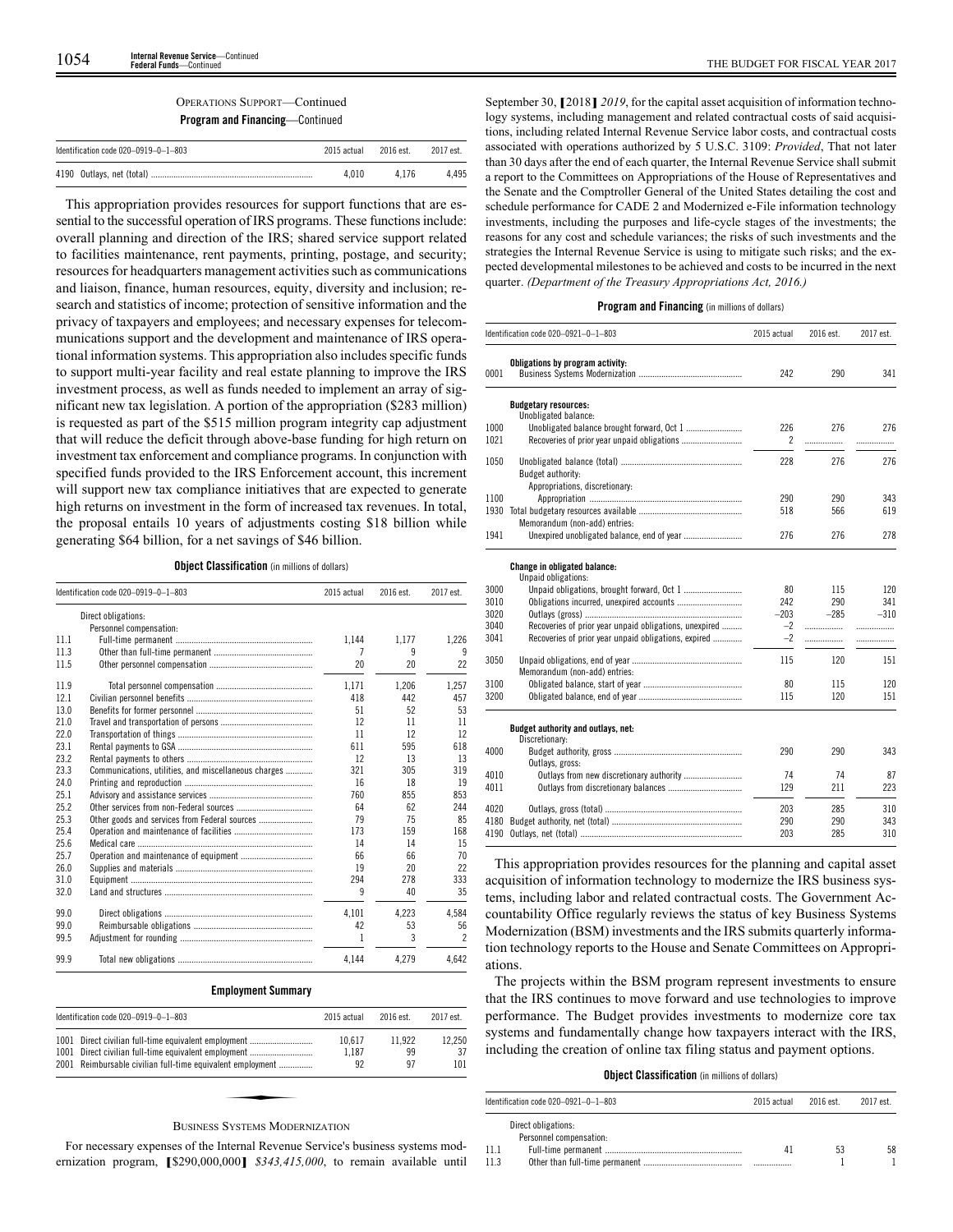OPERATIONS SUPPORT—Continued

**Program and Financing—Continued**

| Identification code 020–0919–0–1–803 | 2015 actual | 2016 est. | 2017 est. |
|---|---|---|---|
| 4190 Outlays, net (total) | 4,010 | 4,176 | 4,495 |

This appropriation provides resources for support functions that are essential to the successful operation of IRS programs. These functions include: overall planning and direction of the IRS; shared service support related to facilities maintenance, rent payments, printing, postage, and security; resources for headquarters management activities such as communications and liaison, finance, human resources, equity, diversity and inclusion; research and statistics of income; protection of sensitive information and the privacy of taxpayers and employees; and necessary expenses for telecommunications support and the development and maintenance of IRS operational information systems. This appropriation also includes specific funds to support multi-year facility and real estate planning to improve the IRS investment process, as well as funds needed to implement an array of significant new tax legislation. A portion of the appropriation ($283 million) is requested as part of the $515 million program integrity cap adjustment that will reduce the deficit through above-base funding for high return on investment tax enforcement and compliance programs. In conjunction with specified funds provided to the IRS Enforcement account, this increment will support new tax compliance initiatives that are expected to generate high returns on investment in the form of increased tax revenues. In total, the proposal entails 10 years of adjustments costing $18 billion while generating $64 billion, for a net savings of $46 billion.

**Object Classification** (in millions of dollars)

| Identification code 020–0919–0–1–803 | | 2015 actual | 2016 est. | 2017 est. |
|---|---|---|---|---|
| | Direct obligations: | | | |
| | Personnel compensation: | | | |
| 11.1 | Full-time permanent | 1,144 | 1,177 | 1,226 |
| 11.3 | Other than full-time permanent | 7 | 9 | 9 |
| 11.5 | Other personnel compensation | 20 | 20 | 22 |
| 11.9 | Total personnel compensation | 1,171 | 1,206 | 1,257 |
| 12.1 | Civilian personnel benefits | 418 | 442 | 457 |
| 13.0 | Benefits for former personnel | 51 | 52 | 53 |
| 21.0 | Travel and transportation of persons | 12 | 11 | 11 |
| 22.0 | Transportation of things | 11 | 12 | 12 |
| 23.1 | Rental payments to GSA | 611 | 595 | 618 |
| 23.2 | Rental payments to others | 12 | 13 | 13 |
| 23.3 | Communications, utilities, and miscellaneous charges | 321 | 305 | 319 |
| 24.0 | Printing and reproduction | 16 | 18 | 19 |
| 25.1 | Advisory and assistance services | 760 | 855 | 853 |
| 25.2 | Other services from non-Federal sources | 64 | 62 | 244 |
| 25.3 | Other goods and services from Federal sources | 79 | 75 | 85 |
| 25.4 | Operation and maintenance of facilities | 173 | 159 | 168 |
| 25.6 | Medical care | 14 | 14 | 15 |
| 25.7 | Operation and maintenance of equipment | 66 | 66 | 70 |
| 26.0 | Supplies and materials | 19 | 20 | 22 |
| 31.0 | Equipment | 294 | 278 | 333 |
| 32.0 | Land and structures | 9 | 40 | 35 |
| 99.0 | Direct obligations | 4,101 | 4,223 | 4,584 |
| 99.0 | Reimbursable obligations | 42 | 53 | 56 |
| 99.5 | Adjustment for rounding | 1 | 3 | 2 |
| 99.9 | Total new obligations | 4,144 | 4,279 | 4,642 |

**Employment Summary**

| Identification code 020–0919–0–1–803 | 2015 actual | 2016 est. | 2017 est. |
|---|---|---|---|
| 1001 Direct civilian full-time equivalent employment | 10,617 | 11,922 | 12,250 |
| 1001 Direct civilian full-time equivalent employment | 1,187 | 99 | 37 |
| 2001 Reimbursable civilian full-time equivalent employment | 92 | 97 | 101 |

BUSINESS SYSTEMS MODERNIZATION

For necessary expenses of the Internal Revenue Service's business systems modernization program, [$290,000,000] *$343,415,000*, to remain available until September 30, [2018] *2019*, for the capital asset acquisition of information technology systems, including management and related contractual costs of said acquisitions, including related Internal Revenue Service labor costs, and contractual costs associated with operations authorized by 5 U.S.C. 3109: *Provided*, That not later than 30 days after the end of each quarter, the Internal Revenue Service shall submit a report to the Committees on Appropriations of the House of Representatives and the Senate and the Comptroller General of the United States detailing the cost and schedule performance for CADE 2 and Modernized e-File information technology investments, including the purposes and life-cycle stages of the investments; the reasons for any cost and schedule variances; the risks of such investments and the strategies the Internal Revenue Service is using to mitigate such risks; and the expected developmental milestones to be achieved and costs to be incurred in the next quarter. *(Department of the Treasury Appropriations Act, 2016.)*

**Program and Financing** (in millions of dollars)

| Identification code 020–0921–0–1–803 | | 2015 actual | 2016 est. | 2017 est. |
|---|---|---|---|---|
| | **Obligations by program activity:** | | | |
| 0001 | Business Systems Modernization | 242 | 290 | 341 |
| | **Budgetary resources:** | | | |
| | Unobligated balance: | | | |
| 1000 | Unobligated balance brought forward, Oct 1 | 226 | 276 | 276 |
| 1021 | Recoveries of prior year unpaid obligations | 2 | | |
| 1050 | Unobligated balance (total) | 228 | 276 | 276 |
| | Budget authority: | | | |
| | Appropriations, discretionary: | | | |
| 1100 | Appropriation | 290 | 290 | 343 |
| 1930 | Total budgetary resources available | 518 | 566 | 619 |
| | Memorandum (non-add) entries: | | | |
| 1941 | Unexpired unobligated balance, end of year | 276 | 276 | 278 |
| | **Change in obligated balance:** | | | |
| | Unpaid obligations: | | | |
| 3000 | Unpaid obligations, brought forward, Oct 1 | 80 | 115 | 120 |
| 3010 | Obligations incurred, unexpired accounts | 242 | 290 | 341 |
| 3020 | Outlays (gross) | –203 | –285 | –310 |
| 3040 | Recoveries of prior year unpaid obligations, unexpired | –2 | | |
| 3041 | Recoveries of prior year unpaid obligations, expired | –2 | | |
| 3050 | Unpaid obligations, end of year | 115 | 120 | 151 |
| | Memorandum (non-add) entries: | | | |
| 3100 | Obligated balance, start of year | 80 | 115 | 120 |
| 3200 | Obligated balance, end of year | 115 | 120 | 151 |
| | **Budget authority and outlays, net:** | | | |
| | Discretionary: | | | |
| 4000 | Budget authority, gross | 290 | 290 | 343 |
| | Outlays, gross: | | | |
| 4010 | Outlays from new discretionary authority | 74 | 74 | 87 |
| 4011 | Outlays from discretionary balances | 129 | 211 | 223 |
| 4020 | Outlays, gross (total) | 203 | 285 | 310 |
| 4180 | Budget authority, net (total) | 290 | 290 | 343 |
| 4190 | Outlays, net (total) | 203 | 285 | 310 |

This appropriation provides resources for the planning and capital asset acquisition of information technology to modernize the IRS business systems, including labor and related contractual costs. The Government Accountability Office regularly reviews the status of key Business Systems Modernization (BSM) investments and the IRS submits quarterly information technology reports to the House and Senate Committees on Appropriations.

The projects within the BSM program represent investments to ensure that the IRS continues to move forward and use technologies to improve performance. The Budget provides investments to modernize core tax systems and fundamentally change how taxpayers interact with the IRS, including the creation of online tax filing status and payment options.

**Object Classification** (in millions of dollars)

| Identification code 020–0921–0–1–803 | | 2015 actual | 2016 est. | 2017 est. |
|---|---|---|---|---|
| | Direct obligations: | | | |
| | Personnel compensation: | | | |
| 11.1 | Full-time permanent | 41 | 53 | 58 |
| 11.3 | Other than full-time permanent | | 1 | 1 |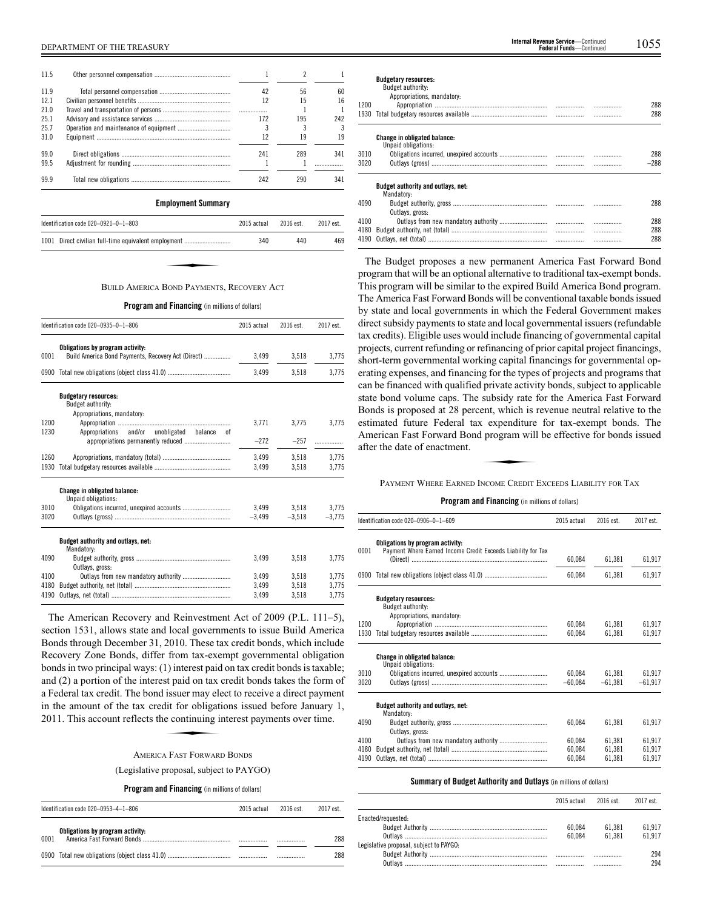| | | | | |
|---|---|---|---|---|
| 11.5 | Other personnel compensation | 1 | 2 | 1 |
| 11.9 | Total personnel compensation | 42 | 56 | 60 |
| 12.1 | Civilian personnel benefits | 12 | 15 | 16 |
| 21.0 | Travel and transportation of persons | | 1 | 1 |
| 25.1 | Advisory and assistance services | 172 | 195 | 242 |
| 25.7 | Operation and maintenance of equipment | 3 | 3 | 3 |
| 31.0 | Equipment | 12 | 19 | 19 |
| 99.0 | Direct obligations | 241 | 289 | 341 |
| 99.5 | Adjustment for rounding | 1 | 1 | |
| 99.9 | Total new obligations | 242 | 290 | 341 |

**Employment Summary**

| Identification code 020–0921–0–1–803 | | 2015 actual | 2016 est. | 2017 est. |
|---|---|---|---|---|
| 1001 | Direct civilian full-time equivalent employment | 340 | 440 | 469 |

## BUILD AMERICA BOND PAYMENTS, RECOVERY ACT

**Program and Financing** (in millions of dollars)

| Identification code 020–0935–0–1–806 | | 2015 actual | 2016 est. | 2017 est. |
|---|---|---|---|---|
| | **Obligations by program activity:** | | | |
| 0001 | Build America Bond Payments, Recovery Act (Direct) | 3,499 | 3,518 | 3,775 |
| 0900 | Total new obligations (object class 41.0) | 3,499 | 3,518 | 3,775 |
| | **Budgetary resources:** | | | |
| | Budget authority: | | | |
| | Appropriations, mandatory: | | | |
| 1200 | Appropriation | 3,771 | 3,775 | 3,775 |
| 1230 | Appropriations and/or unobligated balance of appropriations permanently reduced | –272 | –257 | |
| 1260 | Appropriations, mandatory (total) | 3,499 | 3,518 | 3,775 |
| 1930 | Total budgetary resources available | 3,499 | 3,518 | 3,775 |
| | **Change in obligated balance:** | | | |
| | Unpaid obligations: | | | |
| 3010 | Obligations incurred, unexpired accounts | 3,499 | 3,518 | 3,775 |
| 3020 | Outlays (gross) | –3,499 | –3,518 | –3,775 |
| | **Budget authority and outlays, net:** | | | |
| | Mandatory: | | | |
| 4090 | Budget authority, gross | 3,499 | 3,518 | 3,775 |
| | Outlays, gross: | | | |
| 4100 | Outlays from new mandatory authority | 3,499 | 3,518 | 3,775 |
| 4180 | Budget authority, net (total) | 3,499 | 3,518 | 3,775 |
| 4190 | Outlays, net (total) | 3,499 | 3,518 | 3,775 |

The American Recovery and Reinvestment Act of 2009 (P.L. 111–5), section 1531, allows state and local governments to issue Build America Bonds through December 31, 2010. These tax credit bonds, which include Recovery Zone Bonds, differ from tax-exempt governmental obligation bonds in two principal ways: (1) interest paid on tax credit bonds is taxable; and (2) a portion of the interest paid on tax credit bonds takes the form of a Federal tax credit. The bond issuer may elect to receive a direct payment in the amount of the tax credit for obligations issued before January 1, 2011. This account reflects the continuing interest payments over time.

## AMERICA FAST FORWARD BONDS

(Legislative proposal, subject to PAYGO)

**Program and Financing** (in millions of dollars)

| Identification code 020–0953–4–1–806 | | 2015 actual | 2016 est. | 2017 est. |
|---|---|---|---|---|
| | **Obligations by program activity:** | | | |
| 0001 | America Fast Forward Bonds | | | 288 |
| 0900 | Total new obligations (object class 41.0) | | | 288 |
| | **Budgetary resources:** | | | |
| | Budget authority: | | | |
| | Appropriations, mandatory: | | | |
| 1200 | Appropriation | | | 288 |
| 1930 | Total budgetary resources available | | | 288 |
| | **Change in obligated balance:** | | | |
| | Unpaid obligations: | | | |
| 3010 | Obligations incurred, unexpired accounts | | | 288 |
| 3020 | Outlays (gross) | | | –288 |
| | **Budget authority and outlays, net:** | | | |
| | Mandatory: | | | |
| 4090 | Budget authority, gross | | | 288 |
| | Outlays, gross: | | | |
| 4100 | Outlays from new mandatory authority | | | 288 |
| 4180 | Budget authority, net (total) | | | 288 |
| 4190 | Outlays, net (total) | | | 288 |

The Budget proposes a new permanent America Fast Forward Bond program that will be an optional alternative to traditional tax-exempt bonds. This program will be similar to the expired Build America Bond program. The America Fast Forward Bonds will be conventional taxable bonds issued by state and local governments in which the Federal Government makes direct subsidy payments to state and local governmental issuers (refundable tax credits). Eligible uses would include financing of governmental capital projects, current refunding or refinancing of prior capital project financings, short-term governmental working capital financings for governmental operating expenses, and financing for the types of projects and programs that can be financed with qualified private activity bonds, subject to applicable state bond volume caps. The subsidy rate for the America Fast Forward Bonds is proposed at 28 percent, which is revenue neutral relative to the estimated future Federal tax expenditure for tax-exempt bonds. The American Fast Forward Bond program will be effective for bonds issued after the date of enactment.

## PAYMENT WHERE EARNED INCOME CREDIT EXCEEDS LIABILITY FOR TAX

**Program and Financing** (in millions of dollars)

| Identification code 020–0906–0–1–609 | | 2015 actual | 2016 est. | 2017 est. |
|---|---|---|---|---|
| | **Obligations by program activity:** | | | |
| 0001 | Payment Where Earned Income Credit Exceeds Liability for Tax (Direct) | 60,084 | 61,381 | 61,917 |
| 0900 | Total new obligations (object class 41.0) | 60,084 | 61,381 | 61,917 |
| | **Budgetary resources:** | | | |
| | Budget authority: | | | |
| | Appropriations, mandatory: | | | |
| 1200 | Appropriation | 60,084 | 61,381 | 61,917 |
| 1930 | Total budgetary resources available | 60,084 | 61,381 | 61,917 |
| | **Change in obligated balance:** | | | |
| | Unpaid obligations: | | | |
| 3010 | Obligations incurred, unexpired accounts | 60,084 | 61,381 | 61,917 |
| 3020 | Outlays (gross) | –60,084 | –61,381 | –61,917 |
| | **Budget authority and outlays, net:** | | | |
| | Mandatory: | | | |
| 4090 | Budget authority, gross | 60,084 | 61,381 | 61,917 |
| | Outlays, gross: | | | |
| 4100 | Outlays from new mandatory authority | 60,084 | 61,381 | 61,917 |
| 4180 | Budget authority, net (total) | 60,084 | 61,381 | 61,917 |
| 4190 | Outlays, net (total) | 60,084 | 61,381 | 61,917 |

**Summary of Budget Authority and Outlays** (in millions of dollars)

| | 2015 actual | 2016 est. | 2017 est. |
|---|---|---|---|
| Enacted/requested: | | | |
| Budget Authority | 60,084 | 61,381 | 61,917 |
| Outlays | 60,084 | 61,381 | 61,917 |
| Legislative proposal, subject to PAYGO: | | | |
| Budget Authority | | | 294 |
| Outlays | | | 294 |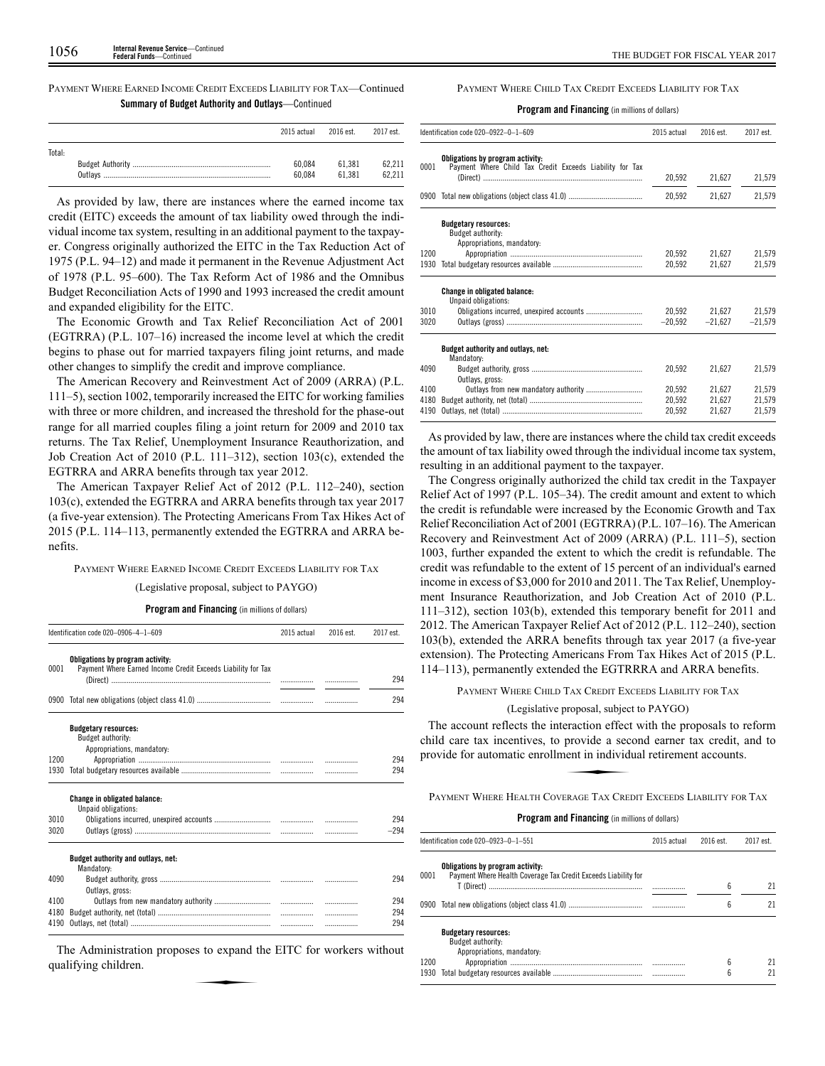PAYMENT WHERE EARNED INCOME CREDIT EXCEEDS LIABILITY FOR TAX—Continued

**Summary of Budget Authority and Outlays**—Continued

| | 2015 actual | 2016 est. | 2017 est. |
|---|---|---|---|
| Total: | | | |
| Budget Authority | 60,084 | 61,381 | 62,211 |
| Outlays | 60,084 | 61,381 | 62,211 |

As provided by law, there are instances where the earned income tax credit (EITC) exceeds the amount of tax liability owed through the individual income tax system, resulting in an additional payment to the taxpayer. Congress originally authorized the EITC in the Tax Reduction Act of 1975 (P.L. 94–12) and made it permanent in the Revenue Adjustment Act of 1978 (P.L. 95–600). The Tax Reform Act of 1986 and the Omnibus Budget Reconciliation Acts of 1990 and 1993 increased the credit amount and expanded eligibility for the EITC.

The Economic Growth and Tax Relief Reconciliation Act of 2001 (EGTRRA) (P.L. 107–16) increased the income level at which the credit begins to phase out for married taxpayers filing joint returns, and made other changes to simplify the credit and improve compliance.

The American Recovery and Reinvestment Act of 2009 (ARRA) (P.L. 111–5), section 1002, temporarily increased the EITC for working families with three or more children, and increased the threshold for the phase-out range for all married couples filing a joint return for 2009 and 2010 tax returns. The Tax Relief, Unemployment Insurance Reauthorization, and Job Creation Act of 2010 (P.L. 111–312), section 103(c), extended the EGTRRA and ARRA benefits through tax year 2012.

The American Taxpayer Relief Act of 2012 (P.L. 112–240), section 103(c), extended the EGTRRA and ARRA benefits through tax year 2017 (a five-year extension). The Protecting Americans From Tax Hikes Act of 2015 (P.L. 114–113, permanently extended the EGTRRA and ARRA benefits.

PAYMENT WHERE EARNED INCOME CREDIT EXCEEDS LIABILITY FOR TAX

(Legislative proposal, subject to PAYGO)

**Program and Financing** (in millions of dollars)

| Identification code 020–0906–4–1–609 | | 2015 actual | 2016 est. | 2017 est. |
|---|---|---|---|---|
| | **Obligations by program activity:** | | | |
| 0001 | Payment Where Earned Income Credit Exceeds Liability for Tax (Direct) | | | 294 |
| 0900 | Total new obligations (object class 41.0) | | | 294 |
| | **Budgetary resources:** | | | |
| | Budget authority: | | | |
| | Appropriations, mandatory: | | | |
| 1200 | Appropriation | | | 294 |
| 1930 | Total budgetary resources available | | | 294 |
| | **Change in obligated balance:** | | | |
| | Unpaid obligations: | | | |
| 3010 | Obligations incurred, unexpired accounts | | | 294 |
| 3020 | Outlays (gross) | | | –294 |
| | **Budget authority and outlays, net:** | | | |
| | Mandatory: | | | |
| 4090 | Budget authority, gross | | | 294 |
| | Outlays, gross: | | | |
| 4100 | Outlays from new mandatory authority | | | 294 |
| 4180 | Budget authority, net (total) | | | 294 |
| 4190 | Outlays, net (total) | | | 294 |

The Administration proposes to expand the EITC for workers without qualifying children.

PAYMENT WHERE CHILD TAX CREDIT EXCEEDS LIABILITY FOR TAX

**Program and Financing** (in millions of dollars)

| Identification code 020–0922–0–1–609 | | 2015 actual | 2016 est. | 2017 est. |
|---|---|---|---|---|
| | **Obligations by program activity:** | | | |
| 0001 | Payment Where Child Tax Credit Exceeds Liability for Tax (Direct) | 20,592 | 21,627 | 21,579 |
| 0900 | Total new obligations (object class 41.0) | 20,592 | 21,627 | 21,579 |
| | **Budgetary resources:** | | | |
| | Budget authority: | | | |
| | Appropriations, mandatory: | | | |
| 1200 | Appropriation | 20,592 | 21,627 | 21,579 |
| 1930 | Total budgetary resources available | 20,592 | 21,627 | 21,579 |
| | **Change in obligated balance:** | | | |
| | Unpaid obligations: | | | |
| 3010 | Obligations incurred, unexpired accounts | 20,592 | 21,627 | 21,579 |
| 3020 | Outlays (gross) | –20,592 | –21,627 | –21,579 |
| | **Budget authority and outlays, net:** | | | |
| | Mandatory: | | | |
| 4090 | Budget authority, gross | 20,592 | 21,627 | 21,579 |
| | Outlays, gross: | | | |
| 4100 | Outlays from new mandatory authority | 20,592 | 21,627 | 21,579 |
| 4180 | Budget authority, net (total) | 20,592 | 21,627 | 21,579 |
| 4190 | Outlays, net (total) | 20,592 | 21,627 | 21,579 |

As provided by law, there are instances where the child tax credit exceeds the amount of tax liability owed through the individual income tax system, resulting in an additional payment to the taxpayer.

The Congress originally authorized the child tax credit in the Taxpayer Relief Act of 1997 (P.L. 105–34). The credit amount and extent to which the credit is refundable were increased by the Economic Growth and Tax Relief Reconciliation Act of 2001 (EGTRRA) (P.L. 107–16). The American Recovery and Reinvestment Act of 2009 (ARRA) (P.L. 111–5), section 1003, further expanded the extent to which the credit is refundable. The credit was refundable to the extent of 15 percent of an individual's earned income in excess of $3,000 for 2010 and 2011. The Tax Relief, Unemployment Insurance Reauthorization, and Job Creation Act of 2010 (P.L. 111–312), section 103(b), extended this temporary benefit for 2011 and 2012. The American Taxpayer Relief Act of 2012 (P.L. 112–240), section 103(b), extended the ARRA benefits through tax year 2017 (a five-year extension). The Protecting Americans From Tax Hikes Act of 2015 (P.L. 114–113), permanently extended the EGTRRRA and ARRA benefits.

PAYMENT WHERE CHILD TAX CREDIT EXCEEDS LIABILITY FOR TAX

(Legislative proposal, subject to PAYGO)

The account reflects the interaction effect with the proposals to reform child care tax incentives, to provide a second earner tax credit, and to provide for automatic enrollment in individual retirement accounts.

PAYMENT WHERE HEALTH COVERAGE TAX CREDIT EXCEEDS LIABILITY FOR TAX

**Program and Financing** (in millions of dollars)

| Identification code 020–0923–0–1–551 | | 2015 actual | 2016 est. | 2017 est. |
|---|---|---|---|---|
| | **Obligations by program activity:** | | | |
| 0001 | Payment Where Health Coverage Tax Credit Exceeds Liability for T (Direct) | | 6 | 21 |
| 0900 | Total new obligations (object class 41.0) | | 6 | 21 |
| | **Budgetary resources:** | | | |
| | Budget authority: | | | |
| | Appropriations, mandatory: | | | |
| 1200 | Appropriation | | 6 | 21 |
| 1930 | Total budgetary resources available | | 6 | 21 |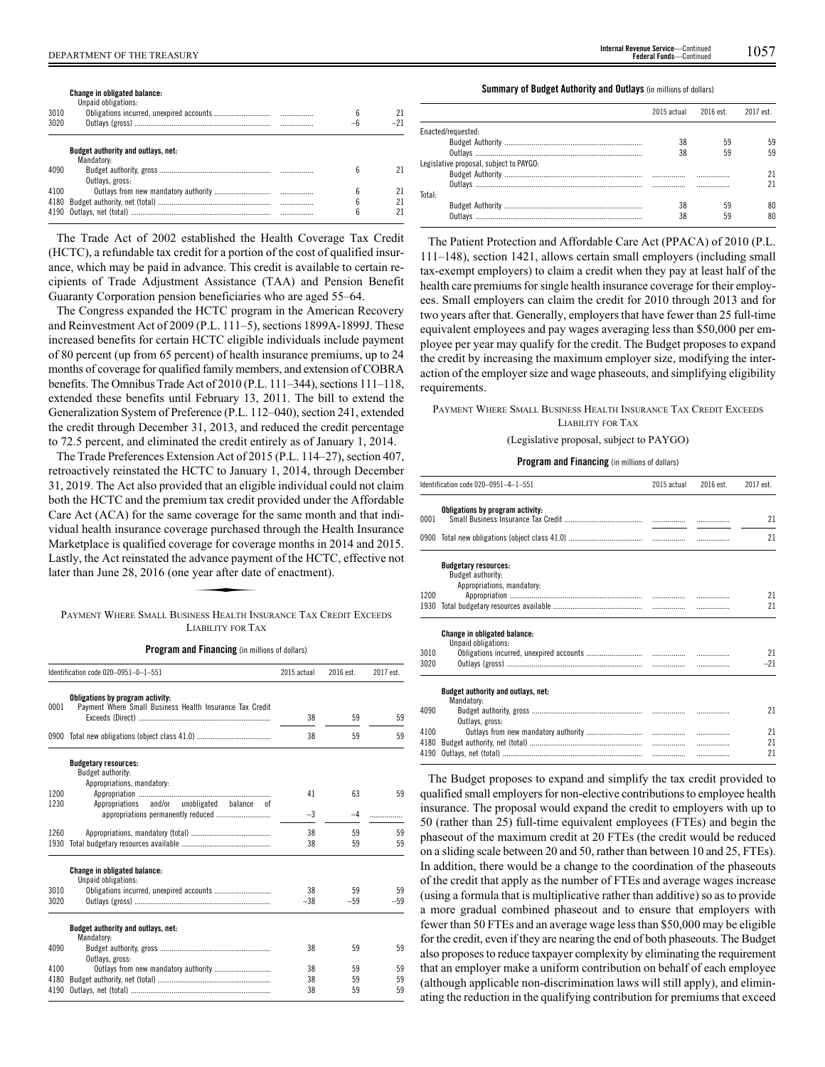| | | 2015 actual | 2016 est. | 2017 est. |
|---|---|---|---|---|
| | **Change in obligated balance:** | | | |
| | Unpaid obligations: | | | |
| 3010 | Obligations incurred, unexpired accounts | | 6 | 21 |
| 3020 | Outlays (gross) | | –6 | –21 |
| | **Budget authority and outlays, net:** | | | |
| | Mandatory: | | | |
| 4090 | Budget authority, gross | | 6 | 21 |
| | Outlays, gross: | | | |
| 4100 | Outlays from new mandatory authority | | 6 | 21 |
| 4180 | Budget authority, net (total) | | 6 | 21 |
| 4190 | Outlays, net (total) | | 6 | 21 |

The Trade Act of 2002 established the Health Coverage Tax Credit (HCTC), a refundable tax credit for a portion of the cost of qualified insurance, which may be paid in advance. This credit is available to certain recipients of Trade Adjustment Assistance (TAA) and Pension Benefit Guaranty Corporation pension beneficiaries who are aged 55–64.

The Congress expanded the HCTC program in the American Recovery and Reinvestment Act of 2009 (P.L. 111–5), sections 1899A-1899J. These increased benefits for certain HCTC eligible individuals include payment of 80 percent (up from 65 percent) of health insurance premiums, up to 24 months of coverage for qualified family members, and extension of COBRA benefits. The Omnibus Trade Act of 2010 (P.L. 111–344), sections 111–118, extended these benefits until February 13, 2011. The bill to extend the Generalization System of Preference (P.L. 112–040), section 241, extended the credit through December 31, 2013, and reduced the credit percentage to 72.5 percent, and eliminated the credit entirely as of January 1, 2014.

The Trade Preferences Extension Act of 2015 (P.L. 114–27), section 407, retroactively reinstated the HCTC to January 1, 2014, through December 31, 2019. The Act also provided that an eligible individual could not claim both the HCTC and the premium tax credit provided under the Affordable Care Act (ACA) for the same coverage for the same month and that individual health insurance coverage purchased through the Health Insurance Marketplace is qualified coverage for coverage months in 2014 and 2015. Lastly, the Act reinstated the advance payment of the HCTC, effective not later than June 28, 2016 (one year after date of enactment).

## PAYMENT WHERE SMALL BUSINESS HEALTH INSURANCE TAX CREDIT EXCEEDS LIABILITY FOR TAX

**Program and Financing** (in millions of dollars)

| Identification code 020–0951–0–1–551 | | 2015 actual | 2016 est. | 2017 est. |
|---|---|---|---|---|
| | **Obligations by program activity:** | | | |
| 0001 | Payment Where Small Business Health Insurance Tax Credit Exceeds (Direct) | 38 | 59 | 59 |
| 0900 | Total new obligations (object class 41.0) | 38 | 59 | 59 |
| | **Budgetary resources:** | | | |
| | Budget authority: | | | |
| | Appropriations, mandatory: | | | |
| 1200 | Appropriation | 41 | 63 | 59 |
| 1230 | Appropriations and/or unobligated balance of appropriations permanently reduced | –3 | –4 | |
| 1260 | Appropriations, mandatory (total) | 38 | 59 | 59 |
| 1930 | Total budgetary resources available | 38 | 59 | 59 |
| | **Change in obligated balance:** | | | |
| | Unpaid obligations: | | | |
| 3010 | Obligations incurred, unexpired accounts | 38 | 59 | 59 |
| 3020 | Outlays (gross) | –38 | –59 | –59 |
| | **Budget authority and outlays, net:** | | | |
| | Mandatory: | | | |
| 4090 | Budget authority, gross | 38 | 59 | 59 |
| | Outlays, gross: | | | |
| 4100 | Outlays from new mandatory authority | 38 | 59 | 59 |
| 4180 | Budget authority, net (total) | 38 | 59 | 59 |
| 4190 | Outlays, net (total) | 38 | 59 | 59 |

**Summary of Budget Authority and Outlays** (in millions of dollars)

| | 2015 actual | 2016 est. | 2017 est. |
|---|---|---|---|
| Enacted/requested: | | | |
| Budget Authority | 38 | 59 | 59 |
| Outlays | 38 | 59 | 59 |
| Legislative proposal, subject to PAYGO: | | | |
| Budget Authority | | | 21 |
| Outlays | | | 21 |
| Total: | | | |
| Budget Authority | 38 | 59 | 80 |
| Outlays | 38 | 59 | 80 |

The Patient Protection and Affordable Care Act (PPACA) of 2010 (P.L. 111–148), section 1421, allows certain small employers (including small tax-exempt employers) to claim a credit when they pay at least half of the health care premiums for single health insurance coverage for their employees. Small employers can claim the credit for 2010 through 2013 and for two years after that. Generally, employers that have fewer than 25 full-time equivalent employees and pay wages averaging less than $50,000 per employee per year may qualify for the credit. The Budget proposes to expand the credit by increasing the maximum employer size, modifying the interaction of the employer size and wage phaseouts, and simplifying eligibility requirements.

## PAYMENT WHERE SMALL BUSINESS HEALTH INSURANCE TAX CREDIT EXCEEDS LIABILITY FOR TAX

(Legislative proposal, subject to PAYGO)

**Program and Financing** (in millions of dollars)

| Identification code 020–0951–4–1–551 | | 2015 actual | 2016 est. | 2017 est. |
|---|---|---|---|---|
| | **Obligations by program activity:** | | | |
| 0001 | Small Business Insurance Tax Credit | | | 21 |
| 0900 | Total new obligations (object class 41.0) | | | 21 |
| | **Budgetary resources:** | | | |
| | Budget authority: | | | |
| | Appropriations, mandatory: | | | |
| 1200 | Appropriation | | | 21 |
| 1930 | Total budgetary resources available | | | 21 |
| | **Change in obligated balance:** | | | |
| | Unpaid obligations: | | | |
| 3010 | Obligations incurred, unexpired accounts | | | 21 |
| 3020 | Outlays (gross) | | | –21 |
| | **Budget authority and outlays, net:** | | | |
| | Mandatory: | | | |
| 4090 | Budget authority, gross | | | 21 |
| | Outlays, gross: | | | |
| 4100 | Outlays from new mandatory authority | | | 21 |
| 4180 | Budget authority, net (total) | | | 21 |
| 4190 | Outlays, net (total) | | | 21 |

The Budget proposes to expand and simplify the tax credit provided to qualified small employers for non-elective contributions to employee health insurance. The proposal would expand the credit to employers with up to 50 (rather than 25) full-time equivalent employees (FTEs) and begin the phaseout of the maximum credit at 20 FTEs (the credit would be reduced on a sliding scale between 20 and 50, rather than between 10 and 25, FTEs). In addition, there would be a change to the coordination of the phaseouts of the credit that apply as the number of FTEs and average wages increase (using a formula that is multiplicative rather than additive) so as to provide a more gradual combined phaseout and to ensure that employers with fewer than 50 FTEs and an average wage less than $50,000 may be eligible for the credit, even if they are nearing the end of both phaseouts. The Budget also proposes to reduce taxpayer complexity by eliminating the requirement that an employer make a uniform contribution on behalf of each employee (although applicable non-discrimination laws will still apply), and eliminating the reduction in the qualifying contribution for premiums that exceed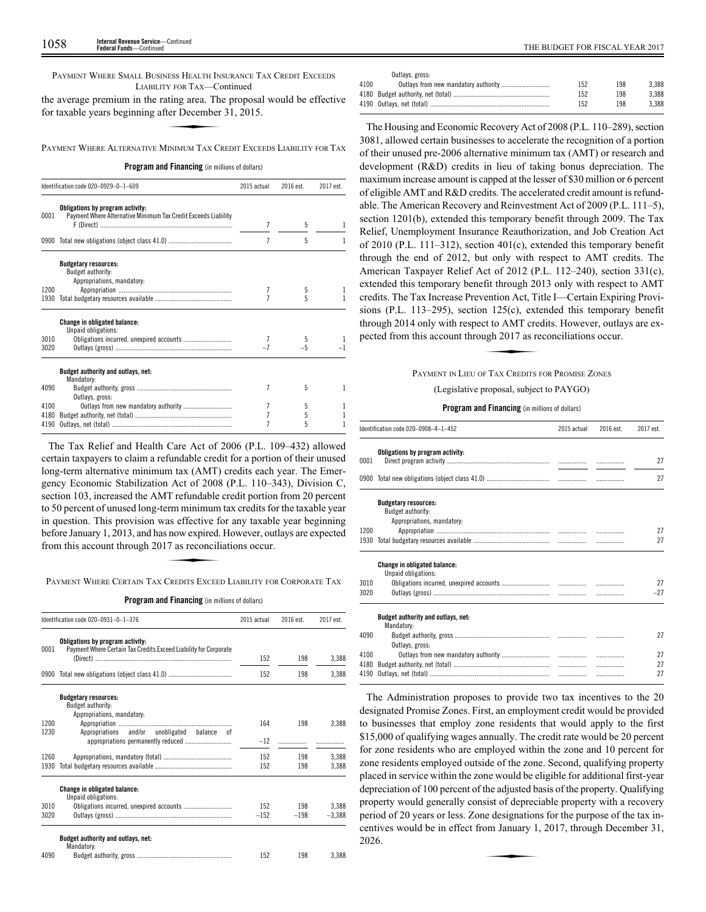PAYMENT WHERE SMALL BUSINESS HEALTH INSURANCE TAX CREDIT EXCEEDS LIABILITY FOR TAX—Continued

the average premium in the rating area. The proposal would be effective for taxable years beginning after December 31, 2015.

## PAYMENT WHERE ALTERNATIVE MINIMUM TAX CREDIT EXCEEDS LIABILITY FOR TAX

**Program and Financing** (in millions of dollars)

| Identification code 020–0929–0–1–609 | | 2015 actual | 2016 est. | 2017 est. |
|---|---|---|---|---|
| | **Obligations by program activity:** | | | |
| 0001 | Payment Where Alternative Minimum Tax Credit Exceeds Liability F (Direct) | 7 | 5 | 1 |
| 0900 | Total new obligations (object class 41.0) | 7 | 5 | 1 |
| | **Budgetary resources:** | | | |
| | Budget authority: | | | |
| | Appropriations, mandatory: | | | |
| 1200 | Appropriation | 7 | 5 | 1 |
| 1930 | Total budgetary resources available | 7 | 5 | 1 |
| | **Change in obligated balance:** | | | |
| | Unpaid obligations: | | | |
| 3010 | Obligations incurred, unexpired accounts | 7 | 5 | 1 |
| 3020 | Outlays (gross) | –7 | –5 | –1 |
| | **Budget authority and outlays, net:** | | | |
| | Mandatory: | | | |
| 4090 | Budget authority, gross | 7 | 5 | 1 |
| | Outlays, gross: | | | |
| 4100 | Outlays from new mandatory authority | 7 | 5 | 1 |
| 4180 | Budget authority, net (total) | 7 | 5 | 1 |
| 4190 | Outlays, net (total) | 7 | 5 | 1 |

The Tax Relief and Health Care Act of 2006 (P.L. 109–432) allowed certain taxpayers to claim a refundable credit for a portion of their unused long-term alternative minimum tax (AMT) credits each year. The Emergency Economic Stabilization Act of 2008 (P.L. 110–343), Division C, section 103, increased the AMT refundable credit portion from 20 percent to 50 percent of unused long-term minimum tax credits for the taxable year in question. This provision was effective for any taxable year beginning before January 1, 2013, and has now expired. However, outlays are expected from this account through 2017 as reconciliations occur.

## PAYMENT WHERE CERTAIN TAX CREDITS EXCEED LIABILITY FOR CORPORATE TAX

**Program and Financing** (in millions of dollars)

| Identification code 020–0931–0–1–376 | | 2015 actual | 2016 est. | 2017 est. |
|---|---|---|---|---|
| | **Obligations by program activity:** | | | |
| 0001 | Payment Where Certain Tax Credits Exceed Liability for Corporate (Direct) | 152 | 198 | 3,388 |
| 0900 | Total new obligations (object class 41.0) | 152 | 198 | 3,388 |
| | **Budgetary resources:** | | | |
| | Budget authority: | | | |
| | Appropriations, mandatory: | | | |
| 1200 | Appropriation | 164 | 198 | 3,388 |
| 1230 | Appropriations and/or unobligated balance of appropriations permanently reduced | –12 | | |
| 1260 | Appropriations, mandatory (total) | 152 | 198 | 3,388 |
| 1930 | Total budgetary resources available | 152 | 198 | 3,388 |
| | **Change in obligated balance:** | | | |
| | Unpaid obligations: | | | |
| 3010 | Obligations incurred, unexpired accounts | 152 | 198 | 3,388 |
| 3020 | Outlays (gross) | –152 | –198 | –3,388 |
| | **Budget authority and outlays, net:** | | | |
| | Mandatory: | | | |
| 4090 | Budget authority, gross | 152 | 198 | 3,388 |
| | Outlays, gross: | | | |
| 4100 | Outlays from new mandatory authority | 152 | 198 | 3,388 |
| 4180 | Budget authority, net (total) | 152 | 198 | 3,388 |
| 4190 | Outlays, net (total) | 152 | 198 | 3,388 |

The Housing and Economic Recovery Act of 2008 (P.L. 110–289), section 3081, allowed certain businesses to accelerate the recognition of a portion of their unused pre-2006 alternative minimum tax (AMT) or research and development (R&D) credits in lieu of taking bonus depreciation. The maximum increase amount is capped at the lesser of $30 million or 6 percent of eligible AMT and R&D credits. The accelerated credit amount is refundable. The American Recovery and Reinvestment Act of 2009 (P.L. 111–5), section 1201(b), extended this temporary benefit through 2009. The Tax Relief, Unemployment Insurance Reauthorization, and Job Creation Act of 2010 (P.L. 111–312), section 401(c), extended this temporary benefit through the end of 2012, but only with respect to AMT credits. The American Taxpayer Relief Act of 2012 (P.L. 112–240), section 331(c), extended this temporary benefit through 2013 only with respect to AMT credits. The Tax Increase Prevention Act, Title I—Certain Expiring Provisions (P.L. 113–295), section 125(c), extended this temporary benefit through 2014 only with respect to AMT credits. However, outlays are expected from this account through 2017 as reconciliations occur.

## PAYMENT IN LIEU OF TAX CREDITS FOR PROMISE ZONES

(Legislative proposal, subject to PAYGO)

**Program and Financing** (in millions of dollars)

| Identification code 020–0908–4–1–452 | | 2015 actual | 2016 est. | 2017 est. |
|---|---|---|---|---|
| | **Obligations by program activity:** | | | |
| 0001 | Direct program activity | | | 27 |
| 0900 | Total new obligations (object class 41.0) | | | 27 |
| | **Budgetary resources:** | | | |
| | Budget authority: | | | |
| | Appropriations, mandatory: | | | |
| 1200 | Appropriation | | | 27 |
| 1930 | Total budgetary resources available | | | 27 |
| | **Change in obligated balance:** | | | |
| | Unpaid obligations: | | | |
| 3010 | Obligations incurred, unexpired accounts | | | 27 |
| 3020 | Outlays (gross) | | | –27 |
| | **Budget authority and outlays, net:** | | | |
| | Mandatory: | | | |
| 4090 | Budget authority, gross | | | 27 |
| | Outlays, gross: | | | |
| 4100 | Outlays from new mandatory authority | | | 27 |
| 4180 | Budget authority, net (total) | | | 27 |
| 4190 | Outlays, net (total) | | | 27 |

The Administration proposes to provide two tax incentives to the 20 designated Promise Zones. First, an employment credit would be provided to businesses that employ zone residents that would apply to the first $15,000 of qualifying wages annually. The credit rate would be 20 percent for zone residents who are employed within the zone and 10 percent for zone residents employed outside of the zone. Second, qualifying property placed in service within the zone would be eligible for additional first-year depreciation of 100 percent of the adjusted basis of the property. Qualifying property would generally consist of depreciable property with a recovery period of 20 years or less. Zone designations for the purpose of the tax incentives would be in effect from January 1, 2017, through December 31, 2026.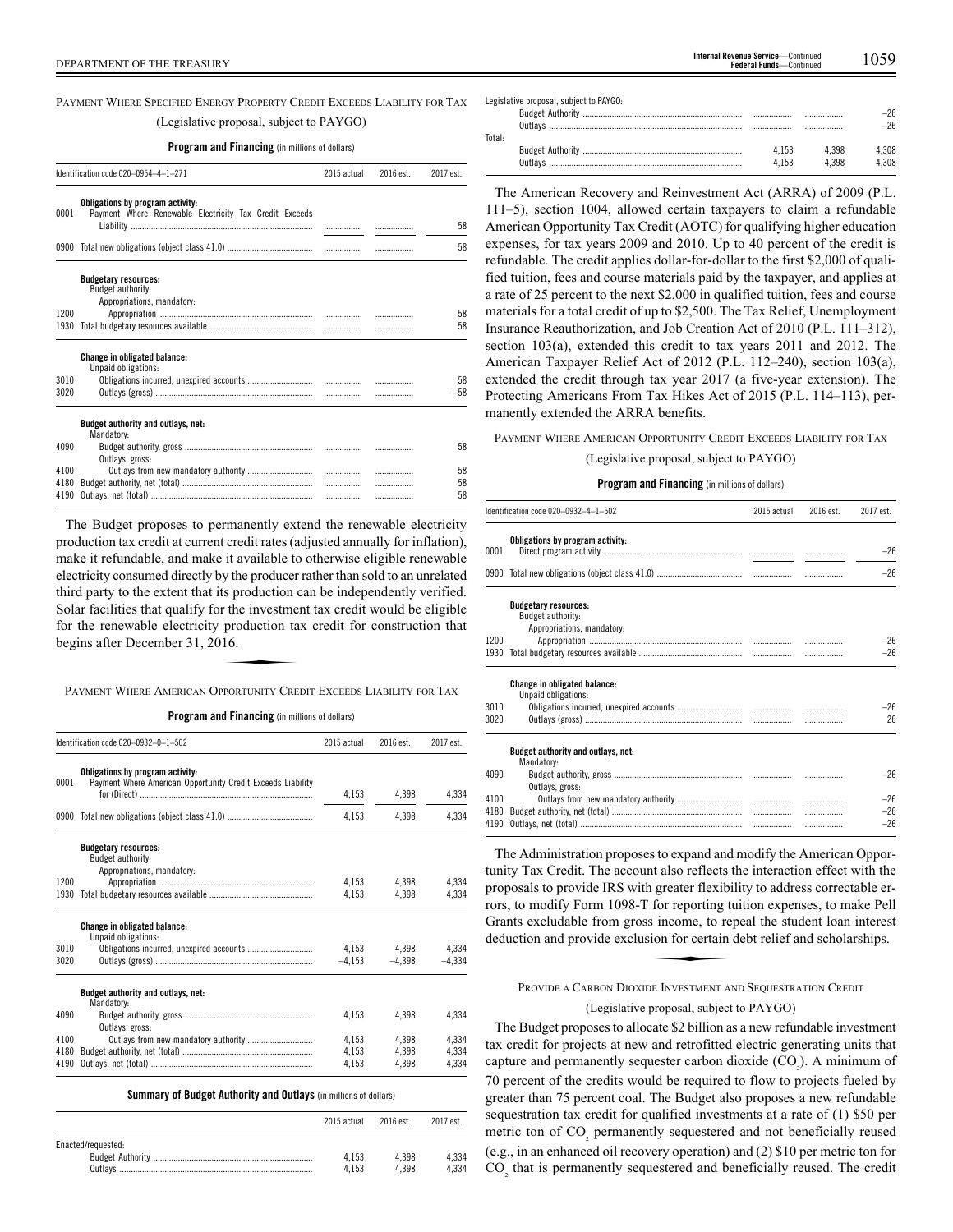PAYMENT WHERE SPECIFIED ENERGY PROPERTY CREDIT EXCEEDS LIABILITY FOR TAX

(Legislative proposal, subject to PAYGO)

**Program and Financing** (in millions of dollars)

| Identification code 020–0954–4–1–271 | | 2015 actual | 2016 est. | 2017 est. |
|---|---|---|---|---|
| | **Obligations by program activity:** | | | |
| 0001 | Payment Where Renewable Electricity Tax Credit Exceeds Liability | | | 58 |
| 0900 | Total new obligations (object class 41.0) | | | 58 |
| | **Budgetary resources:** | | | |
| | Budget authority: | | | |
| | Appropriations, mandatory: | | | |
| 1200 | Appropriation | | | 58 |
| 1930 | Total budgetary resources available | | | 58 |
| | **Change in obligated balance:** | | | |
| | Unpaid obligations: | | | |
| 3010 | Obligations incurred, unexpired accounts | | | 58 |
| 3020 | Outlays (gross) | | | –58 |
| | **Budget authority and outlays, net:** | | | |
| | Mandatory: | | | |
| 4090 | Budget authority, gross | | | 58 |
| | Outlays, gross: | | | |
| 4100 | Outlays from new mandatory authority | | | 58 |
| 4180 | Budget authority, net (total) | | | 58 |
| 4190 | Outlays, net (total) | | | 58 |

The Budget proposes to permanently extend the renewable electricity production tax credit at current credit rates (adjusted annually for inflation), make it refundable, and make it available to otherwise eligible renewable electricity consumed directly by the producer rather than sold to an unrelated third party to the extent that its production can be independently verified. Solar facilities that qualify for the investment tax credit would be eligible for the renewable electricity production tax credit for construction that begins after December 31, 2016.

PAYMENT WHERE AMERICAN OPPORTUNITY CREDIT EXCEEDS LIABILITY FOR TAX

**Program and Financing** (in millions of dollars)

| Identification code 020–0932–0–1–502 | | 2015 actual | 2016 est. | 2017 est. |
|---|---|---|---|---|
| | **Obligations by program activity:** | | | |
| 0001 | Payment Where American Opportunity Credit Exceeds Liability for (Direct) | 4,153 | 4,398 | 4,334 |
| 0900 | Total new obligations (object class 41.0) | 4,153 | 4,398 | 4,334 |
| | **Budgetary resources:** | | | |
| | Budget authority: | | | |
| | Appropriations, mandatory: | | | |
| 1200 | Appropriation | 4,153 | 4,398 | 4,334 |
| 1930 | Total budgetary resources available | 4,153 | 4,398 | 4,334 |
| | **Change in obligated balance:** | | | |
| | Unpaid obligations: | | | |
| 3010 | Obligations incurred, unexpired accounts | 4,153 | 4,398 | 4,334 |
| 3020 | Outlays (gross) | –4,153 | –4,398 | –4,334 |
| | **Budget authority and outlays, net:** | | | |
| | Mandatory: | | | |
| 4090 | Budget authority, gross | 4,153 | 4,398 | 4,334 |
| | Outlays, gross: | | | |
| 4100 | Outlays from new mandatory authority | 4,153 | 4,398 | 4,334 |
| 4180 | Budget authority, net (total) | 4,153 | 4,398 | 4,334 |
| 4190 | Outlays, net (total) | 4,153 | 4,398 | 4,334 |

**Summary of Budget Authority and Outlays** (in millions of dollars)

| | 2015 actual | 2016 est. | 2017 est. |
|---|---|---|---|
| Enacted/requested: | | | |
| Budget Authority | 4,153 | 4,398 | 4,334 |
| Outlays | 4,153 | 4,398 | 4,334 |
| Legislative proposal, subject to PAYGO: | | | |
| Budget Authority | | | –26 |
| Outlays | | | –26 |
| Total: | | | |
| Budget Authority | 4,153 | 4,398 | 4,308 |
| Outlays | 4,153 | 4,398 | 4,308 |

The American Recovery and Reinvestment Act (ARRA) of 2009 (P.L. 111–5), section 1004, allowed certain taxpayers to claim a refundable American Opportunity Tax Credit (AOTC) for qualifying higher education expenses, for tax years 2009 and 2010. Up to 40 percent of the credit is refundable. The credit applies dollar-for-dollar to the first $2,000 of qualified tuition, fees and course materials paid by the taxpayer, and applies at a rate of 25 percent to the next $2,000 in qualified tuition, fees and course materials for a total credit of up to $2,500. The Tax Relief, Unemployment Insurance Reauthorization, and Job Creation Act of 2010 (P.L. 111–312), section 103(a), extended this credit to tax years 2011 and 2012. The American Taxpayer Relief Act of 2012 (P.L. 112–240), section 103(a), extended the credit through tax year 2017 (a five-year extension). The Protecting Americans From Tax Hikes Act of 2015 (P.L. 114–113), permanently extended the ARRA benefits.

PAYMENT WHERE AMERICAN OPPORTUNITY CREDIT EXCEEDS LIABILITY FOR TAX

(Legislative proposal, subject to PAYGO)

**Program and Financing** (in millions of dollars)

| Identification code 020–0932–4–1–502 | | 2015 actual | 2016 est. | 2017 est. |
|---|---|---|---|---|
| | **Obligations by program activity:** | | | |
| 0001 | Direct program activity | | | –26 |
| 0900 | Total new obligations (object class 41.0) | | | –26 |
| | **Budgetary resources:** | | | |
| | Budget authority: | | | |
| | Appropriations, mandatory: | | | |
| 1200 | Appropriation | | | –26 |
| 1930 | Total budgetary resources available | | | –26 |
| | **Change in obligated balance:** | | | |
| | Unpaid obligations: | | | |
| 3010 | Obligations incurred, unexpired accounts | | | –26 |
| 3020 | Outlays (gross) | | | 26 |
| | **Budget authority and outlays, net:** | | | |
| | Mandatory: | | | |
| 4090 | Budget authority, gross | | | –26 |
| | Outlays, gross: | | | |
| 4100 | Outlays from new mandatory authority | | | –26 |
| 4180 | Budget authority, net (total) | | | –26 |
| 4190 | Outlays, net (total) | | | –26 |

The Administration proposes to expand and modify the American Opportunity Tax Credit. The account also reflects the interaction effect with the proposals to provide IRS with greater flexibility to address correctable errors, to modify Form 1098-T for reporting tuition expenses, to make Pell Grants excludable from gross income, to repeal the student loan interest deduction and provide exclusion for certain debt relief and scholarships.

PROVIDE A CARBON DIOXIDE INVESTMENT AND SEQUESTRATION CREDIT

(Legislative proposal, subject to PAYGO)

The Budget proposes to allocate $2 billion as a new refundable investment tax credit for projects at new and retrofitted electric generating units that capture and permanently sequester carbon dioxide ($CO_2$). A minimum of 70 percent of the credits would be required to flow to projects fueled by greater than 75 percent coal. The Budget also proposes a new refundable sequestration tax credit for qualified investments at a rate of (1) $50 per metric ton of $CO_2$ permanently sequestered and not beneficially reused (e.g., in an enhanced oil recovery operation) and (2) $10 per metric ton for $CO_2$ that is permanently sequestered and beneficially reused. The credit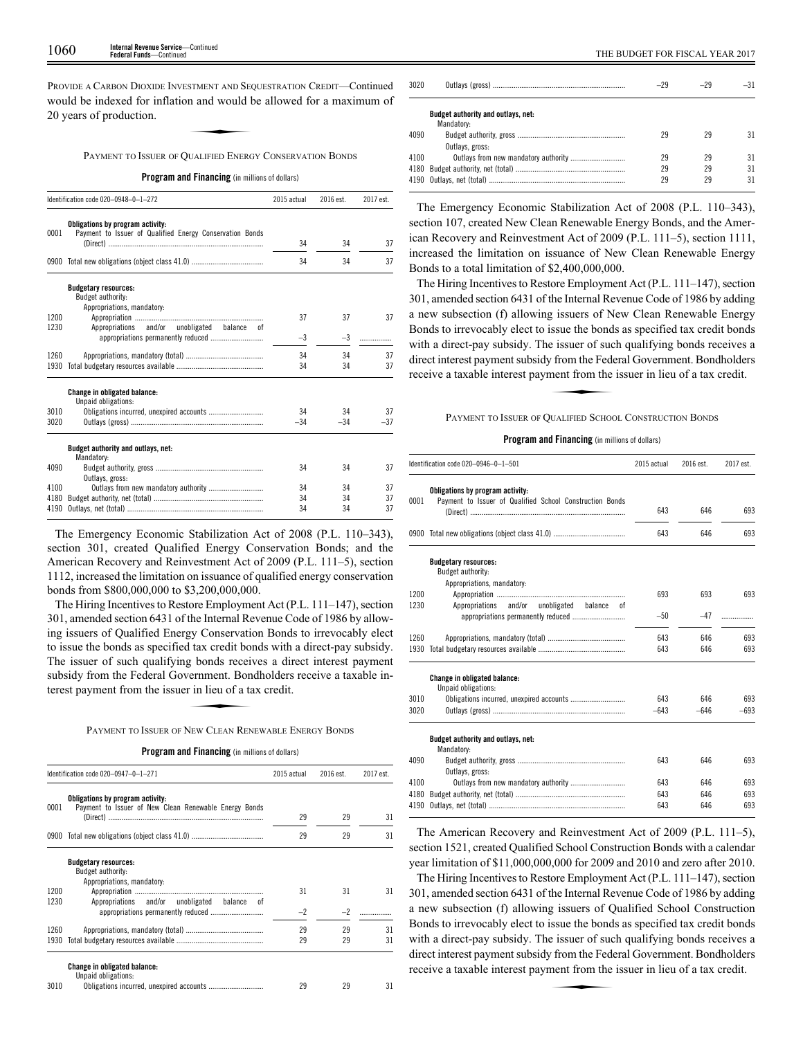PROVIDE A CARBON DIOXIDE INVESTMENT AND SEQUESTRATION CREDIT—Continued

would be indexed for inflation and would be allowed for a maximum of 20 years of production.

## PAYMENT TO ISSUER OF QUALIFIED ENERGY CONSERVATION BONDS

**Program and Financing** (in millions of dollars)

| Identification code 020–0948–0–1–272 | | 2015 actual | 2016 est. | 2017 est. |
|---|---|---|---|---|
| | **Obligations by program activity:** | | | |
| 0001 | Payment to Issuer of Qualified Energy Conservation Bonds (Direct) | 34 | 34 | 37 |
| 0900 | Total new obligations (object class 41.0) | 34 | 34 | 37 |
| | **Budgetary resources:** | | | |
| | Budget authority: | | | |
| | Appropriations, mandatory: | | | |
| 1200 | Appropriation | 37 | 37 | 37 |
| 1230 | Appropriations and/or unobligated balance of appropriations permanently reduced | –3 | –3 | ................ |
| 1260 | Appropriations, mandatory (total) | 34 | 34 | 37 |
| 1930 | Total budgetary resources available | 34 | 34 | 37 |
| | **Change in obligated balance:** | | | |
| | Unpaid obligations: | | | |
| 3010 | Obligations incurred, unexpired accounts | 34 | 34 | 37 |
| 3020 | Outlays (gross) | –34 | –34 | –37 |
| | **Budget authority and outlays, net:** | | | |
| | Mandatory: | | | |
| 4090 | Budget authority, gross | 34 | 34 | 37 |
| | Outlays, gross: | | | |
| 4100 | Outlays from new mandatory authority | 34 | 34 | 37 |
| 4180 | Budget authority, net (total) | 34 | 34 | 37 |
| 4190 | Outlays, net (total) | 34 | 34 | 37 |

The Emergency Economic Stabilization Act of 2008 (P.L. 110–343), section 301, created Qualified Energy Conservation Bonds; and the American Recovery and Reinvestment Act of 2009 (P.L. 111–5), section 1112, increased the limitation on issuance of qualified energy conservation bonds from $800,000,000 to $3,200,000,000.

The Hiring Incentives to Restore Employment Act (P.L. 111–147), section 301, amended section 6431 of the Internal Revenue Code of 1986 by allowing issuers of Qualified Energy Conservation Bonds to irrevocably elect to issue the bonds as specified tax credit bonds with a direct-pay subsidy. The issuer of such qualifying bonds receives a direct interest payment subsidy from the Federal Government. Bondholders receive a taxable interest payment from the issuer in lieu of a tax credit.

## PAYMENT TO ISSUER OF NEW CLEAN RENEWABLE ENERGY BONDS

**Program and Financing** (in millions of dollars)

| Identification code 020–0947–0–1–271 | | 2015 actual | 2016 est. | 2017 est. |
|---|---|---|---|---|
| | **Obligations by program activity:** | | | |
| 0001 | Payment to Issuer of New Clean Renewable Energy Bonds (Direct) | 29 | 29 | 31 |
| 0900 | Total new obligations (object class 41.0) | 29 | 29 | 31 |
| | **Budgetary resources:** | | | |
| | Budget authority: | | | |
| | Appropriations, mandatory: | | | |
| 1200 | Appropriation | 31 | 31 | 31 |
| 1230 | Appropriations and/or unobligated balance of appropriations permanently reduced | –2 | –2 | ................ |
| 1260 | Appropriations, mandatory (total) | 29 | 29 | 31 |
| 1930 | Total budgetary resources available | 29 | 29 | 31 |
| | **Change in obligated balance:** | | | |
| | Unpaid obligations: | | | |
| 3010 | Obligations incurred, unexpired accounts | 29 | 29 | 31 |
| 3020 | Outlays (gross) | –29 | –29 | –31 |
| | **Budget authority and outlays, net:** | | | |
| | Mandatory: | | | |
| 4090 | Budget authority, gross | 29 | 29 | 31 |
| | Outlays, gross: | | | |
| 4100 | Outlays from new mandatory authority | 29 | 29 | 31 |
| 4180 | Budget authority, net (total) | 29 | 29 | 31 |
| 4190 | Outlays, net (total) | 29 | 29 | 31 |

The Emergency Economic Stabilization Act of 2008 (P.L. 110–343), section 107, created New Clean Renewable Energy Bonds, and the American Recovery and Reinvestment Act of 2009 (P.L. 111–5), section 1111, increased the limitation on issuance of New Clean Renewable Energy Bonds to a total limitation of $2,400,000,000.

The Hiring Incentives to Restore Employment Act (P.L. 111–147), section 301, amended section 6431 of the Internal Revenue Code of 1986 by adding a new subsection (f) allowing issuers of New Clean Renewable Energy Bonds to irrevocably elect to issue the bonds as specified tax credit bonds with a direct-pay subsidy. The issuer of such qualifying bonds receives a direct interest payment subsidy from the Federal Government. Bondholders receive a taxable interest payment from the issuer in lieu of a tax credit.

## PAYMENT TO ISSUER OF QUALIFIED SCHOOL CONSTRUCTION BONDS

**Program and Financing** (in millions of dollars)

| Identification code 020–0946–0–1–501 | | 2015 actual | 2016 est. | 2017 est. |
|---|---|---|---|---|
| | **Obligations by program activity:** | | | |
| 0001 | Payment to Issuer of Qualified School Construction Bonds (Direct) | 643 | 646 | 693 |
| 0900 | Total new obligations (object class 41.0) | 643 | 646 | 693 |
| | **Budgetary resources:** | | | |
| | Budget authority: | | | |
| | Appropriations, mandatory: | | | |
| 1200 | Appropriation | 693 | 693 | 693 |
| 1230 | Appropriations and/or unobligated balance of appropriations permanently reduced | –50 | –47 | ................ |
| 1260 | Appropriations, mandatory (total) | 643 | 646 | 693 |
| 1930 | Total budgetary resources available | 643 | 646 | 693 |
| | **Change in obligated balance:** | | | |
| | Unpaid obligations: | | | |
| 3010 | Obligations incurred, unexpired accounts | 643 | 646 | 693 |
| 3020 | Outlays (gross) | –643 | –646 | –693 |
| | **Budget authority and outlays, net:** | | | |
| | Mandatory: | | | |
| 4090 | Budget authority, gross | 643 | 646 | 693 |
| | Outlays, gross: | | | |
| 4100 | Outlays from new mandatory authority | 643 | 646 | 693 |
| 4180 | Budget authority, net (total) | 643 | 646 | 693 |
| 4190 | Outlays, net (total) | 643 | 646 | 693 |

The American Recovery and Reinvestment Act of 2009 (P.L. 111–5), section 1521, created Qualified School Construction Bonds with a calendar year limitation of $11,000,000,000 for 2009 and 2010 and zero after 2010.

The Hiring Incentives to Restore Employment Act (P.L. 111–147), section 301, amended section 6431 of the Internal Revenue Code of 1986 by adding a new subsection (f) allowing issuers of Qualified School Construction Bonds to irrevocably elect to issue the bonds as specified tax credit bonds with a direct-pay subsidy. The issuer of such qualifying bonds receives a direct interest payment subsidy from the Federal Government. Bondholders receive a taxable interest payment from the issuer in lieu of a tax credit.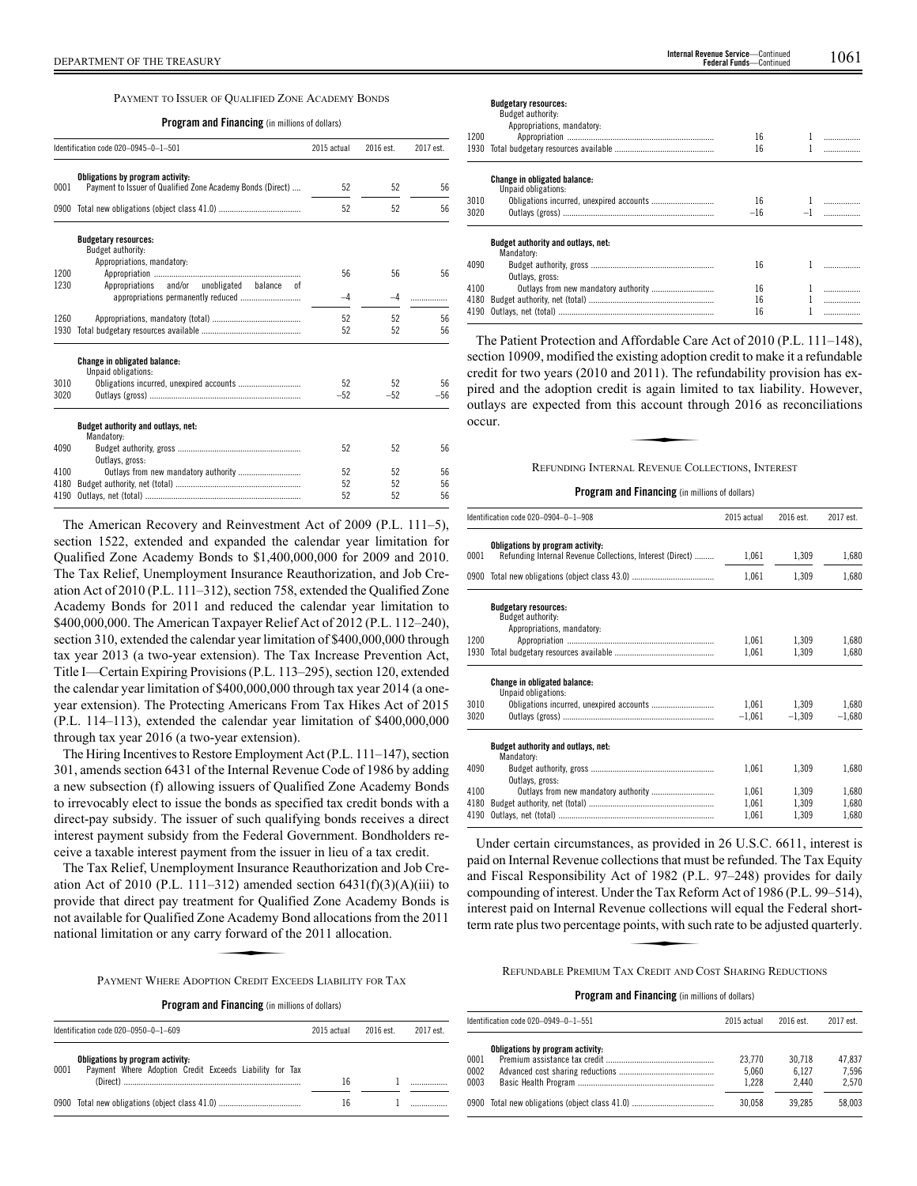PAYMENT TO ISSUER OF QUALIFIED ZONE ACADEMY BONDS

**Program and Financing** (in millions of dollars)

| Identification code 020–0945–0–1–501 | | 2015 actual | 2016 est. | 2017 est. |
|---|---|---|---|---|
| | **Obligations by program activity:** | | | |
| 0001 | Payment to Issuer of Qualified Zone Academy Bonds (Direct) | 52 | 52 | 56 |
| 0900 | Total new obligations (object class 41.0) | 52 | 52 | 56 |
| | **Budgetary resources:** | | | |
| | Budget authority: | | | |
| | Appropriations, mandatory: | | | |
| 1200 | Appropriation | 56 | 56 | 56 |
| 1230 | Appropriations and/or unobligated balance of appropriations permanently reduced | –4 | –4 | |
| 1260 | Appropriations, mandatory (total) | 52 | 52 | 56 |
| 1930 | Total budgetary resources available | 52 | 52 | 56 |
| | **Change in obligated balance:** | | | |
| | Unpaid obligations: | | | |
| 3010 | Obligations incurred, unexpired accounts | 52 | 52 | 56 |
| 3020 | Outlays (gross) | –52 | –52 | –56 |
| | **Budget authority and outlays, net:** | | | |
| | Mandatory: | | | |
| 4090 | Budget authority, gross | 52 | 52 | 56 |
| | Outlays, gross: | | | |
| 4100 | Outlays from new mandatory authority | 52 | 52 | 56 |
| 4180 | Budget authority, net (total) | 52 | 52 | 56 |
| 4190 | Outlays, net (total) | 52 | 52 | 56 |

The American Recovery and Reinvestment Act of 2009 (P.L. 111–5), section 1522, extended and expanded the calendar year limitation for Qualified Zone Academy Bonds to $1,400,000,000 for 2009 and 2010. The Tax Relief, Unemployment Insurance Reauthorization, and Job Creation Act of 2010 (P.L. 111–312), section 758, extended the Qualified Zone Academy Bonds for 2011 and reduced the calendar year limitation to $400,000,000. The American Taxpayer Relief Act of 2012 (P.L. 112–240), section 310, extended the calendar year limitation of $400,000,000 through tax year 2013 (a two-year extension). The Tax Increase Prevention Act, Title I—Certain Expiring Provisions (P.L. 113–295), section 120, extended the calendar year limitation of $400,000,000 through tax year 2014 (a one-year extension). The Protecting Americans From Tax Hikes Act of 2015 (P.L. 114–113), extended the calendar year limitation of $400,000,000 through tax year 2016 (a two-year extension).

The Hiring Incentives to Restore Employment Act (P.L. 111–147), section 301, amends section 6431 of the Internal Revenue Code of 1986 by adding a new subsection (f) allowing issuers of Qualified Zone Academy Bonds to irrevocably elect to issue the bonds as specified tax credit bonds with a direct-pay subsidy. The issuer of such qualifying bonds receives a direct interest payment subsidy from the Federal Government. Bondholders receive a taxable interest payment from the issuer in lieu of a tax credit.

The Tax Relief, Unemployment Insurance Reauthorization and Job Creation Act of 2010 (P.L. 111–312) amended section 6431(f)(3)(A)(iii) to provide that direct pay treatment for Qualified Zone Academy Bonds is not available for Qualified Zone Academy Bond allocations from the 2011 national limitation or any carry forward of the 2011 allocation.

PAYMENT WHERE ADOPTION CREDIT EXCEEDS LIABILITY FOR TAX

**Program and Financing** (in millions of dollars)

| Identification code 020–0950–0–1–609 | | 2015 actual | 2016 est. | 2017 est. |
|---|---|---|---|---|
| | **Obligations by program activity:** | | | |
| 0001 | Payment Where Adoption Credit Exceeds Liability for Tax (Direct) | 16 | 1 | |
| 0900 | Total new obligations (object class 41.0) | 16 | 1 | |
| | **Budgetary resources:** | | | |
| | Budget authority: | | | |
| | Appropriations, mandatory: | | | |
| 1200 | Appropriation | 16 | 1 | |
| 1930 | Total budgetary resources available | 16 | 1 | |
| | **Change in obligated balance:** | | | |
| | Unpaid obligations: | | | |
| 3010 | Obligations incurred, unexpired accounts | 16 | 1 | |
| 3020 | Outlays (gross) | –16 | –1 | |
| | **Budget authority and outlays, net:** | | | |
| | Mandatory: | | | |
| 4090 | Budget authority, gross | 16 | 1 | |
| | Outlays, gross: | | | |
| 4100 | Outlays from new mandatory authority | 16 | 1 | |
| 4180 | Budget authority, net (total) | 16 | 1 | |
| 4190 | Outlays, net (total) | 16 | 1 | |

The Patient Protection and Affordable Care Act of 2010 (P.L. 111–148), section 10909, modified the existing adoption credit to make it a refundable credit for two years (2010 and 2011). The refundability provision has expired and the adoption credit is again limited to tax liability. However, outlays are expected from this account through 2016 as reconciliations occur.

REFUNDING INTERNAL REVENUE COLLECTIONS, INTEREST

**Program and Financing** (in millions of dollars)

| Identification code 020–0904–0–1–908 | | 2015 actual | 2016 est. | 2017 est. |
|---|---|---|---|---|
| | **Obligations by program activity:** | | | |
| 0001 | Refunding Internal Revenue Collections, Interest (Direct) | 1,061 | 1,309 | 1,680 |
| 0900 | Total new obligations (object class 43.0) | 1,061 | 1,309 | 1,680 |
| | **Budgetary resources:** | | | |
| | Budget authority: | | | |
| | Appropriations, mandatory: | | | |
| 1200 | Appropriation | 1,061 | 1,309 | 1,680 |
| 1930 | Total budgetary resources available | 1,061 | 1,309 | 1,680 |
| | **Change in obligated balance:** | | | |
| | Unpaid obligations: | | | |
| 3010 | Obligations incurred, unexpired accounts | 1,061 | 1,309 | 1,680 |
| 3020 | Outlays (gross) | –1,061 | –1,309 | –1,680 |
| | **Budget authority and outlays, net:** | | | |
| | Mandatory: | | | |
| 4090 | Budget authority, gross | 1,061 | 1,309 | 1,680 |
| | Outlays, gross: | | | |
| 4100 | Outlays from new mandatory authority | 1,061 | 1,309 | 1,680 |
| 4180 | Budget authority, net (total) | 1,061 | 1,309 | 1,680 |
| 4190 | Outlays, net (total) | 1,061 | 1,309 | 1,680 |

Under certain circumstances, as provided in 26 U.S.C. 6611, interest is paid on Internal Revenue collections that must be refunded. The Tax Equity and Fiscal Responsibility Act of 1982 (P.L. 97–248) provides for daily compounding of interest. Under the Tax Reform Act of 1986 (P.L. 99–514), interest paid on Internal Revenue collections will equal the Federal short-term rate plus two percentage points, with such rate to be adjusted quarterly.

REFUNDABLE PREMIUM TAX CREDIT AND COST SHARING REDUCTIONS

**Program and Financing** (in millions of dollars)

| Identification code 020–0949–0–1–551 | | 2015 actual | 2016 est. | 2017 est. |
|---|---|---|---|---|
| | **Obligations by program activity:** | | | |
| 0001 | Premium assistance tax credit | 23,770 | 30,718 | 47,837 |
| 0002 | Advanced cost sharing reductions | 5,060 | 6,127 | 7,596 |
| 0003 | Basic Health Program | 1,228 | 2,440 | 2,570 |
| 0900 | Total new obligations (object class 41.0) | 30,058 | 39,285 | 58,003 |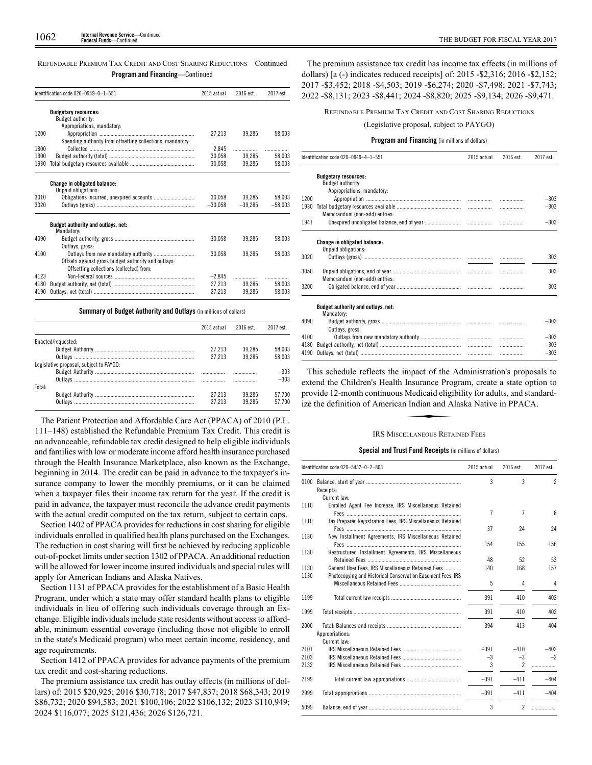REFUNDABLE PREMIUM TAX CREDIT AND COST SHARING REDUCTIONS—Continued

**Program and Financing**—Continued

| Identification code 020–0949–0–1–551 | | 2015 actual | 2016 est. | 2017 est. |
|---|---|---|---|---|
| | **Budgetary resources:** | | | |
| | Budget authority: | | | |
| | Appropriations, mandatory: | | | |
| 1200 | Appropriation | 27,213 | 39,285 | 58,003 |
| | Spending authority from offsetting collections, mandatory: | | | |
| 1800 | Collected | 2,845 | | |
| 1900 | Budget authority (total) | 30,058 | 39,285 | 58,003 |
| 1930 | Total budgetary resources available | 30,058 | 39,285 | 58,003 |
| | **Change in obligated balance:** | | | |
| | Unpaid obligations: | | | |
| 3010 | Obligations incurred, unexpired accounts | 30,058 | 39,285 | 58,003 |
| 3020 | Outlays (gross) | –30,058 | –39,285 | –58,003 |
| | **Budget authority and outlays, net:** | | | |
| | Mandatory: | | | |
| 4090 | Budget authority, gross | 30,058 | 39,285 | 58,003 |
| | Outlays, gross: | | | |
| 4100 | Outlays from new mandatory authority | 30,058 | 39,285 | 58,003 |
| | Offsets against gross budget authority and outlays: | | | |
| | Offsetting collections (collected) from: | | | |
| 4123 | Non-Federal sources | –2,845 | | |
| 4180 | Budget authority, net (total) | 27,213 | 39,285 | 58,003 |
| 4190 | Outlays, net (total) | 27,213 | 39,285 | 58,003 |

**Summary of Budget Authority and Outlays** (in millions of dollars)

| | 2015 actual | 2016 est. | 2017 est. |
|---|---|---|---|
| Enacted/requested: | | | |
| Budget Authority | 27,213 | 39,285 | 58,003 |
| Outlays | 27,213 | 39,285 | 58,003 |
| Legislative proposal, subject to PAYGO: | | | |
| Budget Authority | | | –303 |
| Outlays | | | –303 |
| Total: | | | |
| Budget Authority | 27,213 | 39,285 | 57,700 |
| Outlays | 27,213 | 39,285 | 57,700 |

The Patient Protection and Affordable Care Act (PPACA) of 2010 (P.L. 111–148) established the Refundable Premium Tax Credit. This credit is an advanceable, refundable tax credit designed to help eligible individuals and families with low or moderate income afford health insurance purchased through the Health Insurance Marketplace, also known as the Exchange, beginning in 2014. The credit can be paid in advance to the taxpayer's insurance company to lower the monthly premiums, or it can be claimed when a taxpayer files their income tax return for the year. If the credit is paid in advance, the taxpayer must reconcile the advance credit payments with the actual credit computed on the tax return, subject to certain caps.

Section 1402 of PPACA provides for reductions in cost sharing for eligible individuals enrolled in qualified health plans purchased on the Exchanges. The reduction in cost sharing will first be achieved by reducing applicable out-of-pocket limits under section 1302 of PPACA. An additional reduction will be allowed for lower income insured individuals and special rules will apply for American Indians and Alaska Natives.

Section 1131 of PPACA provides for the establishment of a Basic Health Program, under which a state may offer standard health plans to eligible individuals in lieu of offering such individuals coverage through an Exchange. Eligible individuals include state residents without access to affordable, minimum essential coverage (including those not eligible to enroll in the state's Medicaid program) who meet certain income, residency, and age requirements.

Section 1412 of PPACA provides for advance payments of the premium tax credit and cost-sharing reductions.

The premium assistance tax credit has outlay effects (in millions of dollars) of: 2015 $20,925; 2016 $30,718; 2017 $47,837; 2018 $68,343; 2019 $86,732; 2020 $94,583; 2021 $100,106; 2022 $106,132; 2023 $110,949; 2024 $116,077; 2025 $121,436; 2026 $126,721.

The premium assistance tax credit has income tax effects (in millions of dollars) [a (-) indicates reduced receipts] of: 2015 -$2,316; 2016 -$2,152; 2017 -$3,452; 2018 -$4,503; 2019 -$6,274; 2020 -$7,498; 2021 -$7,743; 2022 -$8,131; 2023 -$8,441; 2024 -$8,820; 2025 -$9,134; 2026 -$9,471.

REFUNDABLE PREMIUM TAX CREDIT AND COST SHARING REDUCTIONS

(Legislative proposal, subject to PAYGO)

**Program and Financing** (in millions of dollars)

| Identification code 020–0949–4–1–551 | | 2015 actual | 2016 est. | 2017 est. |
|---|---|---|---|---|
| | **Budgetary resources:** | | | |
| | Budget authority: | | | |
| | Appropriations, mandatory: | | | |
| 1200 | Appropriation | | | –303 |
| 1930 | Total budgetary resources available | | | –303 |
| | Memorandum (non-add) entries: | | | |
| 1941 | Unexpired unobligated balance, end of year | | | –303 |
| | **Change in obligated balance:** | | | |
| | Unpaid obligations: | | | |
| 3020 | Outlays (gross) | | | 303 |
| 3050 | Unpaid obligations, end of year | | | 303 |
| | Memorandum (non-add) entries: | | | |
| 3200 | Obligated balance, end of year | | | 303 |
| | **Budget authority and outlays, net:** | | | |
| | Mandatory: | | | |
| 4090 | Budget authority, gross | | | –303 |
| | Outlays, gross: | | | |
| 4100 | Outlays from new mandatory authority | | | –303 |
| 4180 | Budget authority, net (total) | | | –303 |
| 4190 | Outlays, net (total) | | | –303 |

This schedule reflects the impact of the Administration's proposals to extend the Children's Health Insurance Program, create a state option to provide 12-month continuous Medicaid eligibility for adults, and standardize the definition of American Indian and Alaska Native in PPACA.

IRS MISCELLANEOUS RETAINED FEES

**Special and Trust Fund Receipts** (in millions of dollars)

| Identification code 020–5432–0–2–803 | | 2015 actual | 2016 est. | 2017 est. |
|---|---|---|---|---|
| 0100 | Balance, start of year | 3 | 3 | 2 |
| | Receipts: | | | |
| | Current law: | | | |
| 1110 | Enrolled Agent Fee Increase, IRS Miscellaneous Retained Fees | 7 | 7 | 8 |
| 1110 | Tax Preparer Registration Fees, IRS Miscellaneous Retained Fees | 37 | 24 | 24 |
| 1130 | New Installment Agreements, IRS Miscellaneous Retained Fees | 154 | 155 | 156 |
| 1130 | Restructured Installment Agreements, IRS Miscellaneous Retained Fees | 48 | 52 | 53 |
| 1130 | General User Fees, IRS Miscellaneous Retained Fees | 140 | 168 | 157 |
| 1130 | Photocopying and Historical Conservation Easement Fees, IRS Miscellaneous Retained Fees | 5 | 4 | 4 |
| 1199 | Total current law receipts | 391 | 410 | 402 |
| 1999 | Total receipts | 391 | 410 | 402 |
| 2000 | Total: Balances and receipts | 394 | 413 | 404 |
| | Appropriations: | | | |
| | Current law: | | | |
| 2101 | IRS Miscellaneous Retained Fees | –391 | –410 | –402 |
| 2103 | IRS Miscellaneous Retained Fees | –3 | –3 | –2 |
| 2132 | IRS Miscellaneous Retained Fees | 3 | 2 | |
| 2199 | Total current law appropriations | –391 | –411 | –404 |
| 2999 | Total appropriations | –391 | –411 | –404 |
| 5099 | Balance, end of year | 3 | 2 | |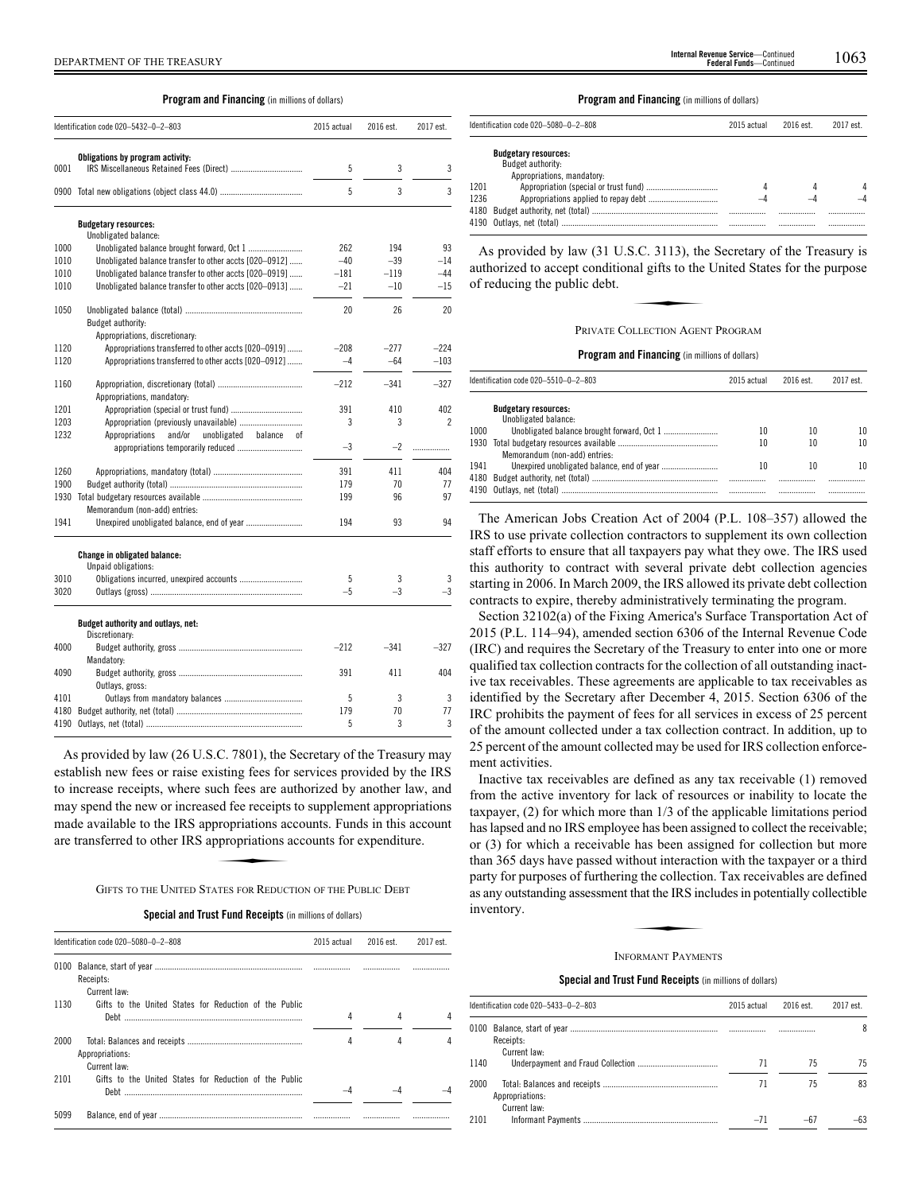**Program and Financing** (in millions of dollars)

| Identification code 020–5432–0–2–803 | | 2015 actual | 2016 est. | 2017 est. |
|---|---|---|---|---|
| | **Obligations by program activity:** | | | |
| 0001 | IRS Miscellaneous Retained Fees (Direct) | 5 | 3 | 3 |
| 0900 | Total new obligations (object class 44.0) | 5 | 3 | 3 |
| | **Budgetary resources:** | | | |
| | Unobligated balance: | | | |
| 1000 | Unobligated balance brought forward, Oct 1 | 262 | 194 | 93 |
| 1010 | Unobligated balance transfer to other accts [020–0912] | –40 | –39 | –14 |
| 1010 | Unobligated balance transfer to other accts [020–0919] | –181 | –119 | –44 |
| 1010 | Unobligated balance transfer to other accts [020–0913] | –21 | –10 | –15 |
| 1050 | Unobligated balance (total) | 20 | 26 | 20 |
| | Budget authority: | | | |
| | Appropriations, discretionary: | | | |
| 1120 | Appropriations transferred to other accts [020–0919] | –208 | –277 | –224 |
| 1120 | Appropriations transferred to other accts [020–0912] | –4 | –64 | –103 |
| 1160 | Appropriation, discretionary (total) | –212 | –341 | –327 |
| | Appropriations, mandatory: | | | |
| 1201 | Appropriation (special or trust fund) | 391 | 410 | 402 |
| 1203 | Appropriation (previously unavailable) | 3 | 3 | 2 |
| 1232 | Appropriations and/or unobligated balance of appropriations temporarily reduced | –3 | –2 | |
| 1260 | Appropriations, mandatory (total) | 391 | 411 | 404 |
| 1900 | Budget authority (total) | 179 | 70 | 77 |
| 1930 | Total budgetary resources available | 199 | 96 | 97 |
| | Memorandum (non-add) entries: | | | |
| 1941 | Unexpired unobligated balance, end of year | 194 | 93 | 94 |
| | **Change in obligated balance:** | | | |
| | Unpaid obligations: | | | |
| 3010 | Obligations incurred, unexpired accounts | 5 | 3 | 3 |
| 3020 | Outlays (gross) | –5 | –3 | –3 |
| | **Budget authority and outlays, net:** | | | |
| | Discretionary: | | | |
| 4000 | Budget authority, gross | –212 | –341 | –327 |
| | Mandatory: | | | |
| 4090 | Budget authority, gross | 391 | 411 | 404 |
| | Outlays, gross: | | | |
| 4101 | Outlays from mandatory balances | 5 | 3 | 3 |
| 4180 | Budget authority, net (total) | 179 | 70 | 77 |
| 4190 | Outlays, net (total) | 5 | 3 | 3 |

As provided by law (26 U.S.C. 7801), the Secretary of the Treasury may establish new fees or raise existing fees for services provided by the IRS to increase receipts, where such fees are authorized by another law, and may spend the new or increased fee receipts to supplement appropriations made available to the IRS appropriations accounts. Funds in this account are transferred to other IRS appropriations accounts for expenditure.

## GIFTS TO THE UNITED STATES FOR REDUCTION OF THE PUBLIC DEBT

**Special and Trust Fund Receipts** (in millions of dollars)

| Identification code 020–5080–0–2–808 | | 2015 actual | 2016 est. | 2017 est. |
|---|---|---|---|---|
| 0100 | Balance, start of year | | | |
| | Receipts: | | | |
| | Current law: | | | |
| 1130 | Gifts to the United States for Reduction of the Public Debt | 4 | 4 | 4 |
| 2000 | Total: Balances and receipts | 4 | 4 | 4 |
| | Appropriations: | | | |
| | Current law: | | | |
| 2101 | Gifts to the United States for Reduction of the Public Debt | –4 | –4 | –4 |
| 5099 | Balance, end of year | | | |

**Program and Financing** (in millions of dollars)

| Identification code 020–5080–0–2–808 | | 2015 actual | 2016 est. | 2017 est. |
|---|---|---|---|---|
| | **Budgetary resources:** | | | |
| | Budget authority: | | | |
| | Appropriations, mandatory: | | | |
| 1201 | Appropriation (special or trust fund) | 4 | 4 | 4 |
| 1236 | Appropriations applied to repay debt | –4 | –4 | –4 |
| 4180 | Budget authority, net (total) | | | |
| 4190 | Outlays, net (total) | | | |

As provided by law (31 U.S.C. 3113), the Secretary of the Treasury is authorized to accept conditional gifts to the United States for the purpose of reducing the public debt.

## PRIVATE COLLECTION AGENT PROGRAM

**Program and Financing** (in millions of dollars)

| Identification code 020–5510–0–2–803 | | 2015 actual | 2016 est. | 2017 est. |
|---|---|---|---|---|
| | **Budgetary resources:** | | | |
| | Unobligated balance: | | | |
| 1000 | Unobligated balance brought forward, Oct 1 | 10 | 10 | 10 |
| 1930 | Total budgetary resources available | 10 | 10 | 10 |
| | Memorandum (non-add) entries: | | | |
| 1941 | Unexpired unobligated balance, end of year | 10 | 10 | 10 |
| 4180 | Budget authority, net (total) | | | |
| 4190 | Outlays, net (total) | | | |

The American Jobs Creation Act of 2004 (P.L. 108–357) allowed the IRS to use private collection contractors to supplement its own collection staff efforts to ensure that all taxpayers pay what they owe. The IRS used this authority to contract with several private debt collection agencies starting in 2006. In March 2009, the IRS allowed its private debt collection contracts to expire, thereby administratively terminating the program.

Section 32102(a) of the Fixing America's Surface Transportation Act of 2015 (P.L. 114–94), amended section 6306 of the Internal Revenue Code (IRC) and requires the Secretary of the Treasury to enter into one or more qualified tax collection contracts for the collection of all outstanding inactive tax receivables. These agreements are applicable to tax receivables as identified by the Secretary after December 4, 2015. Section 6306 of the IRC prohibits the payment of fees for all services in excess of 25 percent of the amount collected under a tax collection contract. In addition, up to 25 percent of the amount collected may be used for IRS collection enforcement activities.

Inactive tax receivables are defined as any tax receivable (1) removed from the active inventory for lack of resources or inability to locate the taxpayer, (2) for which more than 1/3 of the applicable limitations period has lapsed and no IRS employee has been assigned to collect the receivable; or (3) for which a receivable has been assigned for collection but more than 365 days have passed without interaction with the taxpayer or a third party for purposes of furthering the collection. Tax receivables are defined as any outstanding assessment that the IRS includes in potentially collectible inventory.

## INFORMANT PAYMENTS

**Special and Trust Fund Receipts** (in millions of dollars)

| Identification code 020–5433–0–2–803 | | 2015 actual | 2016 est. | 2017 est. |
|---|---|---|---|---|
| 0100 | Balance, start of year | | | 8 |
| | Receipts: | | | |
| | Current law: | | | |
| 1140 | Underpayment and Fraud Collection | 71 | 75 | 75 |
| 2000 | Total: Balances and receipts | 71 | 75 | 83 |
| | Appropriations: | | | |
| | Current law: | | | |
| 2101 | Informant Payments | –71 | –67 | –63 |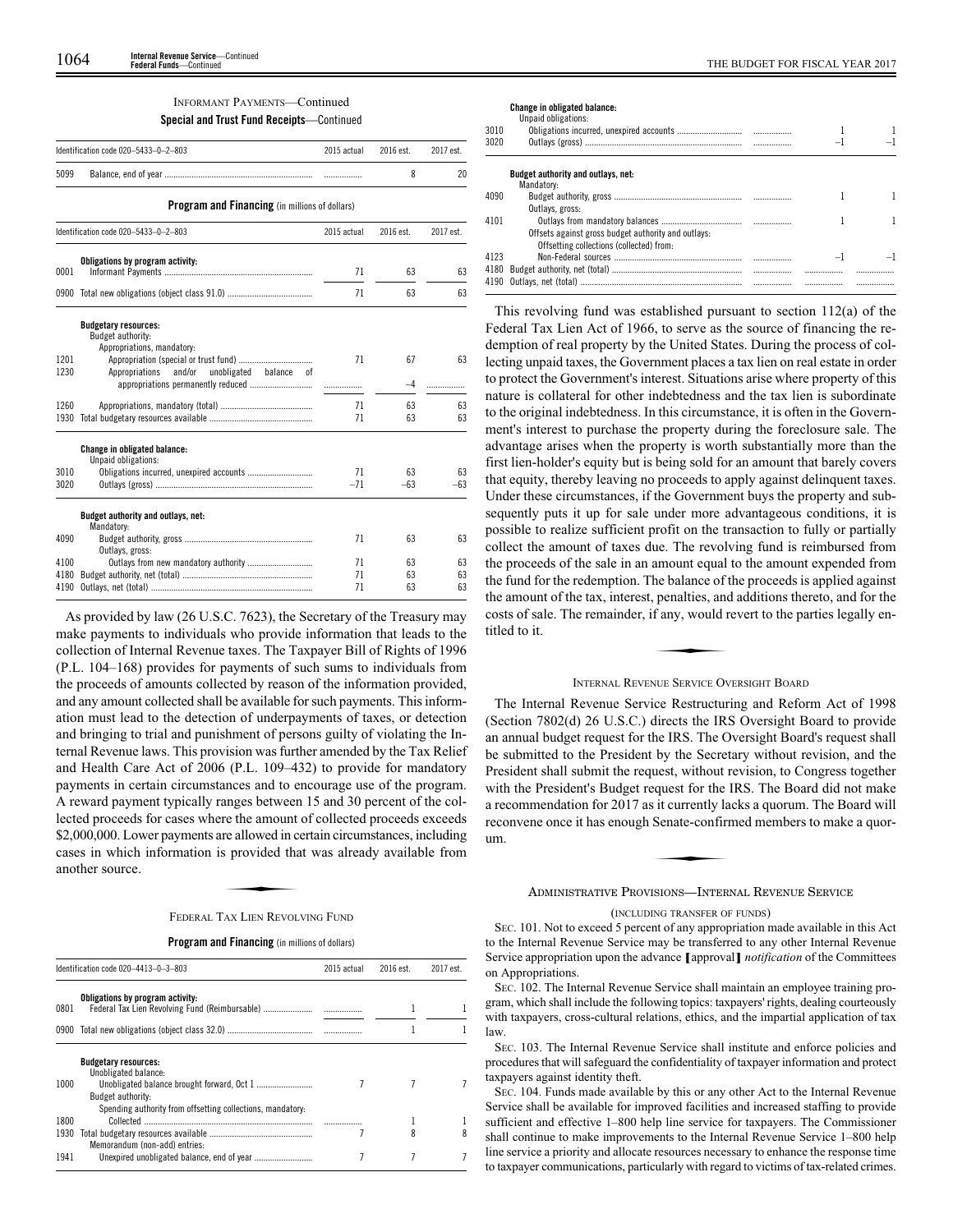### INFORMANT PAYMENTS—Continued

**Special and Trust Fund Receipts**—Continued

| Identification code 020–5433–0–2–803 | 2015 actual | 2016 est. | 2017 est. |
|---|---|---|---|
| 5099 Balance, end of year | .................. | 8 | 20 |

**Program and Financing** (in millions of dollars)

| Identification code 020–5433–0–2–803 | 2015 actual | 2016 est. | 2017 est. |
|---|---|---|---|
| **Obligations by program activity:** | | | |
| 0001 Informant Payments | 71 | 63 | 63 |
| 0900 Total new obligations (object class 91.0) | 71 | 63 | 63 |
| **Budgetary resources:** | | | |
| Budget authority: | | | |
| Appropriations, mandatory: | | | |
| 1201 Appropriation (special or trust fund) | 71 | 67 | 63 |
| 1230 Appropriations and/or unobligated balance of appropriations permanently reduced | .................. | –4 | .................. |
| 1260 Appropriations, mandatory (total) | 71 | 63 | 63 |
| 1930 Total budgetary resources available | 71 | 63 | 63 |
| **Change in obligated balance:** | | | |
| Unpaid obligations: | | | |
| 3010 Obligations incurred, unexpired accounts | 71 | 63 | 63 |
| 3020 Outlays (gross) | –71 | –63 | –63 |
| **Budget authority and outlays, net:** | | | |
| Mandatory: | | | |
| 4090 Budget authority, gross | 71 | 63 | 63 |
| Outlays, gross: | | | |
| 4100 Outlays from new mandatory authority | 71 | 63 | 63 |
| 4180 Budget authority, net (total) | 71 | 63 | 63 |
| 4190 Outlays, net (total) | 71 | 63 | 63 |

As provided by law (26 U.S.C. 7623), the Secretary of the Treasury may make payments to individuals who provide information that leads to the collection of Internal Revenue taxes. The Taxpayer Bill of Rights of 1996 (P.L. 104–168) provides for payments of such sums to individuals from the proceeds of amounts collected by reason of the information provided, and any amount collected shall be available for such payments. This information must lead to the detection of underpayments of taxes, or detection and bringing to trial and punishment of persons guilty of violating the Internal Revenue laws. This provision was further amended by the Tax Relief and Health Care Act of 2006 (P.L. 109–432) to provide for mandatory payments in certain circumstances and to encourage use of the program. A reward payment typically ranges between 15 and 30 percent of the collected proceeds for cases where the amount of collected proceeds exceeds $2,000,000. Lower payments are allowed in certain circumstances, including cases in which information is provided that was already available from another source.

### FEDERAL TAX LIEN REVOLVING FUND

**Program and Financing** (in millions of dollars)

| Identification code 020–4413–0–3–803 | 2015 actual | 2016 est. | 2017 est. |
|---|---|---|---|
| **Obligations by program activity:** | | | |
| 0801 Federal Tax Lien Revolving Fund (Reimbursable) | .................. | 1 | 1 |
| 0900 Total new obligations (object class 32.0) | .................. | 1 | 1 |
| **Budgetary resources:** | | | |
| Unobligated balance: | | | |
| 1000 Unobligated balance brought forward, Oct 1 | 7 | 7 | 7 |
| Budget authority: | | | |
| Spending authority from offsetting collections, mandatory: | | | |
| 1800 Collected | .................. | 1 | 1 |
| 1930 Total budgetary resources available | 7 | 8 | 8 |
| Memorandum (non-add) entries: | | | |
| 1941 Unexpired unobligated balance, end of year | 7 | 7 | 7 |
| **Change in obligated balance:** | | | |
| Unpaid obligations: | | | |
| 3010 Obligations incurred, unexpired accounts | .................. | 1 | 1 |
| 3020 Outlays (gross) | .................. | –1 | –1 |
| **Budget authority and outlays, net:** | | | |
| Mandatory: | | | |
| 4090 Budget authority, gross | .................. | 1 | 1 |
| Outlays, gross: | | | |
| 4101 Outlays from mandatory balances | .................. | 1 | 1 |
| Offsets against gross budget authority and outlays: | | | |
| Offsetting collections (collected) from: | | | |
| 4123 Non-Federal sources | .................. | –1 | –1 |
| 4180 Budget authority, net (total) | .................. | .................. | .................. |
| 4190 Outlays, net (total) | .................. | .................. | .................. |

This revolving fund was established pursuant to section 112(a) of the Federal Tax Lien Act of 1966, to serve as the source of financing the redemption of real property by the United States. During the process of collecting unpaid taxes, the Government places a tax lien on real estate in order to protect the Government's interest. Situations arise where property of this nature is collateral for other indebtedness and the tax lien is subordinate to the original indebtedness. In this circumstance, it is often in the Government's interest to purchase the property during the foreclosure sale. The advantage arises when the property is worth substantially more than the first lien-holder's equity but is being sold for an amount that barely covers that equity, thereby leaving no proceeds to apply against delinquent taxes. Under these circumstances, if the Government buys the property and subsequently puts it up for sale under more advantageous conditions, it is possible to realize sufficient profit on the transaction to fully or partially collect the amount of taxes due. The revolving fund is reimbursed from the proceeds of the sale in an amount equal to the amount expended from the fund for the redemption. The balance of the proceeds is applied against the amount of the tax, interest, penalties, and additions thereto, and for the costs of sale. The remainder, if any, would revert to the parties legally entitled to it.

### INTERNAL REVENUE SERVICE OVERSIGHT BOARD

The Internal Revenue Service Restructuring and Reform Act of 1998 (Section 7802(d) 26 U.S.C.) directs the IRS Oversight Board to provide an annual budget request for the IRS. The Oversight Board's request shall be submitted to the President by the Secretary without revision, and the President shall submit the request, without revision, to Congress together with the President's Budget request for the IRS. The Board did not make a recommendation for 2017 as it currently lacks a quorum. The Board will reconvene once it has enough Senate-confirmed members to make a quorum.

### ADMINISTRATIVE PROVISIONS—INTERNAL REVENUE SERVICE

(INCLUDING TRANSFER OF FUNDS)

SEC. 101. Not to exceed 5 percent of any appropriation made available in this Act to the Internal Revenue Service may be transferred to any other Internal Revenue Service appropriation upon the advance [approval] *notification* of the Committees on Appropriations.

SEC. 102. The Internal Revenue Service shall maintain an employee training program, which shall include the following topics: taxpayers' rights, dealing courteously with taxpayers, cross-cultural relations, ethics, and the impartial application of tax law.

SEC. 103. The Internal Revenue Service shall institute and enforce policies and procedures that will safeguard the confidentiality of taxpayer information and protect taxpayers against identity theft.

SEC. 104. Funds made available by this or any other Act to the Internal Revenue Service shall be available for improved facilities and increased staffing to provide sufficient and effective 1–800 help line service for taxpayers. The Commissioner shall continue to make improvements to the Internal Revenue Service 1–800 help line service a priority and allocate resources necessary to enhance the response time to taxpayer communications, particularly with regard to victims of tax-related crimes.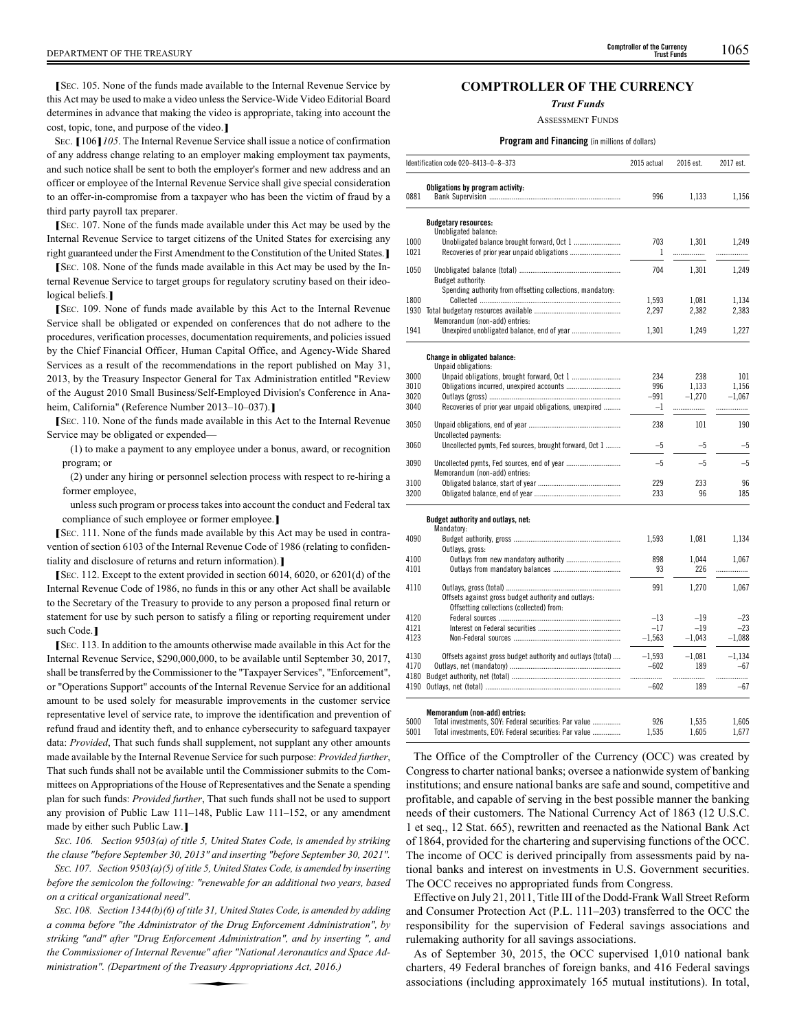[SEC. 105. None of the funds made available to the Internal Revenue Service by this Act may be used to make a video unless the Service-Wide Video Editorial Board determines in advance that making the video is appropriate, taking into account the cost, topic, tone, and purpose of the video.]

SEC. [106] *105.* The Internal Revenue Service shall issue a notice of confirmation of any address change relating to an employer making employment tax payments, and such notice shall be sent to both the employer's former and new address and an officer or employee of the Internal Revenue Service shall give special consideration to an offer-in-compromise from a taxpayer who has been the victim of fraud by a third party payroll tax preparer.

[SEC. 107. None of the funds made available under this Act may be used by the Internal Revenue Service to target citizens of the United States for exercising any right guaranteed under the First Amendment to the Constitution of the United States.]

[SEC. 108. None of the funds made available in this Act may be used by the Internal Revenue Service to target groups for regulatory scrutiny based on their ideological beliefs.]

[SEC. 109. None of funds made available by this Act to the Internal Revenue Service shall be obligated or expended on conferences that do not adhere to the procedures, verification processes, documentation requirements, and policies issued by the Chief Financial Officer, Human Capital Office, and Agency-Wide Shared Services as a result of the recommendations in the report published on May 31, 2013, by the Treasury Inspector General for Tax Administration entitled "Review of the August 2010 Small Business/Self-Employed Division's Conference in Anaheim, California" (Reference Number 2013–10–037).]

[SEC. 110. None of the funds made available in this Act to the Internal Revenue Service may be obligated or expended—

(1) to make a payment to any employee under a bonus, award, or recognition program; or

(2) under any hiring or personnel selection process with respect to re-hiring a former employee,

unless such program or process takes into account the conduct and Federal tax compliance of such employee or former employee.]

[SEC. 111. None of the funds made available by this Act may be used in contravention of section 6103 of the Internal Revenue Code of 1986 (relating to confidentiality and disclosure of returns and return information).]

[SEC. 112. Except to the extent provided in section 6014, 6020, or 6201(d) of the Internal Revenue Code of 1986, no funds in this or any other Act shall be available to the Secretary of the Treasury to provide to any person a proposed final return or statement for use by such person to satisfy a filing or reporting requirement under such Code.]

[SEC. 113. In addition to the amounts otherwise made available in this Act for the Internal Revenue Service, $290,000,000, to be available until September 30, 2017, shall be transferred by the Commissioner to the "Taxpayer Services", "Enforcement", or "Operations Support" accounts of the Internal Revenue Service for an additional amount to be used solely for measurable improvements in the customer service representative level of service rate, to improve the identification and prevention of refund fraud and identity theft, and to enhance cybersecurity to safeguard taxpayer data: *Provided*, That such funds shall supplement, not supplant any other amounts made available by the Internal Revenue Service for such purpose: *Provided further*, That such funds shall not be available until the Commissioner submits to the Committees on Appropriations of the House of Representatives and the Senate a spending plan for such funds: *Provided further*, That such funds shall not be used to support any provision of Public Law 111–148, Public Law 111–152, or any amendment made by either such Public Law.]

*SEC. 106. Section 9503(a) of title 5, United States Code, is amended by striking the clause "before September 30, 2013" and inserting "before September 30, 2021".*

*SEC. 107. Section 9503(a)(5) of title 5, United States Code, is amended by inserting before the semicolon the following: "renewable for an additional two years, based on a critical organizational need".*

*SEC. 108. Section 1344(b)(6) of title 31, United States Code, is amended by adding a comma before "the Administrator of the Drug Enforcement Administration", by striking "and" after "Drug Enforcement Administration", and by inserting ", and the Commissioner of Internal Revenue" after "National Aeronautics and Space Administration". (Department of the Treasury Appropriations Act, 2016.)*

## COMPTROLLER OF THE CURRENCY

### *Trust Funds*

ASSESSMENT FUNDS

**Program and Financing** (in millions of dollars)

| Identification code 020–8413–0–8–373 | | 2015 actual | 2016 est. | 2017 est. |
|---|---|---|---|---|
| | **Obligations by program activity:** | | | |
| 0881 | Bank Supervision | 996 | 1,133 | 1,156 |
| | **Budgetary resources:** | | | |
| | Unobligated balance: | | | |
| 1000 | Unobligated balance brought forward, Oct 1 | 703 | 1,301 | 1,249 |
| 1021 | Recoveries of prior year unpaid obligations | 1 | | |
| 1050 | Unobligated balance (total) | 704 | 1,301 | 1,249 |
| | Budget authority: | | | |
| | Spending authority from offsetting collections, mandatory: | | | |
| 1800 | Collected | 1,593 | 1,081 | 1,134 |
| 1930 | Total budgetary resources available | 2,297 | 2,382 | 2,383 |
| | Memorandum (non-add) entries: | | | |
| 1941 | Unexpired unobligated balance, end of year | 1,301 | 1,249 | 1,227 |
| | **Change in obligated balance:** | | | |
| | Unpaid obligations: | | | |
| 3000 | Unpaid obligations, brought forward, Oct 1 | 234 | 238 | 101 |
| 3010 | Obligations incurred, unexpired accounts | 996 | 1,133 | 1,156 |
| 3020 | Outlays (gross) | –991 | –1,270 | –1,067 |
| 3040 | Recoveries of prior year unpaid obligations, unexpired | –1 | | |
| 3050 | Unpaid obligations, end of year | 238 | 101 | 190 |
| | Uncollected payments: | | | |
| 3060 | Uncollected pymts, Fed sources, brought forward, Oct 1 | –5 | –5 | –5 |
| 3090 | Uncollected pymts, Fed sources, end of year | –5 | –5 | –5 |
| | Memorandum (non-add) entries: | | | |
| 3100 | Obligated balance, start of year | 229 | 233 | 96 |
| 3200 | Obligated balance, end of year | 233 | 96 | 185 |
| | **Budget authority and outlays, net:** | | | |
| | Mandatory: | | | |
| 4090 | Budget authority, gross | 1,593 | 1,081 | 1,134 |
| | Outlays, gross: | | | |
| 4100 | Outlays from new mandatory authority | 898 | 1,044 | 1,067 |
| 4101 | Outlays from mandatory balances | 93 | 226 | |
| 4110 | Outlays, gross (total) | 991 | 1,270 | 1,067 |
| | Offsets against gross budget authority and outlays: | | | |
| | Offsetting collections (collected) from: | | | |
| 4120 | Federal sources | –13 | –19 | –23 |
| 4121 | Interest on Federal securities | –17 | –19 | –23 |
| 4123 | Non-Federal sources | –1,563 | –1,043 | –1,088 |
| 4130 | Offsets against gross budget authority and outlays (total) | –1,593 | –1,081 | –1,134 |
| 4170 | Outlays, net (mandatory) | –602 | 189 | –67 |
| 4180 | Budget authority, net (total) | | | |
| 4190 | Outlays, net (total) | –602 | 189 | –67 |
| | **Memorandum (non-add) entries:** | | | |
| 5000 | Total investments, SOY: Federal securities: Par value | 926 | 1,535 | 1,605 |
| 5001 | Total investments, EOY: Federal securities: Par value | 1,535 | 1,605 | 1,677 |

The Office of the Comptroller of the Currency (OCC) was created by Congress to charter national banks; oversee a nationwide system of banking institutions; and ensure national banks are safe and sound, competitive and profitable, and capable of serving in the best possible manner the banking needs of their customers. The National Currency Act of 1863 (12 U.S.C. 1 et seq., 12 Stat. 665), rewritten and reenacted as the National Bank Act of 1864, provided for the chartering and supervising functions of the OCC. The income of OCC is derived principally from assessments paid by national banks and interest on investments in U.S. Government securities. The OCC receives no appropriated funds from Congress.

Effective on July 21, 2011, Title III of the Dodd-Frank Wall Street Reform and Consumer Protection Act (P.L. 111–203) transferred to the OCC the responsibility for the supervision of Federal savings associations and rulemaking authority for all savings associations.

As of September 30, 2015, the OCC supervised 1,010 national bank charters, 49 Federal branches of foreign banks, and 416 Federal savings associations (including approximately 165 mutual institutions). In total,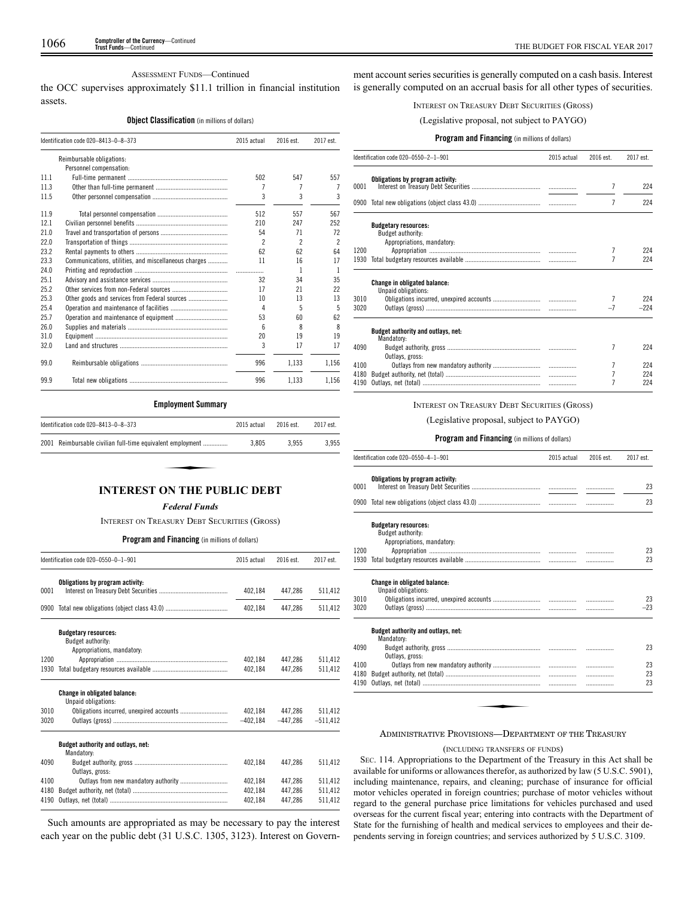ASSESSMENT FUNDS—Continued

the OCC supervises approximately $11.1 trillion in financial institution assets.

**Object Classification** (in millions of dollars)

| Identification code 020–8413–0–8–373 | | 2015 actual | 2016 est. | 2017 est. |
|---|---|---|---|---|
| | Reimbursable obligations: | | | |
| | Personnel compensation: | | | |
| 11.1 | Full-time permanent | 502 | 547 | 557 |
| 11.3 | Other than full-time permanent | 7 | 7 | 7 |
| 11.5 | Other personnel compensation | 3 | 3 | 3 |
| 11.9 | Total personnel compensation | 512 | 557 | 567 |
| 12.1 | Civilian personnel benefits | 210 | 247 | 252 |
| 21.0 | Travel and transportation of persons | 54 | 71 | 72 |
| 22.0 | Transportation of things | 2 | 2 | 2 |
| 23.2 | Rental payments to others | 62 | 62 | 64 |
| 23.3 | Communications, utilities, and miscellaneous charges | 11 | 16 | 17 |
| 24.0 | Printing and reproduction | ................ | 1 | 1 |
| 25.1 | Advisory and assistance services | 32 | 34 | 35 |
| 25.2 | Other services from non-Federal sources | 17 | 21 | 22 |
| 25.3 | Other goods and services from Federal sources | 10 | 13 | 13 |
| 25.4 | Operation and maintenance of facilities | 4 | 5 | 5 |
| 25.7 | Operation and maintenance of equipment | 53 | 60 | 62 |
| 26.0 | Supplies and materials | 6 | 8 | 8 |
| 31.0 | Equipment | 20 | 19 | 19 |
| 32.0 | Land and structures | 3 | 17 | 17 |
| 99.0 | Reimbursable obligations | 996 | 1,133 | 1,156 |
| 99.9 | Total new obligations | 996 | 1,133 | 1,156 |

**Employment Summary**

| Identification code 020–8413–0–8–373 | | 2015 actual | 2016 est. | 2017 est. |
|---|---|---|---|---|
| 2001 | Reimbursable civilian full-time equivalent employment | 3,805 | 3,955 | 3,955 |

## INTEREST ON THE PUBLIC DEBT

*Federal Funds*

INTEREST ON TREASURY DEBT SECURITIES (GROSS)

**Program and Financing** (in millions of dollars)

| Identification code 020–0550–0–1–901 | | 2015 actual | 2016 est. | 2017 est. |
|---|---|---|---|---|
| | **Obligations by program activity:** | | | |
| 0001 | Interest on Treasury Debt Securities | 402,184 | 447,286 | 511,412 |
| 0900 | Total new obligations (object class 43.0) | 402,184 | 447,286 | 511,412 |
| | **Budgetary resources:** | | | |
| | Budget authority: | | | |
| | Appropriations, mandatory: | | | |
| 1200 | Appropriation | 402,184 | 447,286 | 511,412 |
| 1930 | Total budgetary resources available | 402,184 | 447,286 | 511,412 |
| | **Change in obligated balance:** | | | |
| | Unpaid obligations: | | | |
| 3010 | Obligations incurred, unexpired accounts | 402,184 | 447,286 | 511,412 |
| 3020 | Outlays (gross) | –402,184 | –447,286 | –511,412 |
| | **Budget authority and outlays, net:** | | | |
| | Mandatory: | | | |
| 4090 | Budget authority, gross | 402,184 | 447,286 | 511,412 |
| | Outlays, gross: | | | |
| 4100 | Outlays from new mandatory authority | 402,184 | 447,286 | 511,412 |
| 4180 | Budget authority, net (total) | 402,184 | 447,286 | 511,412 |
| 4190 | Outlays, net (total) | 402,184 | 447,286 | 511,412 |

Such amounts are appropriated as may be necessary to pay the interest each year on the public debt (31 U.S.C. 1305, 3123). Interest on Government account series securities is generally computed on a cash basis. Interest is generally computed on an accrual basis for all other types of securities.

INTEREST ON TREASURY DEBT SECURITIES (GROSS)

(Legislative proposal, not subject to PAYGO)

**Program and Financing** (in millions of dollars)

| Identification code 020–0550–2–1–901 | | 2015 actual | 2016 est. | 2017 est. |
|---|---|---|---|---|
| | **Obligations by program activity:** | | | |
| 0001 | Interest on Treasury Debt Securities | ................ | 7 | 224 |
| 0900 | Total new obligations (object class 43.0) | ................ | 7 | 224 |
| | **Budgetary resources:** | | | |
| | Budget authority: | | | |
| | Appropriations, mandatory: | | | |
| 1200 | Appropriation | ................ | 7 | 224 |
| 1930 | Total budgetary resources available | ................ | 7 | 224 |
| | **Change in obligated balance:** | | | |
| | Unpaid obligations: | | | |
| 3010 | Obligations incurred, unexpired accounts | ................ | 7 | 224 |
| 3020 | Outlays (gross) | ................ | –7 | –224 |
| | **Budget authority and outlays, net:** | | | |
| | Mandatory: | | | |
| 4090 | Budget authority, gross | ................ | 7 | 224 |
| | Outlays, gross: | | | |
| 4100 | Outlays from new mandatory authority | ................ | 7 | 224 |
| 4180 | Budget authority, net (total) | ................ | 7 | 224 |
| 4190 | Outlays, net (total) | ................ | 7 | 224 |

INTEREST ON TREASURY DEBT SECURITIES (GROSS)

(Legislative proposal, subject to PAYGO)

**Program and Financing** (in millions of dollars)

| Identification code 020–0550–4–1–901 | | 2015 actual | 2016 est. | 2017 est. |
|---|---|---|---|---|
| | **Obligations by program activity:** | | | |
| 0001 | Interest on Treasury Debt Securities | ................ | ................ | 23 |
| 0900 | Total new obligations (object class 43.0) | ................ | ................ | 23 |
| | **Budgetary resources:** | | | |
| | Budget authority: | | | |
| | Appropriations, mandatory: | | | |
| 1200 | Appropriation | ................ | ................ | 23 |
| 1930 | Total budgetary resources available | ................ | ................ | 23 |
| | **Change in obligated balance:** | | | |
| | Unpaid obligations: | | | |
| 3010 | Obligations incurred, unexpired accounts | ................ | ................ | 23 |
| 3020 | Outlays (gross) | ................ | ................ | –23 |
| | **Budget authority and outlays, net:** | | | |
| | Mandatory: | | | |
| 4090 | Budget authority, gross | ................ | ................ | 23 |
| | Outlays, gross: | | | |
| 4100 | Outlays from new mandatory authority | ................ | ................ | 23 |
| 4180 | Budget authority, net (total) | ................ | ................ | 23 |
| 4190 | Outlays, net (total) | ................ | ................ | 23 |

ADMINISTRATIVE PROVISIONS—DEPARTMENT OF THE TREASURY

(INCLUDING TRANSFERS OF FUNDS)

SEC. 114. Appropriations to the Department of the Treasury in this Act shall be available for uniforms or allowances therefor, as authorized by law (5 U.S.C. 5901), including maintenance, repairs, and cleaning; purchase of insurance for official motor vehicles operated in foreign countries; purchase of motor vehicles without regard to the general purchase price limitations for vehicles purchased and used overseas for the current fiscal year; entering into contracts with the Department of State for the furnishing of health and medical services to employees and their dependents serving in foreign countries; and services authorized by 5 U.S.C. 3109.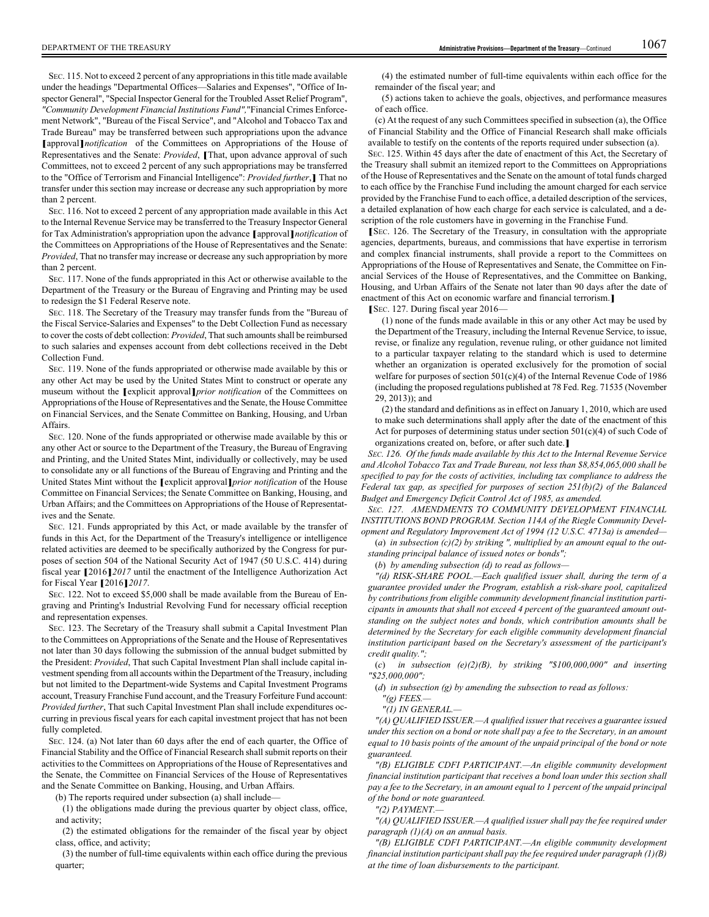SEC. 115. Not to exceed 2 percent of any appropriations in this title made available under the headings "Departmental Offices—Salaries and Expenses", "Office of Inspector General", "Special Inspector General for the Troubled Asset Relief Program", *"Community Development Financial Institutions Fund",*"Financial Crimes Enforcement Network", "Bureau of the Fiscal Service", and "Alcohol and Tobacco Tax and Trade Bureau" may be transferred between such appropriations upon the advance ❲approval❳*notification* of the Committees on Appropriations of the House of Representatives and the Senate: *Provided*, ❲That, upon advance approval of such Committees, not to exceed 2 percent of any such appropriations may be transferred to the "Office of Terrorism and Financial Intelligence": *Provided further*,❳ That no transfer under this section may increase or decrease any such appropriation by more than 2 percent.

SEC. 116. Not to exceed 2 percent of any appropriation made available in this Act to the Internal Revenue Service may be transferred to the Treasury Inspector General for Tax Administration's appropriation upon the advance ❲approval❳*notification* of the Committees on Appropriations of the House of Representatives and the Senate: *Provided*, That no transfer may increase or decrease any such appropriation by more than 2 percent.

SEC. 117. None of the funds appropriated in this Act or otherwise available to the Department of the Treasury or the Bureau of Engraving and Printing may be used to redesign the $1 Federal Reserve note.

SEC. 118. The Secretary of the Treasury may transfer funds from the "Bureau of the Fiscal Service-Salaries and Expenses" to the Debt Collection Fund as necessary to cover the costs of debt collection: *Provided*, That such amounts shall be reimbursed to such salaries and expenses account from debt collections received in the Debt Collection Fund.

SEC. 119. None of the funds appropriated or otherwise made available by this or any other Act may be used by the United States Mint to construct or operate any museum without the ❲explicit approval❳*prior notification* of the Committees on Appropriations of the House of Representatives and the Senate, the House Committee on Financial Services, and the Senate Committee on Banking, Housing, and Urban Affairs.

SEC. 120. None of the funds appropriated or otherwise made available by this or any other Act or source to the Department of the Treasury, the Bureau of Engraving and Printing, and the United States Mint, individually or collectively, may be used to consolidate any or all functions of the Bureau of Engraving and Printing and the United States Mint without the ❲explicit approval❳*prior notification* of the House Committee on Financial Services; the Senate Committee on Banking, Housing, and Urban Affairs; and the Committees on Appropriations of the House of Representatives and the Senate.

SEC. 121. Funds appropriated by this Act, or made available by the transfer of funds in this Act, for the Department of the Treasury's intelligence or intelligence related activities are deemed to be specifically authorized by the Congress for purposes of section 504 of the National Security Act of 1947 (50 U.S.C. 414) during fiscal year ❲2016❳*2017* until the enactment of the Intelligence Authorization Act for Fiscal Year ❲2016❳*2017*.

SEC. 122. Not to exceed $5,000 shall be made available from the Bureau of Engraving and Printing's Industrial Revolving Fund for necessary official reception and representation expenses.

SEC. 123. The Secretary of the Treasury shall submit a Capital Investment Plan to the Committees on Appropriations of the Senate and the House of Representatives not later than 30 days following the submission of the annual budget submitted by the President: *Provided*, That such Capital Investment Plan shall include capital investment spending from all accounts within the Department of the Treasury, including but not limited to the Department-wide Systems and Capital Investment Programs account, Treasury Franchise Fund account, and the Treasury Forfeiture Fund account: *Provided further*, That such Capital Investment Plan shall include expenditures occurring in previous fiscal years for each capital investment project that has not been fully completed.

SEC. 124. (a) Not later than 60 days after the end of each quarter, the Office of Financial Stability and the Office of Financial Research shall submit reports on their activities to the Committees on Appropriations of the House of Representatives and the Senate, the Committee on Financial Services of the House of Representatives and the Senate Committee on Banking, Housing, and Urban Affairs.

(b) The reports required under subsection (a) shall include—

(1) the obligations made during the previous quarter by object class, office, and activity;

(2) the estimated obligations for the remainder of the fiscal year by object class, office, and activity;

(3) the number of full-time equivalents within each office during the previous quarter;

(4) the estimated number of full-time equivalents within each office for the remainder of the fiscal year; and

(5) actions taken to achieve the goals, objectives, and performance measures of each office.

(c) At the request of any such Committees specified in subsection (a), the Office of Financial Stability and the Office of Financial Research shall make officials available to testify on the contents of the reports required under subsection (a).

SEC. 125. Within 45 days after the date of enactment of this Act, the Secretary of the Treasury shall submit an itemized report to the Committees on Appropriations of the House of Representatives and the Senate on the amount of total funds charged to each office by the Franchise Fund including the amount charged for each service provided by the Franchise Fund to each office, a detailed description of the services, a detailed explanation of how each charge for each service is calculated, and a description of the role customers have in governing in the Franchise Fund.

❲SEC. 126. The Secretary of the Treasury, in consultation with the appropriate agencies, departments, bureaus, and commissions that have expertise in terrorism and complex financial instruments, shall provide a report to the Committees on Appropriations of the House of Representatives and Senate, the Committee on Financial Services of the House of Representatives, and the Committee on Banking, Housing, and Urban Affairs of the Senate not later than 90 days after the date of enactment of this Act on economic warfare and financial terrorism.❳

❲SEC. 127. During fiscal year 2016—

(1) none of the funds made available in this or any other Act may be used by the Department of the Treasury, including the Internal Revenue Service, to issue, revise, or finalize any regulation, revenue ruling, or other guidance not limited to a particular taxpayer relating to the standard which is used to determine whether an organization is operated exclusively for the promotion of social welfare for purposes of section 501(c)(4) of the Internal Revenue Code of 1986 (including the proposed regulations published at 78 Fed. Reg. 71535 (November 29, 2013)); and

(2) the standard and definitions as in effect on January 1, 2010, which are used to make such determinations shall apply after the date of the enactment of this Act for purposes of determining status under section 501(c)(4) of such Code of organizations created on, before, or after such date.❳

*SEC. 126. Of the funds made available by this Act to the Internal Revenue Service and Alcohol Tobacco Tax and Trade Bureau, not less than $8,854,065,000 shall be specified to pay for the costs of activities, including tax compliance to address the Federal tax gap, as specified for purposes of section 251(b)(2) of the Balanced Budget and Emergency Deficit Control Act of 1985, as amended.*

*SEC. 127. AMENDMENTS TO COMMUNITY DEVELOPMENT FINANCIAL INSTITUTIONS BOND PROGRAM. Section 114A of the Riegle Community Development and Regulatory Improvement Act of 1994 (12 U.S.C. 4713a) is amended—*

*(a) in subsection (c)(2) by striking ", multiplied by an amount equal to the outstanding principal balance of issued notes or bonds";*

*(b) by amending subsection (d) to read as follows—*

*"(d) RISK-SHARE POOL.—Each qualified issuer shall, during the term of a guarantee provided under the Program, establish a risk-share pool, capitalized by contributions from eligible community development financial institution participants in amounts that shall not exceed 4 percent of the guaranteed amount outstanding on the subject notes and bonds, which contribution amounts shall be determined by the Secretary for each eligible community development financial institution participant based on the Secretary's assessment of the participant's credit quality.";*

*(c) in subsection (e)(2)(B), by striking "$100,000,000" and inserting "$25,000,000";*

*(d) in subsection (g) by amending the subsection to read as follows:*

*"(g) FEES.—*

*"(1) IN GENERAL.—*

*"(A) QUALIFIED ISSUER.—A qualified issuer that receives a guarantee issued under this section on a bond or note shall pay a fee to the Secretary, in an amount equal to 10 basis points of the amount of the unpaid principal of the bond or note guaranteed.*

*"(B) ELIGIBLE CDFI PARTICIPANT.—An eligible community development financial institution participant that receives a bond loan under this section shall pay a fee to the Secretary, in an amount equal to 1 percent of the unpaid principal of the bond or note guaranteed.*

*"(2) PAYMENT.—*

*"(A) QUALIFIED ISSUER.—A qualified issuer shall pay the fee required under paragraph (1)(A) on an annual basis.*

*"(B) ELIGIBLE CDFI PARTICIPANT.—An eligible community development financial institution participant shall pay the fee required under paragraph (1)(B) at the time of loan disbursements to the participant.*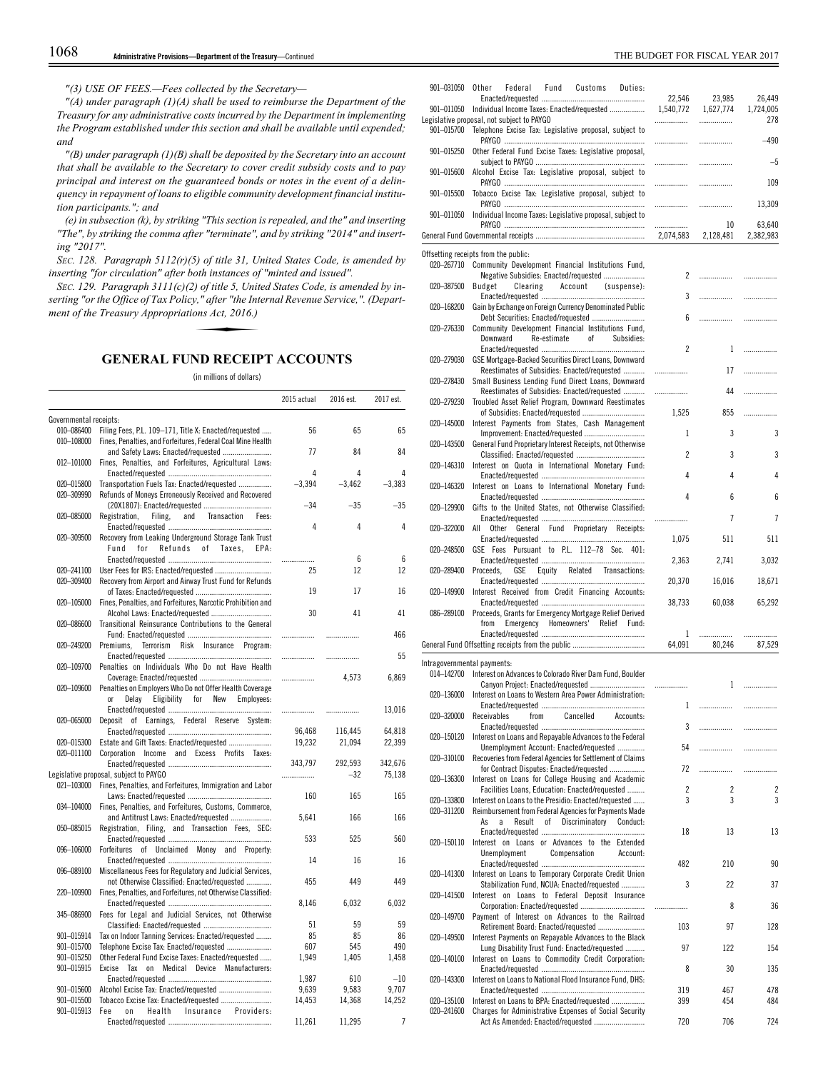"(3) USE OF FEES.—Fees collected by the Secretary—

"(A) under paragraph (1)(A) shall be used to reimburse the Department of the Treasury for any administrative costs incurred by the Department in implementing the Program established under this section and shall be available until expended; and

"(B) under paragraph (1)(B) shall be deposited by the Secretary into an account that shall be available to the Secretary to cover credit subsidy costs and to pay principal and interest on the guaranteed bonds or notes in the event of a delinquency in repayment of loans to eligible community development financial institution participants."; and

(e) in subsection (k), by striking "This section is repealed, and the" and inserting "The", by striking the comma after "terminate", and by striking "2014" and inserting "2017".

*SEC. 128. Paragraph 5112(r)(5) of title 31, United States Code, is amended by inserting "for circulation" after both instances of "minted and issued".*

*SEC. 129. Paragraph 3111(c)(2) of title 5, United States Code, is amended by inserting "or the Office of Tax Policy," after "the Internal Revenue Service,". (Department of the Treasury Appropriations Act, 2016.)*

## GENERAL FUND RECEIPT ACCOUNTS

(in millions of dollars)

| | | 2015 actual | 2016 est. | 2017 est. |
|---|---|---|---|---|
| Governmental receipts: | | | | |
| 010–086400 | Filing Fees, P.L. 109–171, Title X: Enacted/requested | 56 | 65 | 65 |
| 010–108000 | Fines, Penalties, and Forfeitures, Federal Coal Mine Health and Safety Laws: Enacted/requested | 77 | 84 | 84 |
| 012–101000 | Fines, Penalties, and Forfeitures, Agricultural Laws: Enacted/requested | 4 | 4 | 4 |
| 020–015800 | Transportation Fuels Tax: Enacted/requested | –3,394 | –3,462 | –3,383 |
| 020–309990 | Refunds of Moneys Erroneously Received and Recovered (20X1807): Enacted/requested | –34 | –35 | –35 |
| 020–085000 | Registration, Filing, and Transaction Fees: Enacted/requested | 4 | 4 | 4 |
| 020–309500 | Recovery from Leaking Underground Storage Tank Trust Fund for Refunds of Taxes, EPA: Enacted/requested | ................. | 6 | 6 |
| 020–241100 | User Fees for IRS: Enacted/requested | 25 | 12 | 12 |
| 020–309400 | Recovery from Airport and Airway Trust Fund for Refunds of Taxes: Enacted/requested | 19 | 17 | 16 |
| 020–105000 | Fines, Penalties, and Forfeitures, Narcotic Prohibition and Alcohol Laws: Enacted/requested | 30 | 41 | 41 |
| 020–086600 | Transitional Reinsurance Contributions to the General Fund: Enacted/requested | ................. | ................. | 466 |
| 020–249200 | Premiums, Terrorism Risk Insurance Program: Enacted/requested | ................. | ................. | 55 |
| 020–109700 | Penalties on Individuals Who Do not Have Health Coverage: Enacted/requested | ................. | 4,573 | 6,869 |
| 020–109600 | Penalties on Employers Who Do not Offer Health Coverage or Delay Eligibility for New Employees: Enacted/requested | ................. | ................. | 13,016 |
| 020–065000 | Deposit of Earnings, Federal Reserve System: Enacted/requested | 96,468 | 116,445 | 64,818 |
| 020–015300 | Estate and Gift Taxes: Enacted/requested | 19,232 | 21,094 | 22,399 |
| 020–011100 | Corporation Income and Excess Profits Taxes: Enacted/requested | 343,797 | 292,593 | 342,676 |
| Legislative proposal, subject to PAYGO | | ................. | –32 | 75,138 |
| 021–103000 | Fines, Penalties, and Forfeitures, Immigration and Labor Laws: Enacted/requested | 160 | 165 | 165 |
| 034–104000 | Fines, Penalties, and Forfeitures, Customs, Commerce, and Antitrust Laws: Enacted/requested | 5,641 | 166 | 166 |
| 050–085015 | Registration, Filing, and Transaction Fees, SEC: Enacted/requested | 533 | 525 | 560 |
| 096–106000 | Forfeitures of Unclaimed Money and Property: Enacted/requested | 14 | 16 | 16 |
| 096–089100 | Miscellaneous Fees for Regulatory and Judicial Services, not Otherwise Classified: Enacted/requested | 455 | 449 | 449 |
| 220–109900 | Fines, Penalties, and Forfeitures, not Otherwise Classified: Enacted/requested | 8,146 | 6,032 | 6,032 |
| 345–086900 | Fees for Legal and Judicial Services, not Otherwise Classified: Enacted/requested | 51 | 59 | 59 |
| 901–015914 | Tax on Indoor Tanning Services: Enacted/requested | 85 | 85 | 86 |
| 901–015700 | Telephone Excise Tax: Enacted/requested | 607 | 545 | 490 |
| 901–015250 | Other Federal Fund Excise Taxes: Enacted/requested | 1,949 | 1,405 | 1,458 |
| 901–015915 | Excise Tax on Medical Device Manufacturers: Enacted/requested | 1,987 | 610 | –10 |
| 901–015600 | Alcohol Excise Tax: Enacted/requested | 9,639 | 9,583 | 9,707 |
| 901–015500 | Tobacco Excise Tax: Enacted/requested | 14,453 | 14,368 | 14,252 |
| 901–015913 | Fee on Health Insurance Providers: Enacted/requested | 11,261 | 11,295 | 7 |
| 901–031050 | Other Federal Fund Customs Duties: Enacted/requested | 22,546 | 23,985 | 26,449 |
| 901–011050 | Individual Income Taxes: Enacted/requested | 1,540,772 | 1,627,774 | 1,724,005 |
| Legislative proposal, not subject to PAYGO | | ................. | ................. | 278 |
| 901–015700 | Telephone Excise Tax: Legislative proposal, subject to PAYGO | ................. | ................. | –490 |
| 901–015250 | Other Federal Fund Excise Taxes: Legislative proposal, subject to PAYGO | ................. | ................. | –5 |
| 901–015600 | Alcohol Excise Tax: Legislative proposal, subject to PAYGO | ................. | ................. | 109 |
| 901–015500 | Tobacco Excise Tax: Legislative proposal, subject to PAYGO | ................. | ................. | 13,309 |
| 901–011050 | Individual Income Taxes: Legislative proposal, subject to PAYGO | ................. | 10 | 63,640 |
| General Fund Governmental receipts | | 2,074,583 | 2,128,481 | 2,382,983 |
| Offsetting receipts from the public: | | | | |
| 020–267710 | Community Development Financial Institutions Fund, Negative Subsidies: Enacted/requested | 2 | ................. | ................. |
| 020–387500 | Budget Clearing Account (suspense): Enacted/requested | 3 | ................. | ................. |
| 020–168200 | Gain by Exchange on Foreign Currency Denominated Public Debt Securities: Enacted/requested | 6 | ................. | ................. |
| 020–276330 | Community Development Financial Institutions Fund, Downward Re-estimate of Subsidies: Enacted/requested | 2 | 1 | ................. |
| 020–279030 | GSE Mortgage-Backed Securities Direct Loans, Downward Reestimates of Subsidies: Enacted/requested | ................. | 17 | ................. |
| 020–278430 | Small Business Lending Fund Direct Loans, Downward Reestimates of Subsidies: Enacted/requested | ................. | 44 | ................. |
| 020–279230 | Troubled Asset Relief Program, Downward Reestimates of Subsidies: Enacted/requested | 1,525 | 855 | ................. |
| 020–145000 | Interest Payments from States, Cash Management Improvement: Enacted/requested | 1 | 3 | 3 |
| 020–143500 | General Fund Proprietary Interest Receipts, not Otherwise Classified: Enacted/requested | 2 | 3 | 3 |
| 020–146310 | Interest on Quota in International Monetary Fund: Enacted/requested | 4 | 4 | 4 |
| 020–146320 | Interest on Loans to International Monetary Fund: Enacted/requested | 4 | 6 | 6 |
| 020–129900 | Gifts to the United States, not Otherwise Classified: Enacted/requested | ................. | 7 | 7 |
| 020–322000 | All Other General Fund Proprietary Receipts: Enacted/requested | 1,075 | 511 | 511 |
| 020–248500 | GSE Fees Pursuant to P.L. 112–78 Sec. 401: Enacted/requested | 2,363 | 2,741 | 3,032 |
| 020–289400 | Proceeds, GSE Equity Related Transactions: Enacted/requested | 20,370 | 16,016 | 18,671 |
| 020–149900 | Interest Received from Credit Financing Accounts: Enacted/requested | 38,733 | 60,038 | 65,292 |
| 086–289100 | Proceeds, Grants for Emergency Mortgage Relief Derived from Emergency Homeowners' Relief Fund: Enacted/requested | 1 | ................. | ................. |
| General Fund Offsetting receipts from the public | | 64,091 | 80,246 | 87,529 |
| Intragovernmental payments: | | | | |
| 014–142700 | Interest on Advances to Colorado River Dam Fund, Boulder Canyon Project: Enacted/requested | ................. | 1 | ................. |
| 020–136000 | Interest on Loans to Western Area Power Administration: Enacted/requested | 1 | ................. | ................. |
| 020–320000 | Receivables from Cancelled Accounts: Enacted/requested | 3 | ................. | ................. |
| 020–150120 | Interest on Loans and Repayable Advances to the Federal Unemployment Account: Enacted/requested | 54 | ................. | ................. |
| 020–310100 | Recoveries from Federal Agencies for Settlement of Claims for Contract Disputes: Enacted/requested | 72 | ................. | ................. |
| 020–136300 | Interest on Loans for College Housing and Academic Facilities Loans, Education: Enacted/requested | 2 | 2 | 2 |
| 020–133800 | Interest on Loans to the Presidio: Enacted/requested | 3 | 3 | 3 |
| 020–311200 | Reimbursement from Federal Agencies for Payments Made As a Result of Discriminatory Conduct: Enacted/requested | 18 | 13 | 13 |
| 020–150110 | Interest on Loans or Advances to the Extended Unemployment Compensation Account: Enacted/requested | 482 | 210 | 90 |
| 020–141300 | Interest on Loans to Temporary Corporate Credit Union Stabilization Fund, NCUA: Enacted/requested | 3 | 22 | 37 |
| 020–141500 | Interest on Loans to Federal Deposit Insurance Corporation: Enacted/requested | ................. | 8 | 36 |
| 020–149700 | Payment of Interest on Advances to the Railroad Retirement Board: Enacted/requested | 103 | 97 | 128 |
| 020–149500 | Interest Payments on Repayable Advances to the Black Lung Disability Trust Fund: Enacted/requested | 97 | 122 | 154 |
| 020–140100 | Interest on Loans to Commodity Credit Corporation: Enacted/requested | 8 | 30 | 135 |
| 020–143300 | Interest on Loans to National Flood Insurance Fund, DHS: Enacted/requested | 319 | 467 | 478 |
| 020–135100 | Interest on Loans to BPA: Enacted/requested | 399 | 454 | 484 |
| 020–241600 | Charges for Administrative Expenses of Social Security Act As Amended: Enacted/requested | 720 | 706 | 724 |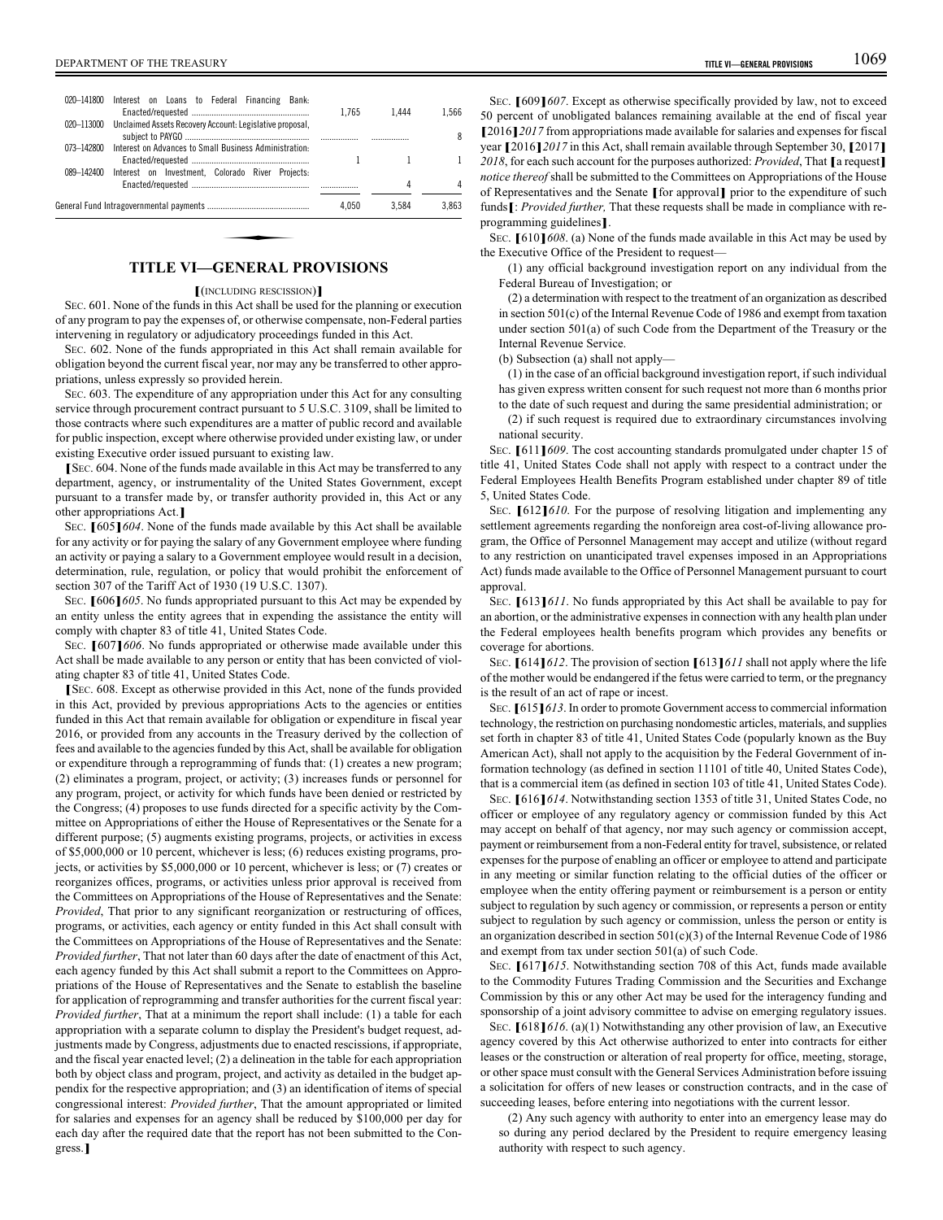| | | | | |
|---|---|---|---|---|
| 020–141800 | Interest on Loans to Federal Financing Bank: Enacted/requested | 1,765 | 1,444 | 1,566 |
| 020–113000 | Unclaimed Assets Recovery Account: Legislative proposal, subject to PAYGO | | | 8 |
| 073–142800 | Interest on Advances to Small Business Administration: Enacted/requested | 1 | 1 | 1 |
| 089–142400 | Interest on Investment, Colorado River Projects: Enacted/requested | | 4 | 4 |
| General Fund Intragovernmental payments | | 4,050 | 3,584 | 3,863 |

## TITLE VI—GENERAL PROVISIONS

【(INCLUDING RESCISSION)】

SEC. 601. None of the funds in this Act shall be used for the planning or execution of any program to pay the expenses of, or otherwise compensate, non-Federal parties intervening in regulatory or adjudicatory proceedings funded in this Act.

SEC. 602. None of the funds appropriated in this Act shall remain available for obligation beyond the current fiscal year, nor may any be transferred to other appropriations, unless expressly so provided herein.

SEC. 603. The expenditure of any appropriation under this Act for any consulting service through procurement contract pursuant to 5 U.S.C. 3109, shall be limited to those contracts where such expenditures are a matter of public record and available for public inspection, except where otherwise provided under existing law, or under existing Executive order issued pursuant to existing law.

【SEC. 604. None of the funds made available in this Act may be transferred to any department, agency, or instrumentality of the United States Government, except pursuant to a transfer made by, or transfer authority provided in, this Act or any other appropriations Act.】

SEC. 【605】*604*. None of the funds made available by this Act shall be available for any activity or for paying the salary of any Government employee where funding an activity or paying a salary to a Government employee would result in a decision, determination, rule, regulation, or policy that would prohibit the enforcement of section 307 of the Tariff Act of 1930 (19 U.S.C. 1307).

SEC. 【606】*605*. No funds appropriated pursuant to this Act may be expended by an entity unless the entity agrees that in expending the assistance the entity will comply with chapter 83 of title 41, United States Code.

SEC. 【607】*606*. No funds appropriated or otherwise made available under this Act shall be made available to any person or entity that has been convicted of violating chapter 83 of title 41, United States Code.

【SEC. 608. Except as otherwise provided in this Act, none of the funds provided in this Act, provided by previous appropriations Acts to the agencies or entities funded in this Act that remain available for obligation or expenditure in fiscal year 2016, or provided from any accounts in the Treasury derived by the collection of fees and available to the agencies funded by this Act, shall be available for obligation or expenditure through a reprogramming of funds that: (1) creates a new program; (2) eliminates a program, project, or activity; (3) increases funds or personnel for any program, project, or activity for which funds have been denied or restricted by the Congress; (4) proposes to use funds directed for a specific activity by the Committee on Appropriations of either the House of Representatives or the Senate for a different purpose; (5) augments existing programs, projects, or activities in excess of $5,000,000 or 10 percent, whichever is less; (6) reduces existing programs, projects, or activities by $5,000,000 or 10 percent, whichever is less; or (7) creates or reorganizes offices, programs, or activities unless prior approval is received from the Committees on Appropriations of the House of Representatives and the Senate: *Provided*, That prior to any significant reorganization or restructuring of offices, programs, or activities, each agency or entity funded in this Act shall consult with the Committees on Appropriations of the House of Representatives and the Senate: *Provided further*, That not later than 60 days after the date of enactment of this Act, each agency funded by this Act shall submit a report to the Committees on Appropriations of the House of Representatives and the Senate to establish the baseline for application of reprogramming and transfer authorities for the current fiscal year: *Provided further*, That at a minimum the report shall include: (1) a table for each appropriation with a separate column to display the President's budget request, adjustments made by Congress, adjustments due to enacted rescissions, if appropriate, and the fiscal year enacted level; (2) a delineation in the table for each appropriation both by object class and program, project, and activity as detailed in the budget appendix for the respective appropriation; and (3) an identification of items of special congressional interest: *Provided further*, That the amount appropriated or limited for salaries and expenses for an agency shall be reduced by $100,000 per day for each day after the required date that the report has not been submitted to the Congress.】

SEC. 【609】*607*. Except as otherwise specifically provided by law, not to exceed 50 percent of unobligated balances remaining available at the end of fiscal year 【2016】*2017* from appropriations made available for salaries and expenses for fiscal year 【2016】*2017* in this Act, shall remain available through September 30, 【2017】 *2018*, for each such account for the purposes authorized: *Provided*, That 【a request】 *notice thereof* shall be submitted to the Committees on Appropriations of the House of Representatives and the Senate 【for approval】 prior to the expenditure of such funds【: *Provided further,* That these requests shall be made in compliance with reprogramming guidelines】.

SEC. 【610】*608*. (a) None of the funds made available in this Act may be used by the Executive Office of the President to request—

(1) any official background investigation report on any individual from the Federal Bureau of Investigation; or

(2) a determination with respect to the treatment of an organization as described in section 501(c) of the Internal Revenue Code of 1986 and exempt from taxation under section 501(a) of such Code from the Department of the Treasury or the Internal Revenue Service.

(b) Subsection (a) shall not apply—

(1) in the case of an official background investigation report, if such individual has given express written consent for such request not more than 6 months prior to the date of such request and during the same presidential administration; or

(2) if such request is required due to extraordinary circumstances involving national security.

SEC. 【611】*609*. The cost accounting standards promulgated under chapter 15 of title 41, United States Code shall not apply with respect to a contract under the Federal Employees Health Benefits Program established under chapter 89 of title 5, United States Code.

SEC. 【612】*610*. For the purpose of resolving litigation and implementing any settlement agreements regarding the nonforeign area cost-of-living allowance program, the Office of Personnel Management may accept and utilize (without regard to any restriction on unanticipated travel expenses imposed in an Appropriations Act) funds made available to the Office of Personnel Management pursuant to court approval.

SEC. 【613】*611*. No funds appropriated by this Act shall be available to pay for an abortion, or the administrative expenses in connection with any health plan under the Federal employees health benefits program which provides any benefits or coverage for abortions.

SEC. 【614】*612*. The provision of section 【613】*611* shall not apply where the life of the mother would be endangered if the fetus were carried to term, or the pregnancy is the result of an act of rape or incest.

SEC. 【615】*613*. In order to promote Government access to commercial information technology, the restriction on purchasing nondomestic articles, materials, and supplies set forth in chapter 83 of title 41, United States Code (popularly known as the Buy American Act), shall not apply to the acquisition by the Federal Government of information technology (as defined in section 11101 of title 40, United States Code), that is a commercial item (as defined in section 103 of title 41, United States Code).

SEC. 【616】*614*. Notwithstanding section 1353 of title 31, United States Code, no officer or employee of any regulatory agency or commission funded by this Act may accept on behalf of that agency, nor may such agency or commission accept, payment or reimbursement from a non-Federal entity for travel, subsistence, or related expenses for the purpose of enabling an officer or employee to attend and participate in any meeting or similar function relating to the official duties of the officer or employee when the entity offering payment or reimbursement is a person or entity subject to regulation by such agency or commission, or represents a person or entity subject to regulation by such agency or commission, unless the person or entity is an organization described in section 501(c)(3) of the Internal Revenue Code of 1986 and exempt from tax under section 501(a) of such Code.

SEC. 【617】*615*. Notwithstanding section 708 of this Act, funds made available to the Commodity Futures Trading Commission and the Securities and Exchange Commission by this or any other Act may be used for the interagency funding and sponsorship of a joint advisory committee to advise on emerging regulatory issues.

SEC. 【618】*616*. (a)(1) Notwithstanding any other provision of law, an Executive agency covered by this Act otherwise authorized to enter into contracts for either leases or the construction or alteration of real property for office, meeting, storage, or other space must consult with the General Services Administration before issuing a solicitation for offers of new leases or construction contracts, and in the case of succeeding leases, before entering into negotiations with the current lessor.

(2) Any such agency with authority to enter into an emergency lease may do so during any period declared by the President to require emergency leasing authority with respect to such agency.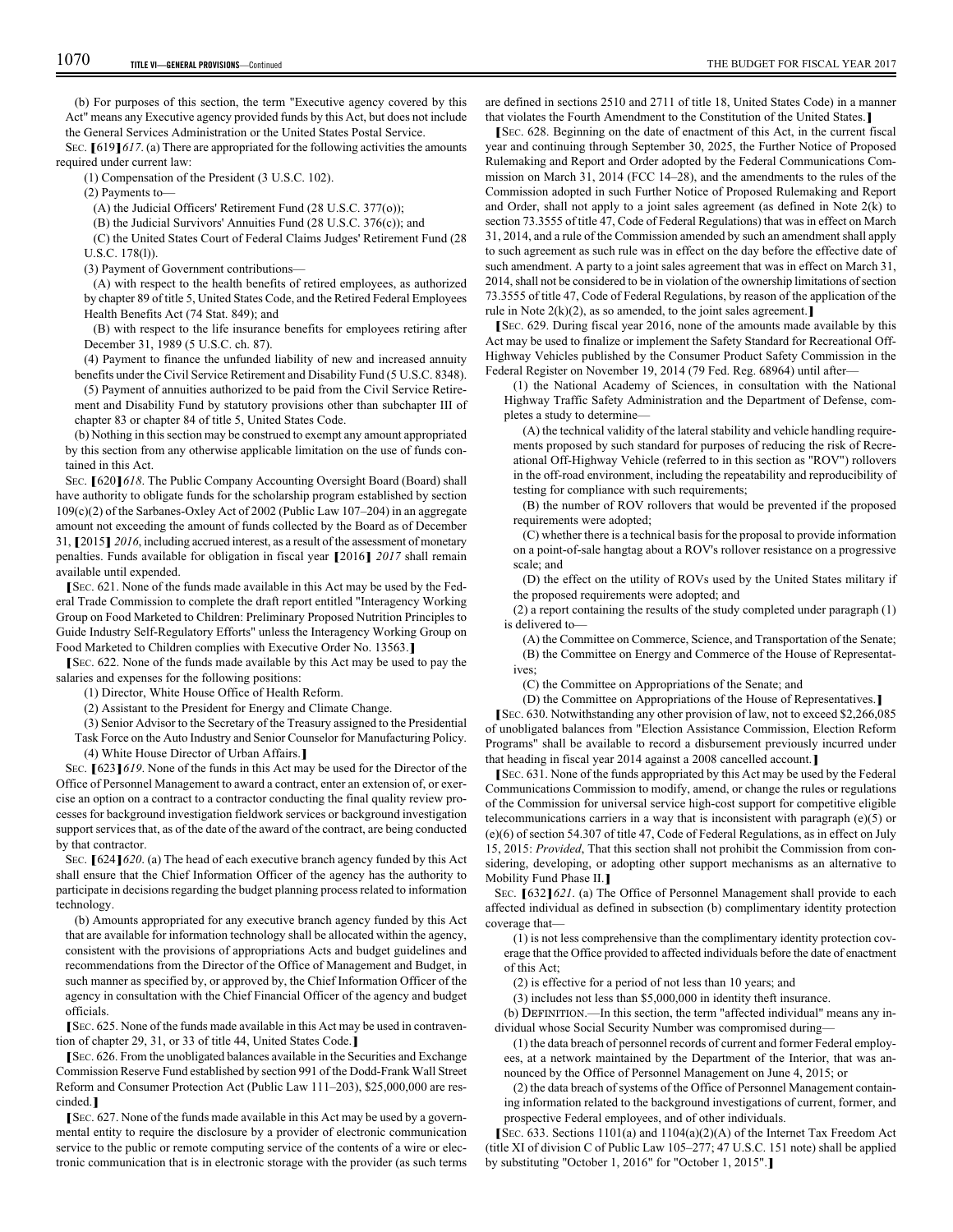(b) For purposes of this section, the term "Executive agency covered by this Act" means any Executive agency provided funds by this Act, but does not include the General Services Administration or the United States Postal Service.

SEC. [619]*617*. (a) There are appropriated for the following activities the amounts required under current law:

(1) Compensation of the President (3 U.S.C. 102).

(2) Payments to—

(A) the Judicial Officers' Retirement Fund (28 U.S.C. 377(o));

(B) the Judicial Survivors' Annuities Fund (28 U.S.C. 376(c)); and

(C) the United States Court of Federal Claims Judges' Retirement Fund (28 U.S.C. 178(l)).

(3) Payment of Government contributions—

(A) with respect to the health benefits of retired employees, as authorized by chapter 89 of title 5, United States Code, and the Retired Federal Employees Health Benefits Act (74 Stat. 849); and

(B) with respect to the life insurance benefits for employees retiring after December 31, 1989 (5 U.S.C. ch. 87).

(4) Payment to finance the unfunded liability of new and increased annuity benefits under the Civil Service Retirement and Disability Fund (5 U.S.C. 8348).

(5) Payment of annuities authorized to be paid from the Civil Service Retirement and Disability Fund by statutory provisions other than subchapter III of chapter 83 or chapter 84 of title 5, United States Code.

(b) Nothing in this section may be construed to exempt any amount appropriated by this section from any otherwise applicable limitation on the use of funds contained in this Act.

SEC. [620]*618*. The Public Company Accounting Oversight Board (Board) shall have authority to obligate funds for the scholarship program established by section 109(c)(2) of the Sarbanes-Oxley Act of 2002 (Public Law 107–204) in an aggregate amount not exceeding the amount of funds collected by the Board as of December 31, [2015] *2016*, including accrued interest, as a result of the assessment of monetary penalties. Funds available for obligation in fiscal year [2016] *2017* shall remain available until expended.

[SEC. 621. None of the funds made available in this Act may be used by the Federal Trade Commission to complete the draft report entitled "Interagency Working Group on Food Marketed to Children: Preliminary Proposed Nutrition Principles to Guide Industry Self-Regulatory Efforts" unless the Interagency Working Group on Food Marketed to Children complies with Executive Order No. 13563.]

[SEC. 622. None of the funds made available by this Act may be used to pay the salaries and expenses for the following positions:

(1) Director, White House Office of Health Reform.

(2) Assistant to the President for Energy and Climate Change.

(3) Senior Advisor to the Secretary of the Treasury assigned to the Presidential Task Force on the Auto Industry and Senior Counselor for Manufacturing Policy.

(4) White House Director of Urban Affairs.]

SEC. [623]*619*. None of the funds in this Act may be used for the Director of the Office of Personnel Management to award a contract, enter an extension of, or exercise an option on a contract to a contractor conducting the final quality review processes for background investigation fieldwork services or background investigation support services that, as of the date of the award of the contract, are being conducted by that contractor.

SEC. [624]*620*. (a) The head of each executive branch agency funded by this Act shall ensure that the Chief Information Officer of the agency has the authority to participate in decisions regarding the budget planning process related to information technology.

(b) Amounts appropriated for any executive branch agency funded by this Act that are available for information technology shall be allocated within the agency, consistent with the provisions of appropriations Acts and budget guidelines and recommendations from the Director of the Office of Management and Budget, in such manner as specified by, or approved by, the Chief Information Officer of the agency in consultation with the Chief Financial Officer of the agency and budget officials.

[SEC. 625. None of the funds made available in this Act may be used in contravention of chapter 29, 31, or 33 of title 44, United States Code.]

[SEC. 626. From the unobligated balances available in the Securities and Exchange Commission Reserve Fund established by section 991 of the Dodd-Frank Wall Street Reform and Consumer Protection Act (Public Law 111–203), $25,000,000 are rescinded.]

[SEC. 627. None of the funds made available in this Act may be used by a governmental entity to require the disclosure by a provider of electronic communication service to the public or remote computing service of the contents of a wire or electronic communication that is in electronic storage with the provider (as such terms are defined in sections 2510 and 2711 of title 18, United States Code) in a manner that violates the Fourth Amendment to the Constitution of the United States.]

[SEC. 628. Beginning on the date of enactment of this Act, in the current fiscal year and continuing through September 30, 2025, the Further Notice of Proposed Rulemaking and Report and Order adopted by the Federal Communications Commission on March 31, 2014 (FCC 14–28), and the amendments to the rules of the Commission adopted in such Further Notice of Proposed Rulemaking and Report and Order, shall not apply to a joint sales agreement (as defined in Note 2(k) to section 73.3555 of title 47, Code of Federal Regulations) that was in effect on March 31, 2014, and a rule of the Commission amended by such an amendment shall apply to such agreement as such rule was in effect on the day before the effective date of such amendment. A party to a joint sales agreement that was in effect on March 31, 2014, shall not be considered to be in violation of the ownership limitations of section 73.3555 of title 47, Code of Federal Regulations, by reason of the application of the rule in Note 2(k)(2), as so amended, to the joint sales agreement.]

[SEC. 629. During fiscal year 2016, none of the amounts made available by this Act may be used to finalize or implement the Safety Standard for Recreational Off-Highway Vehicles published by the Consumer Product Safety Commission in the Federal Register on November 19, 2014 (79 Fed. Reg. 68964) until after—

(1) the National Academy of Sciences, in consultation with the National Highway Traffic Safety Administration and the Department of Defense, completes a study to determine—

(A) the technical validity of the lateral stability and vehicle handling requirements proposed by such standard for purposes of reducing the risk of Recreational Off-Highway Vehicle (referred to in this section as "ROV") rollovers in the off-road environment, including the repeatability and reproducibility of testing for compliance with such requirements;

(B) the number of ROV rollovers that would be prevented if the proposed requirements were adopted;

(C) whether there is a technical basis for the proposal to provide information on a point-of-sale hangtag about a ROV's rollover resistance on a progressive scale; and

(D) the effect on the utility of ROVs used by the United States military if the proposed requirements were adopted; and

(2) a report containing the results of the study completed under paragraph (1) is delivered to—

(A) the Committee on Commerce, Science, and Transportation of the Senate;

(B) the Committee on Energy and Commerce of the House of Representatives;

(C) the Committee on Appropriations of the Senate; and

(D) the Committee on Appropriations of the House of Representatives.]

[SEC. 630. Notwithstanding any other provision of law, not to exceed $2,266,085 of unobligated balances from "Election Assistance Commission, Election Reform Programs" shall be available to record a disbursement previously incurred under that heading in fiscal year 2014 against a 2008 cancelled account.]

[SEC. 631. None of the funds appropriated by this Act may be used by the Federal Communications Commission to modify, amend, or change the rules or regulations of the Commission for universal service high-cost support for competitive eligible telecommunications carriers in a way that is inconsistent with paragraph (e)(5) or (e)(6) of section 54.307 of title 47, Code of Federal Regulations, as in effect on July 15, 2015: *Provided*, That this section shall not prohibit the Commission from considering, developing, or adopting other support mechanisms as an alternative to Mobility Fund Phase II.]

SEC. [632]*621*. (a) The Office of Personnel Management shall provide to each affected individual as defined in subsection (b) complimentary identity protection coverage that—

(1) is not less comprehensive than the complimentary identity protection coverage that the Office provided to affected individuals before the date of enactment of this Act;

(2) is effective for a period of not less than 10 years; and

(3) includes not less than $5,000,000 in identity theft insurance.

(b) DEFINITION.—In this section, the term "affected individual" means any individual whose Social Security Number was compromised during—

(1) the data breach of personnel records of current and former Federal employees, at a network maintained by the Department of the Interior, that was announced by the Office of Personnel Management on June 4, 2015; or

(2) the data breach of systems of the Office of Personnel Management containing information related to the background investigations of current, former, and prospective Federal employees, and of other individuals.

[SEC. 633. Sections 1101(a) and 1104(a)(2)(A) of the Internet Tax Freedom Act (title XI of division C of Public Law 105–277; 47 U.S.C. 151 note) shall be applied by substituting "October 1, 2016" for "October 1, 2015".]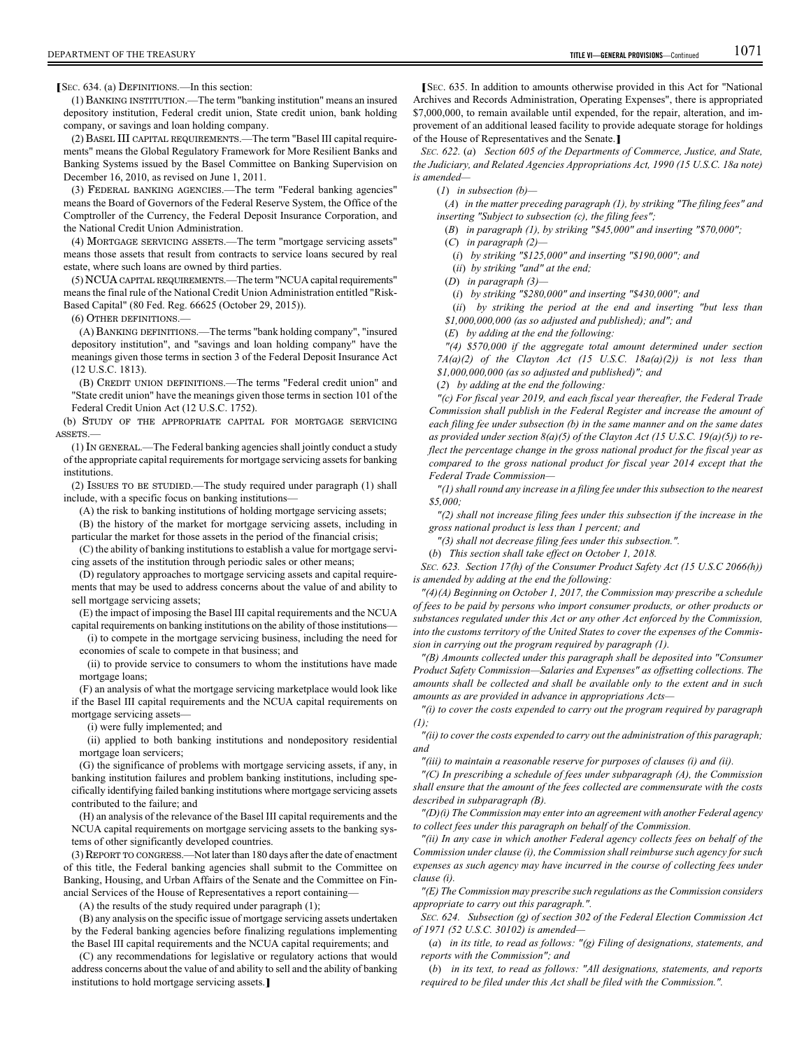[SEC. 634. (a) DEFINITIONS.—In this section:

(1) BANKING INSTITUTION.—The term "banking institution" means an insured depository institution, Federal credit union, State credit union, bank holding company, or savings and loan holding company.

(2) BASEL III CAPITAL REQUIREMENTS.—The term "Basel III capital requirements" means the Global Regulatory Framework for More Resilient Banks and Banking Systems issued by the Basel Committee on Banking Supervision on December 16, 2010, as revised on June 1, 2011.

(3) FEDERAL BANKING AGENCIES.—The term "Federal banking agencies" means the Board of Governors of the Federal Reserve System, the Office of the Comptroller of the Currency, the Federal Deposit Insurance Corporation, and the National Credit Union Administration.

(4) MORTGAGE SERVICING ASSETS.—The term "mortgage servicing assets" means those assets that result from contracts to service loans secured by real estate, where such loans are owned by third parties.

(5) NCUA CAPITAL REQUIREMENTS.—The term "NCUA capital requirements" means the final rule of the National Credit Union Administration entitled "Risk-Based Capital" (80 Fed. Reg. 66625 (October 29, 2015)).

(6) OTHER DEFINITIONS.—

(A) BANKING DEFINITIONS.—The terms "bank holding company", "insured depository institution", and "savings and loan holding company" have the meanings given those terms in section 3 of the Federal Deposit Insurance Act (12 U.S.C. 1813).

(B) CREDIT UNION DEFINITIONS.—The terms "Federal credit union" and "State credit union" have the meanings given those terms in section 101 of the Federal Credit Union Act (12 U.S.C. 1752).

(b) STUDY OF THE APPROPRIATE CAPITAL FOR MORTGAGE SERVICING ASSETS.—

(1) IN GENERAL.—The Federal banking agencies shall jointly conduct a study of the appropriate capital requirements for mortgage servicing assets for banking institutions.

(2) ISSUES TO BE STUDIED.—The study required under paragraph (1) shall include, with a specific focus on banking institutions—

(A) the risk to banking institutions of holding mortgage servicing assets;

(B) the history of the market for mortgage servicing assets, including in particular the market for those assets in the period of the financial crisis;

(C) the ability of banking institutions to establish a value for mortgage servicing assets of the institution through periodic sales or other means;

(D) regulatory approaches to mortgage servicing assets and capital requirements that may be used to address concerns about the value of and ability to sell mortgage servicing assets;

(E) the impact of imposing the Basel III capital requirements and the NCUA capital requirements on banking institutions on the ability of those institutions—

(i) to compete in the mortgage servicing business, including the need for economies of scale to compete in that business; and

(ii) to provide service to consumers to whom the institutions have made mortgage loans;

(F) an analysis of what the mortgage servicing marketplace would look like if the Basel III capital requirements and the NCUA capital requirements on mortgage servicing assets—

(i) were fully implemented; and

(ii) applied to both banking institutions and nondepository residential mortgage loan servicers;

(G) the significance of problems with mortgage servicing assets, if any, in banking institution failures and problem banking institutions, including specifically identifying failed banking institutions where mortgage servicing assets contributed to the failure; and

(H) an analysis of the relevance of the Basel III capital requirements and the NCUA capital requirements on mortgage servicing assets to the banking systems of other significantly developed countries.

(3) REPORT TO CONGRESS.—Not later than 180 days after the date of enactment of this title, the Federal banking agencies shall submit to the Committee on Banking, Housing, and Urban Affairs of the Senate and the Committee on Financial Services of the House of Representatives a report containing—

(A) the results of the study required under paragraph (1);

(B) any analysis on the specific issue of mortgage servicing assets undertaken by the Federal banking agencies before finalizing regulations implementing the Basel III capital requirements and the NCUA capital requirements; and

(C) any recommendations for legislative or regulatory actions that would address concerns about the value of and ability to sell and the ability of banking institutions to hold mortgage servicing assets.]

[SEC. 635. In addition to amounts otherwise provided in this Act for "National Archives and Records Administration, Operating Expenses", there is appropriated $7,000,000, to remain available until expended, for the repair, alteration, and improvement of an additional leased facility to provide adequate storage for holdings of the House of Representatives and the Senate.]

*SEC. 622. (a) Section 605 of the Departments of Commerce, Justice, and State, the Judiciary, and Related Agencies Appropriations Act, 1990 (15 U.S.C. 18a note) is amended—*

*(1) in subsection (b)—*

*(A) in the matter preceding paragraph (1), by striking "The filing fees" and inserting "Subject to subsection (c), the filing fees";*

*(B) in paragraph (1), by striking "$45,000" and inserting "$70,000";*

*(C) in paragraph (2)—*

*(i) by striking "$125,000" and inserting "$190,000"; and*

*(ii) by striking "and" at the end;*

*(D) in paragraph (3)—*

*(i) by striking "$280,000" and inserting "$430,000"; and*

*(ii) by striking the period at the end and inserting "but less than $1,000,000,000 (as so adjusted and published); and"; and*

*(E) by adding at the end the following:*

*"(4) $570,000 if the aggregate total amount determined under section 7A(a)(2) of the Clayton Act (15 U.S.C. 18a(a)(2)) is not less than $1,000,000,000 (as so adjusted and published)"; and*

*(2) by adding at the end the following:*

*"(c) For fiscal year 2019, and each fiscal year thereafter, the Federal Trade Commission shall publish in the Federal Register and increase the amount of each filing fee under subsection (b) in the same manner and on the same dates as provided under section 8(a)(5) of the Clayton Act (15 U.S.C. 19(a)(5)) to reflect the percentage change in the gross national product for the fiscal year as compared to the gross national product for fiscal year 2014 except that the Federal Trade Commission—*

*"(1) shall round any increase in a filing fee under this subsection to the nearest $5,000;*

*"(2) shall not increase filing fees under this subsection if the increase in the gross national product is less than 1 percent; and*

*"(3) shall not decrease filing fees under this subsection.".*

*(b) This section shall take effect on October 1, 2018.*

*SEC. 623. Section 17(h) of the Consumer Product Safety Act (15 U.S.C 2066(h)) is amended by adding at the end the following:*

*"(4)(A) Beginning on October 1, 2017, the Commission may prescribe a schedule of fees to be paid by persons who import consumer products, or other products or substances regulated under this Act or any other Act enforced by the Commission, into the customs territory of the United States to cover the expenses of the Commission in carrying out the program required by paragraph (1).*

*"(B) Amounts collected under this paragraph shall be deposited into "Consumer Product Safety Commission—Salaries and Expenses" as offsetting collections. The amounts shall be collected and shall be available only to the extent and in such amounts as are provided in advance in appropriations Acts—*

*"(i) to cover the costs expended to carry out the program required by paragraph (1);*

*"(ii) to cover the costs expended to carry out the administration of this paragraph; and*

*"(iii) to maintain a reasonable reserve for purposes of clauses (i) and (ii).*

*"(C) In prescribing a schedule of fees under subparagraph (A), the Commission shall ensure that the amount of the fees collected are commensurate with the costs described in subparagraph (B).*

*"(D)(i) The Commission may enter into an agreement with another Federal agency to collect fees under this paragraph on behalf of the Commission.*

*"(ii) In any case in which another Federal agency collects fees on behalf of the Commission under clause (i), the Commission shall reimburse such agency for such expenses as such agency may have incurred in the course of collecting fees under clause (i).*

*"(E) The Commission may prescribe such regulations as the Commission considers appropriate to carry out this paragraph.".*

*SEC. 624. Subsection (g) of section 302 of the Federal Election Commission Act of 1971 (52 U.S.C. 30102) is amended—*

*(a) in its title, to read as follows: "(g) Filing of designations, statements, and reports with the Commission"; and*

*(b) in its text, to read as follows: "All designations, statements, and reports required to be filed under this Act shall be filed with the Commission.".*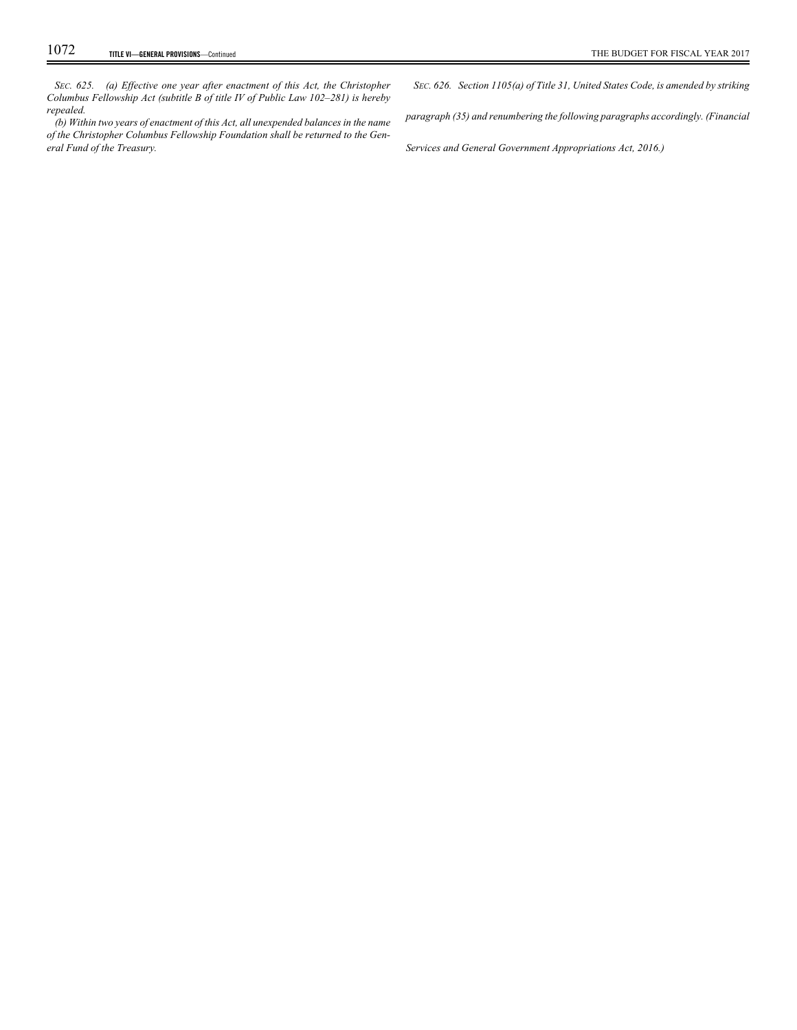*SEC. 625. (a) Effective one year after enactment of this Act, the Christopher Columbus Fellowship Act (subtitle B of title IV of Public Law 102–281) is hereby repealed.*

*(b) Within two years of enactment of this Act, all unexpended balances in the name of the Christopher Columbus Fellowship Foundation shall be returned to the General Fund of the Treasury.*

*SEC. 626. Section 1105(a) of Title 31, United States Code, is amended by striking paragraph (35) and renumbering the following paragraphs accordingly. (Financial Services and General Government Appropriations Act, 2016.)*